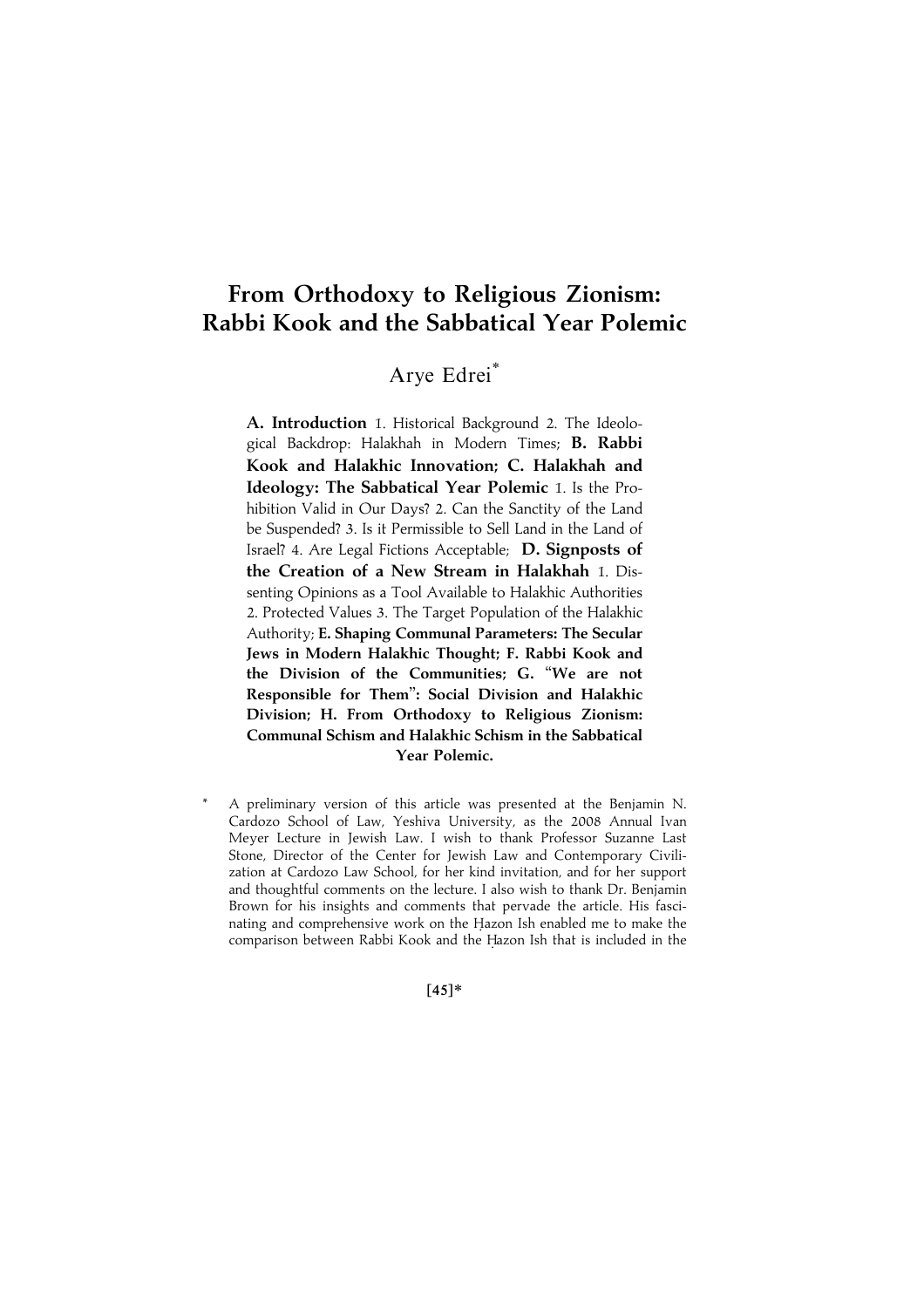# From Orthodoxy to Religious Zionism: Rabbi Kook and the Sabbatical Year Polemic

Arye Edrei*

**A. Introduction** 1. Historical Background 2. The Ideological Backdrop: Halakhah in Modern Times; **B. Rabbi Kook and Halakhic Innovation; C. Halakhah and Ideology: The Sabbatical Year Polemic** 1. Is the Prohibition Valid in Our Days? 2. Can the Sanctity of the Land be Suspended? 3. Is it Permissible to Sell Land in the Land of Israel? 4. Are Legal Fictions Acceptable; **D. Signposts of the Creation of a New Stream in Halakhah** 1. Dissenting Opinions as a Tool Available to Halakhic Authorities 2. Protected Values 3. The Target Population of the Halakhic Authority; **E. Shaping Communal Parameters: The Secular Jews in Modern Halakhic Thought; F. Rabbi Kook and the Division of the Communities; G. "We are not Responsible for Them": Social Division and Halakhic Division; H. From Orthodoxy to Religious Zionism: Communal Schism and Halakhic Schism in the Sabbatical Year Polemic.**

\* A preliminary version of this article was presented at the Benjamin N. Cardozo School of Law, Yeshiva University, as the 2008 Annual Ivan Meyer Lecture in Jewish Law. I wish to thank Professor Suzanne Last Stone, Director of the Center for Jewish Law and Contemporary Civilization at Cardozo Law School, for her kind invitation, and for her support and thoughtful comments on the lecture. I also wish to thank Dr. Benjamin Brown for his insights and comments that pervade the article. His fascinating and comprehensive work on the Ḥazon Ish enabled me to make the comparison between Rabbi Kook and the Ḥazon Ish that is included in the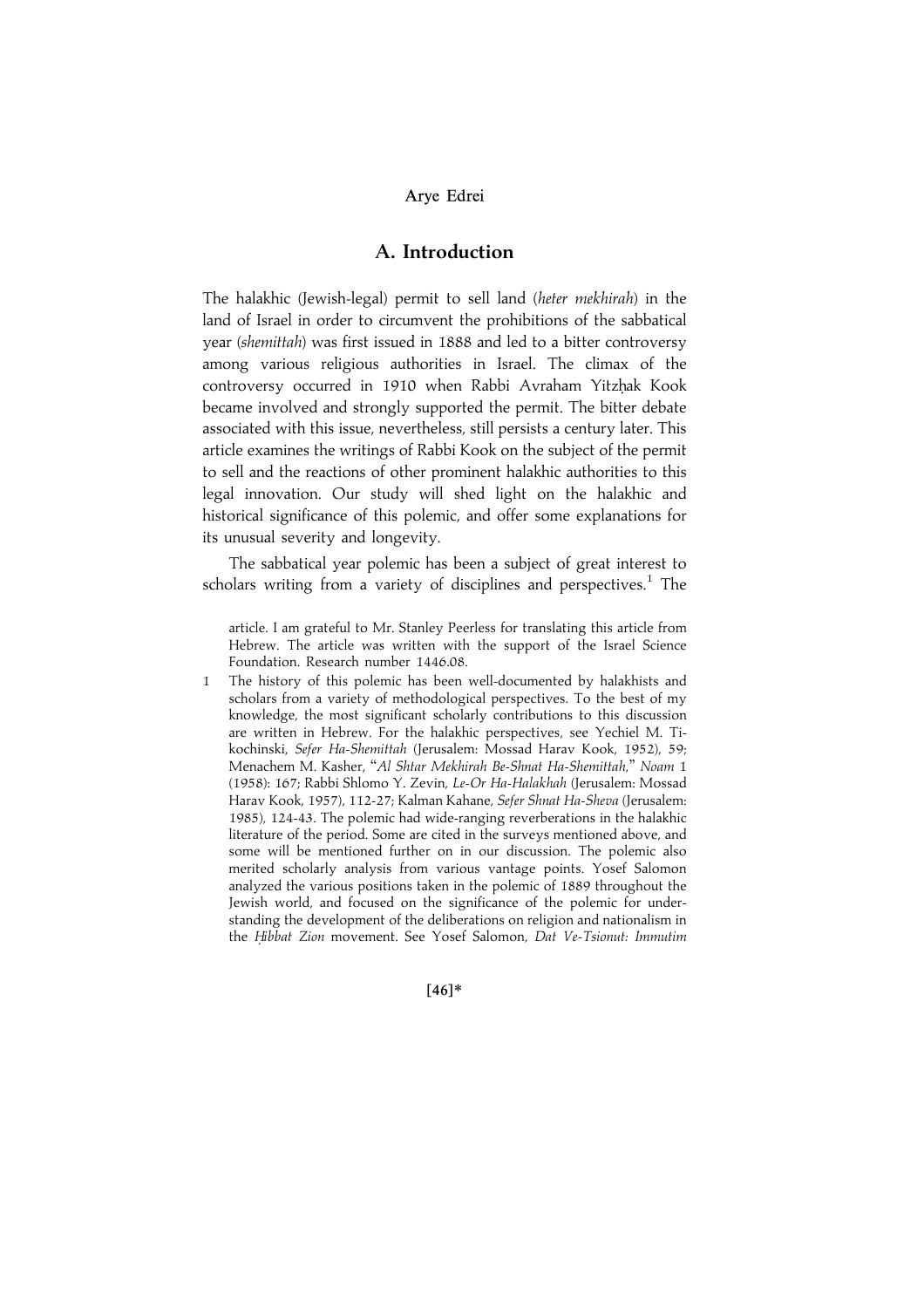## A. Introduction

The halakhic (Jewish-legal) permit to sell land (*heter mekhirah*) in the land of Israel in order to circumvent the prohibitions of the sabbatical year (*shemittah*) was first issued in 1888 and led to a bitter controversy among various religious authorities in Israel. The climax of the controversy occurred in 1910 when Rabbi Avraham Yitzḥak Kook became involved and strongly supported the permit. The bitter debate associated with this issue, nevertheless, still persists a century later. This article examines the writings of Rabbi Kook on the subject of the permit to sell and the reactions of other prominent halakhic authorities to this legal innovation. Our study will shed light on the halakhic and historical significance of this polemic, and offer some explanations for its unusual severity and longevity.

The sabbatical year polemic has been a subject of great interest to scholars writing from a variety of disciplines and perspectives.[1] The

article. I am grateful to Mr. Stanley Peerless for translating this article from Hebrew. The article was written with the support of the Israel Science Foundation. Research number 1446.08.

1 The history of this polemic has been well-documented by halakhists and scholars from a variety of methodological perspectives. To the best of my knowledge, the most significant scholarly contributions to this discussion are written in Hebrew. For the halakhic perspectives, see Yechiel M. Tikochinski, *Sefer Ha-Shemittah* (Jerusalem: Mossad Harav Kook, 1952), 59; Menachem M. Kasher, "*Al Shtar Mekhirah Be-Shnat Ha-Shemittah*," *Noam* 1 (1958): 167; Rabbi Shlomo Y. Zevin, *Le-Or Ha-Halakhah* (Jerusalem: Mossad Harav Kook, 1957), 112-27; Kalman Kahane, *Sefer Shnat Ha-Sheva* (Jerusalem: 1985), 124-43. The polemic had wide-ranging reverberations in the halakhic literature of the period. Some are cited in the surveys mentioned above, and some will be mentioned further on in our discussion. The polemic also merited scholarly analysis from various vantage points. Yosef Salomon analyzed the various positions taken in the polemic of 1889 throughout the Jewish world, and focused on the significance of the polemic for understanding the development of the deliberations on religion and nationalism in the *Ḥibbat Zion* movement. See Yosef Salomon, *Dat Ve-Tsionut: Immutim*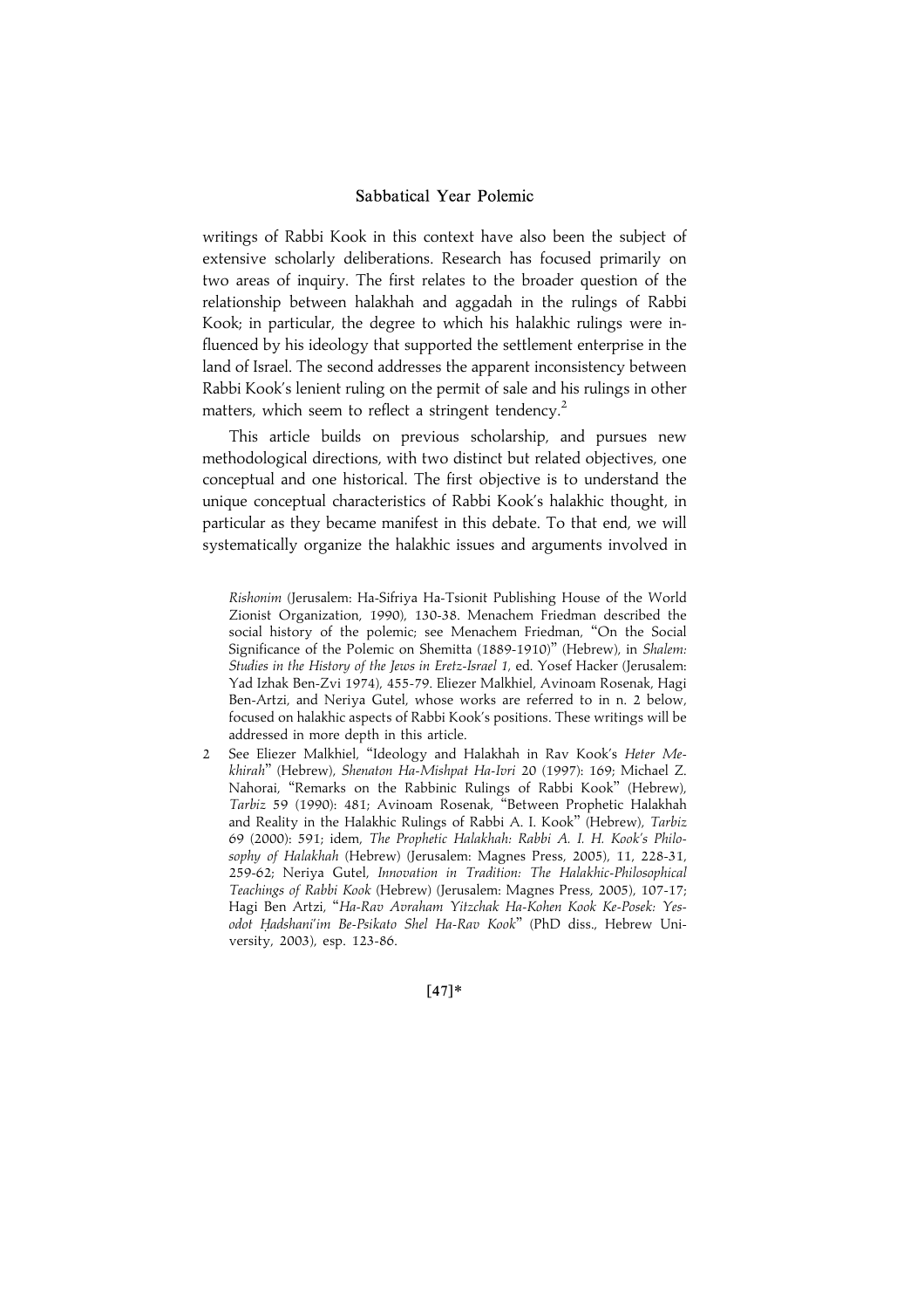writings of Rabbi Kook in this context have also been the subject of extensive scholarly deliberations. Research has focused primarily on two areas of inquiry. The first relates to the broader question of the relationship between halakhah and aggadah in the rulings of Rabbi Kook; in particular, the degree to which his halakhic rulings were influenced by his ideology that supported the settlement enterprise in the land of Israel. The second addresses the apparent inconsistency between Rabbi Kook's lenient ruling on the permit of sale and his rulings in other matters, which seem to reflect a stringent tendency.[2]

This article builds on previous scholarship, and pursues new methodological directions, with two distinct but related objectives, one conceptual and one historical. The first objective is to understand the unique conceptual characteristics of Rabbi Kook's halakhic thought, in particular as they became manifest in this debate. To that end, we will systematically organize the halakhic issues and arguments involved in

*Rishonim* (Jerusalem: Ha-Sifriya Ha-Tsionit Publishing House of the World Zionist Organization, 1990), 130-38. Menachem Friedman described the social history of the polemic; see Menachem Friedman, "On the Social Significance of the Polemic on Shemitta (1889-1910)" (Hebrew), in *Shalem: Studies in the History of the Jews in Eretz-Israel 1*, ed. Yosef Hacker (Jerusalem: Yad Izhak Ben-Zvi 1974), 455-79. Eliezer Malkhiel, Avinoam Rosenak, Hagi Ben-Artzi, and Neriya Gutel, whose works are referred to in n. 2 below, focused on halakhic aspects of Rabbi Kook's positions. These writings will be addressed in more depth in this article.

2 See Eliezer Malkhiel, "Ideology and Halakhah in Rav Kook's *Heter Mekhirah*" (Hebrew), *Shenaton Ha-Mishpat Ha-Ivri* 20 (1997): 169; Michael Z. Nahorai, "Remarks on the Rabbinic Rulings of Rabbi Kook" (Hebrew), *Tarbiz* 59 (1990): 481; Avinoam Rosenak, "Between Prophetic Halakhah and Reality in the Halakhic Rulings of Rabbi A. I. Kook" (Hebrew), *Tarbiz* 69 (2000): 591; idem, *The Prophetic Halakhah: Rabbi A. I. H. Kook's Philosophy of Halakhah* (Hebrew) (Jerusalem: Magnes Press, 2005), 11, 228-31, 259-62; Neriya Gutel, *Innovation in Tradition: The Halakhic-Philosophical Teachings of Rabbi Kook* (Hebrew) (Jerusalem: Magnes Press, 2005), 107-17; Hagi Ben Artzi, "*Ha-Rav Avraham Yitzchak Ha-Kohen Kook Ke-Posek: Yesodot Ḥadshani'im Be-Psikato Shel Ha-Rav Kook*" (PhD diss., Hebrew University, 2003), esp. 123-86.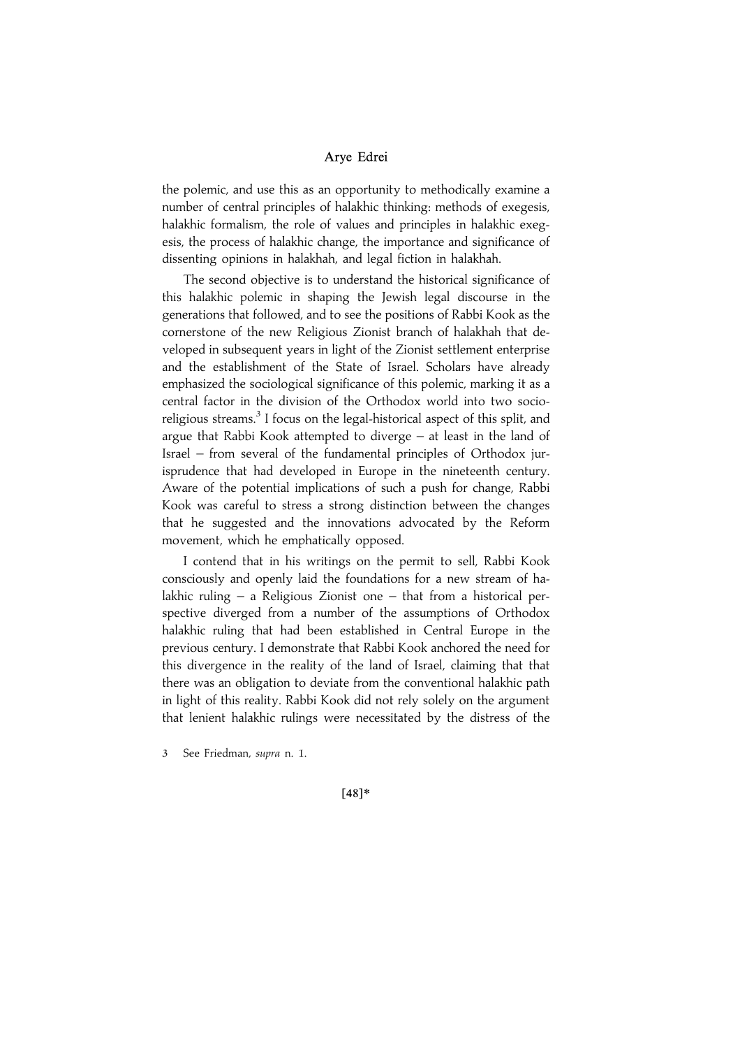the polemic, and use this as an opportunity to methodically examine a number of central principles of halakhic thinking: methods of exegesis, halakhic formalism, the role of values and principles in halakhic exegesis, the process of halakhic change, the importance and significance of dissenting opinions in halakhah, and legal fiction in halakhah.

The second objective is to understand the historical significance of this halakhic polemic in shaping the Jewish legal discourse in the generations that followed, and to see the positions of Rabbi Kook as the cornerstone of the new Religious Zionist branch of halakhah that developed in subsequent years in light of the Zionist settlement enterprise and the establishment of the State of Israel. Scholars have already emphasized the sociological significance of this polemic, marking it as a central factor in the division of the Orthodox world into two socio-religious streams.[3] I focus on the legal-historical aspect of this split, and argue that Rabbi Kook attempted to diverge – at least in the land of Israel – from several of the fundamental principles of Orthodox jurisprudence that had developed in Europe in the nineteenth century. Aware of the potential implications of such a push for change, Rabbi Kook was careful to stress a strong distinction between the changes that he suggested and the innovations advocated by the Reform movement, which he emphatically opposed.

I contend that in his writings on the permit to sell, Rabbi Kook consciously and openly laid the foundations for a new stream of halakhic ruling – a Religious Zionist one – that from a historical perspective diverged from a number of the assumptions of Orthodox halakhic ruling that had been established in Central Europe in the previous century. I demonstrate that Rabbi Kook anchored the need for this divergence in the reality of the land of Israel, claiming that that there was an obligation to deviate from the conventional halakhic path in light of this reality. Rabbi Kook did not rely solely on the argument that lenient halakhic rulings were necessitated by the distress of the

3 See Friedman, *supra* n. 1.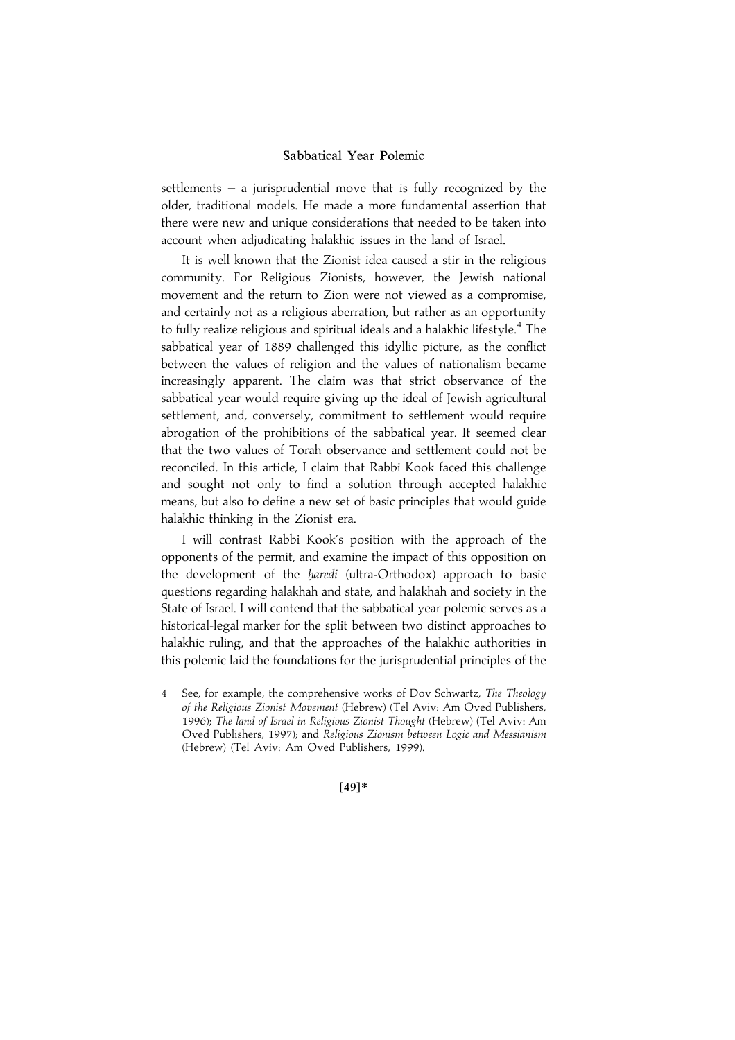settlements – a jurisprudential move that is fully recognized by the older, traditional models. He made a more fundamental assertion that there were new and unique considerations that needed to be taken into account when adjudicating halakhic issues in the land of Israel.

It is well known that the Zionist idea caused a stir in the religious community. For Religious Zionists, however, the Jewish national movement and the return to Zion were not viewed as a compromise, and certainly not as a religious aberration, but rather as an opportunity to fully realize religious and spiritual ideals and a halakhic lifestyle.[4] The sabbatical year of 1889 challenged this idyllic picture, as the conflict between the values of religion and the values of nationalism became increasingly apparent. The claim was that strict observance of the sabbatical year would require giving up the ideal of Jewish agricultural settlement, and, conversely, commitment to settlement would require abrogation of the prohibitions of the sabbatical year. It seemed clear that the two values of Torah observance and settlement could not be reconciled. In this article, I claim that Rabbi Kook faced this challenge and sought not only to find a solution through accepted halakhic means, but also to define a new set of basic principles that would guide halakhic thinking in the Zionist era.

I will contrast Rabbi Kook's position with the approach of the opponents of the permit, and examine the impact of this opposition on the development of the *ḥaredi* (ultra-Orthodox) approach to basic questions regarding halakhah and state, and halakhah and society in the State of Israel. I will contend that the sabbatical year polemic serves as a historical-legal marker for the split between two distinct approaches to halakhic ruling, and that the approaches of the halakhic authorities in this polemic laid the foundations for the jurisprudential principles of the

4 See, for example, the comprehensive works of Dov Schwartz, *The Theology of the Religious Zionist Movement* (Hebrew) (Tel Aviv: Am Oved Publishers, 1996); *The land of Israel in Religious Zionist Thought* (Hebrew) (Tel Aviv: Am Oved Publishers, 1997); and *Religious Zionism between Logic and Messianism* (Hebrew) (Tel Aviv: Am Oved Publishers, 1999).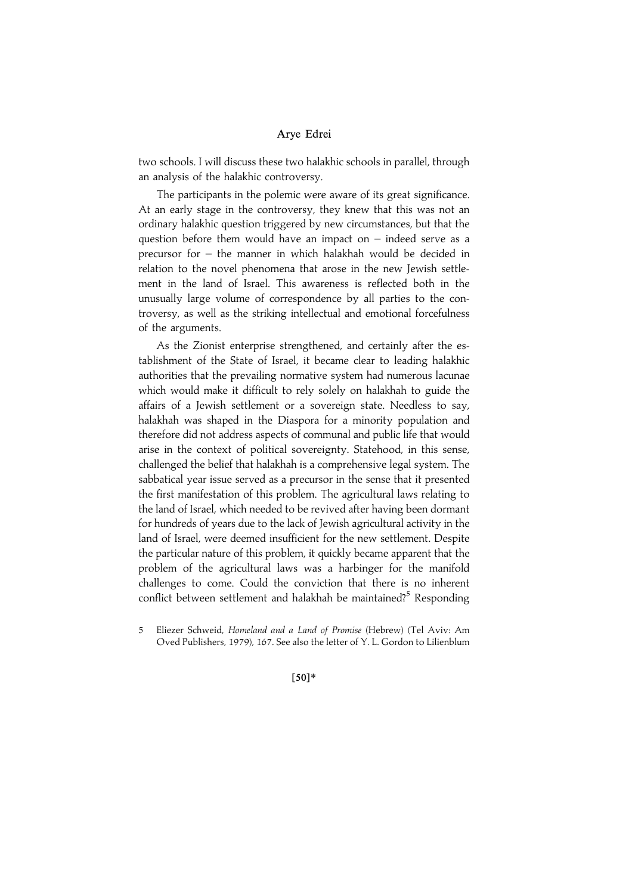two schools. I will discuss these two halakhic schools in parallel, through an analysis of the halakhic controversy.

The participants in the polemic were aware of its great significance. At an early stage in the controversy, they knew that this was not an ordinary halakhic question triggered by new circumstances, but that the question before them would have an impact on – indeed serve as a precursor for – the manner in which halakhah would be decided in relation to the novel phenomena that arose in the new Jewish settlement in the land of Israel. This awareness is reflected both in the unusually large volume of correspondence by all parties to the controversy, as well as the striking intellectual and emotional forcefulness of the arguments.

As the Zionist enterprise strengthened, and certainly after the establishment of the State of Israel, it became clear to leading halakhic authorities that the prevailing normative system had numerous lacunae which would make it difficult to rely solely on halakhah to guide the affairs of a Jewish settlement or a sovereign state. Needless to say, halakhah was shaped in the Diaspora for a minority population and therefore did not address aspects of communal and public life that would arise in the context of political sovereignty. Statehood, in this sense, challenged the belief that halakhah is a comprehensive legal system. The sabbatical year issue served as a precursor in the sense that it presented the first manifestation of this problem. The agricultural laws relating to the land of Israel, which needed to be revived after having been dormant for hundreds of years due to the lack of Jewish agricultural activity in the land of Israel, were deemed insufficient for the new settlement. Despite the particular nature of this problem, it quickly became apparent that the problem of the agricultural laws was a harbinger for the manifold challenges to come. Could the conviction that there is no inherent conflict between settlement and halakhah be maintained?[5] Responding

5 Eliezer Schweid, *Homeland and a Land of Promise* (Hebrew) (Tel Aviv: Am Oved Publishers, 1979), 167. See also the letter of Y. L. Gordon to Lilienblum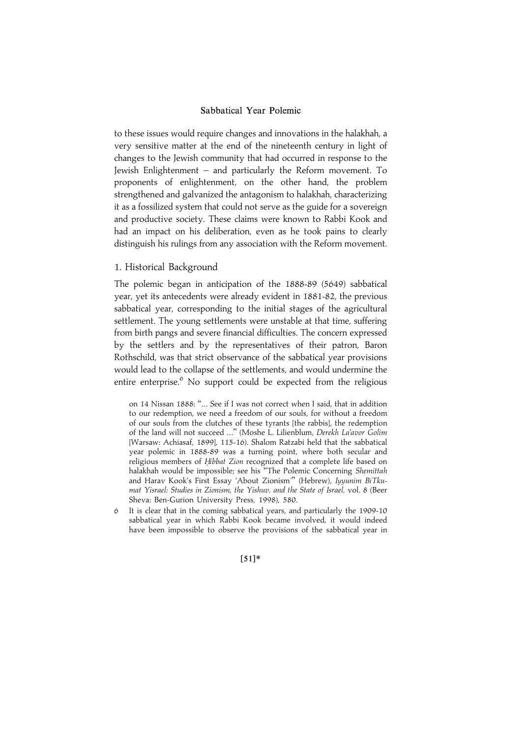to these issues would require changes and innovations in the halakhah, a very sensitive matter at the end of the nineteenth century in light of changes to the Jewish community that had occurred in response to the Jewish Enlightenment – and particularly the Reform movement. To proponents of enlightenment, on the other hand, the problem strengthened and galvanized the antagonism to halakhah, characterizing it as a fossilized system that could not serve as the guide for a sovereign and productive society. These claims were known to Rabbi Kook and had an impact on his deliberation, even as he took pains to clearly distinguish his rulings from any association with the Reform movement.

## 1. Historical Background

The polemic began in anticipation of the 1888-89 (5649) sabbatical year, yet its antecedents were already evident in 1881-82, the previous sabbatical year, corresponding to the initial stages of the agricultural settlement. The young settlements were unstable at that time, suffering from birth pangs and severe financial difficulties. The concern expressed by the settlers and by the representatives of their patron, Baron Rothschild, was that strict observance of the sabbatical year provisions would lead to the collapse of the settlements, and would undermine the entire enterprise.[6] No support could be expected from the religious

on 14 Nissan 1888: "... See if I was not correct when I said, that in addition to our redemption, we need a freedom of our souls, for without a freedom of our souls from the clutches of these tyrants [the rabbis], the redemption of the land will not succeed ..." (Moshe L. Lilienblum, *Derekh La'avor Golim* [Warsaw: Achiasaf, 1899], 115-16). Shalom Ratzabi held that the sabbatical year polemic in 1888-89 was a turning point, where both secular and religious members of *Ḥibbat Zion* recognized that a complete life based on halakhah would be impossible; see his "The Polemic Concerning *Shemittah* and Harav Kook's First Essay 'About Zionism'" (Hebrew), *Iyyunim BiTkumat Yisrael: Studies in Zionism, the Yishuv, and the State of Israel,* vol. 8 (Beer Sheva: Ben-Gurion University Press, 1998), 580.

6 It is clear that in the coming sabbatical years, and particularly the 1909-10 sabbatical year in which Rabbi Kook became involved, it would indeed have been impossible to observe the provisions of the sabbatical year in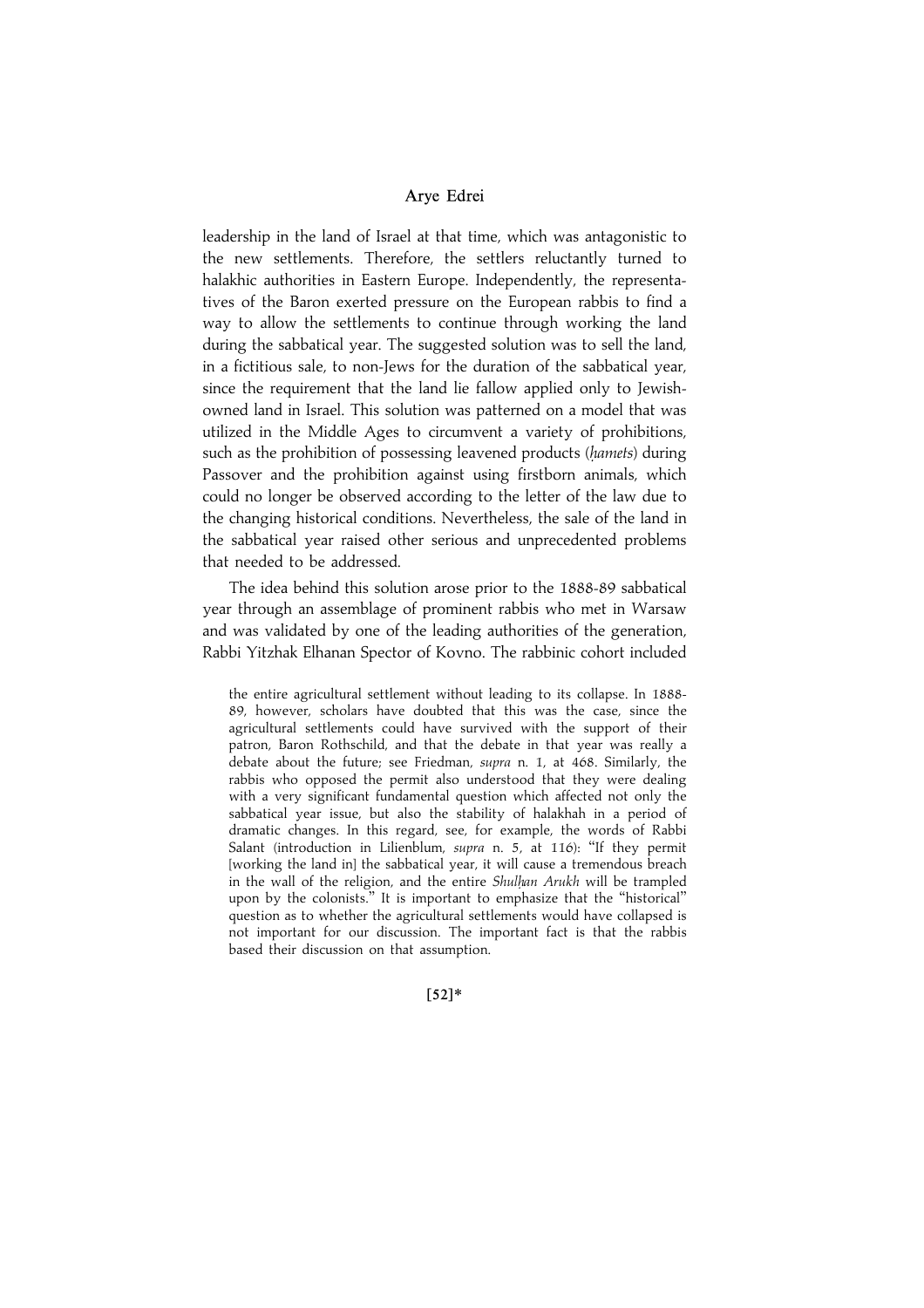leadership in the land of Israel at that time, which was antagonistic to the new settlements. Therefore, the settlers reluctantly turned to halakhic authorities in Eastern Europe. Independently, the representatives of the Baron exerted pressure on the European rabbis to find a way to allow the settlements to continue through working the land during the sabbatical year. The suggested solution was to sell the land, in a fictitious sale, to non-Jews for the duration of the sabbatical year, since the requirement that the land lie fallow applied only to Jewish-owned land in Israel. This solution was patterned on a model that was utilized in the Middle Ages to circumvent a variety of prohibitions, such as the prohibition of possessing leavened products (*ḥamets*) during Passover and the prohibition against using firstborn animals, which could no longer be observed according to the letter of the law due to the changing historical conditions. Nevertheless, the sale of the land in the sabbatical year raised other serious and unprecedented problems that needed to be addressed.

The idea behind this solution arose prior to the 1888-89 sabbatical year through an assemblage of prominent rabbis who met in Warsaw and was validated by one of the leading authorities of the generation, Rabbi Yitzhak Elhanan Spector of Kovno. The rabbinic cohort included

the entire agricultural settlement without leading to its collapse. In 1888-89, however, scholars have doubted that this was the case, since the agricultural settlements could have survived with the support of their patron, Baron Rothschild, and that the debate in that year was really a debate about the future; see Friedman, *supra* n. 1, at 468. Similarly, the rabbis who opposed the permit also understood that they were dealing with a very significant fundamental question which affected not only the sabbatical year issue, but also the stability of halakhah in a period of dramatic changes. In this regard, see, for example, the words of Rabbi Salant (introduction in Lilienblum, *supra* n. 5, at 116): "If they permit [working the land in] the sabbatical year, it will cause a tremendous breach in the wall of the religion, and the entire *Shulḥan Arukh* will be trampled upon by the colonists." It is important to emphasize that the "historical" question as to whether the agricultural settlements would have collapsed is not important for our discussion. The important fact is that the rabbis based their discussion on that assumption.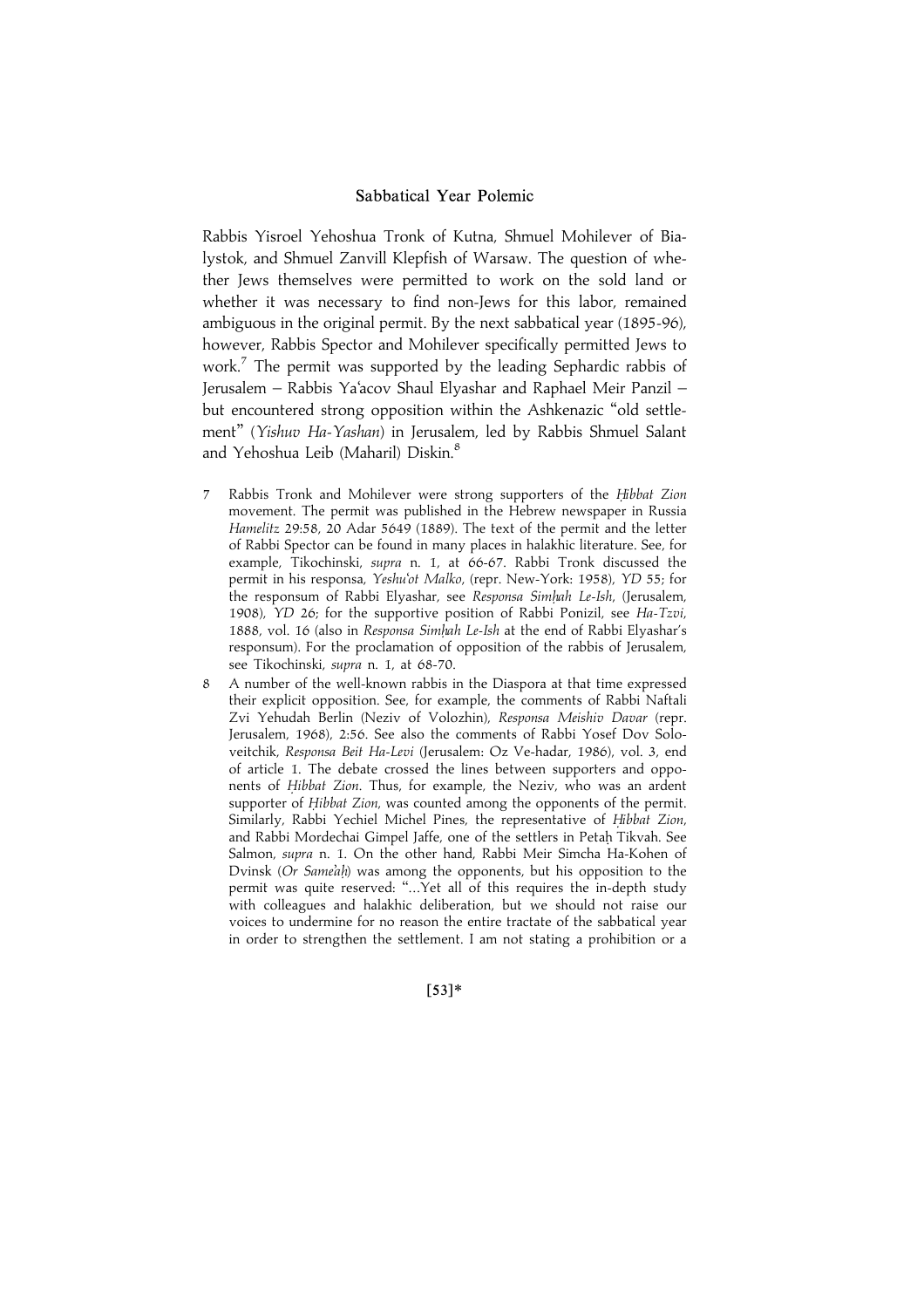Rabbis Yisroel Yehoshua Tronk of Kutna, Shmuel Mohilever of Bialystok, and Shmuel Zanvill Klepfish of Warsaw. The question of whether Jews themselves were permitted to work on the sold land or whether it was necessary to find non-Jews for this labor, remained ambiguous in the original permit. By the next sabbatical year (1895-96), however, Rabbis Spector and Mohilever specifically permitted Jews to work.[7] The permit was supported by the leading Sephardic rabbis of Jerusalem – Rabbis Ya'acov Shaul Elyashar and Raphael Meir Panzil – but encountered strong opposition within the Ashkenazic "old settlement" (*Yishuv Ha-Yashan*) in Jerusalem, led by Rabbis Shmuel Salant and Yehoshua Leib (Maharil) Diskin.[8]

7 Rabbis Tronk and Mohilever were strong supporters of the *Ḥibbat Zion* movement. The permit was published in the Hebrew newspaper in Russia *Hamelitz* 29:58, 20 Adar 5649 (1889). The text of the permit and the letter of Rabbi Spector can be found in many places in halakhic literature. See, for example, Tikochinski, *supra* n. 1, at 66-67. Rabbi Tronk discussed the permit in his responsa, *Yeshu'ot Malko*, (repr. New-York: 1958), *YD* 55; for the responsum of Rabbi Elyashar, see *Responsa Simḥah Le-Ish*, (Jerusalem, 1908), *YD* 26; for the supportive position of Rabbi Ponizil, see *Ha-Tzvi*, 1888, vol. 16 (also in *Responsa Simḥah Le-Ish* at the end of Rabbi Elyashar's responsum). For the proclamation of opposition of the rabbis of Jerusalem, see Tikochinski, *supra* n. 1, at 68-70.

8 A number of the well-known rabbis in the Diaspora at that time expressed their explicit opposition. See, for example, the comments of Rabbi Naftali Zvi Yehudah Berlin (Neziv of Volozhin), *Responsa Meishiv Davar* (repr. Jerusalem, 1968), 2:56. See also the comments of Rabbi Yosef Dov Soloveitchik, *Responsa Beit Ha-Levi* (Jerusalem: Oz Ve-hadar, 1986), vol. 3, end of article 1. The debate crossed the lines between supporters and opponents of *Ḥibbat Zion*. Thus, for example, the Neziv, who was an ardent supporter of *Ḥibbat Zion*, was counted among the opponents of the permit. Similarly, Rabbi Yechiel Michel Pines, the representative of *Ḥibbat Zion*, and Rabbi Mordechai Gimpel Jaffe, one of the settlers in Petaḥ Tikvah. See Salmon, *supra* n. 1. On the other hand, Rabbi Meir Simcha Ha-Kohen of Dvinsk (*Or Same'aḥ*) was among the opponents, but his opposition to the permit was quite reserved: "...Yet all of this requires the in-depth study with colleagues and halakhic deliberation, but we should not raise our voices to undermine for no reason the entire tractate of the sabbatical year in order to strengthen the settlement. I am not stating a prohibition or a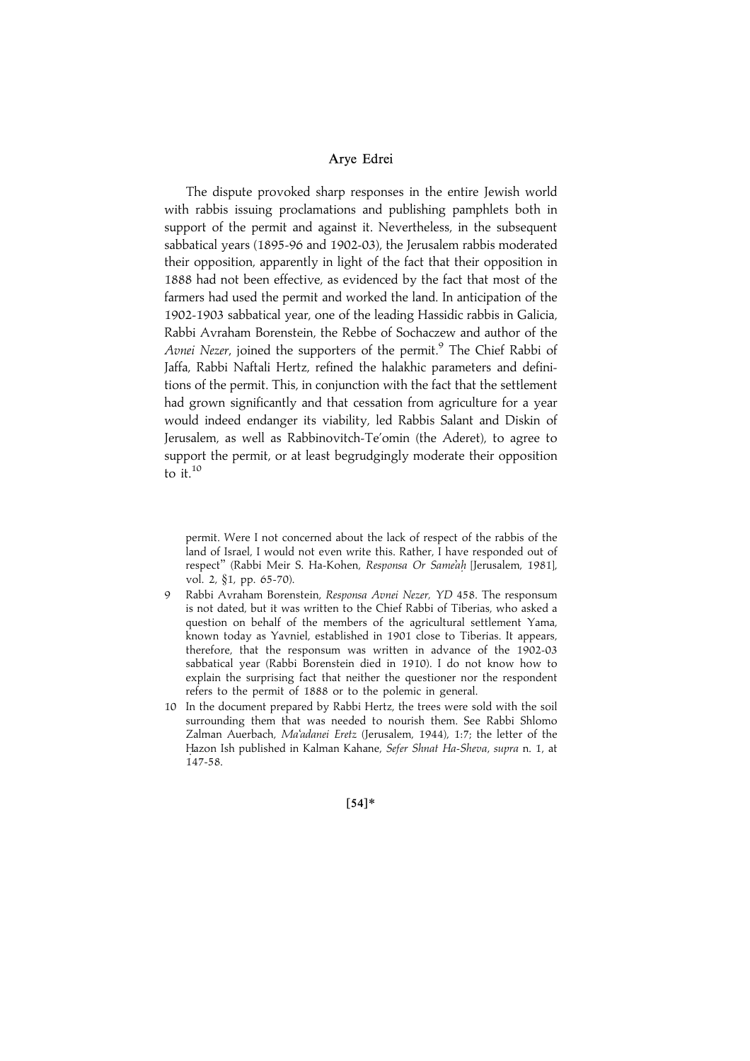The dispute provoked sharp responses in the entire Jewish world with rabbis issuing proclamations and publishing pamphlets both in support of the permit and against it. Nevertheless, in the subsequent sabbatical years (1895-96 and 1902-03), the Jerusalem rabbis moderated their opposition, apparently in light of the fact that their opposition in 1888 had not been effective, as evidenced by the fact that most of the farmers had used the permit and worked the land. In anticipation of the 1902-1903 sabbatical year, one of the leading Hassidic rabbis in Galicia, Rabbi Avraham Borenstein, the Rebbe of Sochaczew and author of the *Avnei Nezer*, joined the supporters of the permit.[9] The Chief Rabbi of Jaffa, Rabbi Naftali Hertz, refined the halakhic parameters and definitions of the permit. This, in conjunction with the fact that the settlement had grown significantly and that cessation from agriculture for a year would indeed endanger its viability, led Rabbis Salant and Diskin of Jerusalem, as well as Rabbinovitch-Te'omin (the Aderet), to agree to support the permit, or at least begrudgingly moderate their opposition to it.[10]

permit. Were I not concerned about the lack of respect of the rabbis of the land of Israel, I would not even write this. Rather, I have responded out of respect" (Rabbi Meir S. Ha-Kohen, *Responsa Or Same'aḥ* [Jerusalem, 1981], vol. 2, §1, pp. 65-70).

9 Rabbi Avraham Borenstein, *Responsa Avnei Nezer, YD* 458. The responsum is not dated, but it was written to the Chief Rabbi of Tiberias, who asked a question on behalf of the members of the agricultural settlement Yama, known today as Yavniel, established in 1901 close to Tiberias. It appears, therefore, that the responsum was written in advance of the 1902-03 sabbatical year (Rabbi Borenstein died in 1910). I do not know how to explain the surprising fact that neither the questioner nor the respondent refers to the permit of 1888 or to the polemic in general.

10 In the document prepared by Rabbi Hertz, the trees were sold with the soil surrounding them that was needed to nourish them. See Rabbi Shlomo Zalman Auerbach, *Ma'adanei Eretz* (Jerusalem, 1944), 1:7; the letter of the Ḥazon Ish published in Kalman Kahane, *Sefer Shnat Ha-Sheva*, *supra* n. 1, at 147-58.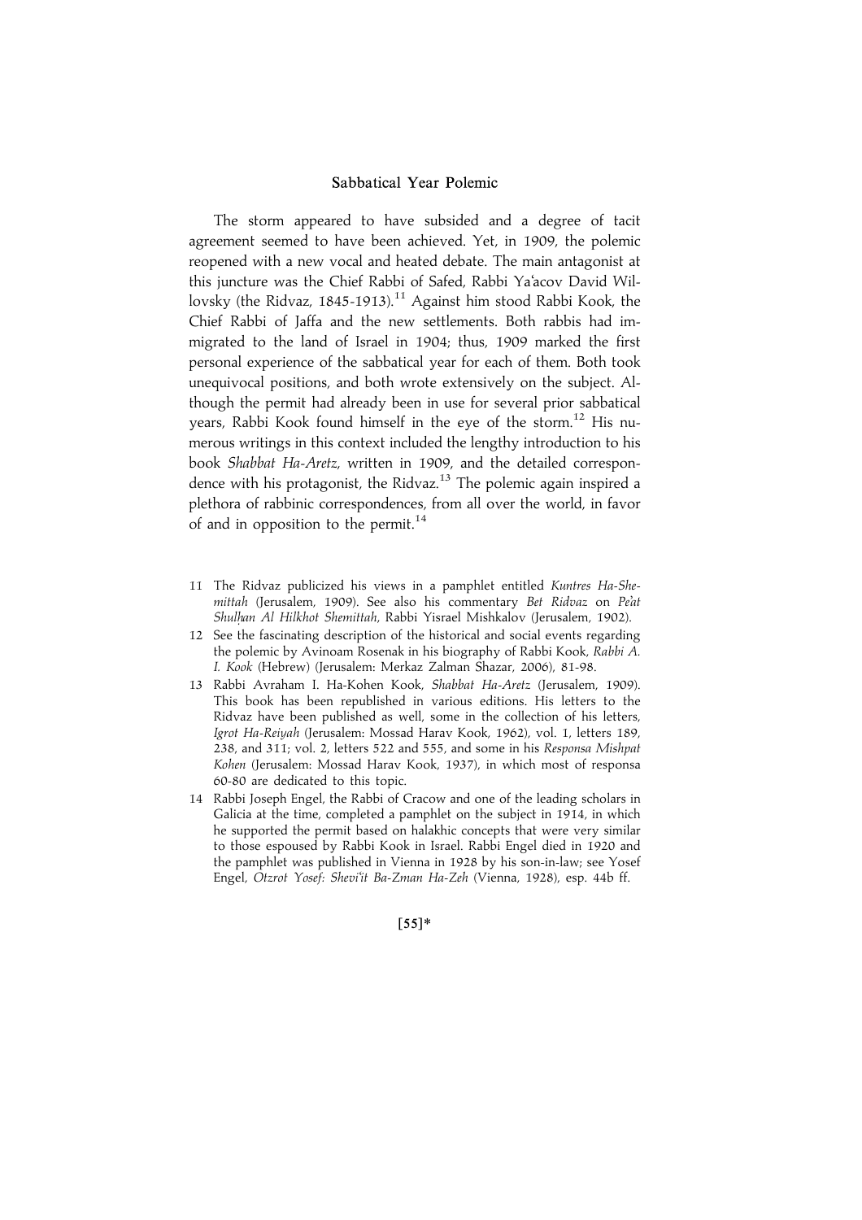The storm appeared to have subsided and a degree of tacit agreement seemed to have been achieved. Yet, in 1909, the polemic reopened with a new vocal and heated debate. The main antagonist at this juncture was the Chief Rabbi of Safed, Rabbi Ya'acov David Willovsky (the Ridvaz, 1845-1913).[11] Against him stood Rabbi Kook, the Chief Rabbi of Jaffa and the new settlements. Both rabbis had immigrated to the land of Israel in 1904; thus, 1909 marked the first personal experience of the sabbatical year for each of them. Both took unequivocal positions, and both wrote extensively on the subject. Although the permit had already been in use for several prior sabbatical years, Rabbi Kook found himself in the eye of the storm.[12] His numerous writings in this context included the lengthy introduction to his book *Shabbat Ha-Aretz*, written in 1909, and the detailed correspondence with his protagonist, the Ridvaz.[13] The polemic again inspired a plethora of rabbinic correspondences, from all over the world, in favor of and in opposition to the permit.[14]

11 The Ridvaz publicized his views in a pamphlet entitled *Kuntres Ha-Shemittah* (Jerusalem, 1909). See also his commentary *Bet Ridvaz* on *Pe'at Shulḥan Al Hilkhot Shemittah*, Rabbi Yisrael Mishkalov (Jerusalem, 1902).

12 See the fascinating description of the historical and social events regarding the polemic by Avinoam Rosenak in his biography of Rabbi Kook, *Rabbi A. I. Kook* (Hebrew) (Jerusalem: Merkaz Zalman Shazar, 2006), 81-98.

13 Rabbi Avraham I. Ha-Kohen Kook, *Shabbat Ha-Aretz* (Jerusalem, 1909). This book has been republished in various editions. His letters to the Ridvaz have been published as well, some in the collection of his letters, *Igrot Ha-Reiyah* (Jerusalem: Mossad Harav Kook, 1962), vol. 1, letters 189, 238, and 311; vol. 2, letters 522 and 555, and some in his *Responsa Mishpat Kohen* (Jerusalem: Mossad Harav Kook, 1937), in which most of responsa 60-80 are dedicated to this topic.

14 Rabbi Joseph Engel, the Rabbi of Cracow and one of the leading scholars in Galicia at the time, completed a pamphlet on the subject in 1914, in which he supported the permit based on halakhic concepts that were very similar to those espoused by Rabbi Kook in Israel. Rabbi Engel died in 1920 and the pamphlet was published in Vienna in 1928 by his son-in-law; see Yosef Engel, *Otzrot Yosef: Shevi'it Ba-Zman Ha-Zeh* (Vienna, 1928), esp. 44b ff.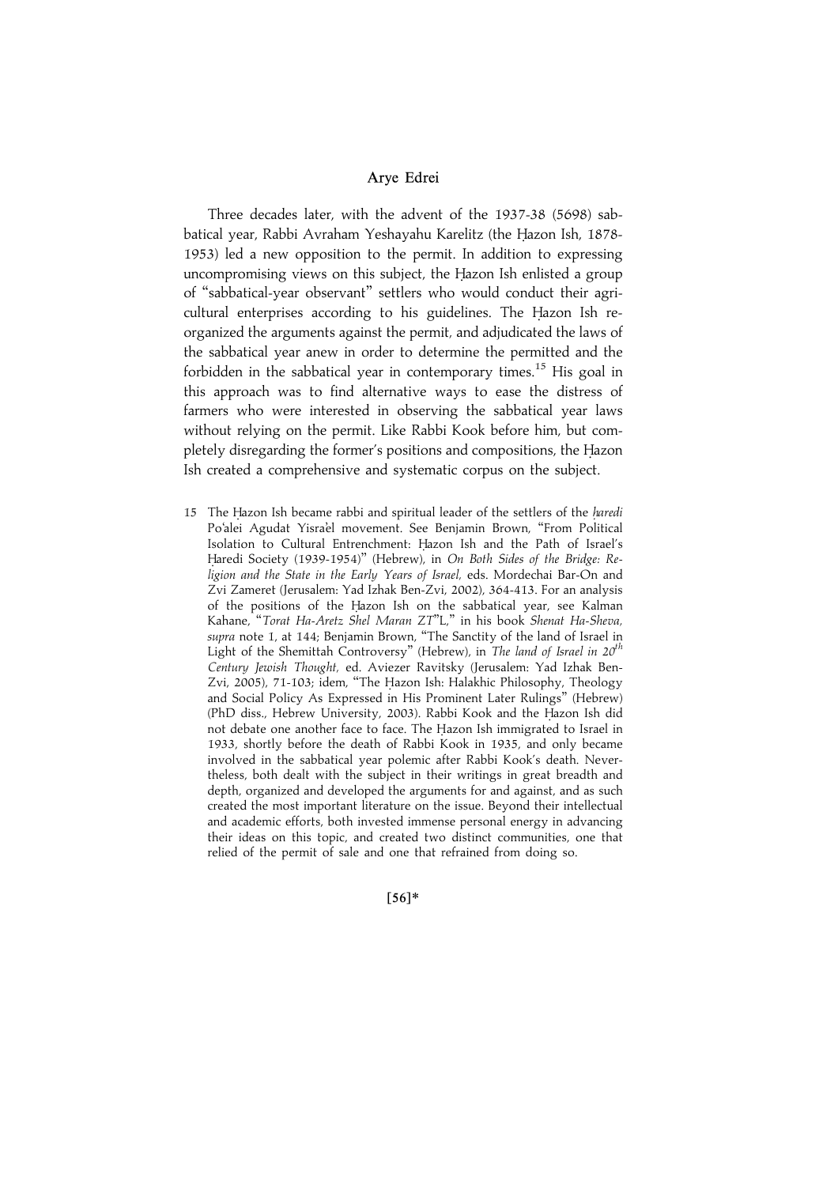Three decades later, with the advent of the 1937-38 (5698) sabbatical year, Rabbi Avraham Yeshayahu Karelitz (the Ḥazon Ish, 1878-1953) led a new opposition to the permit. In addition to expressing uncompromising views on this subject, the Ḥazon Ish enlisted a group of "sabbatical-year observant" settlers who would conduct their agricultural enterprises according to his guidelines. The Ḥazon Ish reorganized the arguments against the permit, and adjudicated the laws of the sabbatical year anew in order to determine the permitted and the forbidden in the sabbatical year in contemporary times.[15] His goal in this approach was to find alternative ways to ease the distress of farmers who were interested in observing the sabbatical year laws without relying on the permit. Like Rabbi Kook before him, but completely disregarding the former's positions and compositions, the Ḥazon Ish created a comprehensive and systematic corpus on the subject.

15 The Ḥazon Ish became rabbi and spiritual leader of the settlers of the *ḥaredi* Po'alei Agudat Yisra'el movement. See Benjamin Brown, "From Political Isolation to Cultural Entrenchment: Ḥazon Ish and the Path of Israel's Ḥaredi Society (1939-1954)" (Hebrew), in *On Both Sides of the Bridge: Religion and the State in the Early Years of Israel*, eds. Mordechai Bar-On and Zvi Zameret (Jerusalem: Yad Izhak Ben-Zvi, 2002), 364-413. For an analysis of the positions of the Ḥazon Ish on the sabbatical year, see Kalman Kahane, "*Torat Ha-Aretz Shel Maran ZT"L*," in his book *Shenat Ha-Sheva*, *supra* note 1, at 144; Benjamin Brown, "The Sanctity of the land of Israel in Light of the Shemittah Controversy" (Hebrew), in *The land of Israel in 20th Century Jewish Thought*, ed. Aviezer Ravitsky (Jerusalem: Yad Izhak Ben-Zvi, 2005), 71-103; idem, "The Ḥazon Ish: Halakhic Philosophy, Theology and Social Policy As Expressed in His Prominent Later Rulings" (Hebrew) (PhD diss., Hebrew University, 2003). Rabbi Kook and the Ḥazon Ish did not debate one another face to face. The Ḥazon Ish immigrated to Israel in 1933, shortly before the death of Rabbi Kook in 1935, and only became involved in the sabbatical year polemic after Rabbi Kook's death. Nevertheless, both dealt with the subject in their writings in great breadth and depth, organized and developed the arguments for and against, and as such created the most important literature on the issue. Beyond their intellectual and academic efforts, both invested immense personal energy in advancing their ideas on this topic, and created two distinct communities, one that relied of the permit of sale and one that refrained from doing so.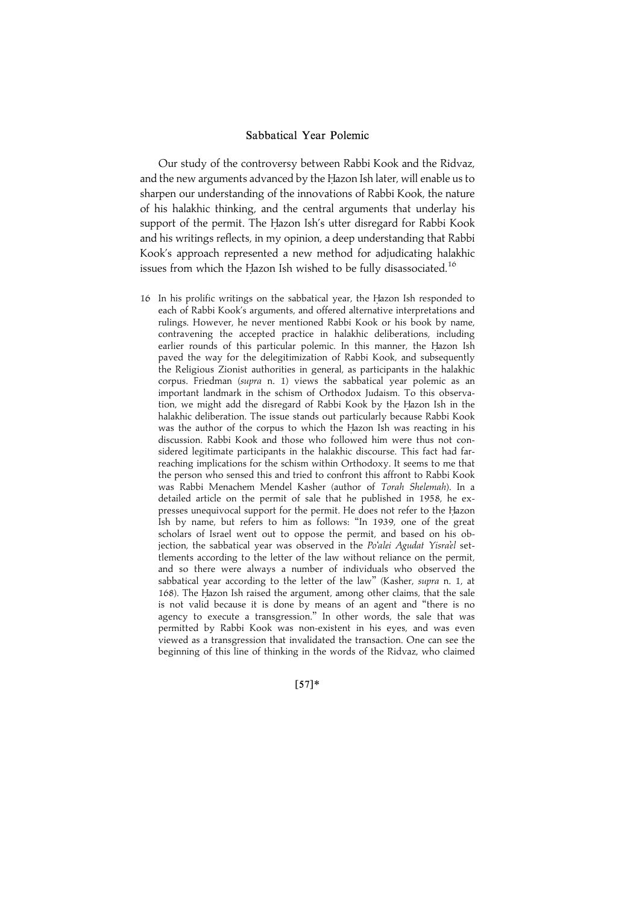Our study of the controversy between Rabbi Kook and the Ridvaz, and the new arguments advanced by the Ḥazon Ish later, will enable us to sharpen our understanding of the innovations of Rabbi Kook, the nature of his halakhic thinking, and the central arguments that underlay his support of the permit. The Ḥazon Ish's utter disregard for Rabbi Kook and his writings reflects, in my opinion, a deep understanding that Rabbi Kook's approach represented a new method for adjudicating halakhic issues from which the Ḥazon Ish wished to be fully disassociated.[16]

16 In his prolific writings on the sabbatical year, the Ḥazon Ish responded to each of Rabbi Kook's arguments, and offered alternative interpretations and rulings. However, he never mentioned Rabbi Kook or his book by name, contravening the accepted practice in halakhic deliberations, including earlier rounds of this particular polemic. In this manner, the Ḥazon Ish paved the way for the delegitimization of Rabbi Kook, and subsequently the Religious Zionist authorities in general, as participants in the halakhic corpus. Friedman (*supra* n. 1) views the sabbatical year polemic as an important landmark in the schism of Orthodox Judaism. To this observation, we might add the disregard of Rabbi Kook by the Ḥazon Ish in the halakhic deliberation. The issue stands out particularly because Rabbi Kook was the author of the corpus to which the Ḥazon Ish was reacting in his discussion. Rabbi Kook and those who followed him were thus not considered legitimate participants in the halakhic discourse. This fact had far-reaching implications for the schism within Orthodoxy. It seems to me that the person who sensed this and tried to confront this affront to Rabbi Kook was Rabbi Menachem Mendel Kasher (author of *Torah Shelemah*). In a detailed article on the permit of sale that he published in 1958, he expresses unequivocal support for the permit. He does not refer to the Ḥazon Ish by name, but refers to him as follows: "In 1939, one of the great scholars of Israel went out to oppose the permit, and based on his objection, the sabbatical year was observed in the *Po'alei Agudat Yisra'el* settlements according to the letter of the law without reliance on the permit, and so there were always a number of individuals who observed the sabbatical year according to the letter of the law" (Kasher, *supra* n. 1, at 168). The Ḥazon Ish raised the argument, among other claims, that the sale is not valid because it is done by means of an agent and "there is no agency to execute a transgression." In other words, the sale that was permitted by Rabbi Kook was non-existent in his eyes, and was even viewed as a transgression that invalidated the transaction. One can see the beginning of this line of thinking in the words of the Ridvaz, who claimed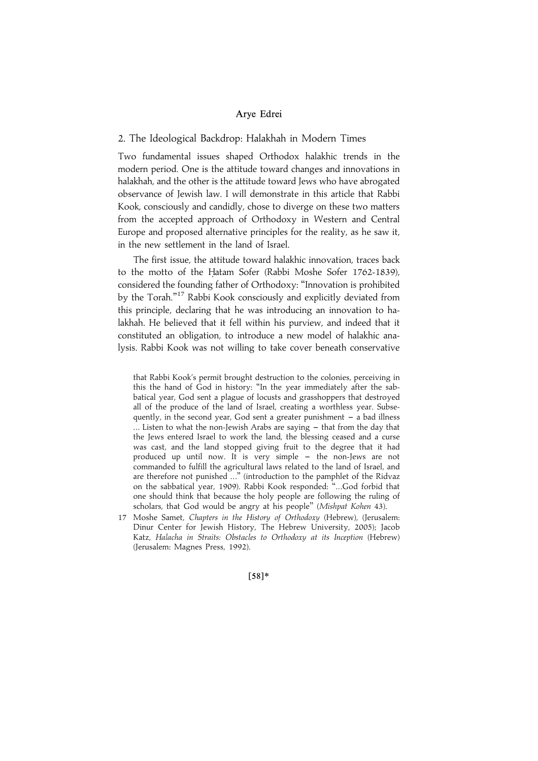## 2. The Ideological Backdrop: Halakhah in Modern Times

Two fundamental issues shaped Orthodox halakhic trends in the modern period. One is the attitude toward changes and innovations in halakhah, and the other is the attitude toward Jews who have abrogated observance of Jewish law. I will demonstrate in this article that Rabbi Kook, consciously and candidly, chose to diverge on these two matters from the accepted approach of Orthodoxy in Western and Central Europe and proposed alternative principles for the reality, as he saw it, in the new settlement in the land of Israel.

The first issue, the attitude toward halakhic innovation, traces back to the motto of the Ḥatam Sofer (Rabbi Moshe Sofer 1762-1839), considered the founding father of Orthodoxy: "Innovation is prohibited by the Torah."[17] Rabbi Kook consciously and explicitly deviated from this principle, declaring that he was introducing an innovation to halakhah. He believed that it fell within his purview, and indeed that it constituted an obligation, to introduce a new model of halakhic analysis. Rabbi Kook was not willing to take cover beneath conservative

that Rabbi Kook's permit brought destruction to the colonies, perceiving in this the hand of God in history: "In the year immediately after the sabbatical year, God sent a plague of locusts and grasshoppers that destroyed all of the produce of the land of Israel, creating a worthless year. Subsequently, in the second year, God sent a greater punishment – a bad illness ... Listen to what the non-Jewish Arabs are saying – that from the day that the Jews entered Israel to work the land, the blessing ceased and a curse was cast, and the land stopped giving fruit to the degree that it had produced up until now. It is very simple – the non-Jews are not commanded to fulfill the agricultural laws related to the land of Israel, and are therefore not punished ..." (introduction to the pamphlet of the Ridvaz on the sabbatical year, 1909). Rabbi Kook responded: "...God forbid that one should think that because the holy people are following the ruling of scholars, that God would be angry at his people" (*Mishpat Kohen* 43).

17 Moshe Samet, *Chapters in the History of Orthodoxy* (Hebrew), (Jerusalem: Dinur Center for Jewish History, The Hebrew University, 2005); Jacob Katz, *Halacha in Straits: Obstacles to Orthodoxy at its Inception* (Hebrew) (Jerusalem: Magnes Press, 1992).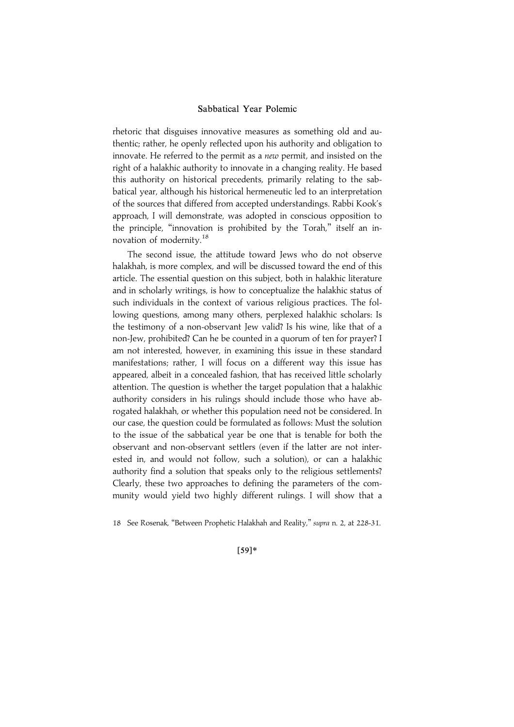rhetoric that disguises innovative measures as something old and authentic; rather, he openly reflected upon his authority and obligation to innovate. He referred to the permit as a *new* permit, and insisted on the right of a halakhic authority to innovate in a changing reality. He based this authority on historical precedents, primarily relating to the sabbatical year, although his historical hermeneutic led to an interpretation of the sources that differed from accepted understandings. Rabbi Kook's approach, I will demonstrate, was adopted in conscious opposition to the principle, "innovation is prohibited by the Torah," itself an innovation of modernity.[18]

The second issue, the attitude toward Jews who do not observe halakhah, is more complex, and will be discussed toward the end of this article. The essential question on this subject, both in halakhic literature and in scholarly writings, is how to conceptualize the halakhic status of such individuals in the context of various religious practices. The following questions, among many others, perplexed halakhic scholars: Is the testimony of a non-observant Jew valid? Is his wine, like that of a non-Jew, prohibited? Can he be counted in a quorum of ten for prayer? I am not interested, however, in examining this issue in these standard manifestations; rather, I will focus on a different way this issue has appeared, albeit in a concealed fashion, that has received little scholarly attention. The question is whether the target population that a halakhic authority considers in his rulings should include those who have abrogated halakhah, or whether this population need not be considered. In our case, the question could be formulated as follows: Must the solution to the issue of the sabbatical year be one that is tenable for both the observant and non-observant settlers (even if the latter are not interested in, and would not follow, such a solution), or can a halakhic authority find a solution that speaks only to the religious settlements? Clearly, these two approaches to defining the parameters of the community would yield two highly different rulings. I will show that a

18 See Rosenak, "Between Prophetic Halakhah and Reality," *supra* n. 2, at 228-31.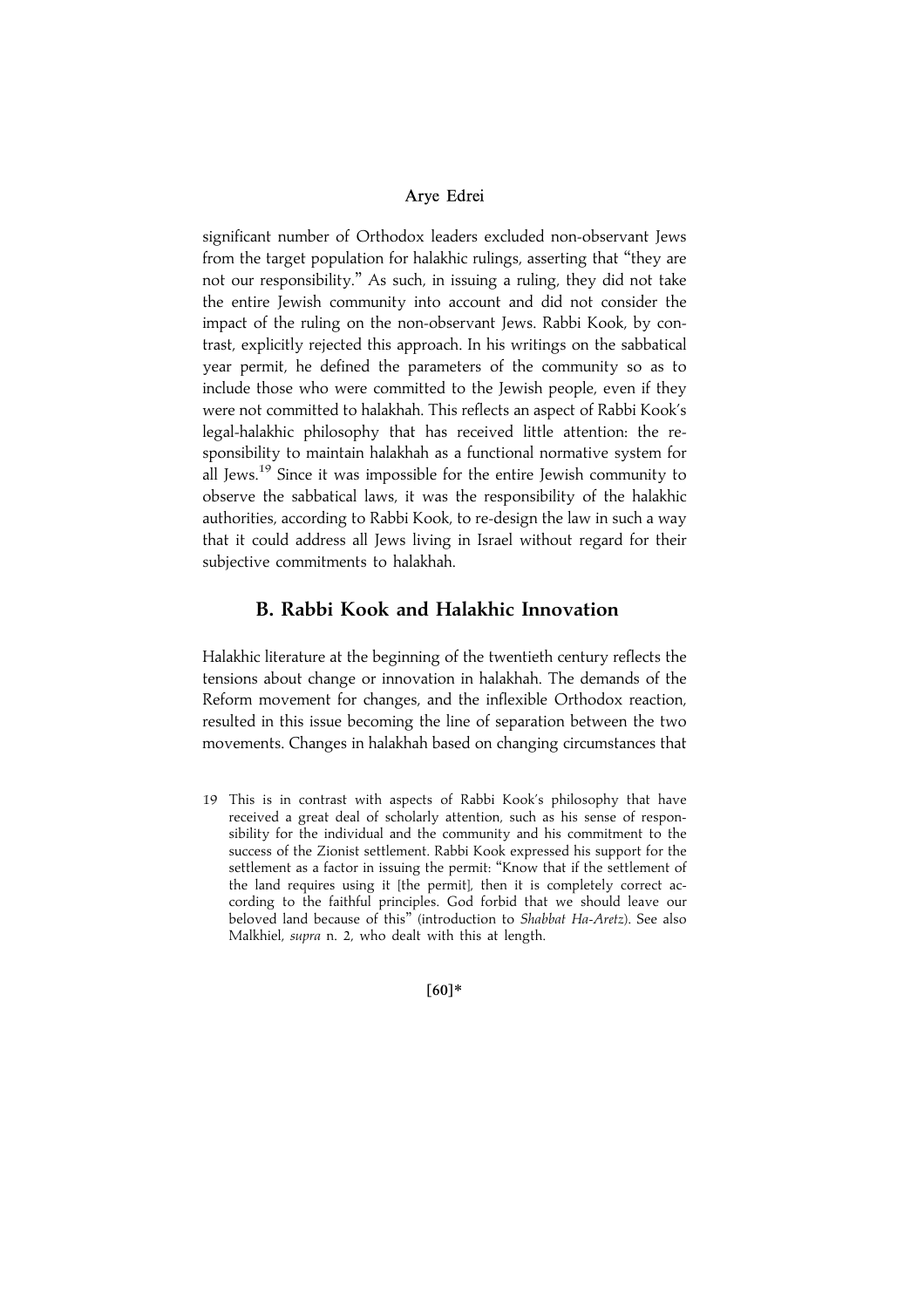significant number of Orthodox leaders excluded non-observant Jews from the target population for halakhic rulings, asserting that "they are not our responsibility." As such, in issuing a ruling, they did not take the entire Jewish community into account and did not consider the impact of the ruling on the non-observant Jews. Rabbi Kook, by contrast, explicitly rejected this approach. In his writings on the sabbatical year permit, he defined the parameters of the community so as to include those who were committed to the Jewish people, even if they were not committed to halakhah. This reflects an aspect of Rabbi Kook's legal-halakhic philosophy that has received little attention: the responsibility to maintain halakhah as a functional normative system for all Jews.[19] Since it was impossible for the entire Jewish community to observe the sabbatical laws, it was the responsibility of the halakhic authorities, according to Rabbi Kook, to re-design the law in such a way that it could address all Jews living in Israel without regard for their subjective commitments to halakhah.

## B. Rabbi Kook and Halakhic Innovation

Halakhic literature at the beginning of the twentieth century reflects the tensions about change or innovation in halakhah. The demands of the Reform movement for changes, and the inflexible Orthodox reaction, resulted in this issue becoming the line of separation between the two movements. Changes in halakhah based on changing circumstances that

19 This is in contrast with aspects of Rabbi Kook's philosophy that have received a great deal of scholarly attention, such as his sense of responsibility for the individual and the community and his commitment to the success of the Zionist settlement. Rabbi Kook expressed his support for the settlement as a factor in issuing the permit: "Know that if the settlement of the land requires using it [the permit], then it is completely correct according to the faithful principles. God forbid that we should leave our beloved land because of this" (introduction to *Shabbat Ha-Aretz*). See also Malkhiel, *supra* n. 2, who dealt with this at length.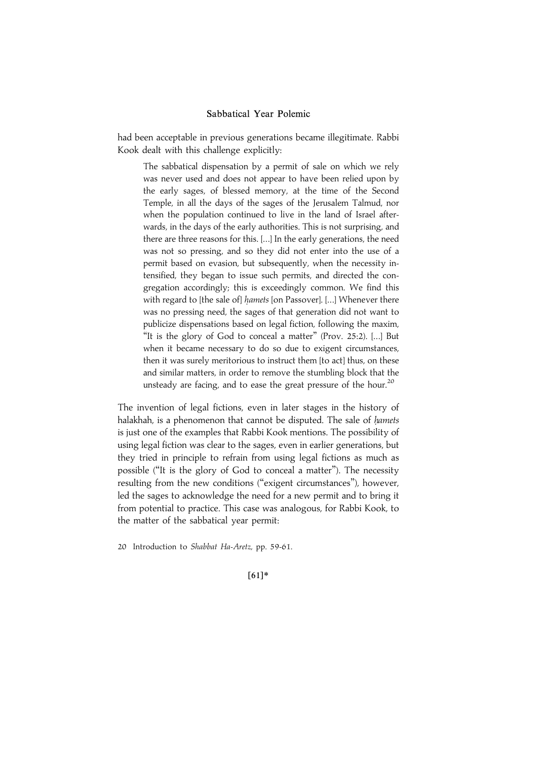had been acceptable in previous generations became illegitimate. Rabbi Kook dealt with this challenge explicitly:

> The sabbatical dispensation by a permit of sale on which we rely was never used and does not appear to have been relied upon by the early sages, of blessed memory, at the time of the Second Temple, in all the days of the sages of the Jerusalem Talmud, nor when the population continued to live in the land of Israel afterwards, in the days of the early authorities. This is not surprising, and there are three reasons for this. [...] In the early generations, the need was not so pressing, and so they did not enter into the use of a permit based on evasion, but subsequently, when the necessity intensified, they began to issue such permits, and directed the congregation accordingly; this is exceedingly common. We find this with regard to [the sale of] *ḥamets* [on Passover]. [...] Whenever there was no pressing need, the sages of that generation did not want to publicize dispensations based on legal fiction, following the maxim, "It is the glory of God to conceal a matter" (Prov. 25:2). [...] But when it became necessary to do so due to exigent circumstances, then it was surely meritorious to instruct them [to act] thus, on these and similar matters, in order to remove the stumbling block that the unsteady are facing, and to ease the great pressure of the hour.[20]

The invention of legal fictions, even in later stages in the history of halakhah, is a phenomenon that cannot be disputed. The sale of *ḥamets* is just one of the examples that Rabbi Kook mentions. The possibility of using legal fiction was clear to the sages, even in earlier generations, but they tried in principle to refrain from using legal fictions as much as possible ("It is the glory of God to conceal a matter"). The necessity resulting from the new conditions ("exigent circumstances"), however, led the sages to acknowledge the need for a new permit and to bring it from potential to practice. This case was analogous, for Rabbi Kook, to the matter of the sabbatical year permit:

20 Introduction to *Shabbat Ha-Aretz*, pp. 59-61.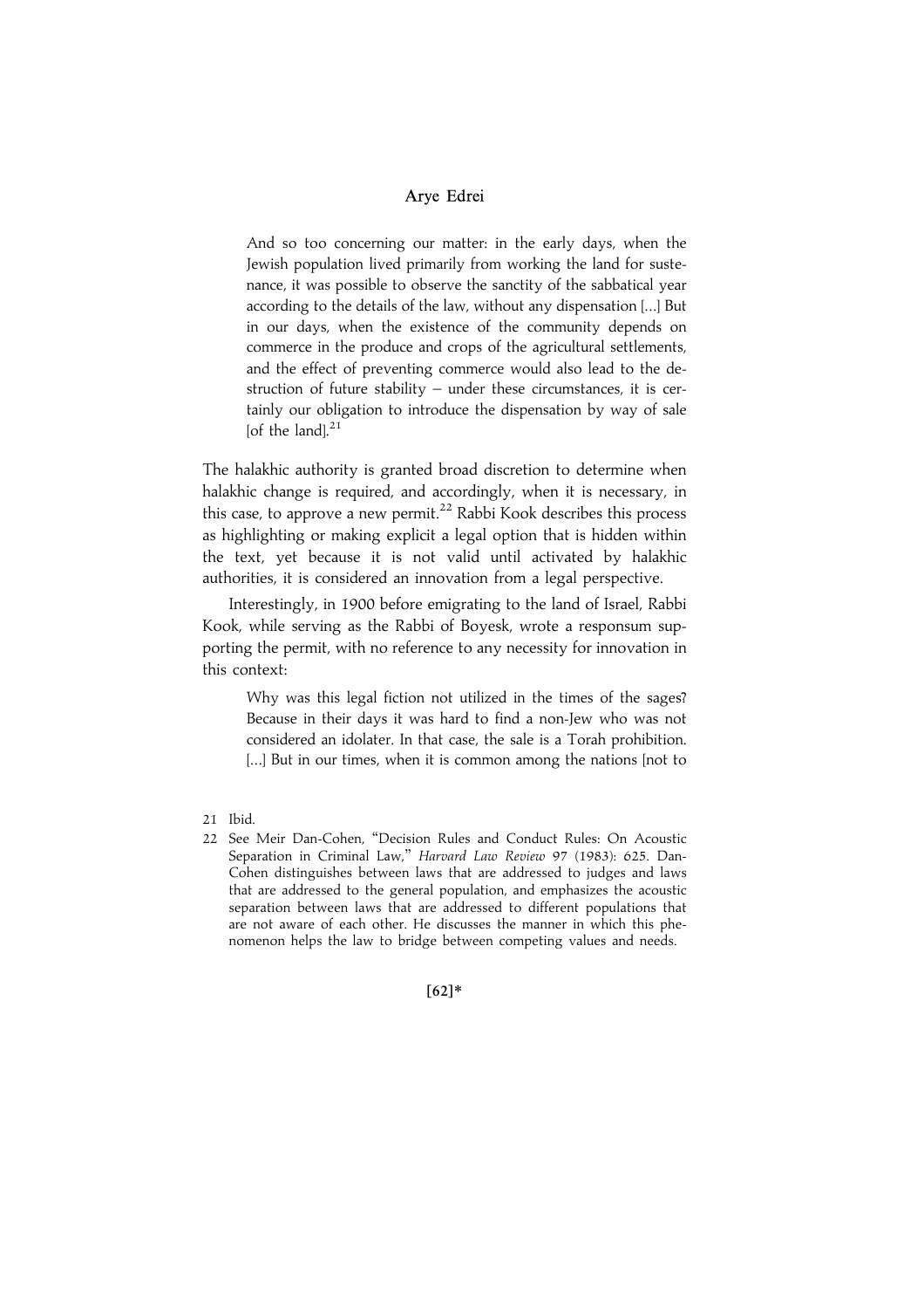> And so too concerning our matter: in the early days, when the Jewish population lived primarily from working the land for sustenance, it was possible to observe the sanctity of the sabbatical year according to the details of the law, without any dispensation [...] But in our days, when the existence of the community depends on commerce in the produce and crops of the agricultural settlements, and the effect of preventing commerce would also lead to the destruction of future stability – under these circumstances, it is certainly our obligation to introduce the dispensation by way of sale [of the land].[21]

The halakhic authority is granted broad discretion to determine when halakhic change is required, and accordingly, when it is necessary, in this case, to approve a new permit.[22] Rabbi Kook describes this process as highlighting or making explicit a legal option that is hidden within the text, yet because it is not valid until activated by halakhic authorities, it is considered an innovation from a legal perspective.

Interestingly, in 1900 before emigrating to the land of Israel, Rabbi Kook, while serving as the Rabbi of Boyesk, wrote a responsum supporting the permit, with no reference to any necessity for innovation in this context:

> Why was this legal fiction not utilized in the times of the sages? Because in their days it was hard to find a non-Jew who was not considered an idolater. In that case, the sale is a Torah prohibition. [...] But in our times, when it is common among the nations [not to

21 Ibid.

22 See Meir Dan-Cohen, "Decision Rules and Conduct Rules: On Acoustic Separation in Criminal Law," *Harvard Law Review* 97 (1983): 625. Dan-Cohen distinguishes between laws that are addressed to judges and laws that are addressed to the general population, and emphasizes the acoustic separation between laws that are addressed to different populations that are not aware of each other. He discusses the manner in which this phenomenon helps the law to bridge between competing values and needs.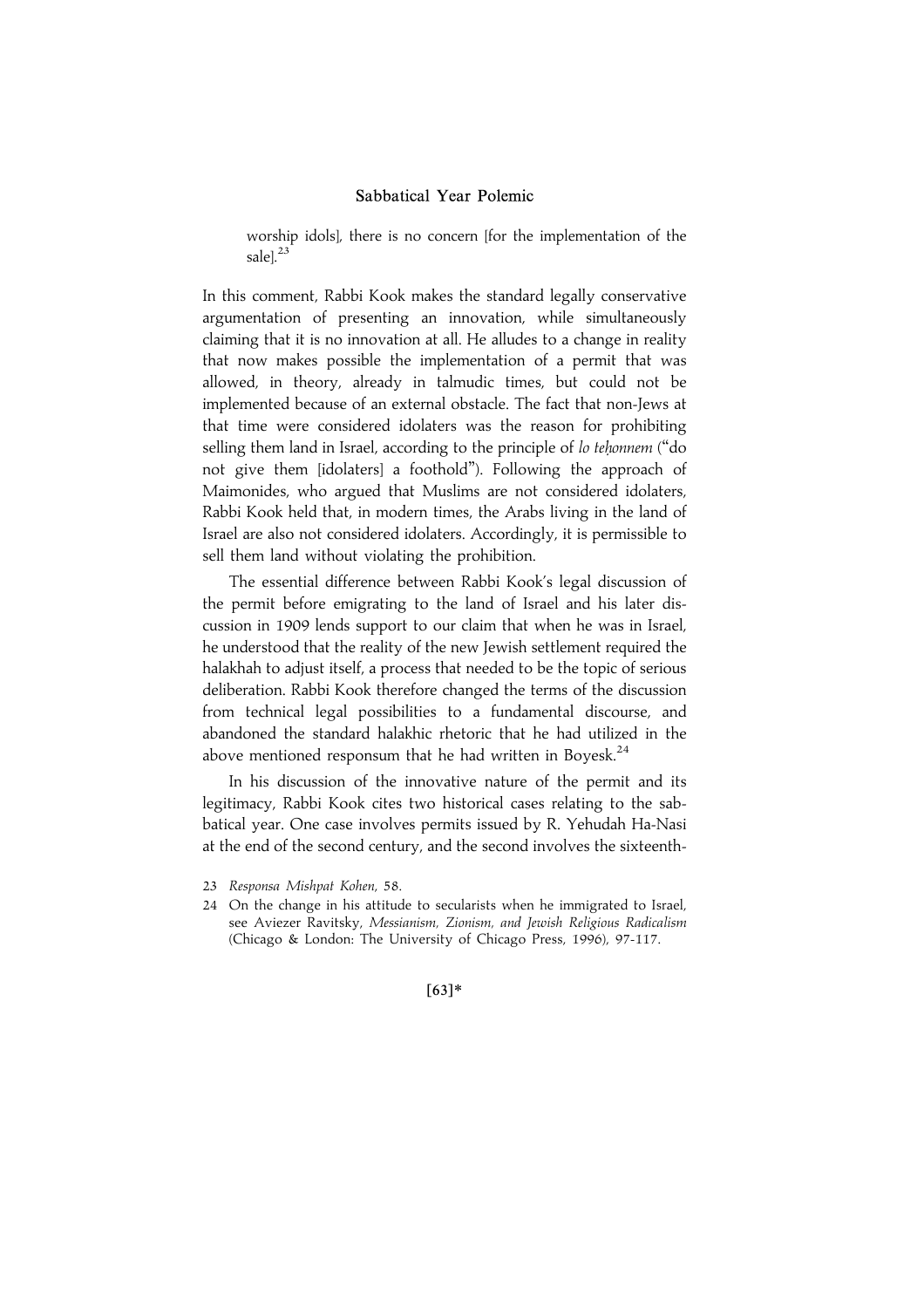> worship idols], there is no concern [for the implementation of the sale].[23]

In this comment, Rabbi Kook makes the standard legally conservative argumentation of presenting an innovation, while simultaneously claiming that it is no innovation at all. He alludes to a change in reality that now makes possible the implementation of a permit that was allowed, in theory, already in talmudic times, but could not be implemented because of an external obstacle. The fact that non-Jews at that time were considered idolaters was the reason for prohibiting selling them land in Israel, according to the principle of *lo teḥonnem* ("do not give them [idolaters] a foothold"). Following the approach of Maimonides, who argued that Muslims are not considered idolaters, Rabbi Kook held that, in modern times, the Arabs living in the land of Israel are also not considered idolaters. Accordingly, it is permissible to sell them land without violating the prohibition.

The essential difference between Rabbi Kook's legal discussion of the permit before emigrating to the land of Israel and his later discussion in 1909 lends support to our claim that when he was in Israel, he understood that the reality of the new Jewish settlement required the halakhah to adjust itself, a process that needed to be the topic of serious deliberation. Rabbi Kook therefore changed the terms of the discussion from technical legal possibilities to a fundamental discourse, and abandoned the standard halakhic rhetoric that he had utilized in the above mentioned responsum that he had written in Boyesk.[24]

In his discussion of the innovative nature of the permit and its legitimacy, Rabbi Kook cites two historical cases relating to the sabbatical year. One case involves permits issued by R. Yehudah Ha-Nasi at the end of the second century, and the second involves the sixteenth-

23 *Responsa Mishpat Kohen*, 58.

24 On the change in his attitude to secularists when he immigrated to Israel, see Aviezer Ravitsky, *Messianism, Zionism, and Jewish Religious Radicalism* (Chicago & London: The University of Chicago Press, 1996), 97-117.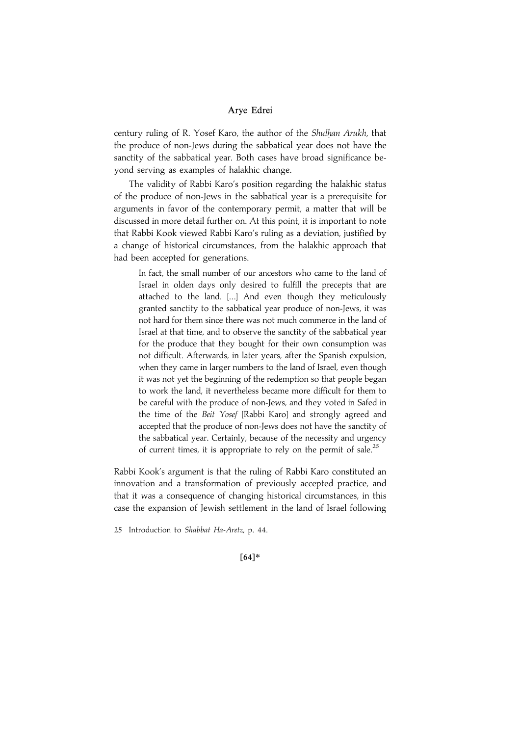century ruling of R. Yosef Karo, the author of the *Shulḥan Arukh*, that the produce of non-Jews during the sabbatical year does not have the sanctity of the sabbatical year. Both cases have broad significance beyond serving as examples of halakhic change.

The validity of Rabbi Karo's position regarding the halakhic status of the produce of non-Jews in the sabbatical year is a prerequisite for arguments in favor of the contemporary permit, a matter that will be discussed in more detail further on. At this point, it is important to note that Rabbi Kook viewed Rabbi Karo's ruling as a deviation, justified by a change of historical circumstances, from the halakhic approach that had been accepted for generations.

> In fact, the small number of our ancestors who came to the land of Israel in olden days only desired to fulfill the precepts that are attached to the land. [...] And even though they meticulously granted sanctity to the sabbatical year produce of non-Jews, it was not hard for them since there was not much commerce in the land of Israel at that time, and to observe the sanctity of the sabbatical year for the produce that they bought for their own consumption was not difficult. Afterwards, in later years, after the Spanish expulsion, when they came in larger numbers to the land of Israel, even though it was not yet the beginning of the redemption so that people began to work the land, it nevertheless became more difficult for them to be careful with the produce of non-Jews, and they voted in Safed in the time of the *Beit Yosef* [Rabbi Karo] and strongly agreed and accepted that the produce of non-Jews does not have the sanctity of the sabbatical year. Certainly, because of the necessity and urgency of current times, it is appropriate to rely on the permit of sale.[25]

Rabbi Kook's argument is that the ruling of Rabbi Karo constituted an innovation and a transformation of previously accepted practice, and that it was a consequence of changing historical circumstances, in this case the expansion of Jewish settlement in the land of Israel following

25 Introduction to *Shabbat Ha-Aretz*, p. 44.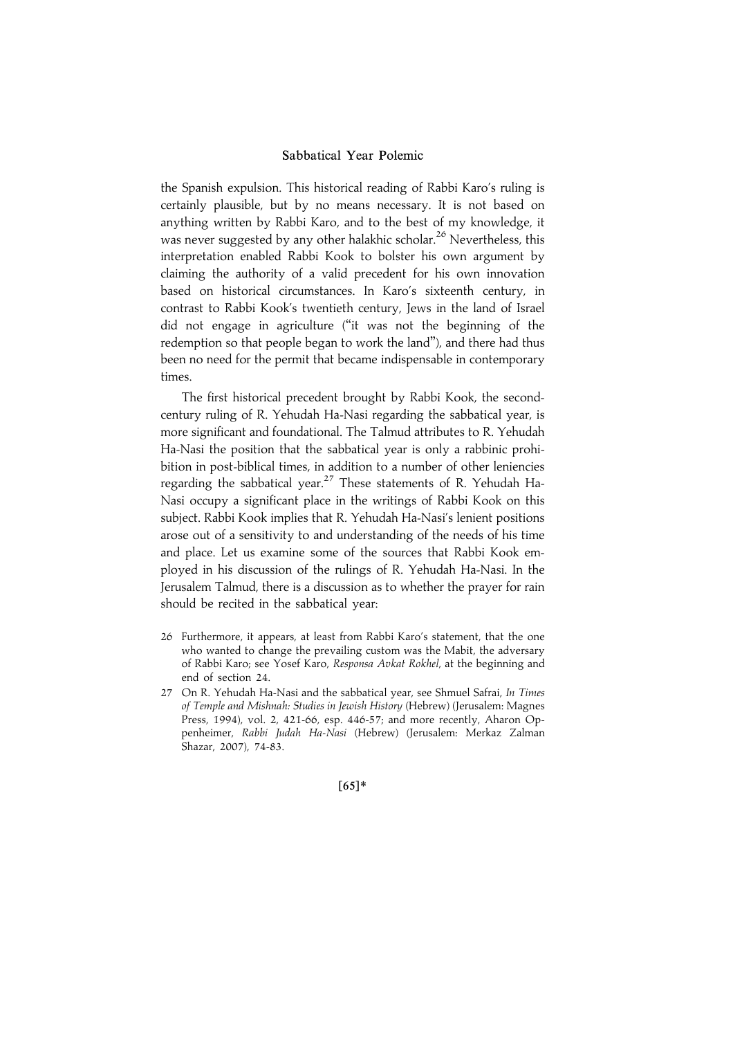the Spanish expulsion. This historical reading of Rabbi Karo's ruling is certainly plausible, but by no means necessary. It is not based on anything written by Rabbi Karo, and to the best of my knowledge, it was never suggested by any other halakhic scholar.[26] Nevertheless, this interpretation enabled Rabbi Kook to bolster his own argument by claiming the authority of a valid precedent for his own innovation based on historical circumstances. In Karo's sixteenth century, in contrast to Rabbi Kook's twentieth century, Jews in the land of Israel did not engage in agriculture ("it was not the beginning of the redemption so that people began to work the land"), and there had thus been no need for the permit that became indispensable in contemporary times.

The first historical precedent brought by Rabbi Kook, the second-century ruling of R. Yehudah Ha-Nasi regarding the sabbatical year, is more significant and foundational. The Talmud attributes to R. Yehudah Ha-Nasi the position that the sabbatical year is only a rabbinic prohibition in post-biblical times, in addition to a number of other leniencies regarding the sabbatical year.[27] These statements of R. Yehudah Ha-Nasi occupy a significant place in the writings of Rabbi Kook on this subject. Rabbi Kook implies that R. Yehudah Ha-Nasi's lenient positions arose out of a sensitivity to and understanding of the needs of his time and place. Let us examine some of the sources that Rabbi Kook employed in his discussion of the rulings of R. Yehudah Ha-Nasi. In the Jerusalem Talmud, there is a discussion as to whether the prayer for rain should be recited in the sabbatical year:

26 Furthermore, it appears, at least from Rabbi Karo's statement, that the one who wanted to change the prevailing custom was the Mabit, the adversary of Rabbi Karo; see Yosef Karo, *Responsa Avkat Rokhel*, at the beginning and end of section 24.

27 On R. Yehudah Ha-Nasi and the sabbatical year, see Shmuel Safrai, *In Times of Temple and Mishnah: Studies in Jewish History* (Hebrew) (Jerusalem: Magnes Press, 1994), vol. 2, 421-66, esp. 446-57; and more recently, Aharon Oppenheimer, *Rabbi Judah Ha-Nasi* (Hebrew) (Jerusalem: Merkaz Zalman Shazar, 2007), 74-83.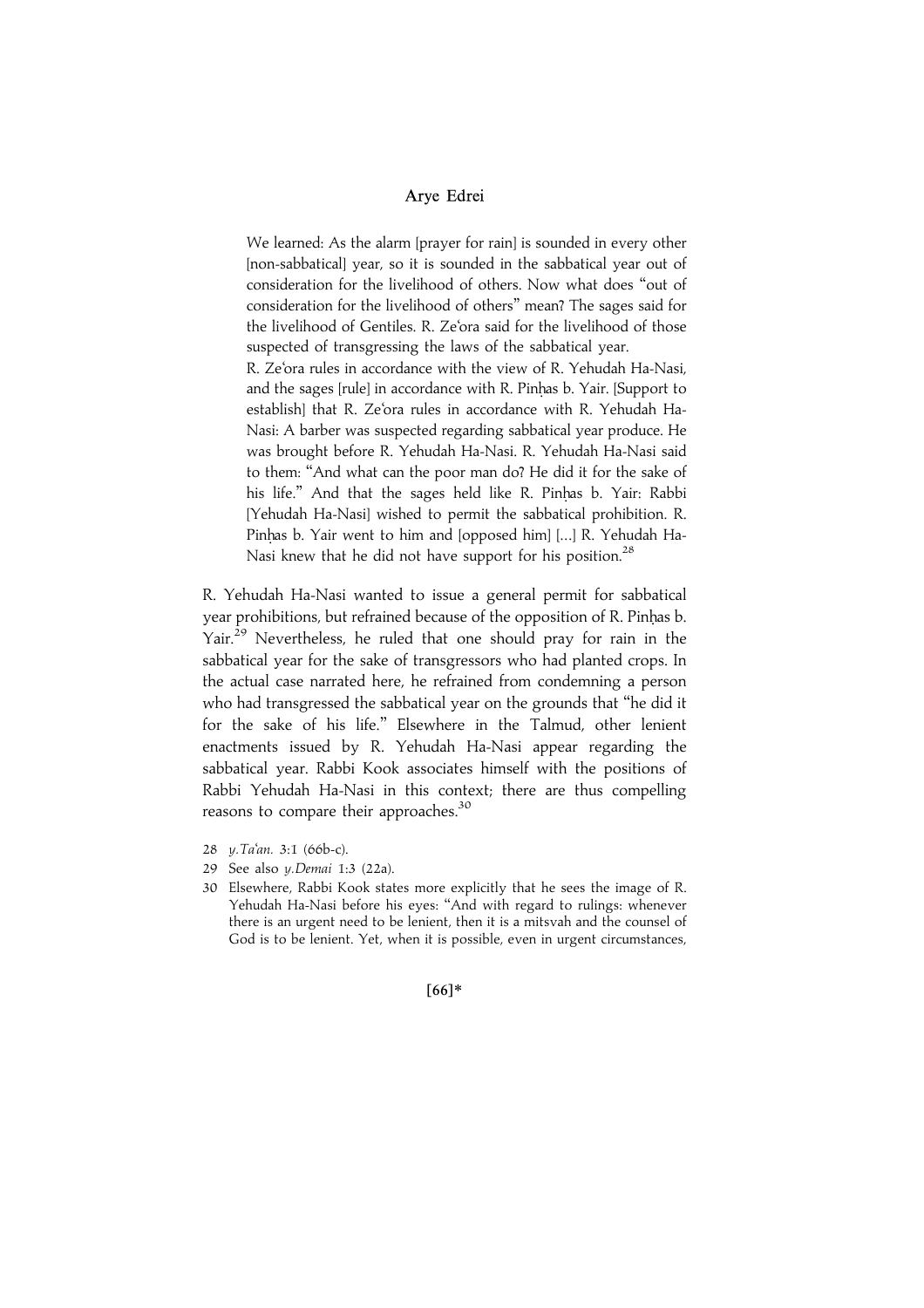> We learned: As the alarm [prayer for rain] is sounded in every other [non-sabbatical] year, so it is sounded in the sabbatical year out of consideration for the livelihood of others. Now what does "out of consideration for the livelihood of others" mean? The sages said for the livelihood of Gentiles. R. Ze'ora said for the livelihood of those suspected of transgressing the laws of the sabbatical year.
>
> R. Ze'ora rules in accordance with the view of R. Yehudah Ha-Nasi, and the sages [rule] in accordance with R. Pinḥas b. Yair. [Support to establish] that R. Ze'ora rules in accordance with R. Yehudah Ha-Nasi: A barber was suspected regarding sabbatical year produce. He was brought before R. Yehudah Ha-Nasi. R. Yehudah Ha-Nasi said to them: "And what can the poor man do? He did it for the sake of his life." And that the sages held like R. Pinḥas b. Yair: Rabbi [Yehudah Ha-Nasi] wished to permit the sabbatical prohibition. R. Pinḥas b. Yair went to him and [opposed him] [...] R. Yehudah Ha-Nasi knew that he did not have support for his position.[28]

R. Yehudah Ha-Nasi wanted to issue a general permit for sabbatical year prohibitions, but refrained because of the opposition of R. Pinḥas b. Yair.[29] Nevertheless, he ruled that one should pray for rain in the sabbatical year for the sake of transgressors who had planted crops. In the actual case narrated here, he refrained from condemning a person who had transgressed the sabbatical year on the grounds that "he did it for the sake of his life." Elsewhere in the Talmud, other lenient enactments issued by R. Yehudah Ha-Nasi appear regarding the sabbatical year. Rabbi Kook associates himself with the positions of Rabbi Yehudah Ha-Nasi in this context; there are thus compelling reasons to compare their approaches.[30]

28 *y.Ta'an.* 3:1 (66b-c).

29 See also *y.Demai* 1:3 (22a).

30 Elsewhere, Rabbi Kook states more explicitly that he sees the image of R. Yehudah Ha-Nasi before his eyes: "And with regard to rulings: whenever there is an urgent need to be lenient, then it is a mitsvah and the counsel of God is to be lenient. Yet, when it is possible, even in urgent circumstances,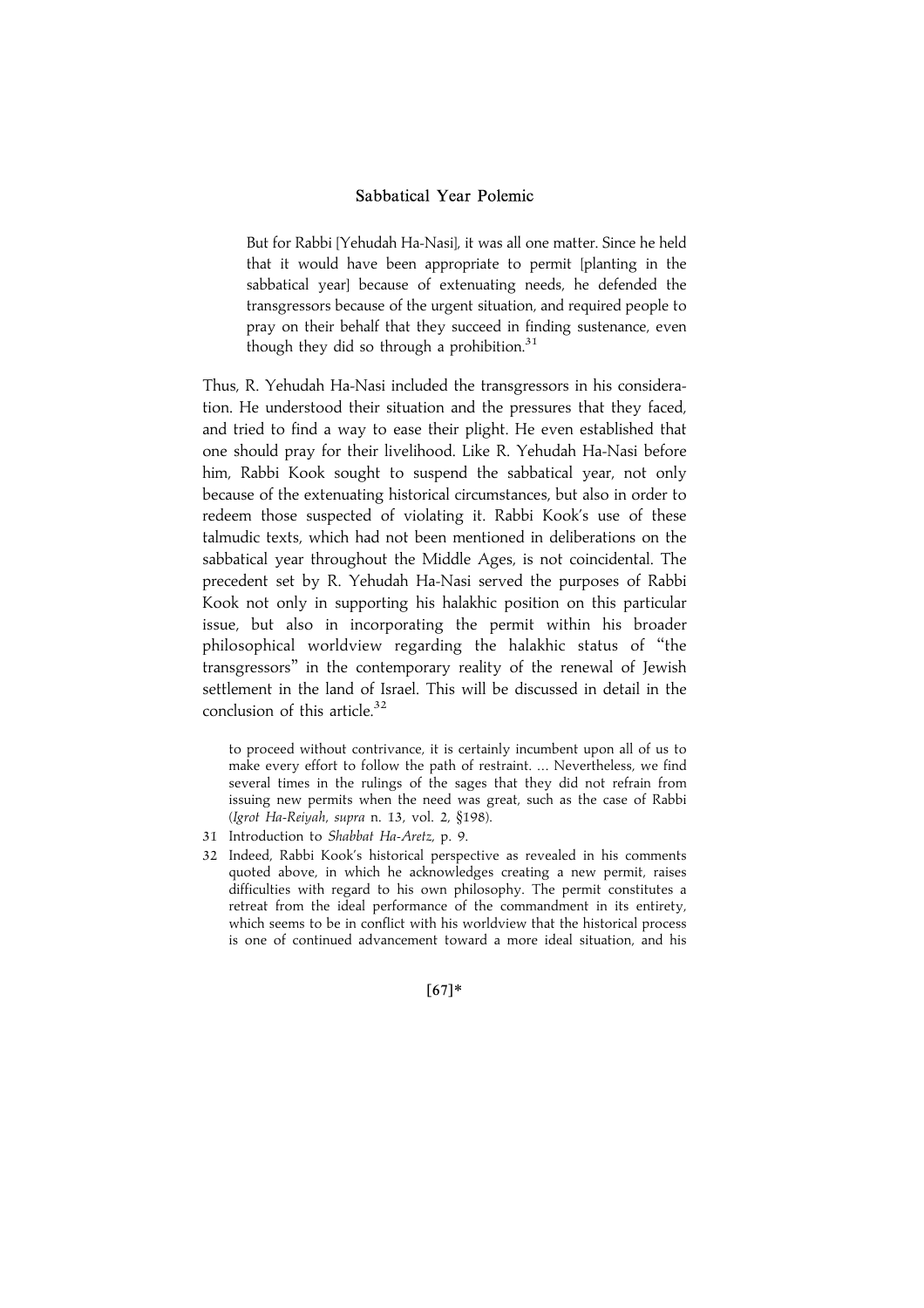> But for Rabbi [Yehudah Ha-Nasi], it was all one matter. Since he held that it would have been appropriate to permit [planting in the sabbatical year] because of extenuating needs, he defended the transgressors because of the urgent situation, and required people to pray on their behalf that they succeed in finding sustenance, even though they did so through a prohibition.[31]

Thus, R. Yehudah Ha-Nasi included the transgressors in his consideration. He understood their situation and the pressures that they faced, and tried to find a way to ease their plight. He even established that one should pray for their livelihood. Like R. Yehudah Ha-Nasi before him, Rabbi Kook sought to suspend the sabbatical year, not only because of the extenuating historical circumstances, but also in order to redeem those suspected of violating it. Rabbi Kook's use of these talmudic texts, which had not been mentioned in deliberations on the sabbatical year throughout the Middle Ages, is not coincidental. The precedent set by R. Yehudah Ha-Nasi served the purposes of Rabbi Kook not only in supporting his halakhic position on this particular issue, but also in incorporating the permit within his broader philosophical worldview regarding the halakhic status of "the transgressors" in the contemporary reality of the renewal of Jewish settlement in the land of Israel. This will be discussed in detail in the conclusion of this article.[32]

to proceed without contrivance, it is certainly incumbent upon all of us to make every effort to follow the path of restraint. ... Nevertheless, we find several times in the rulings of the sages that they did not refrain from issuing new permits when the need was great, such as the case of Rabbi (*Igrot Ha-Reiyah*, *supra* n. 13, vol. 2, §198).

31 Introduction to *Shabbat Ha-Aretz*, p. 9.

32 Indeed, Rabbi Kook's historical perspective as revealed in his comments quoted above, in which he acknowledges creating a new permit, raises difficulties with regard to his own philosophy. The permit constitutes a retreat from the ideal performance of the commandment in its entirety, which seems to be in conflict with his worldview that the historical process is one of continued advancement toward a more ideal situation, and his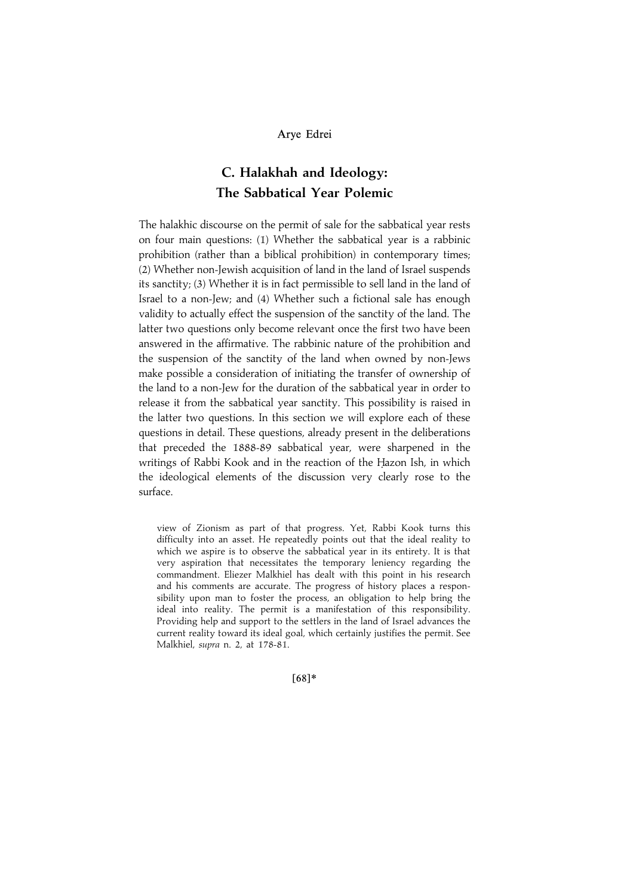## C. Halakhah and Ideology: The Sabbatical Year Polemic

The halakhic discourse on the permit of sale for the sabbatical year rests on four main questions: (1) Whether the sabbatical year is a rabbinic prohibition (rather than a biblical prohibition) in contemporary times; (2) Whether non-Jewish acquisition of land in the land of Israel suspends its sanctity; (3) Whether it is in fact permissible to sell land in the land of Israel to a non-Jew; and (4) Whether such a fictional sale has enough validity to actually effect the suspension of the sanctity of the land. The latter two questions only become relevant once the first two have been answered in the affirmative. The rabbinic nature of the prohibition and the suspension of the sanctity of the land when owned by non-Jews make possible a consideration of initiating the transfer of ownership of the land to a non-Jew for the duration of the sabbatical year in order to release it from the sabbatical year sanctity. This possibility is raised in the latter two questions. In this section we will explore each of these questions in detail. These questions, already present in the deliberations that preceded the 1888-89 sabbatical year, were sharpened in the writings of Rabbi Kook and in the reaction of the Ḥazon Ish, in which the ideological elements of the discussion very clearly rose to the surface.

view of Zionism as part of that progress. Yet, Rabbi Kook turns this difficulty into an asset. He repeatedly points out that the ideal reality to which we aspire is to observe the sabbatical year in its entirety. It is that very aspiration that necessitates the temporary leniency regarding the commandment. Eliezer Malkhiel has dealt with this point in his research and his comments are accurate. The progress of history places a responsibility upon man to foster the process, an obligation to help bring the ideal into reality. The permit is a manifestation of this responsibility. Providing help and support to the settlers in the land of Israel advances the current reality toward its ideal goal, which certainly justifies the permit. See Malkhiel, *supra* n. 2, at 178-81.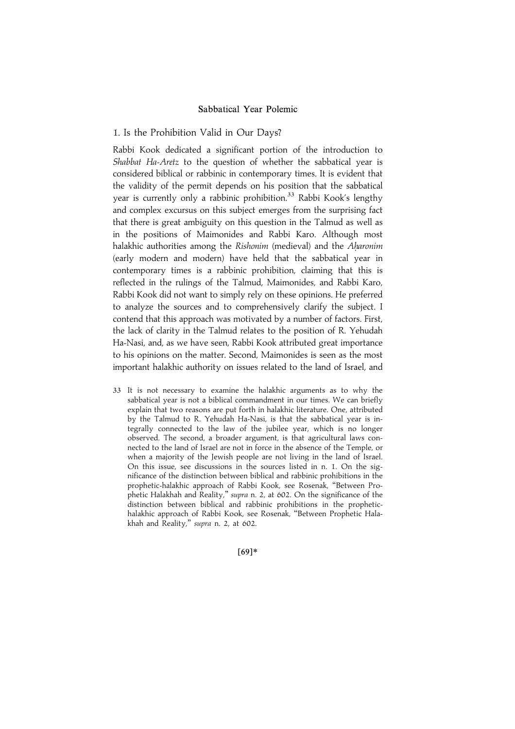## Sabbatical Year Polemic

### 1. Is the Prohibition Valid in Our Days?

Rabbi Kook dedicated a significant portion of the introduction to *Shabbat Ha-Aretz* to the question of whether the sabbatical year is considered biblical or rabbinic in contemporary times. It is evident that the validity of the permit depends on his position that the sabbatical year is currently only a rabbinic prohibition.[33] Rabbi Kook's lengthy and complex excursus on this subject emerges from the surprising fact that there is great ambiguity on this question in the Talmud as well as in the positions of Maimonides and Rabbi Karo. Although most halakhic authorities among the *Rishonim* (medieval) and the *Aḥaronim* (early modern and modern) have held that the sabbatical year in contemporary times is a rabbinic prohibition, claiming that this is reflected in the rulings of the Talmud, Maimonides, and Rabbi Karo, Rabbi Kook did not want to simply rely on these opinions. He preferred to analyze the sources and to comprehensively clarify the subject. I contend that this approach was motivated by a number of factors. First, the lack of clarity in the Talmud relates to the position of R. Yehudah Ha-Nasi, and, as we have seen, Rabbi Kook attributed great importance to his opinions on the matter. Second, Maimonides is seen as the most important halakhic authority on issues related to the land of Israel, and

33 It is not necessary to examine the halakhic arguments as to why the sabbatical year is not a biblical commandment in our times. We can briefly explain that two reasons are put forth in halakhic literature. One, attributed by the Talmud to R. Yehudah Ha-Nasi, is that the sabbatical year is integrally connected to the law of the jubilee year, which is no longer observed. The second, a broader argument, is that agricultural laws connected to the land of Israel are not in force in the absence of the Temple, or when a majority of the Jewish people are not living in the land of Israel. On this issue, see discussions in the sources listed in n. 1. On the significance of the distinction between biblical and rabbinic prohibitions in the prophetic-halakhic approach of Rabbi Kook, see Rosenak, "Between Prophetic Halakhah and Reality," *supra* n. 2, at 602. On the significance of the distinction between biblical and rabbinic prohibitions in the prophetic-halakhic approach of Rabbi Kook, see Rosenak, "Between Prophetic Halakhah and Reality," *supra* n. 2, at 602.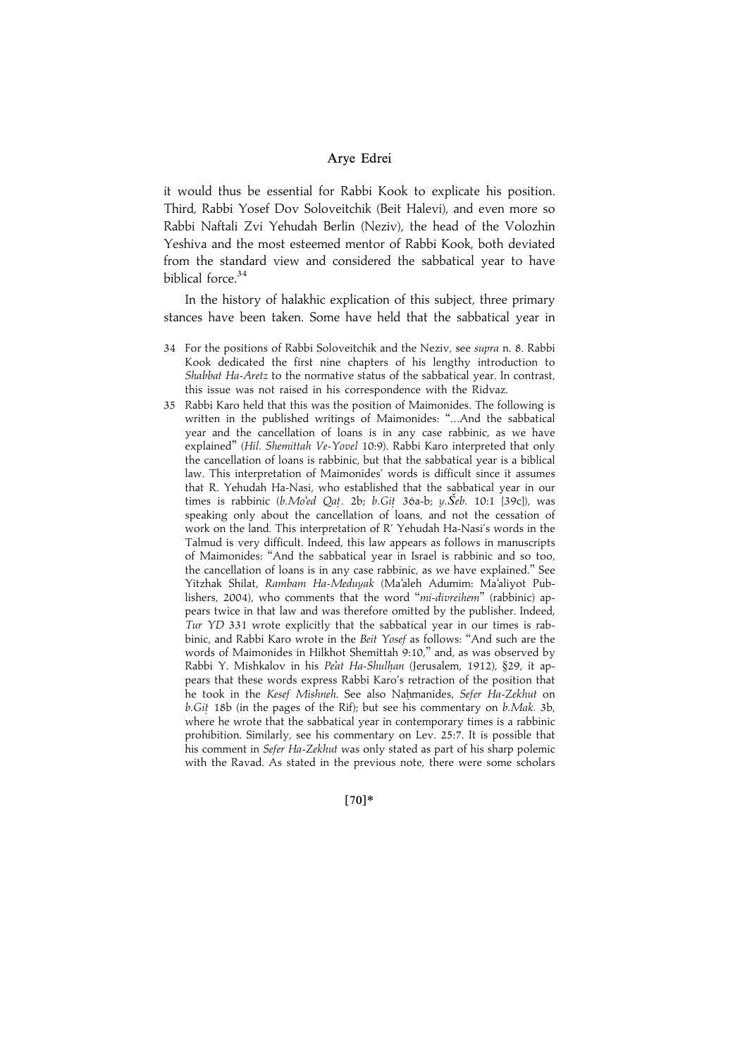it would thus be essential for Rabbi Kook to explicate his position. Third, Rabbi Yosef Dov Soloveitchik (Beit Halevi), and even more so Rabbi Naftali Zvi Yehudah Berlin (Neziv), the head of the Volozhin Yeshiva and the most esteemed mentor of Rabbi Kook, both deviated from the standard view and considered the sabbatical year to have biblical force.[34]

In the history of halakhic explication of this subject, three primary stances have been taken. Some have held that the sabbatical year in

34 For the positions of Rabbi Soloveitchik and the Neziv, see *supra* n. 8. Rabbi Kook dedicated the first nine chapters of his lengthy introduction to *Shabbat Ha-Aretz* to the normative status of the sabbatical year. In contrast, this issue was not raised in his correspondence with the Ridvaz.

35 Rabbi Karo held that this was the position of Maimonides. The following is written in the published writings of Maimonides: "…And the sabbatical year and the cancellation of loans is in any case rabbinic, as we have explained" (*Hil. Shemittah Ve-Yovel* 10:9). Rabbi Karo interpreted that only the cancellation of loans is rabbinic, but that the sabbatical year is a biblical law. This interpretation of Maimonides' words is difficult since it assumes that R. Yehudah Ha-Nasi, who established that the sabbatical year in our times is rabbinic (*b.Mo'ed Qaṭ.* 2b; *b.Giṭ* 36a-b; *y.Šeb.* 10:1 [39c]), was speaking only about the cancellation of loans, and not the cessation of work on the land. This interpretation of R' Yehudah Ha-Nasi's words in the Talmud is very difficult. Indeed, this law appears as follows in manuscripts of Maimonides: "And the sabbatical year in Israel is rabbinic and so too, the cancellation of loans is in any case rabbinic, as we have explained." See Yitzhak Shilat, *Rambam Ha-Meduyak* (Ma'aleh Adumim: Ma'aliyot Publishers, 2004), who comments that the word "*mi-divreihem*" (rabbinic) appears twice in that law and was therefore omitted by the publisher. Indeed, *Tur YD* 331 wrote explicitly that the sabbatical year in our times is rabbinic, and Rabbi Karo wrote in the *Beit Yosef* as follows: "And such are the words of Maimonides in Hilkhot Shemittah 9:10," and, as was observed by Rabbi Y. Mishkalov in his *Pe'at Ha-Shulḥan* (Jerusalem, 1912), §29, it appears that these words express Rabbi Karo's retraction of the position that he took in the *Kesef Mishneh*. See also Naḥmanides, *Sefer Ha-Zekhut* on *b.Giṭ* 18b (in the pages of the Rif); but see his commentary on *b.Mak.* 3b, where he wrote that the sabbatical year in contemporary times is a rabbinic prohibition. Similarly, see his commentary on Lev. 25:7. It is possible that his comment in *Sefer Ha-Zekhut* was only stated as part of his sharp polemic with the Ravad. As stated in the previous note, there were some scholars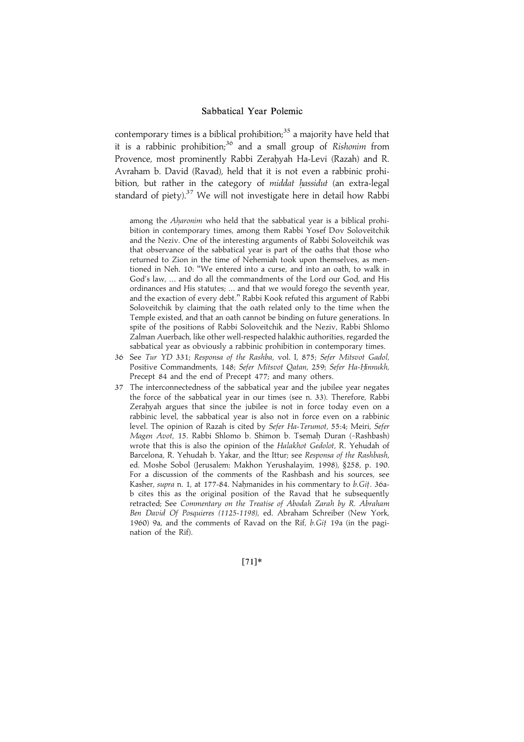contemporary times is a biblical prohibition;[35] a majority have held that it is a rabbinic prohibition;[36] and a small group of *Rishonim* from Provence, most prominently Rabbi Zeraḥyah Ha-Levi (Razah) and R. Avraham b. David (Ravad), held that it is not even a rabbinic prohibition, but rather in the category of *middat ḥassidut* (an extra-legal standard of piety).[37] We will not investigate here in detail how Rabbi

among the *Aḥaronim* who held that the sabbatical year is a biblical prohibition in contemporary times, among them Rabbi Yosef Dov Soloveitchik and the Neziv. One of the interesting arguments of Rabbi Soloveitchik was that observance of the sabbatical year is part of the oaths that those who returned to Zion in the time of Nehemiah took upon themselves, as mentioned in Neh. 10: "We entered into a curse, and into an oath, to walk in God's law, ... and do all the commandments of the Lord our God, and His ordinances and His statutes; ... and that we would forego the seventh year, and the exaction of every debt." Rabbi Kook refuted this argument of Rabbi Soloveitchik by claiming that the oath related only to the time when the Temple existed, and that an oath cannot be binding on future generations. In spite of the positions of Rabbi Soloveitchik and the Neziv, Rabbi Shlomo Zalman Auerbach, like other well-respected halakhic authorities, regarded the sabbatical year as obviously a rabbinic prohibition in contemporary times.

36 See *Tur YD* 331; *Responsa of the Rashba*, vol. I, 875; *Sefer Mitsvot Gadol*, Positive Commandments, 148; *Sefer Mitsvot Qatan*, 259; *Sefer Ha-Ḥinnukh*, Precept 84 and the end of Precept 477; and many others.

37 The interconnectedness of the sabbatical year and the jubilee year negates the force of the sabbatical year in our times (see n. 33). Therefore, Rabbi Zeraḥyah argues that since the jubilee is not in force today even on a rabbinic level, the sabbatical year is also not in force even on a rabbinic level. The opinion of Razah is cited by *Sefer Ha-Terumot*, 55:4; Meiri, *Sefer Magen Avot*, 15. Rabbi Shlomo b. Shimon b. Tsemah Duran (=Rashbash) wrote that this is also the opinion of the *Halakhot Gedolot*, R. Yehudah of Barcelona, R. Yehudah b. Yakar, and the Ittur; see *Responsa of the Rashbash*, ed. Moshe Sobol (Jerusalem: Makhon Yerushalayim, 1998), §258, p. 190. For a discussion of the comments of the Rashbash and his sources, see Kasher, *supra* n. 1, at 177-84. Naḥmanides in his commentary to *b.Giṭ*. 36a-b cites this as the original position of the Ravad that he subsequently retracted; See *Commentary on the Treatise of Abodah Zarah by R. Abraham Ben David Of Posquieres (1125-1198)*, ed. Abraham Schreiber (New York, 1960) 9a, and the comments of Ravad on the Rif, *b.Giṭ* 19a (in the pagination of the Rif).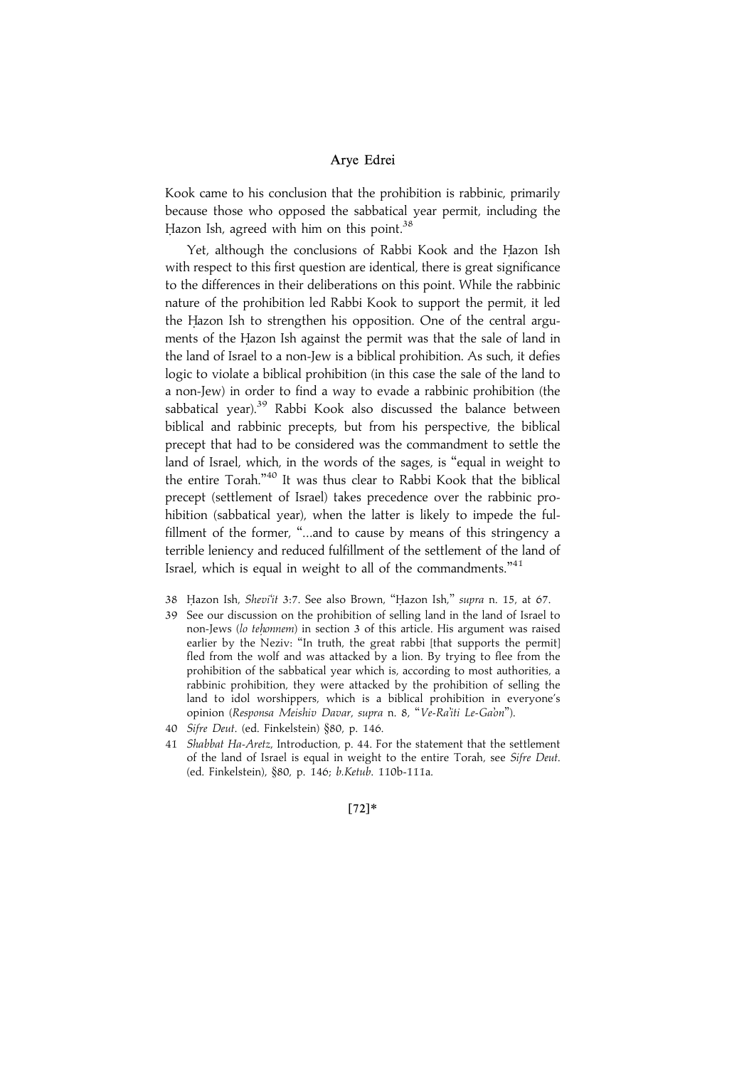Kook came to his conclusion that the prohibition is rabbinic, primarily because those who opposed the sabbatical year permit, including the Ḥazon Ish, agreed with him on this point.[38]

Yet, although the conclusions of Rabbi Kook and the Ḥazon Ish with respect to this first question are identical, there is great significance to the differences in their deliberations on this point. While the rabbinic nature of the prohibition led Rabbi Kook to support the permit, it led the Ḥazon Ish to strengthen his opposition. One of the central arguments of the Ḥazon Ish against the permit was that the sale of land in the land of Israel to a non-Jew is a biblical prohibition. As such, it defies logic to violate a biblical prohibition (in this case the sale of the land to a non-Jew) in order to find a way to evade a rabbinic prohibition (the sabbatical year).[39] Rabbi Kook also discussed the balance between biblical and rabbinic precepts, but from his perspective, the biblical precept that had to be considered was the commandment to settle the land of Israel, which, in the words of the sages, is "equal in weight to the entire Torah."[40] It was thus clear to Rabbi Kook that the biblical precept (settlement of Israel) takes precedence over the rabbinic prohibition (sabbatical year), when the latter is likely to impede the fulfillment of the former, "...and to cause by means of this stringency a terrible leniency and reduced fulfillment of the settlement of the land of Israel, which is equal in weight to all of the commandments."[41]

38 Ḥazon Ish, *Shevi'it* 3:7. See also Brown, "Ḥazon Ish," *supra* n. 15, at 67.

39 See our discussion on the prohibition of selling land in the land of Israel to non-Jews (*lo teḥonnem*) in section 3 of this article. His argument was raised earlier by the Neziv: "In truth, the great rabbi [that supports the permit] fled from the wolf and was attacked by a lion. By trying to flee from the prohibition of the sabbatical year which is, according to most authorities, a rabbinic prohibition, they were attacked by the prohibition of selling the land to idol worshippers, which is a biblical prohibition in everyone's opinion (*Responsa Meishiv Davar*, *supra* n. 8, "*Ve-Ra'iti Le-Ga'on*").

40 *Sifre Deut*. (ed. Finkelstein) §80, p. 146.

41 *Shabbat Ha-Aretz*, Introduction, p. 44. For the statement that the settlement of the land of Israel is equal in weight to the entire Torah, see *Sifre Deut*. (ed. Finkelstein), §80, p. 146; *b.Ketub*. 110b-111a.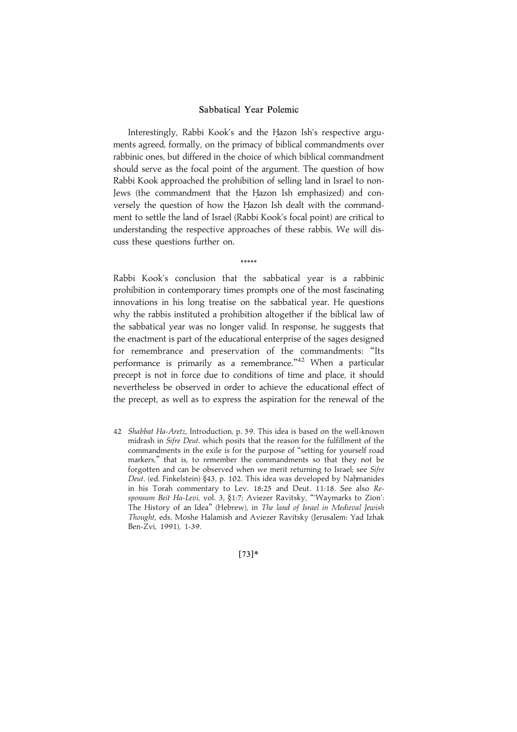Interestingly, Rabbi Kook's and the Ḥazon Ish's respective arguments agreed, formally, on the primacy of biblical commandments over rabbinic ones, but differed in the choice of which biblical commandment should serve as the focal point of the argument. The question of how Rabbi Kook approached the prohibition of selling land in Israel to non-Jews (the commandment that the Ḥazon Ish emphasized) and conversely the question of how the Ḥazon Ish dealt with the commandment to settle the land of Israel (Rabbi Kook's focal point) are critical to understanding the respective approaches of these rabbis. We will discuss these questions further on.

\*\*\*\*\*

Rabbi Kook's conclusion that the sabbatical year is a rabbinic prohibition in contemporary times prompts one of the most fascinating innovations in his long treatise on the sabbatical year. He questions why the rabbis instituted a prohibition altogether if the biblical law of the sabbatical year was no longer valid. In response, he suggests that the enactment is part of the educational enterprise of the sages designed for remembrance and preservation of the commandments: "Its performance is primarily as a remembrance."[42] When a particular precept is not in force due to conditions of time and place, it should nevertheless be observed in order to achieve the educational effect of the precept, as well as to express the aspiration for the renewal of the

42 *Shabbat Ha-Aretz*, Introduction, p. 59. This idea is based on the well-known midrash in *Sifre Deut*. which posits that the reason for the fulfillment of the commandments in the exile is for the purpose of "setting for yourself road markers," that is, to remember the commandments so that they not be forgotten and can be observed when we merit returning to Israel; see *Sifre Deut*. (ed. Finkelstein) §43, p. 102. This idea was developed by Naḥmanides in his Torah commentary to Lev. 18:25 and Deut. 11:18. See also *Responsum Beit Ha-Levi*, vol. 3, §1:7; Aviezer Ravitsky, "'Waymarks to Zion': The History of an Idea" (Hebrew), in *The land of Israel in Medieval Jewish Thought*, eds. Moshe Halamish and Aviezer Ravitsky (Jerusalem: Yad Izhak Ben-Zvi, 1991), 1-39.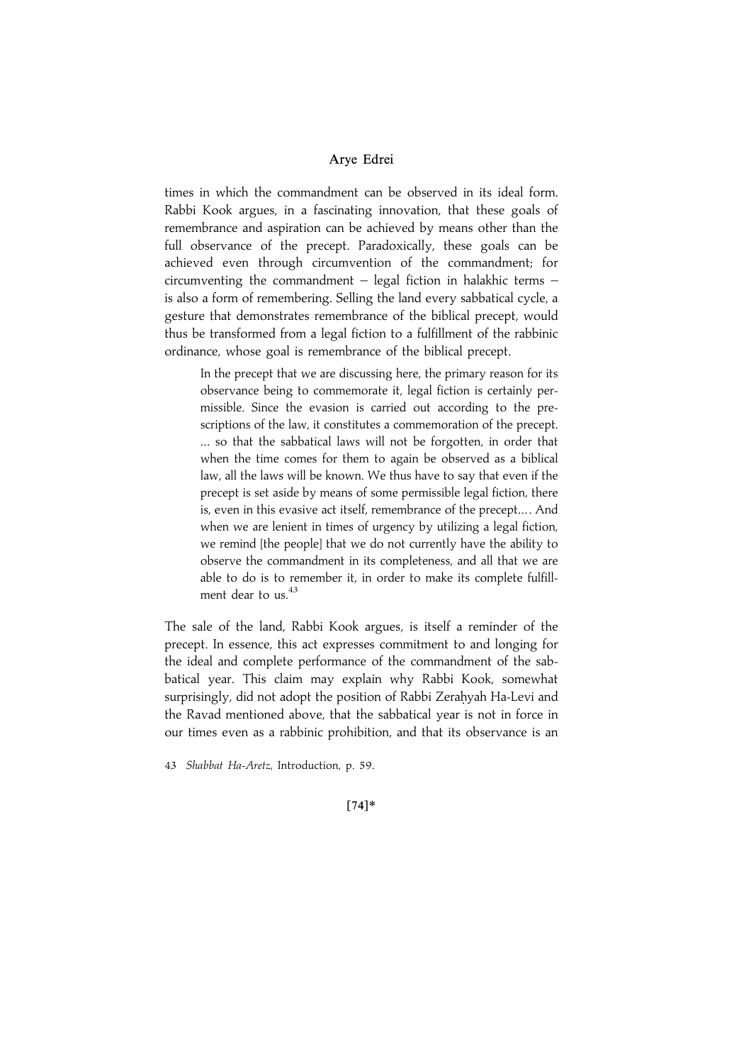times in which the commandment can be observed in its ideal form. Rabbi Kook argues, in a fascinating innovation, that these goals of remembrance and aspiration can be achieved by means other than the full observance of the precept. Paradoxically, these goals can be achieved even through circumvention of the commandment; for circumventing the commandment – legal fiction in halakhic terms – is also a form of remembering. Selling the land every sabbatical cycle, a gesture that demonstrates remembrance of the biblical precept, would thus be transformed from a legal fiction to a fulfillment of the rabbinic ordinance, whose goal is remembrance of the biblical precept.

> In the precept that we are discussing here, the primary reason for its observance being to commemorate it, legal fiction is certainly permissible. Since the evasion is carried out according to the prescriptions of the law, it constitutes a commemoration of the precept. ... so that the sabbatical laws will not be forgotten, in order that when the time comes for them to again be observed as a biblical law, all the laws will be known. We thus have to say that even if the precept is set aside by means of some permissible legal fiction, there is, even in this evasive act itself, remembrance of the precept.... And when we are lenient in times of urgency by utilizing a legal fiction, we remind [the people] that we do not currently have the ability to observe the commandment in its completeness, and all that we are able to do is to remember it, in order to make its complete fulfillment dear to us.[43]

The sale of the land, Rabbi Kook argues, is itself a reminder of the precept. In essence, this act expresses commitment to and longing for the ideal and complete performance of the commandment of the sabbatical year. This claim may explain why Rabbi Kook, somewhat surprisingly, did not adopt the position of Rabbi Zeraḥyah Ha-Levi and the Ravad mentioned above, that the sabbatical year is not in force in our times even as a rabbinic prohibition, and that its observance is an

43 *Shabbat Ha-Aretz*, Introduction, p. 59.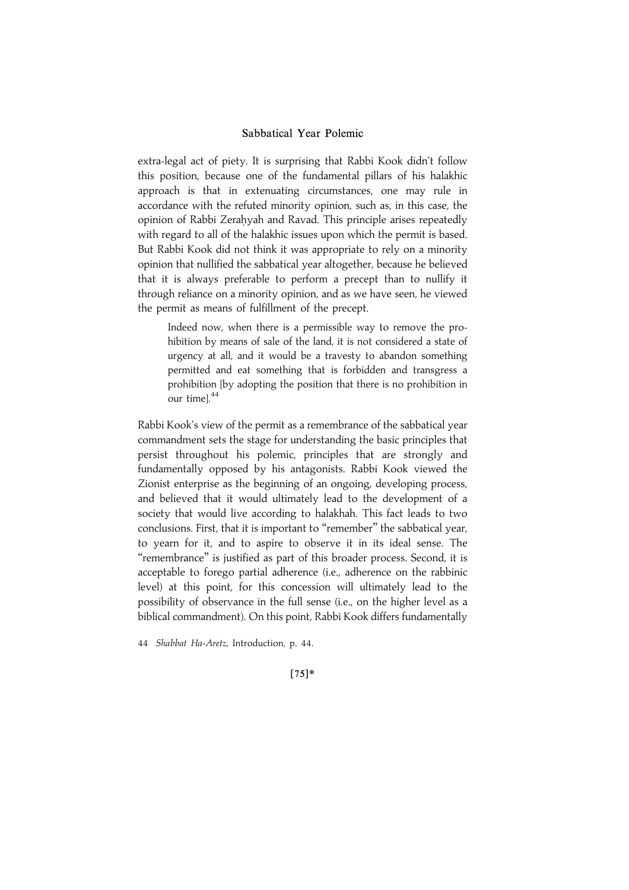extra-legal act of piety. It is surprising that Rabbi Kook didn't follow this position, because one of the fundamental pillars of his halakhic approach is that in extenuating circumstances, one may rule in accordance with the refuted minority opinion, such as, in this case, the opinion of Rabbi Zeraḥyah and Ravad. This principle arises repeatedly with regard to all of the halakhic issues upon which the permit is based. But Rabbi Kook did not think it was appropriate to rely on a minority opinion that nullified the sabbatical year altogether, because he believed that it is always preferable to perform a precept than to nullify it through reliance on a minority opinion, and as we have seen, he viewed the permit as means of fulfillment of the precept.

> Indeed now, when there is a permissible way to remove the prohibition by means of sale of the land, it is not considered a state of urgency at all, and it would be a travesty to abandon something permitted and eat something that is forbidden and transgress a prohibition [by adopting the position that there is no prohibition in our time].[44]

Rabbi Kook's view of the permit as a remembrance of the sabbatical year commandment sets the stage for understanding the basic principles that persist throughout his polemic, principles that are strongly and fundamentally opposed by his antagonists. Rabbi Kook viewed the Zionist enterprise as the beginning of an ongoing, developing process, and believed that it would ultimately lead to the development of a society that would live according to halakhah. This fact leads to two conclusions. First, that it is important to "remember" the sabbatical year, to yearn for it, and to aspire to observe it in its ideal sense. The "remembrance" is justified as part of this broader process. Second, it is acceptable to forego partial adherence (i.e., adherence on the rabbinic level) at this point, for this concession will ultimately lead to the possibility of observance in the full sense (i.e., on the higher level as a biblical commandment). On this point, Rabbi Kook differs fundamentally

44 *Shabbat Ha-Aretz*, Introduction, p. 44.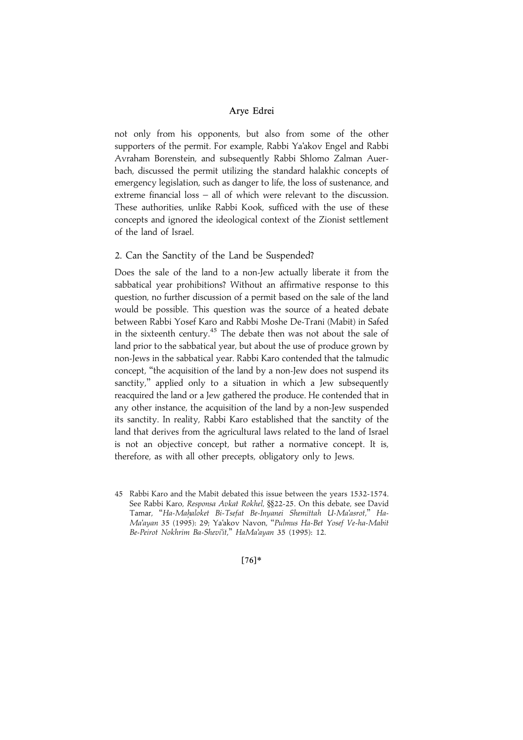not only from his opponents, but also from some of the other supporters of the permit. For example, Rabbi Ya'akov Engel and Rabbi Avraham Borenstein, and subsequently Rabbi Shlomo Zalman Auerbach, discussed the permit utilizing the standard halakhic concepts of emergency legislation, such as danger to life, the loss of sustenance, and extreme financial loss – all of which were relevant to the discussion. These authorities, unlike Rabbi Kook, sufficed with the use of these concepts and ignored the ideological context of the Zionist settlement of the land of Israel.

## 2. Can the Sanctity of the Land be Suspended?

Does the sale of the land to a non-Jew actually liberate it from the sabbatical year prohibitions? Without an affirmative response to this question, no further discussion of a permit based on the sale of the land would be possible. This question was the source of a heated debate between Rabbi Yosef Karo and Rabbi Moshe De-Trani (Mabit) in Safed in the sixteenth century.[45] The debate then was not about the sale of land prior to the sabbatical year, but about the use of produce grown by non-Jews in the sabbatical year. Rabbi Karo contended that the talmudic concept, "the acquisition of the land by a non-Jew does not suspend its sanctity," applied only to a situation in which a Jew subsequently reacquired the land or a Jew gathered the produce. He contended that in any other instance, the acquisition of the land by a non-Jew suspended its sanctity. In reality, Rabbi Karo established that the sanctity of the land that derives from the agricultural laws related to the land of Israel is not an objective concept, but rather a normative concept. It is, therefore, as with all other precepts, obligatory only to Jews.

45 Rabbi Karo and the Mabit debated this issue between the years 1532-1574. See Rabbi Karo, *Responsa Avkat Rokhel*, §§22-25. On this debate, see David Tamar, "*Ha-Maḥaloket Bi-Tsefat Be-Inyanei Shemittah U-Ma'asrot*," *Ha-Ma'ayan* 35 (1995): 29; Ya'akov Navon, "*Pulmus Ha-Bet Yosef Ve-ha-Mabit Be-Peirot Nokhrim Ba-Shevi'it*," *HaMa'ayan* 35 (1995): 12.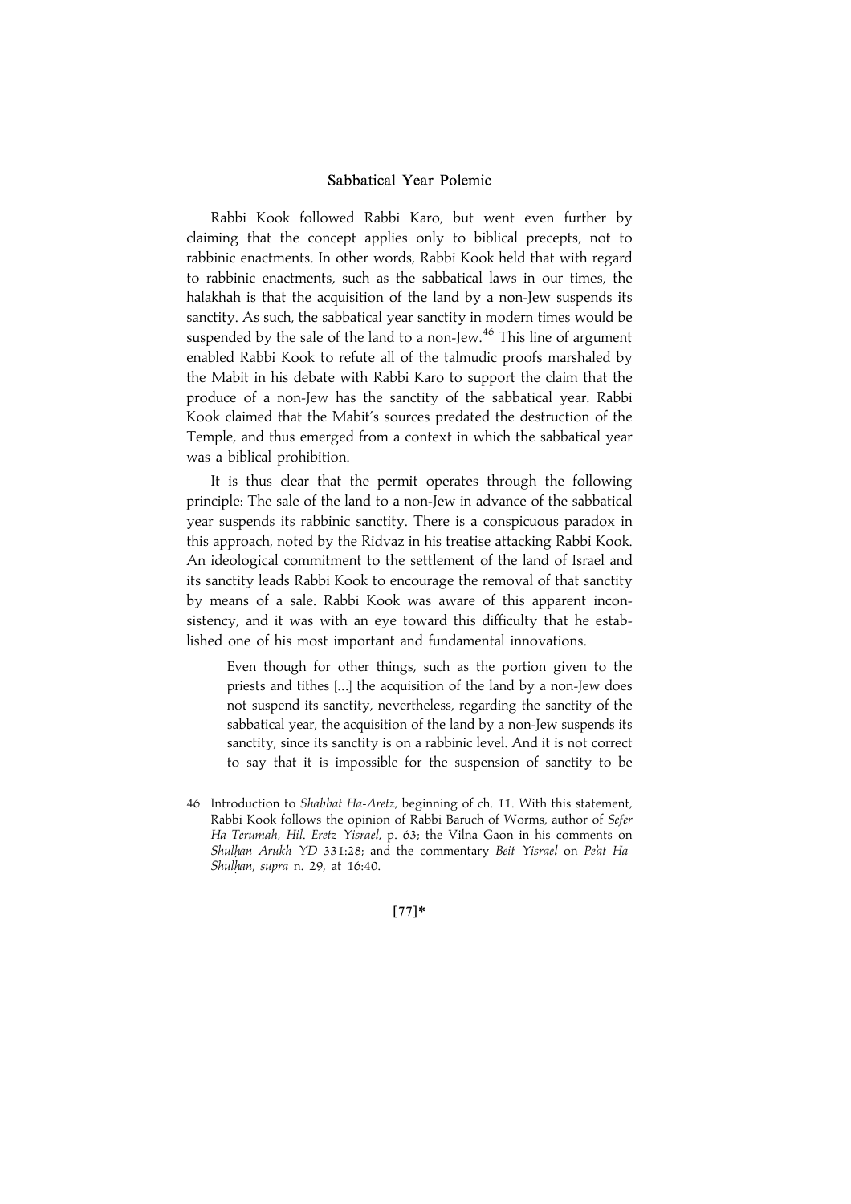Rabbi Kook followed Rabbi Karo, but went even further by claiming that the concept applies only to biblical precepts, not to rabbinic enactments. In other words, Rabbi Kook held that with regard to rabbinic enactments, such as the sabbatical laws in our times, the halakhah is that the acquisition of the land by a non-Jew suspends its sanctity. As such, the sabbatical year sanctity in modern times would be suspended by the sale of the land to a non-Jew.[46] This line of argument enabled Rabbi Kook to refute all of the talmudic proofs marshaled by the Mabit in his debate with Rabbi Karo to support the claim that the produce of a non-Jew has the sanctity of the sabbatical year. Rabbi Kook claimed that the Mabit's sources predated the destruction of the Temple, and thus emerged from a context in which the sabbatical year was a biblical prohibition.

It is thus clear that the permit operates through the following principle: The sale of the land to a non-Jew in advance of the sabbatical year suspends its rabbinic sanctity. There is a conspicuous paradox in this approach, noted by the Ridvaz in his treatise attacking Rabbi Kook. An ideological commitment to the settlement of the land of Israel and its sanctity leads Rabbi Kook to encourage the removal of that sanctity by means of a sale. Rabbi Kook was aware of this apparent inconsistency, and it was with an eye toward this difficulty that he established one of his most important and fundamental innovations.

> Even though for other things, such as the portion given to the priests and tithes [...] the acquisition of the land by a non-Jew does not suspend its sanctity, nevertheless, regarding the sanctity of the sabbatical year, the acquisition of the land by a non-Jew suspends its sanctity, since its sanctity is on a rabbinic level. And it is not correct to say that it is impossible for the suspension of sanctity to be

46 Introduction to *Shabbat Ha-Aretz*, beginning of ch. 11. With this statement, Rabbi Kook follows the opinion of Rabbi Baruch of Worms, author of *Sefer Ha-Terumah*, *Hil. Eretz Yisrael*, p. 63; the Vilna Gaon in his comments on *Shulḥan Arukh YD* 331:28; and the commentary *Beit Yisrael* on *Pe'at Ha-Shulḥan*, *supra* n. 29, at 16:40.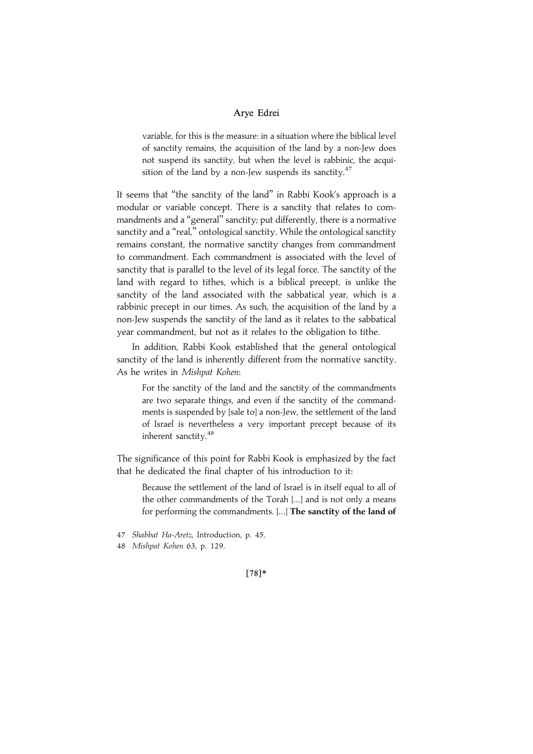> variable, for this is the measure: in a situation where the biblical level of sanctity remains, the acquisition of the land by a non-Jew does not suspend its sanctity, but when the level is rabbinic, the acquisition of the land by a non-Jew suspends its sanctity.[47]

It seems that "the sanctity of the land" in Rabbi Kook's approach is a modular or variable concept. There is a sanctity that relates to commandments and a "general" sanctity; put differently, there is a normative sanctity and a "real," ontological sanctity. While the ontological sanctity remains constant, the normative sanctity changes from commandment to commandment. Each commandment is associated with the level of sanctity that is parallel to the level of its legal force. The sanctity of the land with regard to tithes, which is a biblical precept, is unlike the sanctity of the land associated with the sabbatical year, which is a rabbinic precept in our times. As such, the acquisition of the land by a non-Jew suspends the sanctity of the land as it relates to the sabbatical year commandment, but not as it relates to the obligation to tithe.

In addition, Rabbi Kook established that the general ontological sanctity of the land is inherently different from the normative sanctity. As he writes in *Mishpat Kohen*:

> For the sanctity of the land and the sanctity of the commandments are two separate things, and even if the sanctity of the commandments is suspended by [sale to] a non-Jew, the settlement of the land of Israel is nevertheless a very important precept because of its inherent sanctity.[48]

The significance of this point for Rabbi Kook is emphasized by the fact that he dedicated the final chapter of his introduction to it:

> Because the settlement of the land of Israel is in itself equal to all of the other commandments of the Torah [...] and is not only a means for performing the commandments. [...] **The sanctity of the land of**

47 *Shabbat Ha-Aretz*, Introduction, p. 45.

48 *Mishpat Kohen* 63, p. 129.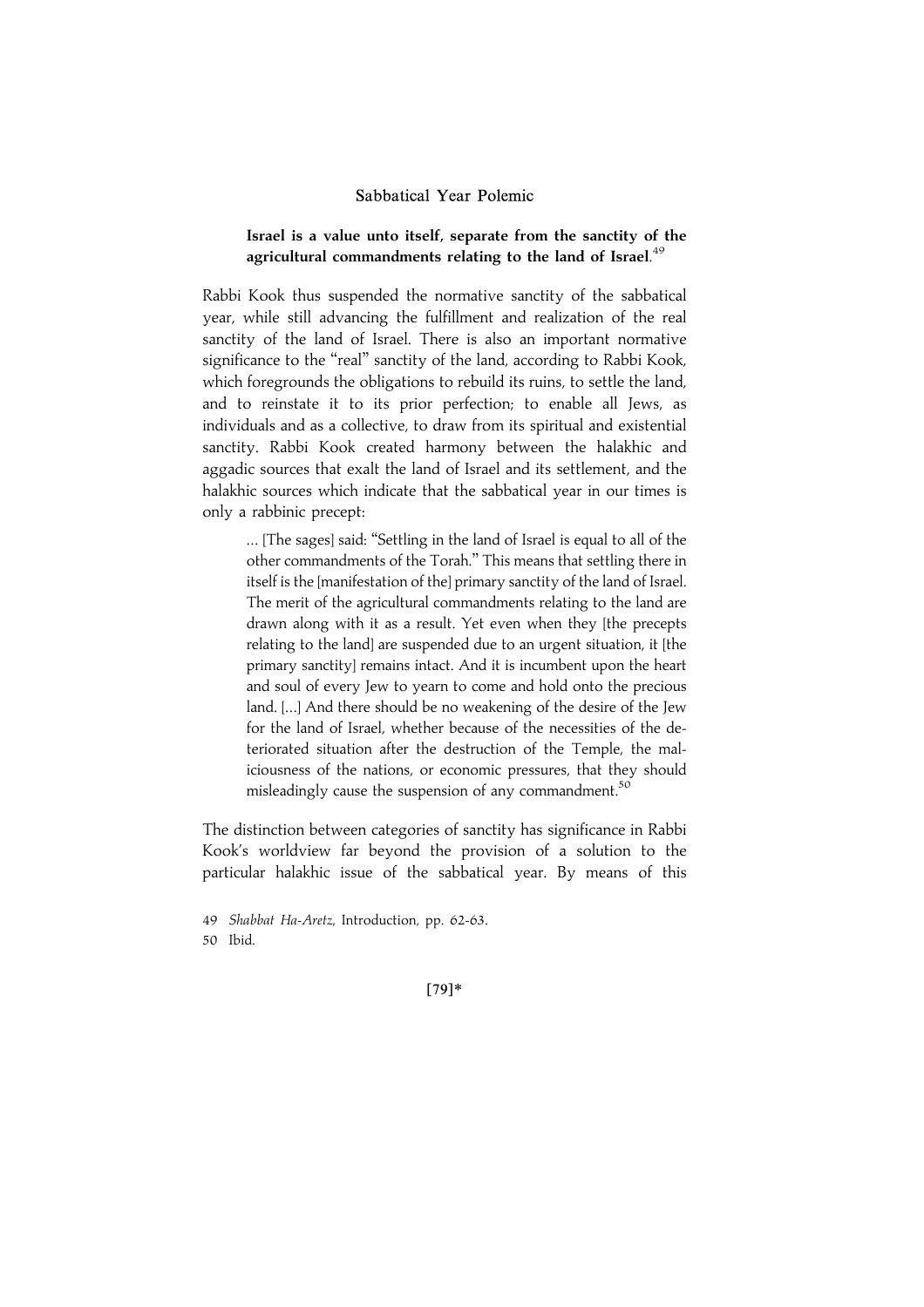**Israel is a value unto itself, separate from the sanctity of the agricultural commandments relating to the land of Israel**.[49]

Rabbi Kook thus suspended the normative sanctity of the sabbatical year, while still advancing the fulfillment and realization of the real sanctity of the land of Israel. There is also an important normative significance to the "real" sanctity of the land, according to Rabbi Kook, which foregrounds the obligations to rebuild its ruins, to settle the land, and to reinstate it to its prior perfection; to enable all Jews, as individuals and as a collective, to draw from its spiritual and existential sanctity. Rabbi Kook created harmony between the halakhic and aggadic sources that exalt the land of Israel and its settlement, and the halakhic sources which indicate that the sabbatical year in our times is only a rabbinic precept:

> ... [The sages] said: "Settling in the land of Israel is equal to all of the other commandments of the Torah." This means that settling there in itself is the [manifestation of the] primary sanctity of the land of Israel. The merit of the agricultural commandments relating to the land are drawn along with it as a result. Yet even when they [the precepts relating to the land] are suspended due to an urgent situation, it [the primary sanctity] remains intact. And it is incumbent upon the heart and soul of every Jew to yearn to come and hold onto the precious land. [...] And there should be no weakening of the desire of the Jew for the land of Israel, whether because of the necessities of the deteriorated situation after the destruction of the Temple, the maliciousness of the nations, or economic pressures, that they should misleadingly cause the suspension of any commandment.[50]

The distinction between categories of sanctity has significance in Rabbi Kook's worldview far beyond the provision of a solution to the particular halakhic issue of the sabbatical year. By means of this

49 *Shabbat Ha-Aretz*, Introduction, pp. 62-63.

50 Ibid.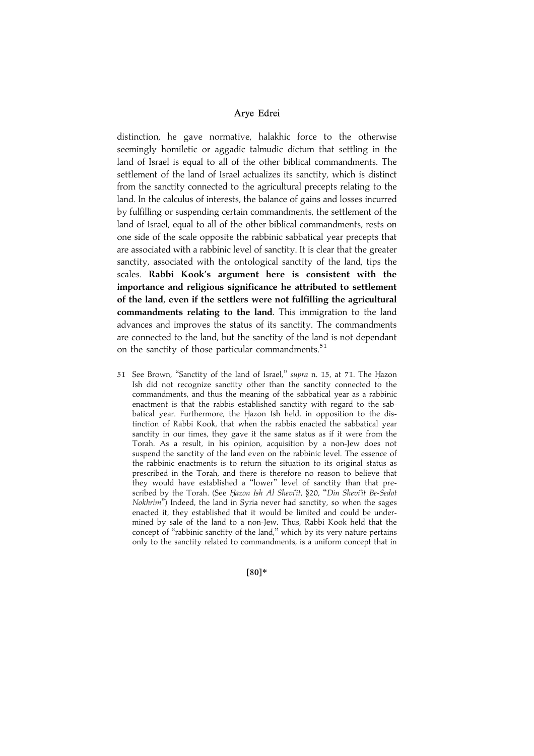distinction, he gave normative, halakhic force to the otherwise seemingly homiletic or aggadic talmudic dictum that settling in the land of Israel is equal to all of the other biblical commandments. The settlement of the land of Israel actualizes its sanctity, which is distinct from the sanctity connected to the agricultural precepts relating to the land. In the calculus of interests, the balance of gains and losses incurred by fulfilling or suspending certain commandments, the settlement of the land of Israel, equal to all of the other biblical commandments, rests on one side of the scale opposite the rabbinic sabbatical year precepts that are associated with a rabbinic level of sanctity. It is clear that the greater sanctity, associated with the ontological sanctity of the land, tips the scales. **Rabbi Kook's argument here is consistent with the importance and religious significance he attributed to settlement of the land, even if the settlers were not fulfilling the agricultural commandments relating to the land**. This immigration to the land advances and improves the status of its sanctity. The commandments are connected to the land, but the sanctity of the land is not dependant on the sanctity of those particular commandments.[51]

51 See Brown, "Sanctity of the land of Israel," *supra* n. 15, at 71. The Ḥazon Ish did not recognize sanctity other than the sanctity connected to the commandments, and thus the meaning of the sabbatical year as a rabbinic enactment is that the rabbis established sanctity with regard to the sabbatical year. Furthermore, the Ḥazon Ish held, in opposition to the distinction of Rabbi Kook, that when the rabbis enacted the sabbatical year sanctity in our times, they gave it the same status as if it were from the Torah. As a result, in his opinion, acquisition by a non-Jew does not suspend the sanctity of the land even on the rabbinic level. The essence of the rabbinic enactments is to return the situation to its original status as prescribed in the Torah, and there is therefore no reason to believe that they would have established a "lower" level of sanctity than that prescribed by the Torah. (See *Ḥazon Ish Al Shevi'it*, §20, "*Din Shevi'it Be-Sedot Nokhrim*") Indeed, the land in Syria never had sanctity, so when the sages enacted it, they established that it would be limited and could be undermined by sale of the land to a non-Jew. Thus, Rabbi Kook held that the concept of "rabbinic sanctity of the land," which by its very nature pertains only to the sanctity related to commandments, is a uniform concept that in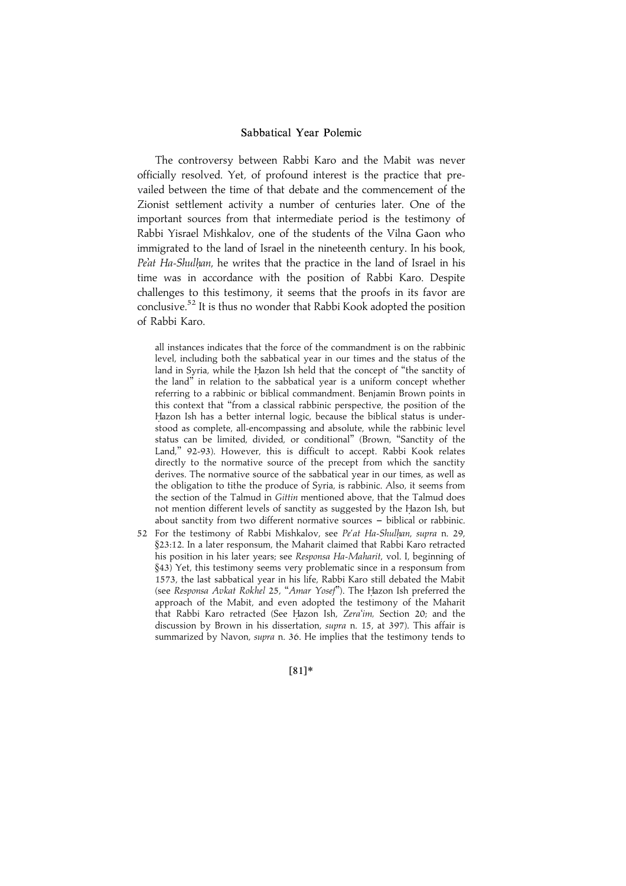The controversy between Rabbi Karo and the Mabit was never officially resolved. Yet, of profound interest is the practice that prevailed between the time of that debate and the commencement of the Zionist settlement activity a number of centuries later. One of the important sources from that intermediate period is the testimony of Rabbi Yisrael Mishkalov, one of the students of the Vilna Gaon who immigrated to the land of Israel in the nineteenth century. In his book, *Pe'at Ha-Shulḥan*, he writes that the practice in the land of Israel in his time was in accordance with the position of Rabbi Karo. Despite challenges to this testimony, it seems that the proofs in its favor are conclusive.[52] It is thus no wonder that Rabbi Kook adopted the position of Rabbi Karo.

all instances indicates that the force of the commandment is on the rabbinic level, including both the sabbatical year in our times and the status of the land in Syria, while the Ḥazon Ish held that the concept of "the sanctity of the land" in relation to the sabbatical year is a uniform concept whether referring to a rabbinic or biblical commandment. Benjamin Brown points in this context that "from a classical rabbinic perspective, the position of the Ḥazon Ish has a better internal logic, because the biblical status is understood as complete, all-encompassing and absolute, while the rabbinic level status can be limited, divided, or conditional" (Brown, "Sanctity of the Land," 92-93). However, this is difficult to accept. Rabbi Kook relates directly to the normative source of the precept from which the sanctity derives. The normative source of the sabbatical year in our times, as well as the obligation to tithe the produce of Syria, is rabbinic. Also, it seems from the section of the Talmud in *Gittin* mentioned above, that the Talmud does not mention different levels of sanctity as suggested by the Ḥazon Ish, but about sanctity from two different normative sources – biblical or rabbinic.

52 For the testimony of Rabbi Mishkalov, see *Pe'at Ha-Shulḥan*, *supra* n. 29, §23:12. In a later responsum, the Maharit claimed that Rabbi Karo retracted his position in his later years; see *Responsa Ha-Maharit*, vol. I, beginning of §43) Yet, this testimony seems very problematic since in a responsum from 1573, the last sabbatical year in his life, Rabbi Karo still debated the Mabit (see *Responsa Avkat Rokhel* 25, "*Amar Yosef*"). The Ḥazon Ish preferred the approach of the Mabit, and even adopted the testimony of the Maharit that Rabbi Karo retracted (See Ḥazon Ish, *Zera'im,* Section 20; and the discussion by Brown in his dissertation, *supra* n. 15, at 397). This affair is summarized by Navon, *supra* n. 36. He implies that the testimony tends to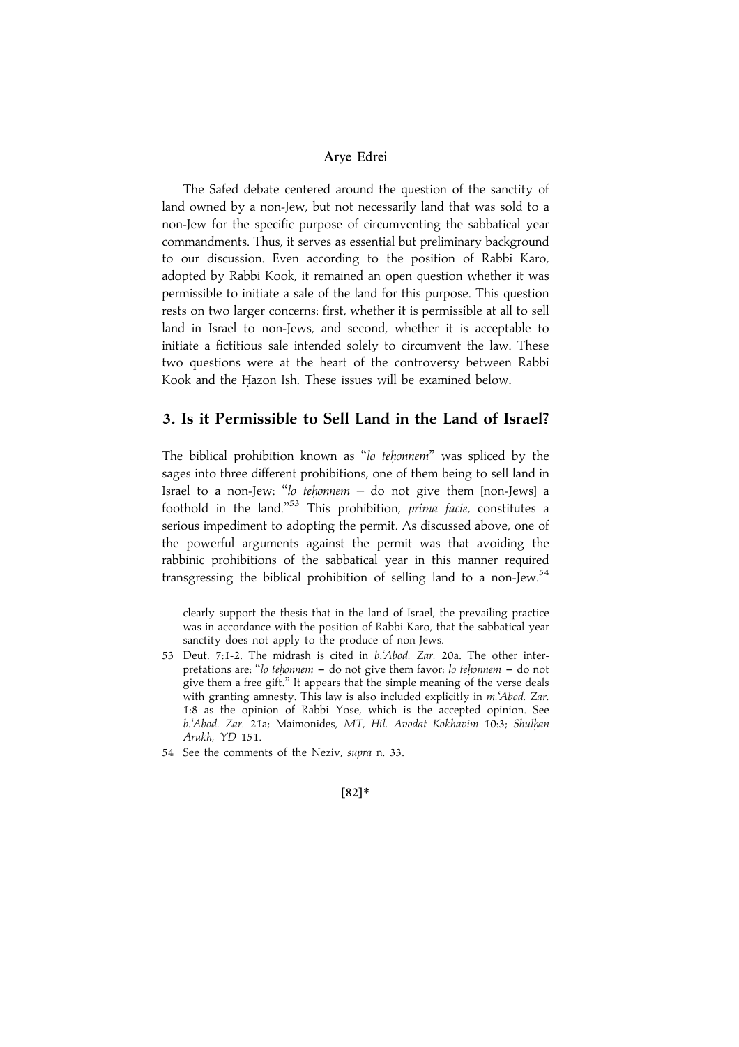The Safed debate centered around the question of the sanctity of land owned by a non-Jew, but not necessarily land that was sold to a non-Jew for the specific purpose of circumventing the sabbatical year commandments. Thus, it serves as essential but preliminary background to our discussion. Even according to the position of Rabbi Karo, adopted by Rabbi Kook, it remained an open question whether it was permissible to initiate a sale of the land for this purpose. This question rests on two larger concerns: first, whether it is permissible at all to sell land in Israel to non-Jews, and second, whether it is acceptable to initiate a fictitious sale intended solely to circumvent the law. These two questions were at the heart of the controversy between Rabbi Kook and the Ḥazon Ish. These issues will be examined below.

## 3. Is it Permissible to Sell Land in the Land of Israel?

The biblical prohibition known as "*lo teḥonnem*" was spliced by the sages into three different prohibitions, one of them being to sell land in Israel to a non-Jew: "*lo teḥonnem* – do not give them [non-Jews] a foothold in the land."[53] This prohibition, *prima facie*, constitutes a serious impediment to adopting the permit. As discussed above, one of the powerful arguments against the permit was that avoiding the rabbinic prohibitions of the sabbatical year in this manner required transgressing the biblical prohibition of selling land to a non-Jew.[54]

clearly support the thesis that in the land of Israel, the prevailing practice was in accordance with the position of Rabbi Karo, that the sabbatical year sanctity does not apply to the produce of non-Jews.

53 Deut. 7:1-2. The midrash is cited in *b.'Abod. Zar.* 20a. The other interpretations are: "*lo teḥonnem* – do not give them favor; *lo teḥonnem* – do not give them a free gift." It appears that the simple meaning of the verse deals with granting amnesty. This law is also included explicitly in *m.'Abod. Zar.* 1:8 as the opinion of Rabbi Yose, which is the accepted opinion. See *b.'Abod. Zar.* 21a; Maimonides, *MT, Hil. Avodat Kokhavim* 10:3; *Shulḥan Arukh, YD* 151.

54 See the comments of the Neziv, *supra* n. 33.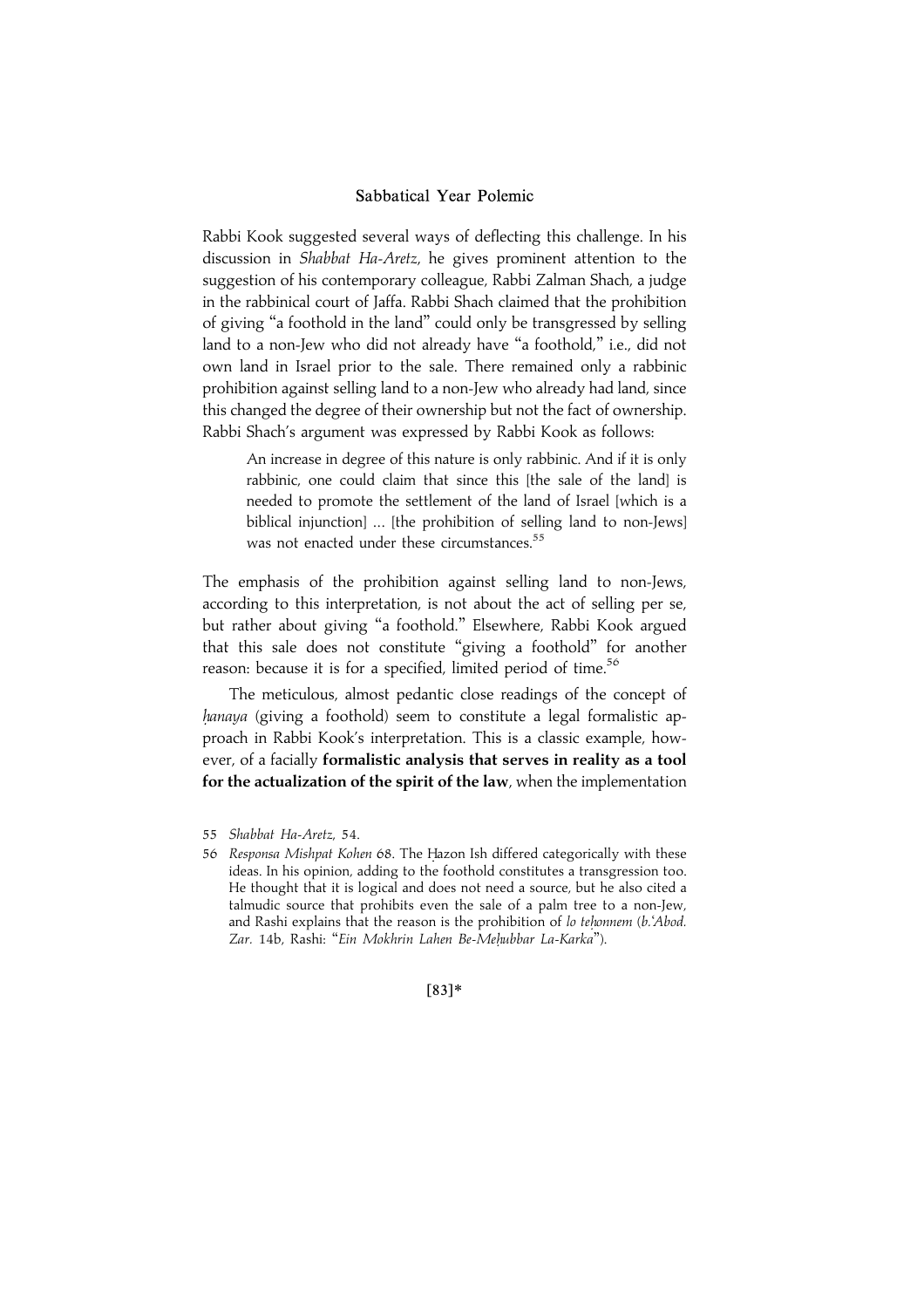Rabbi Kook suggested several ways of deflecting this challenge. In his discussion in *Shabbat Ha-Aretz*, he gives prominent attention to the suggestion of his contemporary colleague, Rabbi Zalman Shach, a judge in the rabbinical court of Jaffa. Rabbi Shach claimed that the prohibition of giving "a foothold in the land" could only be transgressed by selling land to a non-Jew who did not already have "a foothold," i.e., did not own land in Israel prior to the sale. There remained only a rabbinic prohibition against selling land to a non-Jew who already had land, since this changed the degree of their ownership but not the fact of ownership. Rabbi Shach's argument was expressed by Rabbi Kook as follows:

> An increase in degree of this nature is only rabbinic. And if it is only rabbinic, one could claim that since this [the sale of the land] is needed to promote the settlement of the land of Israel [which is a biblical injunction] … [the prohibition of selling land to non-Jews] was not enacted under these circumstances.[55]

The emphasis of the prohibition against selling land to non-Jews, according to this interpretation, is not about the act of selling per se, but rather about giving "a foothold." Elsewhere, Rabbi Kook argued that this sale does not constitute "giving a foothold" for another reason: because it is for a specified, limited period of time.[56]

The meticulous, almost pedantic close readings of the concept of *ḥanaya* (giving a foothold) seem to constitute a legal formalistic approach in Rabbi Kook's interpretation. This is a classic example, however, of a facially **formalistic analysis that serves in reality as a tool for the actualization of the spirit of the law**, when the implementation

55 *Shabbat Ha-Aretz*, 54.

56 *Responsa Mishpat Kohen* 68. The Ḥazon Ish differed categorically with these ideas. In his opinion, adding to the foothold constitutes a transgression too. He thought that it is logical and does not need a source, but he also cited a talmudic source that prohibits even the sale of a palm tree to a non-Jew, and Rashi explains that the reason is the prohibition of *lo teḥonnem* (*b.'Abod. Zar.* 14b, Rashi: "*Ein Mokhrin Lahen Be-Meḥubbar La-Karka*").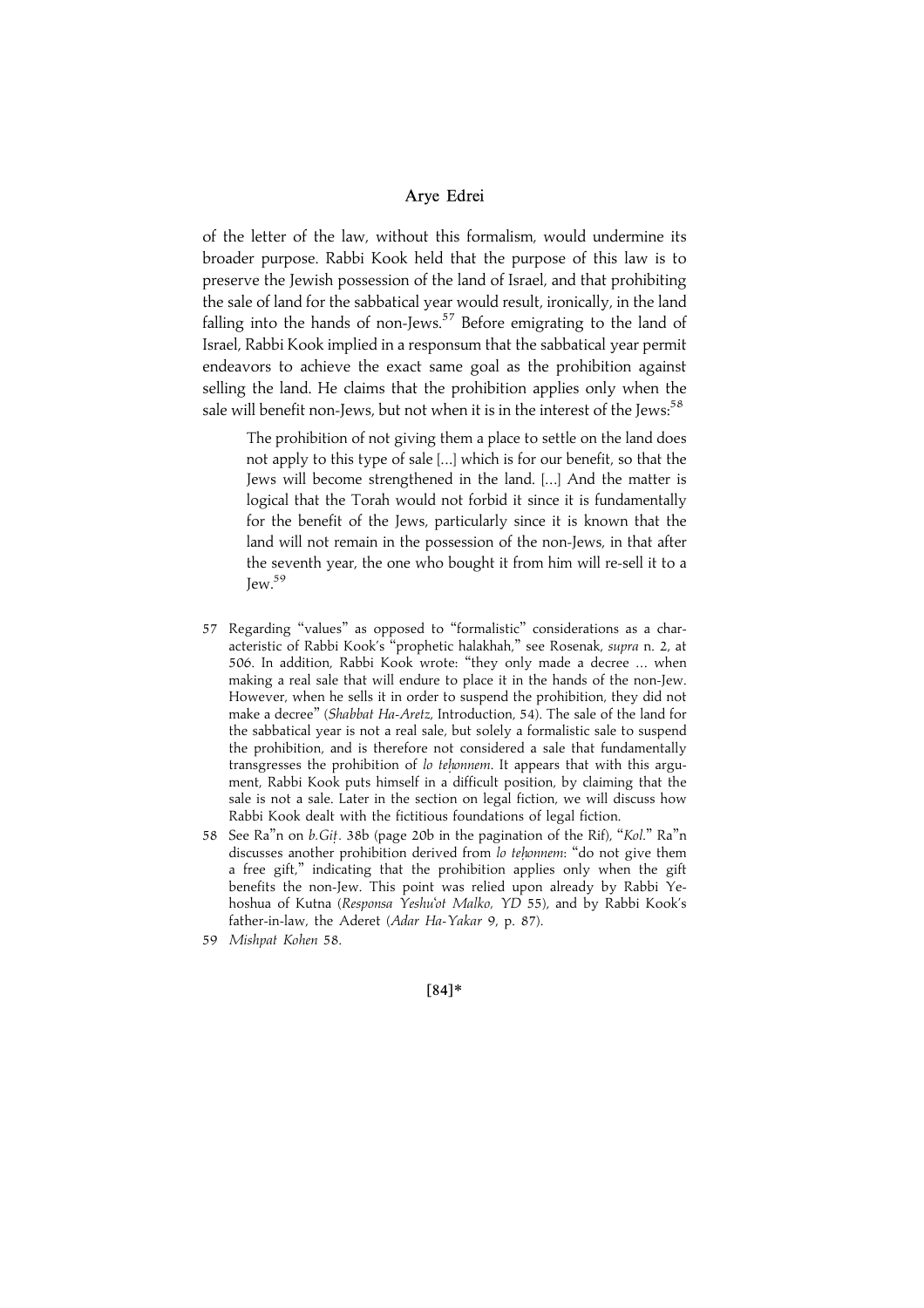of the letter of the law, without this formalism, would undermine its broader purpose. Rabbi Kook held that the purpose of this law is to preserve the Jewish possession of the land of Israel, and that prohibiting the sale of land for the sabbatical year would result, ironically, in the land falling into the hands of non-Jews.[57] Before emigrating to the land of Israel, Rabbi Kook implied in a responsum that the sabbatical year permit endeavors to achieve the exact same goal as the prohibition against selling the land. He claims that the prohibition applies only when the sale will benefit non-Jews, but not when it is in the interest of the Jews:[58]

> The prohibition of not giving them a place to settle on the land does not apply to this type of sale [...] which is for our benefit, so that the Jews will become strengthened in the land. [...] And the matter is logical that the Torah would not forbid it since it is fundamentally for the benefit of the Jews, particularly since it is known that the land will not remain in the possession of the non-Jews, in that after the seventh year, the one who bought it from him will re-sell it to a Jew.[59]

57 Regarding "values" as opposed to "formalistic" considerations as a characteristic of Rabbi Kook's "prophetic halakhah," see Rosenak, *supra* n. 2, at 506. In addition, Rabbi Kook wrote: "they only made a decree ... when making a real sale that will endure to place it in the hands of the non-Jew. However, when he sells it in order to suspend the prohibition, they did not make a decree" (*Shabbat Ha-Aretz*, Introduction, 54). The sale of the land for the sabbatical year is not a real sale, but solely a formalistic sale to suspend the prohibition, and is therefore not considered a sale that fundamentally transgresses the prohibition of *lo teḥonnem*. It appears that with this argument, Rabbi Kook puts himself in a difficult position, by claiming that the sale is not a sale. Later in the section on legal fiction, we will discuss how Rabbi Kook dealt with the fictitious foundations of legal fiction.

58 See Ra"n on *b.Giṭ.* 38b (page 20b in the pagination of the Rif), "*Kol.*" Ra"n discusses another prohibition derived from *lo teḥonnem*: "do not give them a free gift," indicating that the prohibition applies only when the gift benefits the non-Jew. This point was relied upon already by Rabbi Yehoshua of Kutna (*Responsa Yeshu'ot Malko, YD* 55), and by Rabbi Kook's father-in-law, the Aderet (*Adar Ha-Yakar* 9, p. 87).

59 *Mishpat Kohen* 58.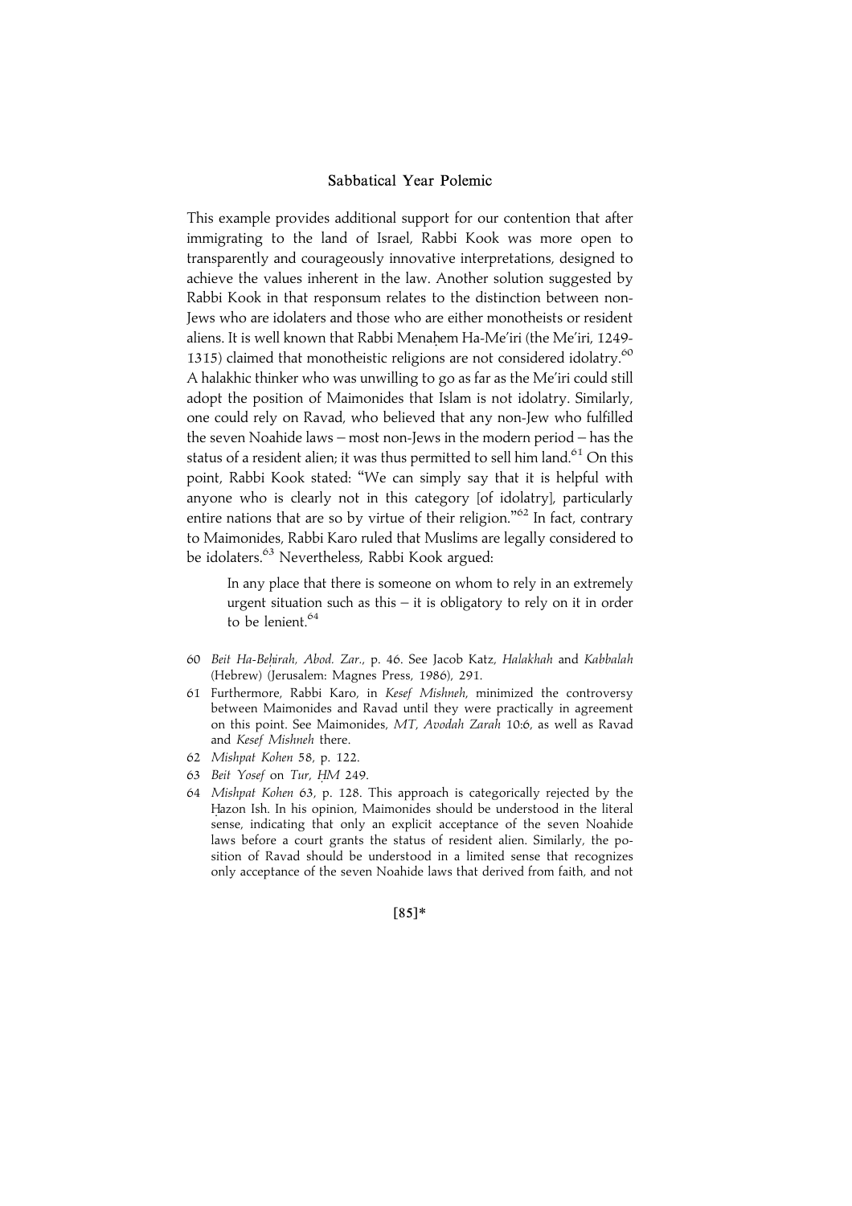This example provides additional support for our contention that after immigrating to the land of Israel, Rabbi Kook was more open to transparently and courageously innovative interpretations, designed to achieve the values inherent in the law. Another solution suggested by Rabbi Kook in that responsum relates to the distinction between non-Jews who are idolaters and those who are either monotheists or resident aliens. It is well known that Rabbi Menaḥem Ha-Me'iri (the Me'iri, 1249-1315) claimed that monotheistic religions are not considered idolatry.[60] A halakhic thinker who was unwilling to go as far as the Me'iri could still adopt the position of Maimonides that Islam is not idolatry. Similarly, one could rely on Ravad, who believed that any non-Jew who fulfilled the seven Noahide laws – most non-Jews in the modern period – has the status of a resident alien; it was thus permitted to sell him land.[61] On this point, Rabbi Kook stated: "We can simply say that it is helpful with anyone who is clearly not in this category [of idolatry], particularly entire nations that are so by virtue of their religion."[62] In fact, contrary to Maimonides, Rabbi Karo ruled that Muslims are legally considered to be idolaters.[63] Nevertheless, Rabbi Kook argued:

> In any place that there is someone on whom to rely in an extremely urgent situation such as this – it is obligatory to rely on it in order to be lenient.[64]

60 *Beit Ha-Beḥirah, Abod. Zar.*, p. 46. See Jacob Katz, *Halakhah* and *Kabbalah* (Hebrew) (Jerusalem: Magnes Press, 1986), 291.

61 Furthermore, Rabbi Karo, in *Kesef Mishneh*, minimized the controversy between Maimonides and Ravad until they were practically in agreement on this point. See Maimonides, *MT*, *Avodah Zarah* 10:6, as well as Ravad and *Kesef Mishneh* there.

62 *Mishpat Kohen* 58, p. 122.

63 *Beit Yosef* on *Tur*, *ḤM* 249.

64 *Mishpat Kohen* 63, p. 128. This approach is categorically rejected by the Ḥazon Ish. In his opinion, Maimonides should be understood in the literal sense, indicating that only an explicit acceptance of the seven Noahide laws before a court grants the status of resident alien. Similarly, the position of Ravad should be understood in a limited sense that recognizes only acceptance of the seven Noahide laws that derived from faith, and not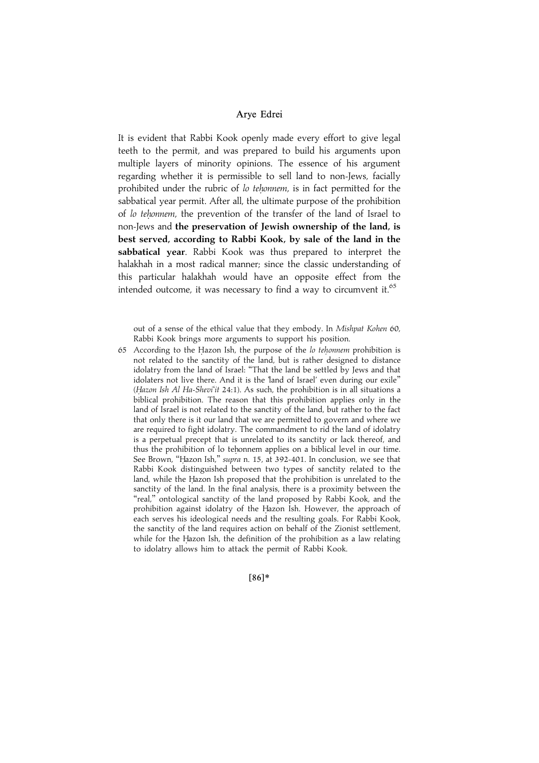It is evident that Rabbi Kook openly made every effort to give legal teeth to the permit, and was prepared to build his arguments upon multiple layers of minority opinions. The essence of his argument regarding whether it is permissible to sell land to non-Jews, facially prohibited under the rubric of *lo teḥonnem*, is in fact permitted for the sabbatical year permit. After all, the ultimate purpose of the prohibition of *lo teḥonnem*, the prevention of the transfer of the land of Israel to non-Jews and **the preservation of Jewish ownership of the land, is best served, according to Rabbi Kook, by sale of the land in the sabbatical year**. Rabbi Kook was thus prepared to interpret the halakhah in a most radical manner; since the classic understanding of this particular halakhah would have an opposite effect from the intended outcome, it was necessary to find a way to circumvent it.[65]

out of a sense of the ethical value that they embody. In *Mishpat Kohen* 60, Rabbi Kook brings more arguments to support his position.

65 According to the Ḥazon Ish, the purpose of the *lo teḥonnem* prohibition is not related to the sanctity of the land, but is rather designed to distance idolatry from the land of Israel: "That the land be settled by Jews and that idolaters not live there. And it is the 'land of Israel' even during our exile" (*Ḥazon Ish Al Ha-Shevi'it* 24:1). As such, the prohibition is in all situations a biblical prohibition. The reason that this prohibition applies only in the land of Israel is not related to the sanctity of the land, but rather to the fact that only there is it our land that we are permitted to govern and where we are required to fight idolatry. The commandment to rid the land of idolatry is a perpetual precept that is unrelated to its sanctity or lack thereof, and thus the prohibition of lo teḥonnem applies on a biblical level in our time. See Brown, "Ḥazon Ish," *supra* n. 15, at 392-401. In conclusion, we see that Rabbi Kook distinguished between two types of sanctity related to the land, while the Ḥazon Ish proposed that the prohibition is unrelated to the sanctity of the land. In the final analysis, there is a proximity between the "real," ontological sanctity of the land proposed by Rabbi Kook, and the prohibition against idolatry of the Ḥazon Ish. However, the approach of each serves his ideological needs and the resulting goals. For Rabbi Kook, the sanctity of the land requires action on behalf of the Zionist settlement, while for the Ḥazon Ish, the definition of the prohibition as a law relating to idolatry allows him to attack the permit of Rabbi Kook.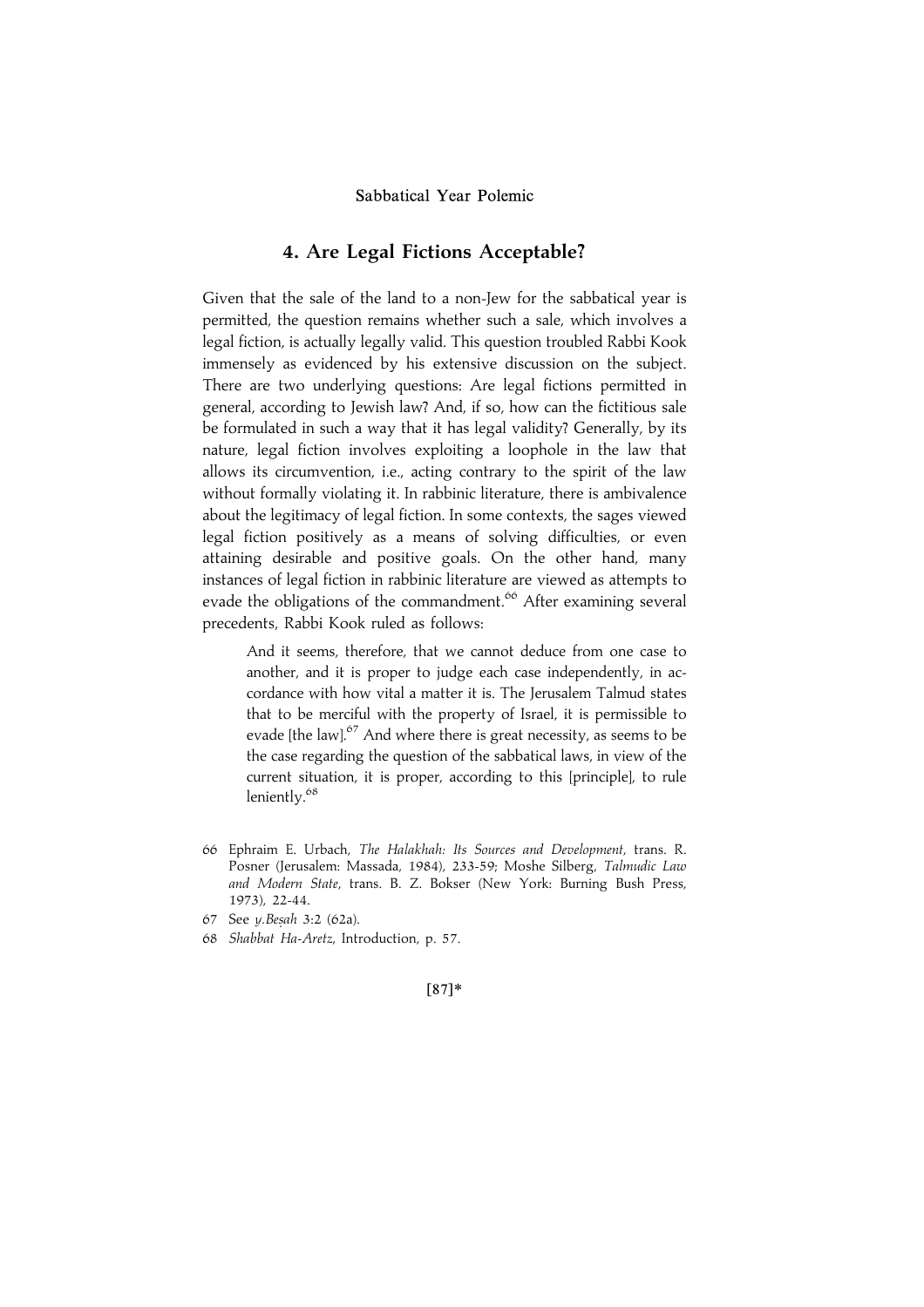## 4. Are Legal Fictions Acceptable?

Given that the sale of the land to a non-Jew for the sabbatical year is permitted, the question remains whether such a sale, which involves a legal fiction, is actually legally valid. This question troubled Rabbi Kook immensely as evidenced by his extensive discussion on the subject. There are two underlying questions: Are legal fictions permitted in general, according to Jewish law? And, if so, how can the fictitious sale be formulated in such a way that it has legal validity? Generally, by its nature, legal fiction involves exploiting a loophole in the law that allows its circumvention, i.e., acting contrary to the spirit of the law without formally violating it. In rabbinic literature, there is ambivalence about the legitimacy of legal fiction. In some contexts, the sages viewed legal fiction positively as a means of solving difficulties, or even attaining desirable and positive goals. On the other hand, many instances of legal fiction in rabbinic literature are viewed as attempts to evade the obligations of the commandment.[66] After examining several precedents, Rabbi Kook ruled as follows:

> And it seems, therefore, that we cannot deduce from one case to another, and it is proper to judge each case independently, in accordance with how vital a matter it is. The Jerusalem Talmud states that to be merciful with the property of Israel, it is permissible to evade [the law].[67] And where there is great necessity, as seems to be the case regarding the question of the sabbatical laws, in view of the current situation, it is proper, according to this [principle], to rule leniently.[68]

66 Ephraim E. Urbach, *The Halakhah: Its Sources and Development*, trans. R. Posner (Jerusalem: Massada, 1984), 233-59; Moshe Silberg, *Talmudic Law and Modern State*, trans. B. Z. Bokser (New York: Burning Bush Press, 1973), 22-44.

67 See *y.Beṣah* 3:2 (62a).

68 *Shabbat Ha-Aretz*, Introduction, p. 57.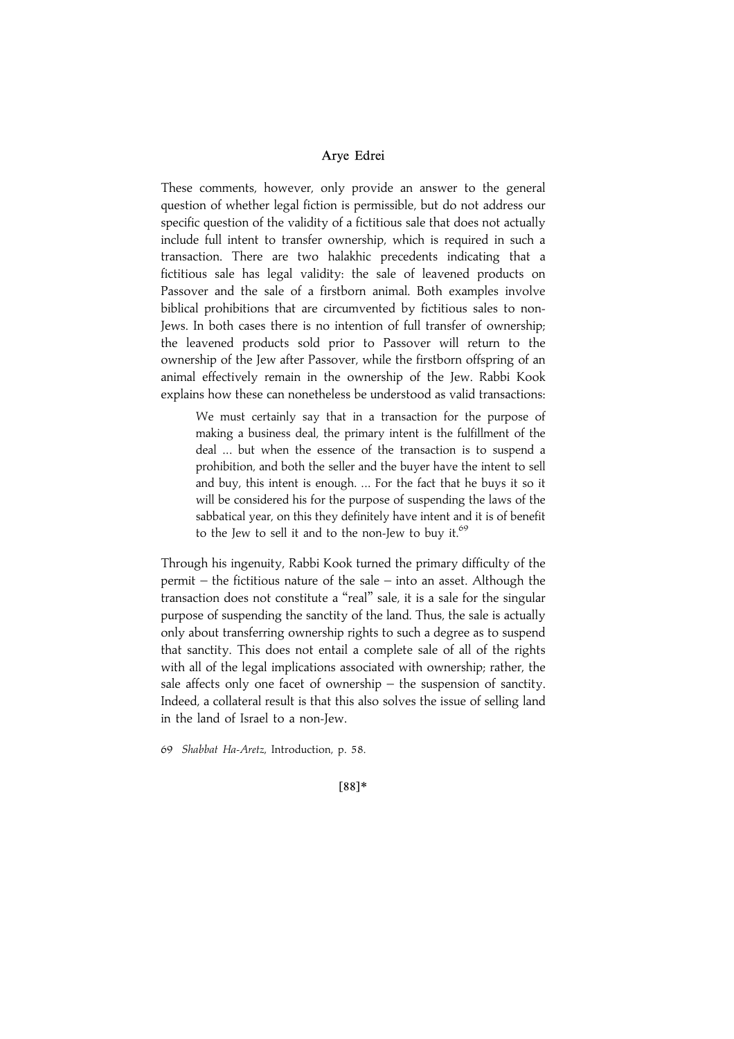These comments, however, only provide an answer to the general question of whether legal fiction is permissible, but do not address our specific question of the validity of a fictitious sale that does not actually include full intent to transfer ownership, which is required in such a transaction. There are two halakhic precedents indicating that a fictitious sale has legal validity: the sale of leavened products on Passover and the sale of a firstborn animal. Both examples involve biblical prohibitions that are circumvented by fictitious sales to non-Jews. In both cases there is no intention of full transfer of ownership; the leavened products sold prior to Passover will return to the ownership of the Jew after Passover, while the firstborn offspring of an animal effectively remain in the ownership of the Jew. Rabbi Kook explains how these can nonetheless be understood as valid transactions:

> We must certainly say that in a transaction for the purpose of making a business deal, the primary intent is the fulfillment of the deal ... but when the essence of the transaction is to suspend a prohibition, and both the seller and the buyer have the intent to sell and buy, this intent is enough. ... For the fact that he buys it so it will be considered his for the purpose of suspending the laws of the sabbatical year, on this they definitely have intent and it is of benefit to the Jew to sell it and to the non-Jew to buy it.[69]

Through his ingenuity, Rabbi Kook turned the primary difficulty of the permit – the fictitious nature of the sale – into an asset. Although the transaction does not constitute a "real" sale, it is a sale for the singular purpose of suspending the sanctity of the land. Thus, the sale is actually only about transferring ownership rights to such a degree as to suspend that sanctity. This does not entail a complete sale of all of the rights with all of the legal implications associated with ownership; rather, the sale affects only one facet of ownership – the suspension of sanctity. Indeed, a collateral result is that this also solves the issue of selling land in the land of Israel to a non-Jew.

69 *Shabbat Ha-Aretz*, Introduction, p. 58.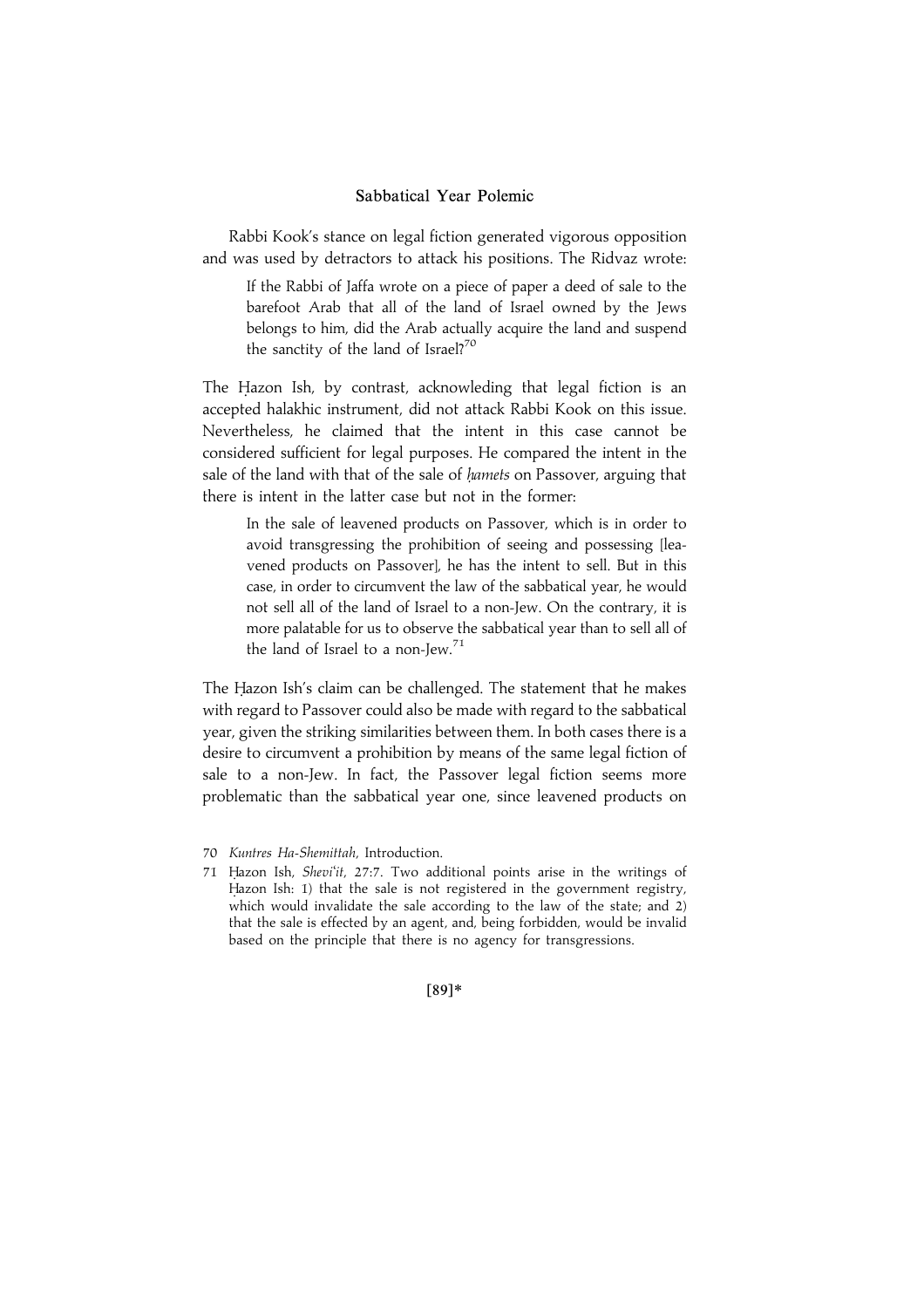Rabbi Kook's stance on legal fiction generated vigorous opposition and was used by detractors to attack his positions. The Ridvaz wrote:

> If the Rabbi of Jaffa wrote on a piece of paper a deed of sale to the barefoot Arab that all of the land of Israel owned by the Jews belongs to him, did the Arab actually acquire the land and suspend the sanctity of the land of Israel?[70]

The Ḥazon Ish, by contrast, acknowleding that legal fiction is an accepted halakhic instrument, did not attack Rabbi Kook on this issue. Nevertheless, he claimed that the intent in this case cannot be considered sufficient for legal purposes. He compared the intent in the sale of the land with that of the sale of *ḥamets* on Passover, arguing that there is intent in the latter case but not in the former:

> In the sale of leavened products on Passover, which is in order to avoid transgressing the prohibition of seeing and possessing [leavened products on Passover], he has the intent to sell. But in this case, in order to circumvent the law of the sabbatical year, he would not sell all of the land of Israel to a non-Jew. On the contrary, it is more palatable for us to observe the sabbatical year than to sell all of the land of Israel to a non-Jew.[71]

The Ḥazon Ish's claim can be challenged. The statement that he makes with regard to Passover could also be made with regard to the sabbatical year, given the striking similarities between them. In both cases there is a desire to circumvent a prohibition by means of the same legal fiction of sale to a non-Jew. In fact, the Passover legal fiction seems more problematic than the sabbatical year one, since leavened products on

70 *Kuntres Ha-Shemittah*, Introduction.

71 Ḥazon Ish, *Shevi'it*, 27:7. Two additional points arise in the writings of Ḥazon Ish: 1) that the sale is not registered in the government registry, which would invalidate the sale according to the law of the state; and 2) that the sale is effected by an agent, and, being forbidden, would be invalid based on the principle that there is no agency for transgressions.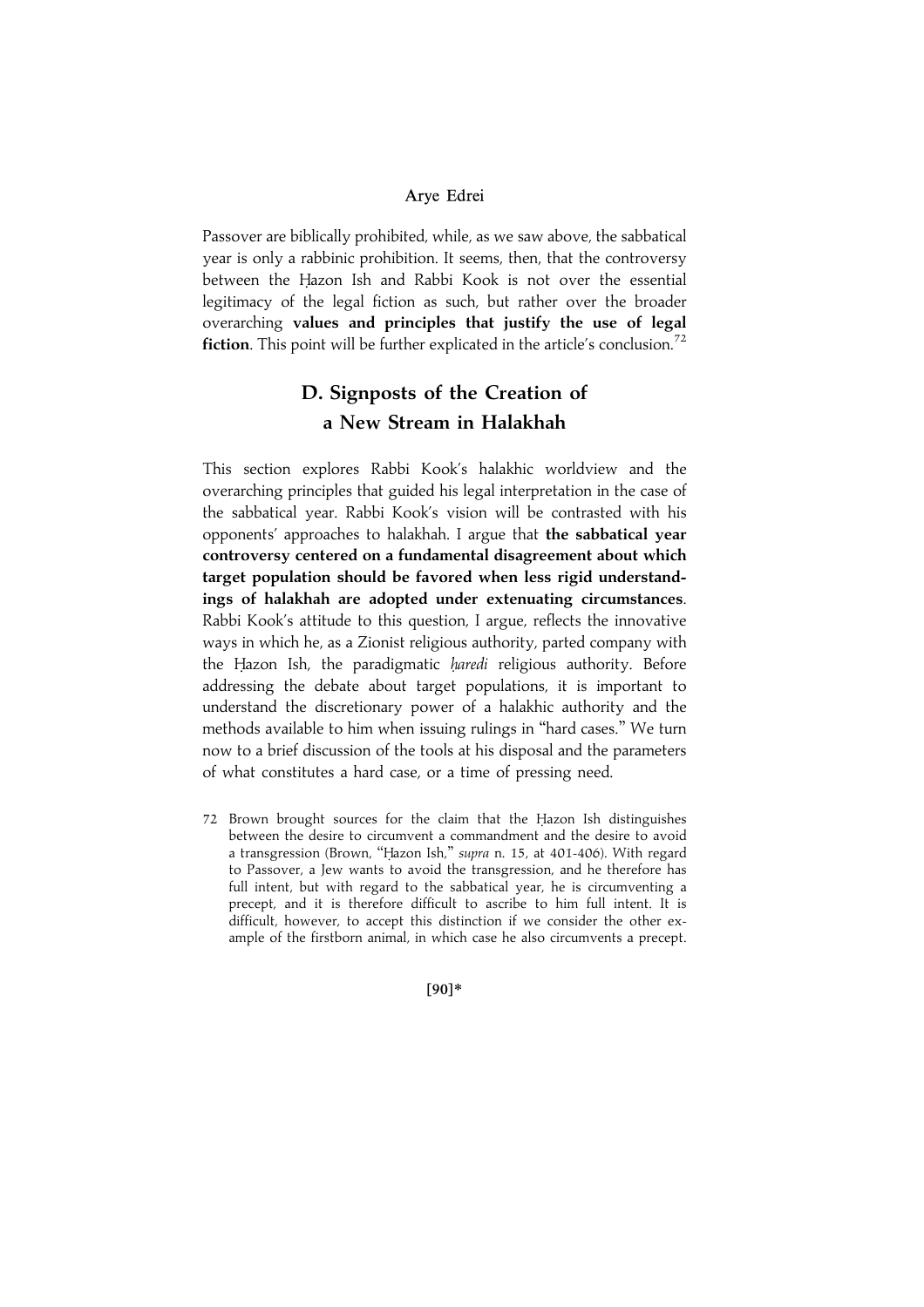Passover are biblically prohibited, while, as we saw above, the sabbatical year is only a rabbinic prohibition. It seems, then, that the controversy between the Ḥazon Ish and Rabbi Kook is not over the essential legitimacy of the legal fiction as such, but rather over the broader overarching **values and principles that justify the use of legal fiction**. This point will be further explicated in the article's conclusion.[72]

## D. Signposts of the Creation of a New Stream in Halakhah

This section explores Rabbi Kook's halakhic worldview and the overarching principles that guided his legal interpretation in the case of the sabbatical year. Rabbi Kook's vision will be contrasted with his opponents' approaches to halakhah. I argue that **the sabbatical year controversy centered on a fundamental disagreement about which target population should be favored when less rigid understandings of halakhah are adopted under extenuating circumstances**. Rabbi Kook's attitude to this question, I argue, reflects the innovative ways in which he, as a Zionist religious authority, parted company with the Ḥazon Ish, the paradigmatic *ḥaredi* religious authority. Before addressing the debate about target populations, it is important to understand the discretionary power of a halakhic authority and the methods available to him when issuing rulings in "hard cases." We turn now to a brief discussion of the tools at his disposal and the parameters of what constitutes a hard case, or a time of pressing need.

72 Brown brought sources for the claim that the Ḥazon Ish distinguishes between the desire to circumvent a commandment and the desire to avoid a transgression (Brown, "Ḥazon Ish," *supra* n. 15, at 401-406). With regard to Passover, a Jew wants to avoid the transgression, and he therefore has full intent, but with regard to the sabbatical year, he is circumventing a precept, and it is therefore difficult to ascribe to him full intent. It is difficult, however, to accept this distinction if we consider the other example of the firstborn animal, in which case he also circumvents a precept.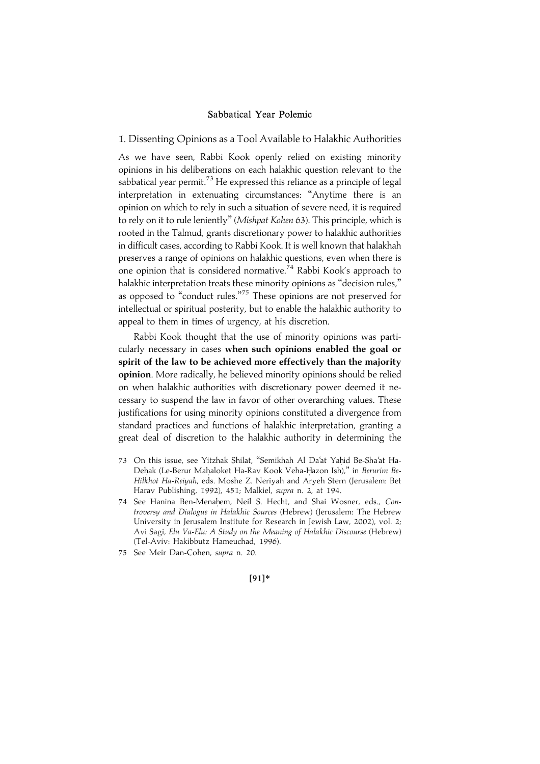## 1. Dissenting Opinions as a Tool Available to Halakhic Authorities

As we have seen, Rabbi Kook openly relied on existing minority opinions in his deliberations on each halakhic question relevant to the sabbatical year permit.[73] He expressed this reliance as a principle of legal interpretation in extenuating circumstances: "Anytime there is an opinion on which to rely in such a situation of severe need, it is required to rely on it to rule leniently" (*Mishpat Kohen* 63). This principle, which is rooted in the Talmud, grants discretionary power to halakhic authorities in difficult cases, according to Rabbi Kook. It is well known that halakhah preserves a range of opinions on halakhic questions, even when there is one opinion that is considered normative.[74] Rabbi Kook's approach to halakhic interpretation treats these minority opinions as "decision rules," as opposed to "conduct rules."[75] These opinions are not preserved for intellectual or spiritual posterity, but to enable the halakhic authority to appeal to them in times of urgency, at his discretion.

Rabbi Kook thought that the use of minority opinions was particularly necessary in cases **when such opinions enabled the goal or spirit of the law to be achieved more effectively than the majority opinion**. More radically, he believed minority opinions should be relied on when halakhic authorities with discretionary power deemed it necessary to suspend the law in favor of other overarching values. These justifications for using minority opinions constituted a divergence from standard practices and functions of halakhic interpretation, granting a great deal of discretion to the halakhic authority in determining the

73 On this issue, see Yitzhak Shilat, "Semikhah Al Da'at Yaḥid Be-Sha'at Ha-Deḥak (Le-Berur Maḥaloket Ha-Rav Kook Veha-Ḥazon Ish)," in *Berurim Be-Hilkhot Ha-Reiyah*, eds. Moshe Z. Neriyah and Aryeh Stern (Jerusalem: Bet Harav Publishing, 1992), 451; Malkiel, *supra* n. 2, at 194.

74 See Hanina Ben-Menaḥem, Neil S. Hecht, and Shai Wosner, eds., *Controversy and Dialogue in Halakhic Sources* (Hebrew) (Jerusalem: The Hebrew University in Jerusalem Institute for Research in Jewish Law, 2002), vol. 2; Avi Sagi, *Elu Va-Elu: A Study on the Meaning of Halakhic Discourse* (Hebrew) (Tel-Aviv: Hakibbutz Hameuchad, 1996).

75 See Meir Dan-Cohen, *supra* n. 20.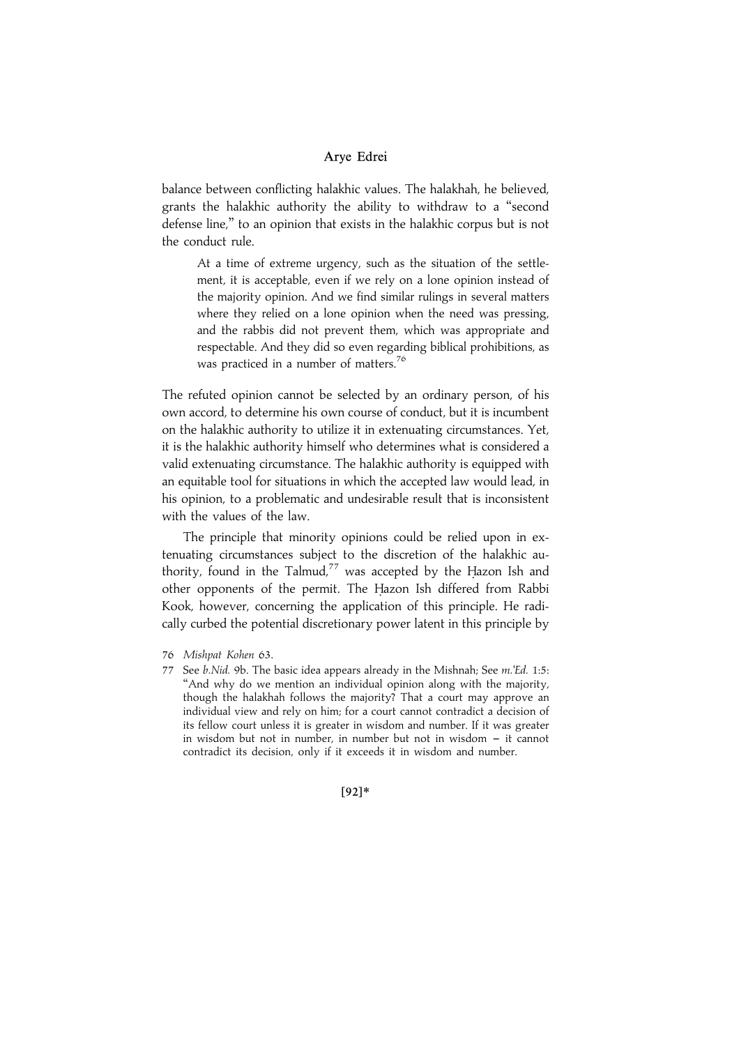balance between conflicting halakhic values. The halakhah, he believed, grants the halakhic authority the ability to withdraw to a "second defense line," to an opinion that exists in the halakhic corpus but is not the conduct rule.

> At a time of extreme urgency, such as the situation of the settlement, it is acceptable, even if we rely on a lone opinion instead of the majority opinion. And we find similar rulings in several matters where they relied on a lone opinion when the need was pressing, and the rabbis did not prevent them, which was appropriate and respectable. And they did so even regarding biblical prohibitions, as was practiced in a number of matters.[76]

The refuted opinion cannot be selected by an ordinary person, of his own accord, to determine his own course of conduct, but it is incumbent on the halakhic authority to utilize it in extenuating circumstances. Yet, it is the halakhic authority himself who determines what is considered a valid extenuating circumstance. The halakhic authority is equipped with an equitable tool for situations in which the accepted law would lead, in his opinion, to a problematic and undesirable result that is inconsistent with the values of the law.

The principle that minority opinions could be relied upon in extenuating circumstances subject to the discretion of the halakhic authority, found in the Talmud,[77] was accepted by the Ḥazon Ish and other opponents of the permit. The Ḥazon Ish differed from Rabbi Kook, however, concerning the application of this principle. He radically curbed the potential discretionary power latent in this principle by

---

76 *Mishpat Kohen* 63.

77 See *b.Nid.* 9b. The basic idea appears already in the Mishnah; See *m.'Ed.* 1:5: "And why do we mention an individual opinion along with the majority, though the halakhah follows the majority? That a court may approve an individual view and rely on him; for a court cannot contradict a decision of its fellow court unless it is greater in wisdom and number. If it was greater in wisdom but not in number, in number but not in wisdom – it cannot contradict its decision, only if it exceeds it in wisdom and number.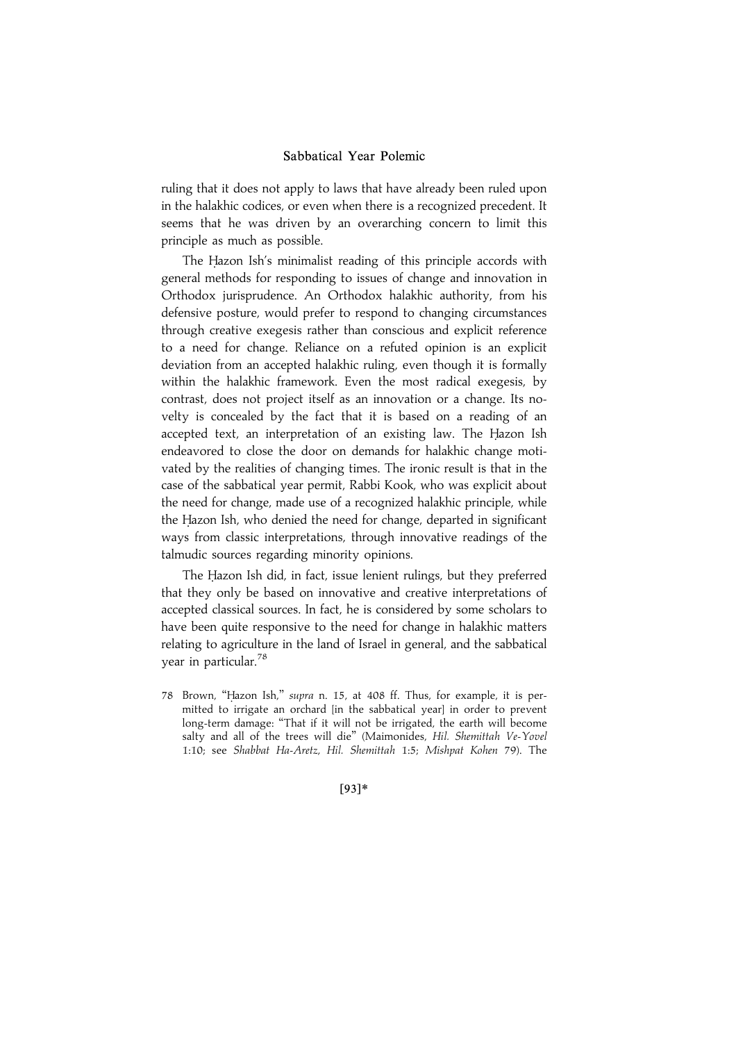ruling that it does not apply to laws that have already been ruled upon in the halakhic codices, or even when there is a recognized precedent. It seems that he was driven by an overarching concern to limit this principle as much as possible.

The Ḥazon Ish's minimalist reading of this principle accords with general methods for responding to issues of change and innovation in Orthodox jurisprudence. An Orthodox halakhic authority, from his defensive posture, would prefer to respond to changing circumstances through creative exegesis rather than conscious and explicit reference to a need for change. Reliance on a refuted opinion is an explicit deviation from an accepted halakhic ruling, even though it is formally within the halakhic framework. Even the most radical exegesis, by contrast, does not project itself as an innovation or a change. Its novelty is concealed by the fact that it is based on a reading of an accepted text, an interpretation of an existing law. The Ḥazon Ish endeavored to close the door on demands for halakhic change motivated by the realities of changing times. The ironic result is that in the case of the sabbatical year permit, Rabbi Kook, who was explicit about the need for change, made use of a recognized halakhic principle, while the Ḥazon Ish, who denied the need for change, departed in significant ways from classic interpretations, through innovative readings of the talmudic sources regarding minority opinions.

The Ḥazon Ish did, in fact, issue lenient rulings, but they preferred that they only be based on innovative and creative interpretations of accepted classical sources. In fact, he is considered by some scholars to have been quite responsive to the need for change in halakhic matters relating to agriculture in the land of Israel in general, and the sabbatical year in particular.[78]

78 Brown, "Ḥazon Ish," *supra* n. 15, at 408 ff. Thus, for example, it is permitted to irrigate an orchard [in the sabbatical year] in order to prevent long-term damage: "That if it will not be irrigated, the earth will become salty and all of the trees will die" (Maimonides, *Hil. Shemittah Ve-Yovel* 1:10; see *Shabbat Ha-Aretz*, *Hil. Shemittah* 1:5; *Mishpat Kohen* 79). The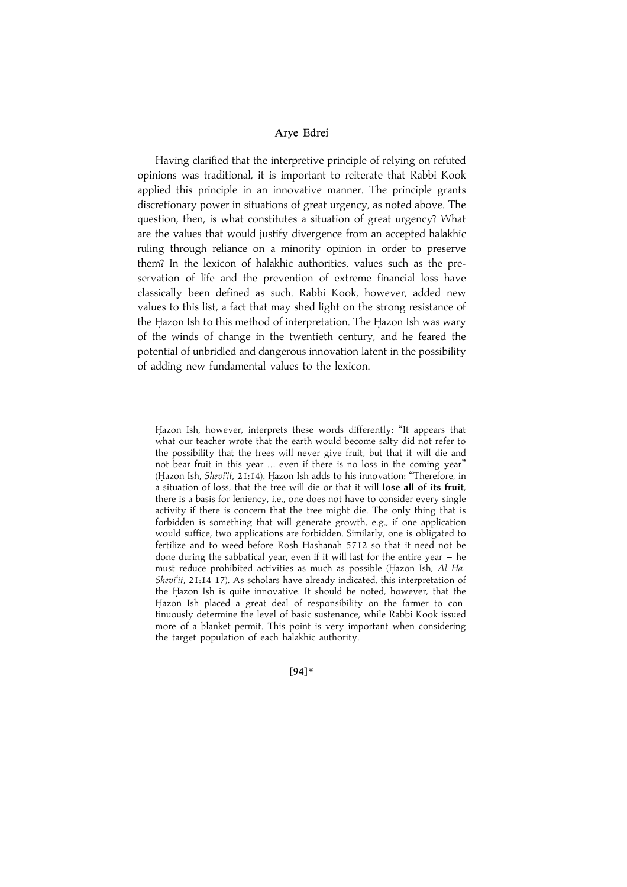Having clarified that the interpretive principle of relying on refuted opinions was traditional, it is important to reiterate that Rabbi Kook applied this principle in an innovative manner. The principle grants discretionary power in situations of great urgency, as noted above. The question, then, is what constitutes a situation of great urgency? What are the values that would justify divergence from an accepted halakhic ruling through reliance on a minority opinion in order to preserve them? In the lexicon of halakhic authorities, values such as the preservation of life and the prevention of extreme financial loss have classically been defined as such. Rabbi Kook, however, added new values to this list, a fact that may shed light on the strong resistance of the Ḥazon Ish to this method of interpretation. The Ḥazon Ish was wary of the winds of change in the twentieth century, and he feared the potential of unbridled and dangerous innovation latent in the possibility of adding new fundamental values to the lexicon.

Ḥazon Ish, however, interprets these words differently: "It appears that what our teacher wrote that the earth would become salty did not refer to the possibility that the trees will never give fruit, but that it will die and not bear fruit in this year ... even if there is no loss in the coming year" (Ḥazon Ish, *Shevi'it*, 21:14). Ḥazon Ish adds to his innovation: "Therefore, in a situation of loss, that the tree will die or that it will **lose all of its fruit**, there is a basis for leniency, i.e., one does not have to consider every single activity if there is concern that the tree might die. The only thing that is forbidden is something that will generate growth, e.g., if one application would suffice, two applications are forbidden. Similarly, one is obligated to fertilize and to weed before Rosh Hashanah 5712 so that it need not be done during the sabbatical year, even if it will last for the entire year – he must reduce prohibited activities as much as possible (Ḥazon Ish, *Al Ha-Shevi'it*, 21:14-17). As scholars have already indicated, this interpretation of the Ḥazon Ish is quite innovative. It should be noted, however, that the Ḥazon Ish placed a great deal of responsibility on the farmer to continuously determine the level of basic sustenance, while Rabbi Kook issued more of a blanket permit. This point is very important when considering the target population of each halakhic authority.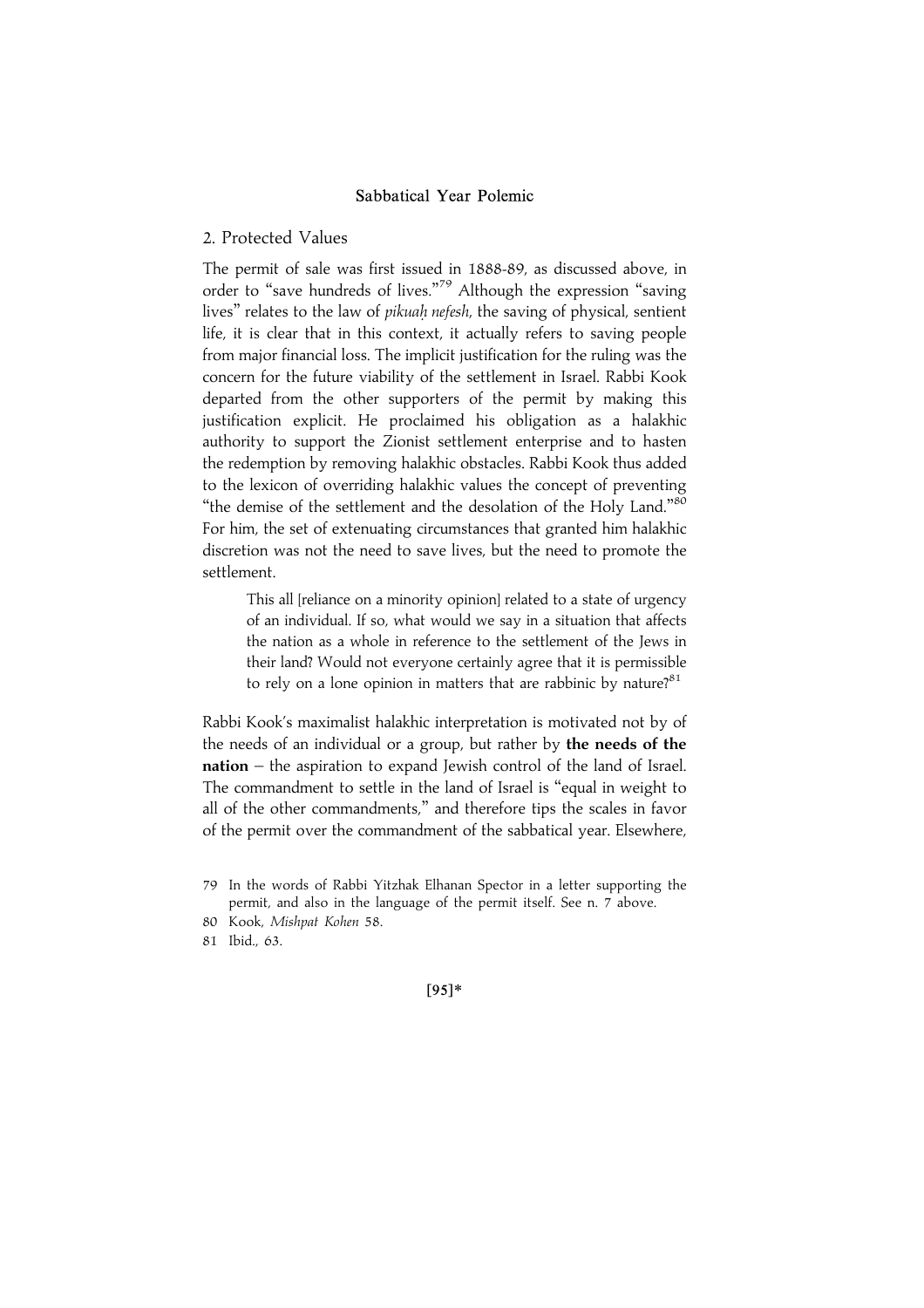## 2. Protected Values

The permit of sale was first issued in 1888-89, as discussed above, in order to "save hundreds of lives."[79] Although the expression "saving lives" relates to the law of *pikuaḥ nefesh*, the saving of physical, sentient life, it is clear that in this context, it actually refers to saving people from major financial loss. The implicit justification for the ruling was the concern for the future viability of the settlement in Israel. Rabbi Kook departed from the other supporters of the permit by making this justification explicit. He proclaimed his obligation as a halakhic authority to support the Zionist settlement enterprise and to hasten the redemption by removing halakhic obstacles. Rabbi Kook thus added to the lexicon of overriding halakhic values the concept of preventing "the demise of the settlement and the desolation of the Holy Land."[80] For him, the set of extenuating circumstances that granted him halakhic discretion was not the need to save lives, but the need to promote the settlement.

> This all [reliance on a minority opinion] related to a state of urgency of an individual. If so, what would we say in a situation that affects the nation as a whole in reference to the settlement of the Jews in their land? Would not everyone certainly agree that it is permissible to rely on a lone opinion in matters that are rabbinic by nature?[81]

Rabbi Kook's maximalist halakhic interpretation is motivated not by of the needs of an individual or a group, but rather by **the needs of the nation** – the aspiration to expand Jewish control of the land of Israel. The commandment to settle in the land of Israel is "equal in weight to all of the other commandments," and therefore tips the scales in favor of the permit over the commandment of the sabbatical year. Elsewhere,

79 In the words of Rabbi Yitzhak Elhanan Spector in a letter supporting the permit, and also in the language of the permit itself. See n. 7 above.

80 Kook, *Mishpat Kohen* 58.

81 Ibid., 63.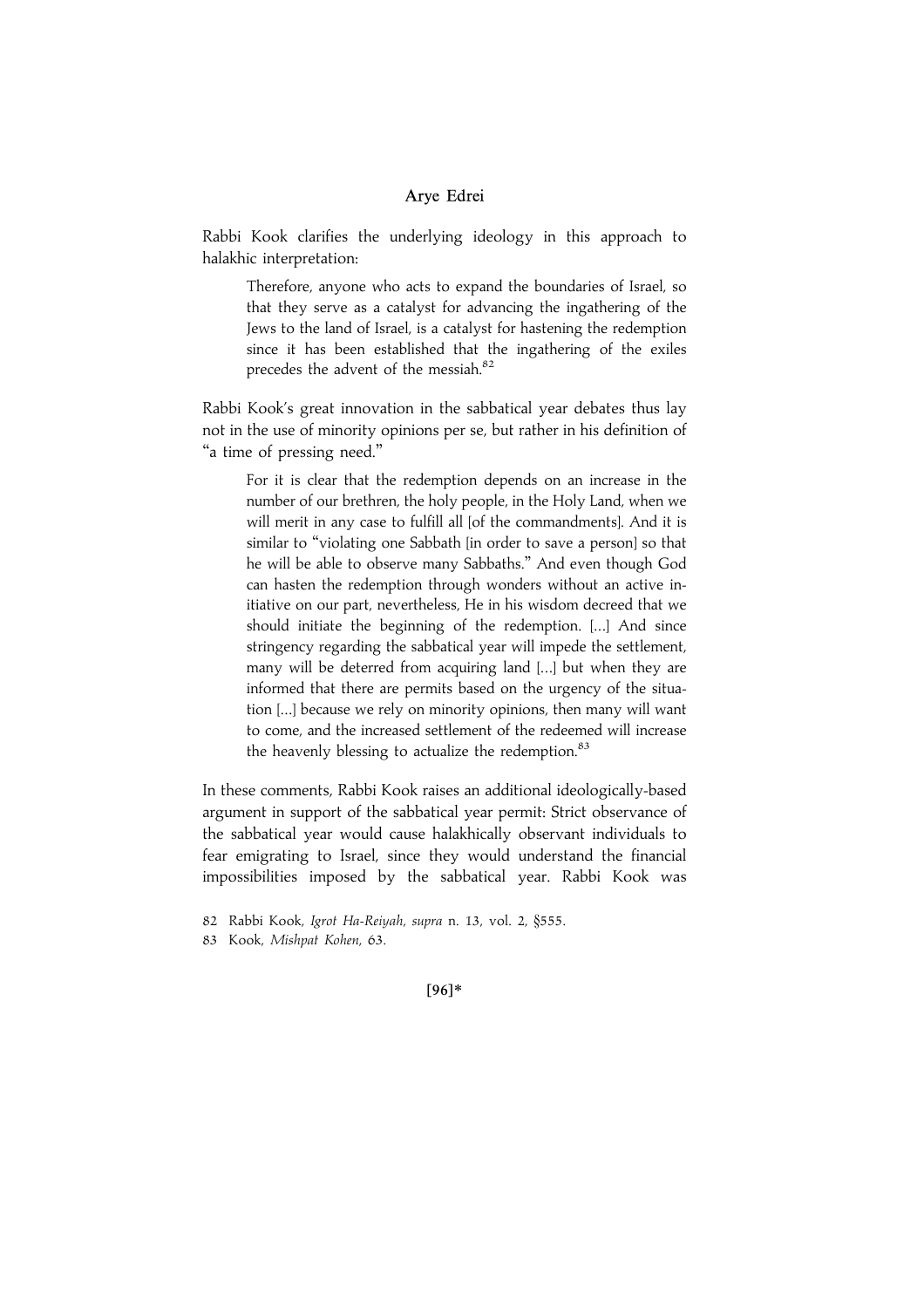Rabbi Kook clarifies the underlying ideology in this approach to halakhic interpretation:

> Therefore, anyone who acts to expand the boundaries of Israel, so that they serve as a catalyst for advancing the ingathering of the Jews to the land of Israel, is a catalyst for hastening the redemption since it has been established that the ingathering of the exiles precedes the advent of the messiah.[82]

Rabbi Kook's great innovation in the sabbatical year debates thus lay not in the use of minority opinions per se, but rather in his definition of "a time of pressing need."

> For it is clear that the redemption depends on an increase in the number of our brethren, the holy people, in the Holy Land, when we will merit in any case to fulfill all [of the commandments]. And it is similar to "violating one Sabbath [in order to save a person] so that he will be able to observe many Sabbaths." And even though God can hasten the redemption through wonders without an active initiative on our part, nevertheless, He in his wisdom decreed that we should initiate the beginning of the redemption. [...] And since stringency regarding the sabbatical year will impede the settlement, many will be deterred from acquiring land [...] but when they are informed that there are permits based on the urgency of the situation [...] because we rely on minority opinions, then many will want to come, and the increased settlement of the redeemed will increase the heavenly blessing to actualize the redemption.[83]

In these comments, Rabbi Kook raises an additional ideologically-based argument in support of the sabbatical year permit: Strict observance of the sabbatical year would cause halakhically observant individuals to fear emigrating to Israel, since they would understand the financial impossibilities imposed by the sabbatical year. Rabbi Kook was

82 Rabbi Kook, *Igrot Ha-Reiyah*, *supra* n. 13, vol. 2, §555.

83 Kook, *Mishpat Kohen*, 63.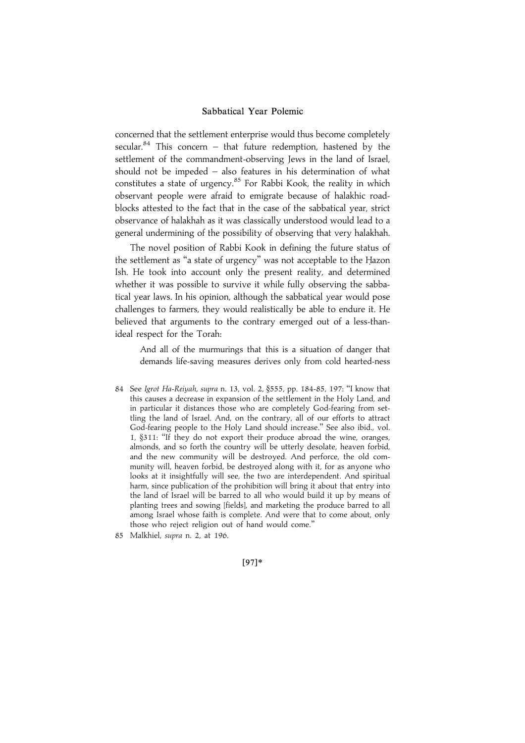concerned that the settlement enterprise would thus become completely secular.[84] This concern – that future redemption, hastened by the settlement of the commandment-observing Jews in the land of Israel, should not be impeded – also features in his determination of what constitutes a state of urgency.[85] For Rabbi Kook, the reality in which observant people were afraid to emigrate because of halakhic roadblocks attested to the fact that in the case of the sabbatical year, strict observance of halakhah as it was classically understood would lead to a general undermining of the possibility of observing that very halakhah.

The novel position of Rabbi Kook in defining the future status of the settlement as "a state of urgency" was not acceptable to the Ḥazon Ish. He took into account only the present reality, and determined whether it was possible to survive it while fully observing the sabbatical year laws. In his opinion, although the sabbatical year would pose challenges to farmers, they would realistically be able to endure it. He believed that arguments to the contrary emerged out of a less-than-ideal respect for the Torah:

> And all of the murmurings that this is a situation of danger that demands life-saving measures derives only from cold hearted-ness

84 See *Igrot Ha-Reiyah*, *supra* n. 13, vol. 2, §555, pp. 184-85, 197: "I know that this causes a decrease in expansion of the settlement in the Holy Land, and in particular it distances those who are completely God-fearing from settling the land of Israel. And, on the contrary, all of our efforts to attract God-fearing people to the Holy Land should increase." See also ibid., vol. 1, §311: "If they do not export their produce abroad the wine, oranges, almonds, and so forth the country will be utterly desolate, heaven forbid, and the new community will be destroyed. And perforce, the old community will, heaven forbid, be destroyed along with it, for as anyone who looks at it insightfully will see, the two are interdependent. And spiritual harm, since publication of the prohibition will bring it about that entry into the land of Israel will be barred to all who would build it up by means of planting trees and sowing [fields], and marketing the produce barred to all among Israel whose faith is complete. And were that to come about, only those who reject religion out of hand would come."

85 Malkhiel, *supra* n. 2, at 196.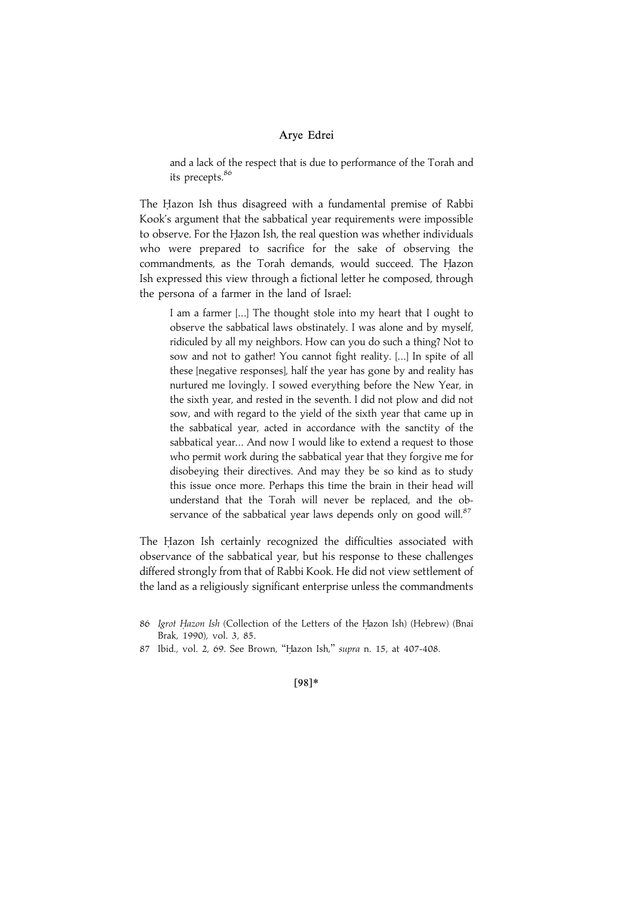> and a lack of the respect that is due to performance of the Torah and its precepts.[86]

The Ḥazon Ish thus disagreed with a fundamental premise of Rabbi Kook's argument that the sabbatical year requirements were impossible to observe. For the Ḥazon Ish, the real question was whether individuals who were prepared to sacrifice for the sake of observing the commandments, as the Torah demands, would succeed. The Ḥazon Ish expressed this view through a fictional letter he composed, through the persona of a farmer in the land of Israel:

> I am a farmer [...] The thought stole into my heart that I ought to observe the sabbatical laws obstinately. I was alone and by myself, ridiculed by all my neighbors. How can you do such a thing? Not to sow and not to gather! You cannot fight reality. [...] In spite of all these [negative responses], half the year has gone by and reality has nurtured me lovingly. I sowed everything before the New Year, in the sixth year, and rested in the seventh. I did not plow and did not sow, and with regard to the yield of the sixth year that came up in the sabbatical year, acted in accordance with the sanctity of the sabbatical year... And now I would like to extend a request to those who permit work during the sabbatical year that they forgive me for disobeying their directives. And may they be so kind as to study this issue once more. Perhaps this time the brain in their head will understand that the Torah will never be replaced, and the observance of the sabbatical year laws depends only on good will.[87]

The Ḥazon Ish certainly recognized the difficulties associated with observance of the sabbatical year, but his response to these challenges differed strongly from that of Rabbi Kook. He did not view settlement of the land as a religiously significant enterprise unless the commandments

---

86 *Igrot Ḥazon Ish* (Collection of the Letters of the Ḥazon Ish) (Hebrew) (Bnai Brak, 1990), vol. 3, 85.

87 Ibid., vol. 2, 69. See Brown, "Ḥazon Ish," *supra* n. 15, at 407-408.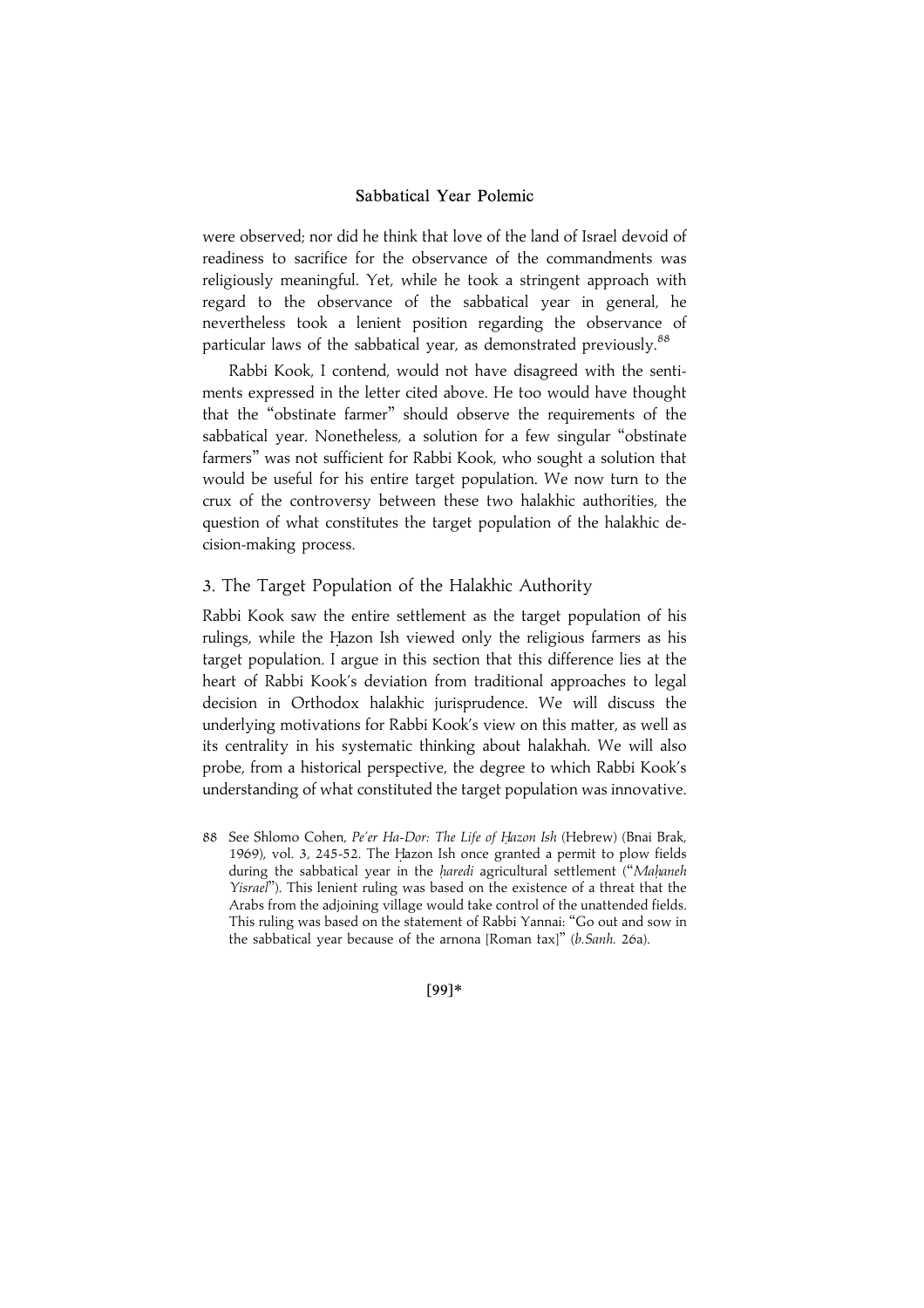were observed; nor did he think that love of the land of Israel devoid of readiness to sacrifice for the observance of the commandments was religiously meaningful. Yet, while he took a stringent approach with regard to the observance of the sabbatical year in general, he nevertheless took a lenient position regarding the observance of particular laws of the sabbatical year, as demonstrated previously.[88]

Rabbi Kook, I contend, would not have disagreed with the sentiments expressed in the letter cited above. He too would have thought that the "obstinate farmer" should observe the requirements of the sabbatical year. Nonetheless, a solution for a few singular "obstinate farmers" was not sufficient for Rabbi Kook, who sought a solution that would be useful for his entire target population. We now turn to the crux of the controversy between these two halakhic authorities, the question of what constitutes the target population of the halakhic decision-making process.

## 3. The Target Population of the Halakhic Authority

Rabbi Kook saw the entire settlement as the target population of his rulings, while the Ḥazon Ish viewed only the religious farmers as his target population. I argue in this section that this difference lies at the heart of Rabbi Kook's deviation from traditional approaches to legal decision in Orthodox halakhic jurisprudence. We will discuss the underlying motivations for Rabbi Kook's view on this matter, as well as its centrality in his systematic thinking about halakhah. We will also probe, from a historical perspective, the degree to which Rabbi Kook's understanding of what constituted the target population was innovative.

88 See Shlomo Cohen, *Pe'er Ha-Dor: The Life of Ḥazon Ish* (Hebrew) (Bnai Brak, 1969), vol. 3, 245-52. The Ḥazon Ish once granted a permit to plow fields during the sabbatical year in the *ḥaredi* agricultural settlement ("*Maḥaneh Yisrael*"). This lenient ruling was based on the existence of a threat that the Arabs from the adjoining village would take control of the unattended fields. This ruling was based on the statement of Rabbi Yannai: "Go out and sow in the sabbatical year because of the arnona [Roman tax]" (*b.Sanh.* 26a).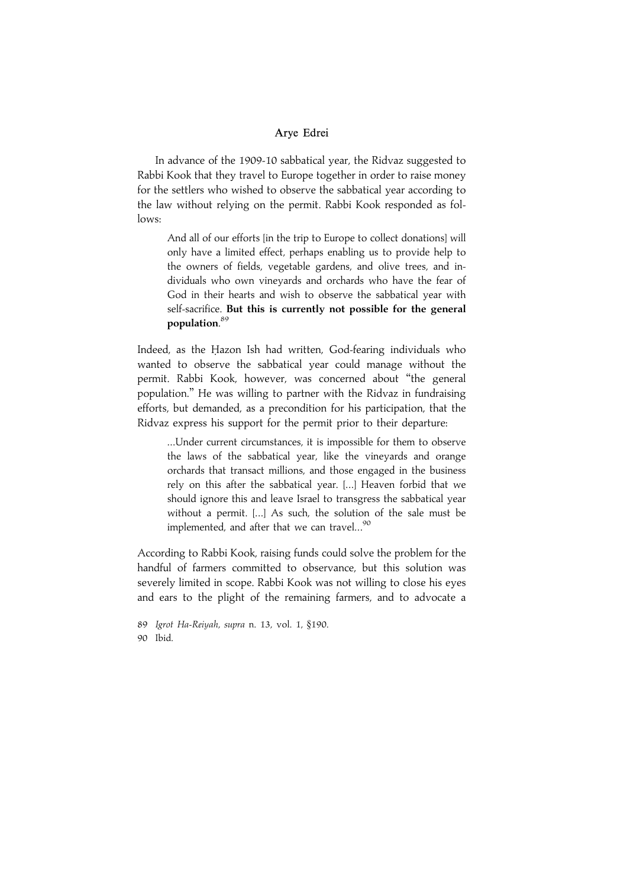In advance of the 1909-10 sabbatical year, the Ridvaz suggested to Rabbi Kook that they travel to Europe together in order to raise money for the settlers who wished to observe the sabbatical year according to the law without relying on the permit. Rabbi Kook responded as follows:

> And all of our efforts [in the trip to Europe to collect donations] will only have a limited effect, perhaps enabling us to provide help to the owners of fields, vegetable gardens, and olive trees, and individuals who own vineyards and orchards who have the fear of God in their hearts and wish to observe the sabbatical year with self-sacrifice. **But this is currently not possible for the general population**.[89]

Indeed, as the Ḥazon Ish had written, God-fearing individuals who wanted to observe the sabbatical year could manage without the permit. Rabbi Kook, however, was concerned about "the general population." He was willing to partner with the Ridvaz in fundraising efforts, but demanded, as a precondition for his participation, that the Ridvaz express his support for the permit prior to their departure:

> ...Under current circumstances, it is impossible for them to observe the laws of the sabbatical year, like the vineyards and orange orchards that transact millions, and those engaged in the business rely on this after the sabbatical year. [...] Heaven forbid that we should ignore this and leave Israel to transgress the sabbatical year without a permit. [...] As such, the solution of the sale must be implemented, and after that we can travel...[90]

According to Rabbi Kook, raising funds could solve the problem for the handful of farmers committed to observance, but this solution was severely limited in scope. Rabbi Kook was not willing to close his eyes and ears to the plight of the remaining farmers, and to advocate a

89 *Igrot Ha-Reiyah*, *supra* n. 13, vol. 1, §190.

90 Ibid.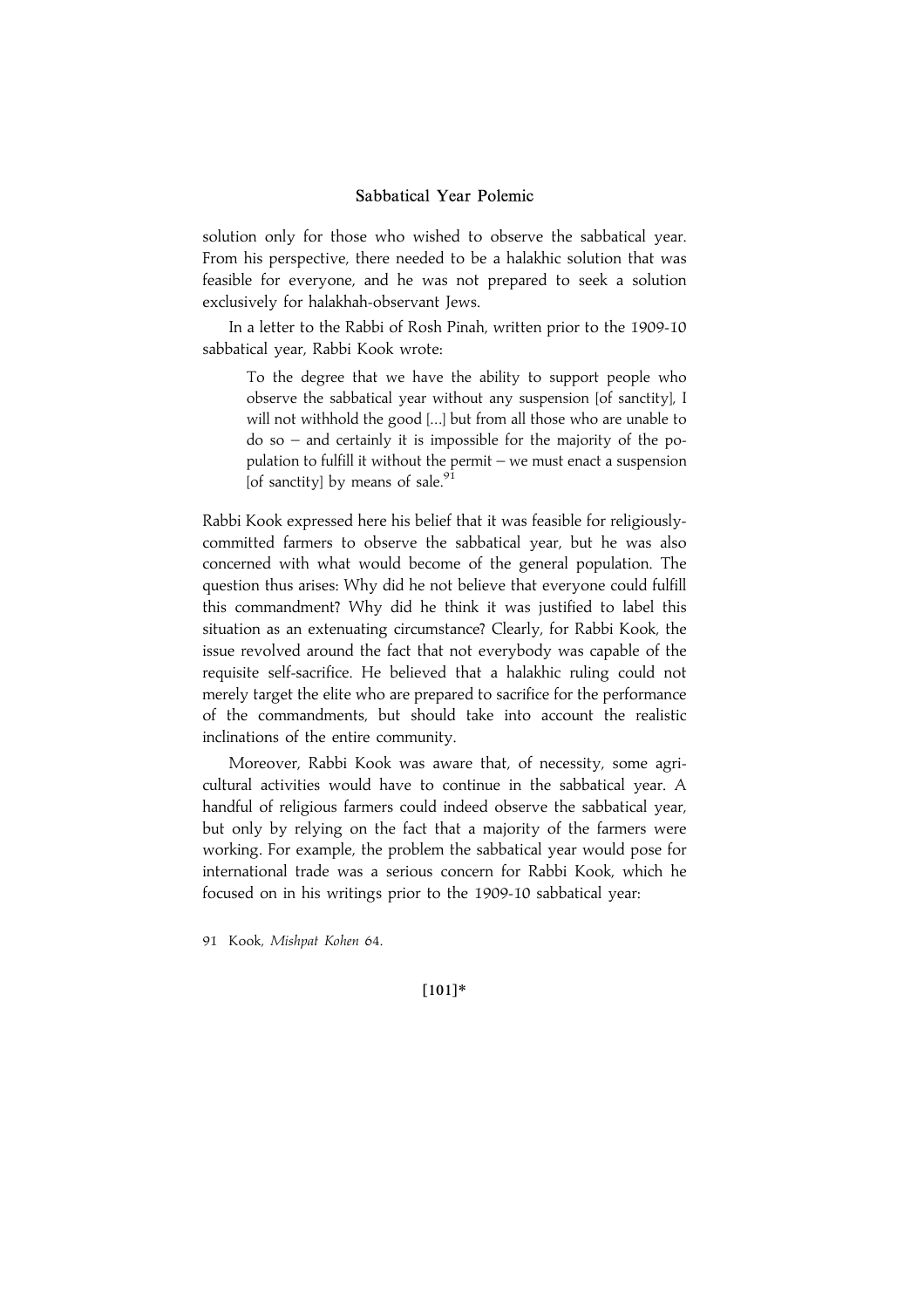solution only for those who wished to observe the sabbatical year. From his perspective, there needed to be a halakhic solution that was feasible for everyone, and he was not prepared to seek a solution exclusively for halakhah-observant Jews.

In a letter to the Rabbi of Rosh Pinah, written prior to the 1909-10 sabbatical year, Rabbi Kook wrote:

> To the degree that we have the ability to support people who observe the sabbatical year without any suspension [of sanctity], I will not withhold the good [...] but from all those who are unable to do so – and certainly it is impossible for the majority of the population to fulfill it without the permit – we must enact a suspension [of sanctity] by means of sale.[91]

Rabbi Kook expressed here his belief that it was feasible for religiously-committed farmers to observe the sabbatical year, but he was also concerned with what would become of the general population. The question thus arises: Why did he not believe that everyone could fulfill this commandment? Why did he think it was justified to label this situation as an extenuating circumstance? Clearly, for Rabbi Kook, the issue revolved around the fact that not everybody was capable of the requisite self-sacrifice. He believed that a halakhic ruling could not merely target the elite who are prepared to sacrifice for the performance of the commandments, but should take into account the realistic inclinations of the entire community.

Moreover, Rabbi Kook was aware that, of necessity, some agricultural activities would have to continue in the sabbatical year. A handful of religious farmers could indeed observe the sabbatical year, but only by relying on the fact that a majority of the farmers were working. For example, the problem the sabbatical year would pose for international trade was a serious concern for Rabbi Kook, which he focused on in his writings prior to the 1909-10 sabbatical year:

91 Kook, *Mishpat Kohen* 64.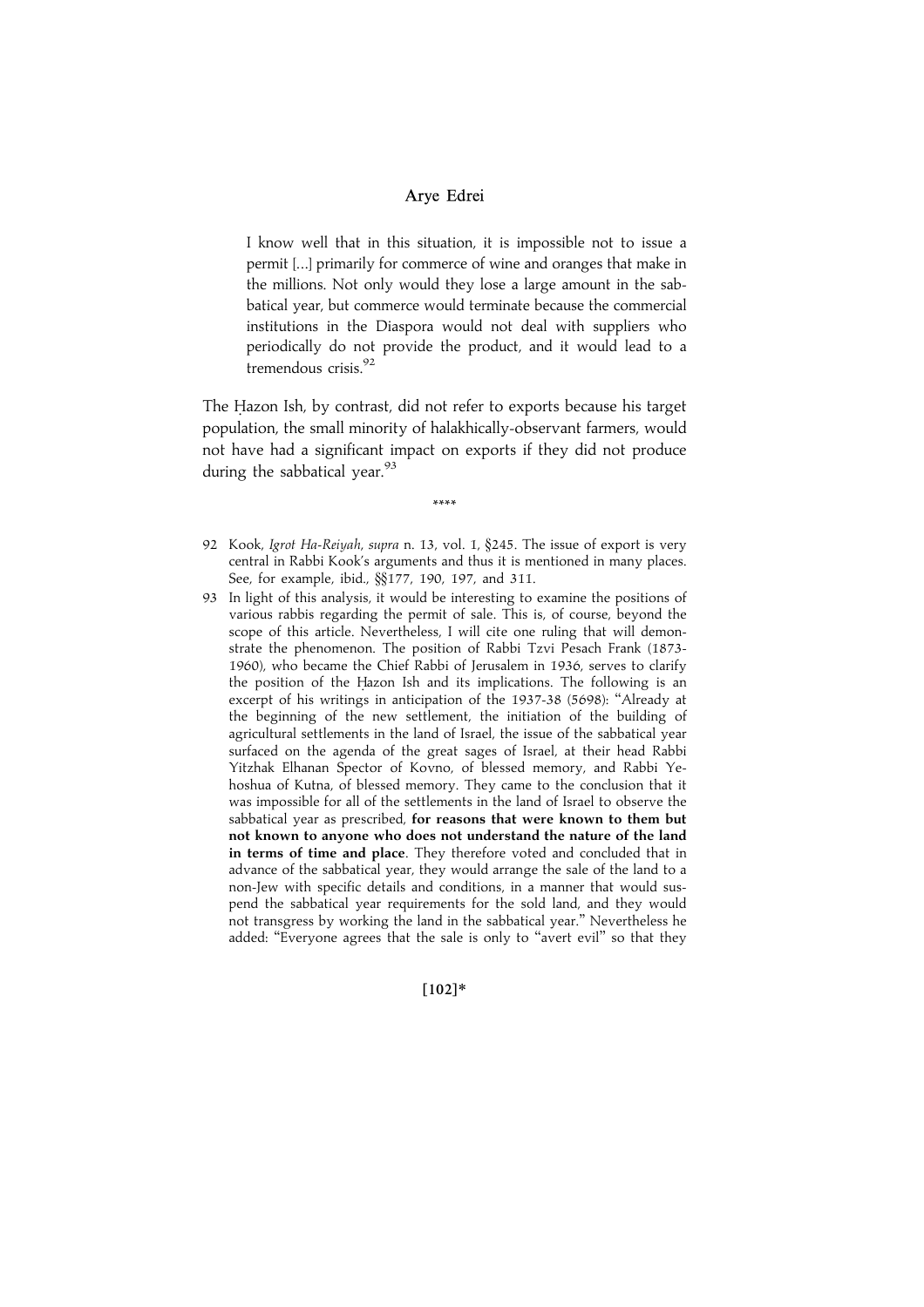> I know well that in this situation, it is impossible not to issue a permit [...] primarily for commerce of wine and oranges that make in the millions. Not only would they lose a large amount in the sabbatical year, but commerce would terminate because the commercial institutions in the Diaspora would not deal with suppliers who periodically do not provide the product, and it would lead to a tremendous crisis.[92]

The Ḥazon Ish, by contrast, did not refer to exports because his target population, the small minority of halakhically-observant farmers, would not have had a significant impact on exports if they did not produce during the sabbatical year.[93]

\*\*\*\*

92 Kook, *Igrot Ha-Reiyah*, *supra* n. 13, vol. 1, §245. The issue of export is very central in Rabbi Kook's arguments and thus it is mentioned in many places. See, for example, ibid., §§177, 190, 197, and 311.

93 In light of this analysis, it would be interesting to examine the positions of various rabbis regarding the permit of sale. This is, of course, beyond the scope of this article. Nevertheless, I will cite one ruling that will demonstrate the phenomenon. The position of Rabbi Tzvi Pesach Frank (1873-1960), who became the Chief Rabbi of Jerusalem in 1936, serves to clarify the position of the Ḥazon Ish and its implications. The following is an excerpt of his writings in anticipation of the 1937-38 (5698): "Already at the beginning of the new settlement, the initiation of the building of agricultural settlements in the land of Israel, the issue of the sabbatical year surfaced on the agenda of the great sages of Israel, at their head Rabbi Yitzhak Elhanan Spector of Kovno, of blessed memory, and Rabbi Yehoshua of Kutna, of blessed memory. They came to the conclusion that it was impossible for all of the settlements in the land of Israel to observe the sabbatical year as prescribed, **for reasons that were known to them but not known to anyone who does not understand the nature of the land in terms of time and place**. They therefore voted and concluded that in advance of the sabbatical year, they would arrange the sale of the land to a non-Jew with specific details and conditions, in a manner that would suspend the sabbatical year requirements for the sold land, and they would not transgress by working the land in the sabbatical year." Nevertheless he added: "Everyone agrees that the sale is only to "avert evil" so that they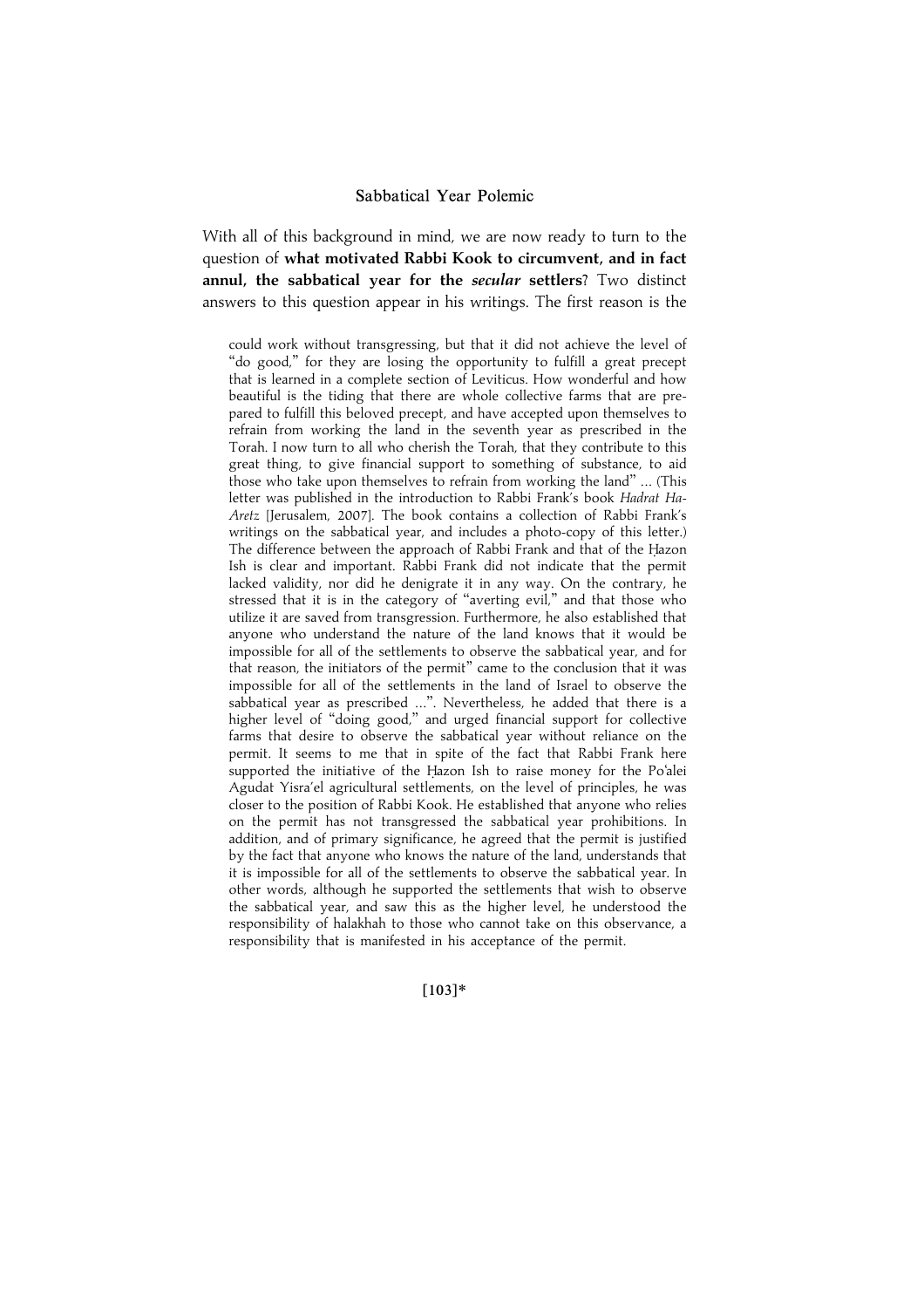With all of this background in mind, we are now ready to turn to the question of **what motivated Rabbi Kook to circumvent, and in fact annul, the sabbatical year for the *secular* settlers**? Two distinct answers to this question appear in his writings. The first reason is the

could work without transgressing, but that it did not achieve the level of "do good," for they are losing the opportunity to fulfill a great precept that is learned in a complete section of Leviticus. How wonderful and how beautiful is the tiding that there are whole collective farms that are prepared to fulfill this beloved precept, and have accepted upon themselves to refrain from working the land in the seventh year as prescribed in the Torah. I now turn to all who cherish the Torah, that they contribute to this great thing, to give financial support to something of substance, to aid those who take upon themselves to refrain from working the land" ... (This letter was published in the introduction to Rabbi Frank's book *Hadrat Ha-Aretz* [Jerusalem, 2007]. The book contains a collection of Rabbi Frank's writings on the sabbatical year, and includes a photo-copy of this letter.) The difference between the approach of Rabbi Frank and that of the Ḥazon Ish is clear and important. Rabbi Frank did not indicate that the permit lacked validity, nor did he denigrate it in any way. On the contrary, he stressed that it is in the category of "averting evil," and that those who utilize it are saved from transgression. Furthermore, he also established that anyone who understand the nature of the land knows that it would be impossible for all of the settlements to observe the sabbatical year, and for that reason, the initiators of the permit" came to the conclusion that it was impossible for all of the settlements in the land of Israel to observe the sabbatical year as prescribed ...". Nevertheless, he added that there is a higher level of "doing good," and urged financial support for collective farms that desire to observe the sabbatical year without reliance on the permit. It seems to me that in spite of the fact that Rabbi Frank here supported the initiative of the Ḥazon Ish to raise money for the Po'alei Agudat Yisra'el agricultural settlements, on the level of principles, he was closer to the position of Rabbi Kook. He established that anyone who relies on the permit has not transgressed the sabbatical year prohibitions. In addition, and of primary significance, he agreed that the permit is justified by the fact that anyone who knows the nature of the land, understands that it is impossible for all of the settlements to observe the sabbatical year. In other words, although he supported the settlements that wish to observe the sabbatical year, and saw this as the higher level, he understood the responsibility of halakhah to those who cannot take on this observance, a responsibility that is manifested in his acceptance of the permit.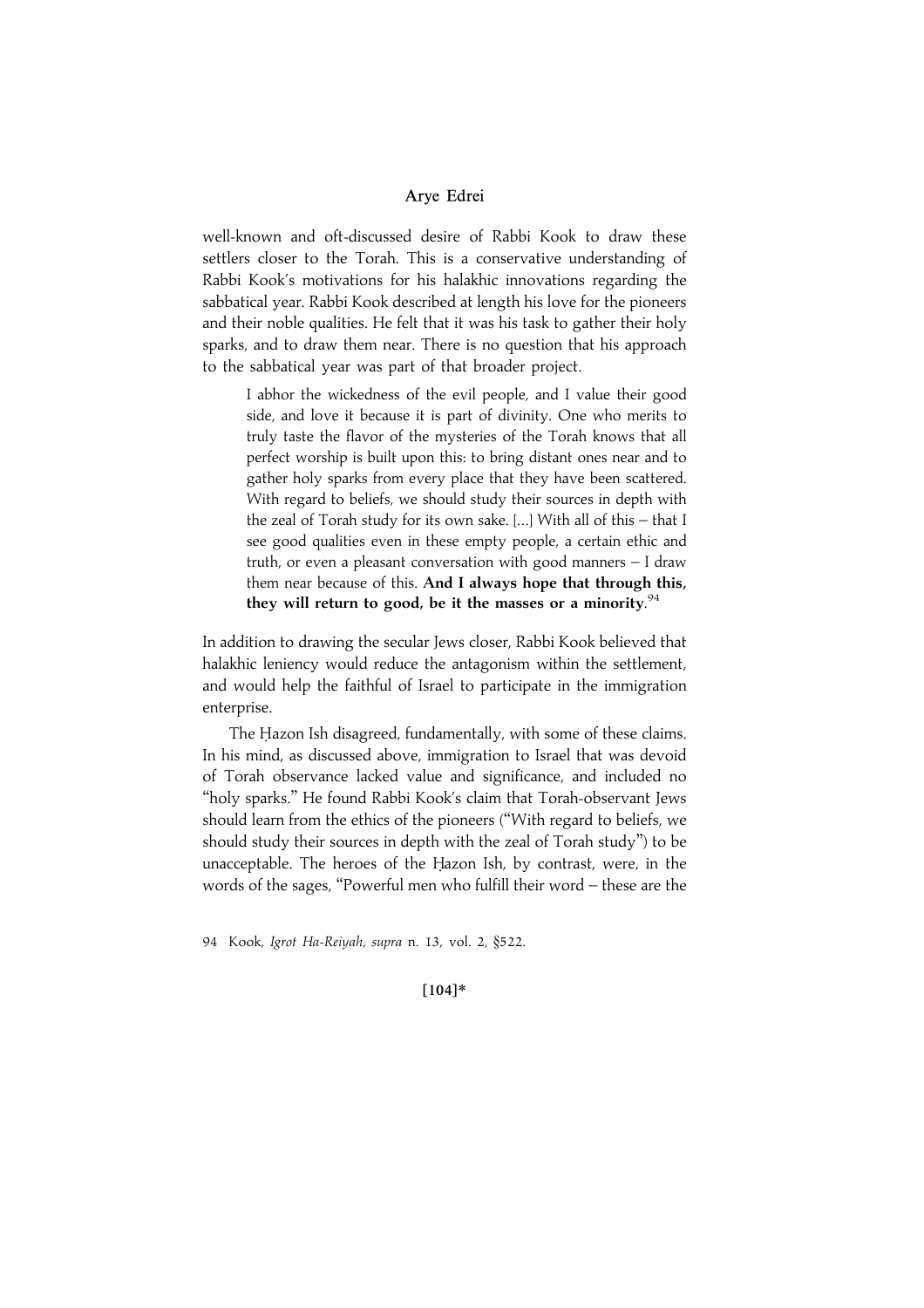well-known and oft-discussed desire of Rabbi Kook to draw these settlers closer to the Torah. This is a conservative understanding of Rabbi Kook's motivations for his halakhic innovations regarding the sabbatical year. Rabbi Kook described at length his love for the pioneers and their noble qualities. He felt that it was his task to gather their holy sparks, and to draw them near. There is no question that his approach to the sabbatical year was part of that broader project.

> I abhor the wickedness of the evil people, and I value their good side, and love it because it is part of divinity. One who merits to truly taste the flavor of the mysteries of the Torah knows that all perfect worship is built upon this: to bring distant ones near and to gather holy sparks from every place that they have been scattered. With regard to beliefs, we should study their sources in depth with the zeal of Torah study for its own sake. [...] With all of this – that I see good qualities even in these empty people, a certain ethic and truth, or even a pleasant conversation with good manners – I draw them near because of this. **And I always hope that through this, they will return to good, be it the masses or a minority**.[94]

In addition to drawing the secular Jews closer, Rabbi Kook believed that halakhic leniency would reduce the antagonism within the settlement, and would help the faithful of Israel to participate in the immigration enterprise.

The Ḥazon Ish disagreed, fundamentally, with some of these claims. In his mind, as discussed above, immigration to Israel that was devoid of Torah observance lacked value and significance, and included no "holy sparks." He found Rabbi Kook's claim that Torah-observant Jews should learn from the ethics of the pioneers ("With regard to beliefs, we should study their sources in depth with the zeal of Torah study") to be unacceptable. The heroes of the Ḥazon Ish, by contrast, were, in the words of the sages, "Powerful men who fulfill their word – these are the

94 Kook, *Igrot Ha-Reiyah*, *supra* n. 13, vol. 2, §522.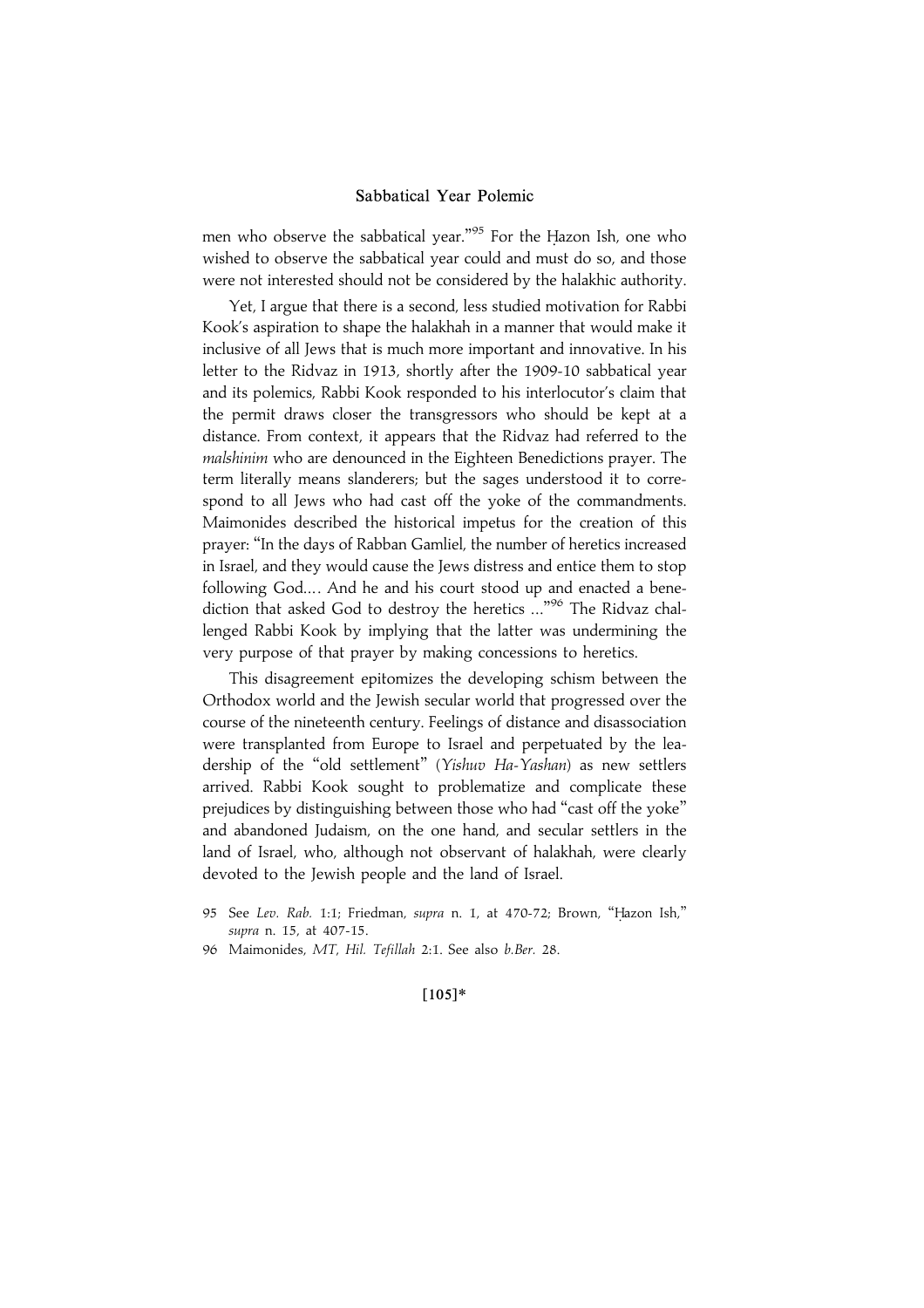men who observe the sabbatical year."[95] For the Ḥazon Ish, one who wished to observe the sabbatical year could and must do so, and those were not interested should not be considered by the halakhic authority.

Yet, I argue that there is a second, less studied motivation for Rabbi Kook's aspiration to shape the halakhah in a manner that would make it inclusive of all Jews that is much more important and innovative. In his letter to the Ridvaz in 1913, shortly after the 1909-10 sabbatical year and its polemics, Rabbi Kook responded to his interlocutor's claim that the permit draws closer the transgressors who should be kept at a distance. From context, it appears that the Ridvaz had referred to the *malshinim* who are denounced in the Eighteen Benedictions prayer. The term literally means slanderers; but the sages understood it to correspond to all Jews who had cast off the yoke of the commandments. Maimonides described the historical impetus for the creation of this prayer: "In the days of Rabban Gamliel, the number of heretics increased in Israel, and they would cause the Jews distress and entice them to stop following God.... And he and his court stood up and enacted a benediction that asked God to destroy the heretics ..."[96] The Ridvaz challenged Rabbi Kook by implying that the latter was undermining the very purpose of that prayer by making concessions to heretics.

This disagreement epitomizes the developing schism between the Orthodox world and the Jewish secular world that progressed over the course of the nineteenth century. Feelings of distance and disassociation were transplanted from Europe to Israel and perpetuated by the leadership of the "old settlement" (*Yishuv Ha-Yashan*) as new settlers arrived. Rabbi Kook sought to problematize and complicate these prejudices by distinguishing between those who had "cast off the yoke" and abandoned Judaism, on the one hand, and secular settlers in the land of Israel, who, although not observant of halakhah, were clearly devoted to the Jewish people and the land of Israel.

95 See *Lev. Rab.* 1:1; Friedman, *supra* n. 1, at 470-72; Brown, "Ḥazon Ish," *supra* n. 15, at 407-15.

96 Maimonides, *MT*, *Hil. Tefillah* 2:1. See also *b.Ber.* 28.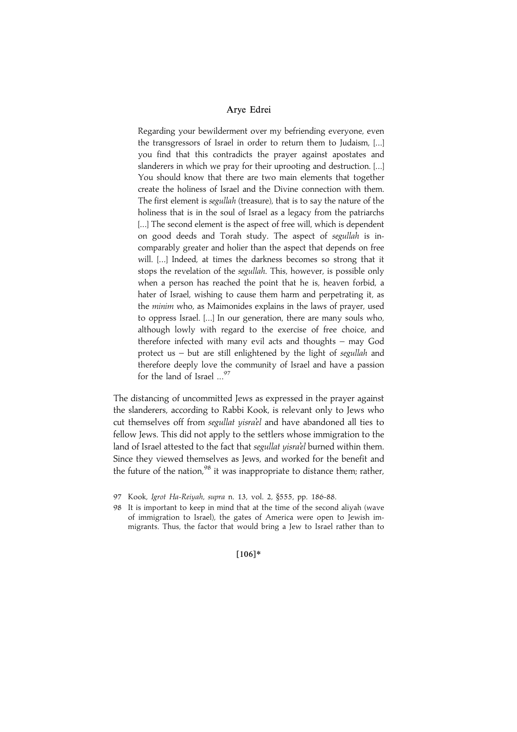> Regarding your bewilderment over my befriending everyone, even the transgressors of Israel in order to return them to Judaism, [...] you find that this contradicts the prayer against apostates and slanderers in which we pray for their uprooting and destruction. [...] You should know that there are two main elements that together create the holiness of Israel and the Divine connection with them. The first element is *segullah* (treasure), that is to say the nature of the holiness that is in the soul of Israel as a legacy from the patriarchs [...] The second element is the aspect of free will, which is dependent on good deeds and Torah study. The aspect of *segullah* is incomparably greater and holier than the aspect that depends on free will. [...] Indeed, at times the darkness becomes so strong that it stops the revelation of the *segullah*. This, however, is possible only when a person has reached the point that he is, heaven forbid, a hater of Israel, wishing to cause them harm and perpetrating it, as the *minim* who, as Maimonides explains in the laws of prayer, used to oppress Israel. [...] In our generation, there are many souls who, although lowly with regard to the exercise of free choice, and therefore infected with many evil acts and thoughts – may God protect us – but are still enlightened by the light of *segullah* and therefore deeply love the community of Israel and have a passion for the land of Israel ...[97]

The distancing of uncommitted Jews as expressed in the prayer against the slanderers, according to Rabbi Kook, is relevant only to Jews who cut themselves off from *segullat yisra'el* and have abandoned all ties to fellow Jews. This did not apply to the settlers whose immigration to the land of Israel attested to the fact that *segullat yisra'el* burned within them. Since they viewed themselves as Jews, and worked for the benefit and the future of the nation,[98] it was inappropriate to distance them; rather,

97 Kook, *Igrot Ha-Reiyah*, *supra* n. 13, vol. 2, §555, pp. 186-88.

98 It is important to keep in mind that at the time of the second aliyah (wave of immigration to Israel), the gates of America were open to Jewish immigrants. Thus, the factor that would bring a Jew to Israel rather than to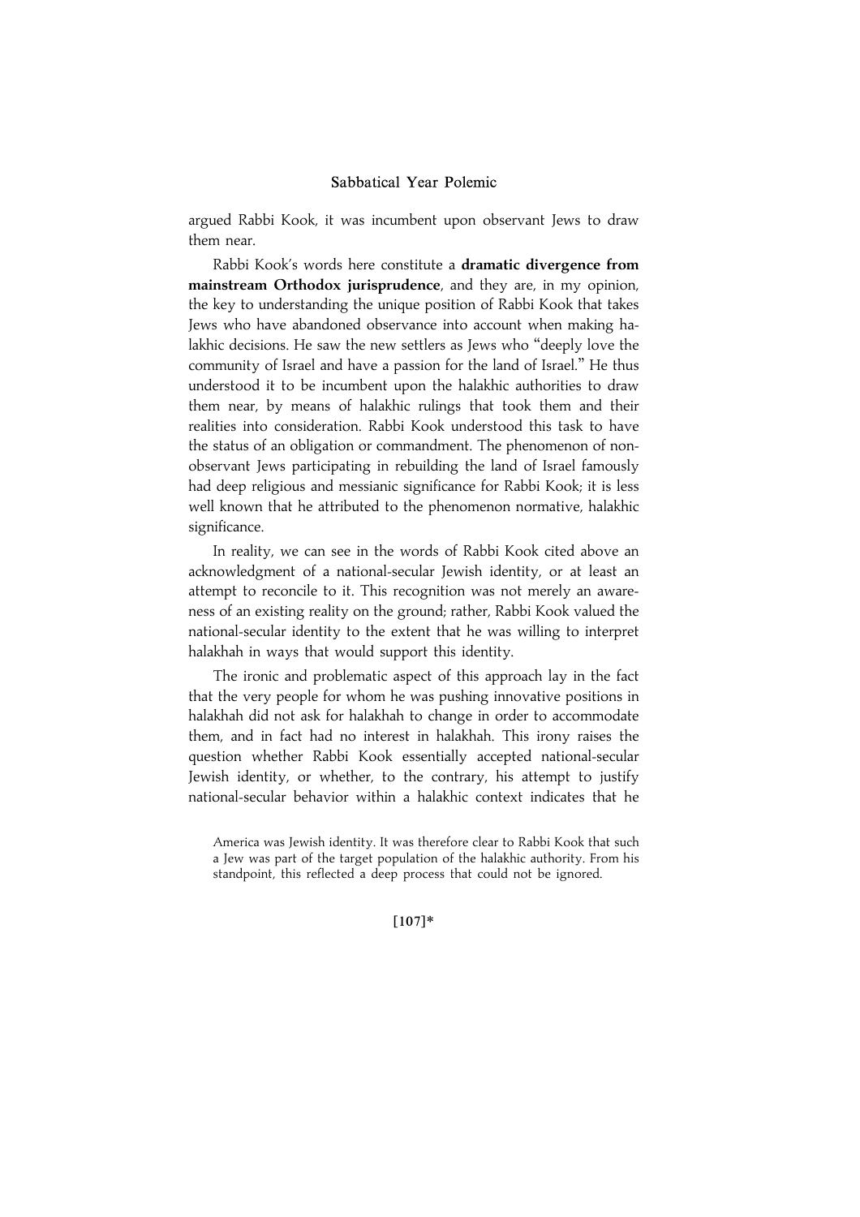argued Rabbi Kook, it was incumbent upon observant Jews to draw them near.

Rabbi Kook's words here constitute a **dramatic divergence from mainstream Orthodox jurisprudence**, and they are, in my opinion, the key to understanding the unique position of Rabbi Kook that takes Jews who have abandoned observance into account when making halakhic decisions. He saw the new settlers as Jews who "deeply love the community of Israel and have a passion for the land of Israel." He thus understood it to be incumbent upon the halakhic authorities to draw them near, by means of halakhic rulings that took them and their realities into consideration. Rabbi Kook understood this task to have the status of an obligation or commandment. The phenomenon of non-observant Jews participating in rebuilding the land of Israel famously had deep religious and messianic significance for Rabbi Kook; it is less well known that he attributed to the phenomenon normative, halakhic significance.

In reality, we can see in the words of Rabbi Kook cited above an acknowledgment of a national-secular Jewish identity, or at least an attempt to reconcile to it. This recognition was not merely an awareness of an existing reality on the ground; rather, Rabbi Kook valued the national-secular identity to the extent that he was willing to interpret halakhah in ways that would support this identity.

The ironic and problematic aspect of this approach lay in the fact that the very people for whom he was pushing innovative positions in halakhah did not ask for halakhah to change in order to accommodate them, and in fact had no interest in halakhah. This irony raises the question whether Rabbi Kook essentially accepted national-secular Jewish identity, or whether, to the contrary, his attempt to justify national-secular behavior within a halakhic context indicates that he

America was Jewish identity. It was therefore clear to Rabbi Kook that such a Jew was part of the target population of the halakhic authority. From his standpoint, this reflected a deep process that could not be ignored.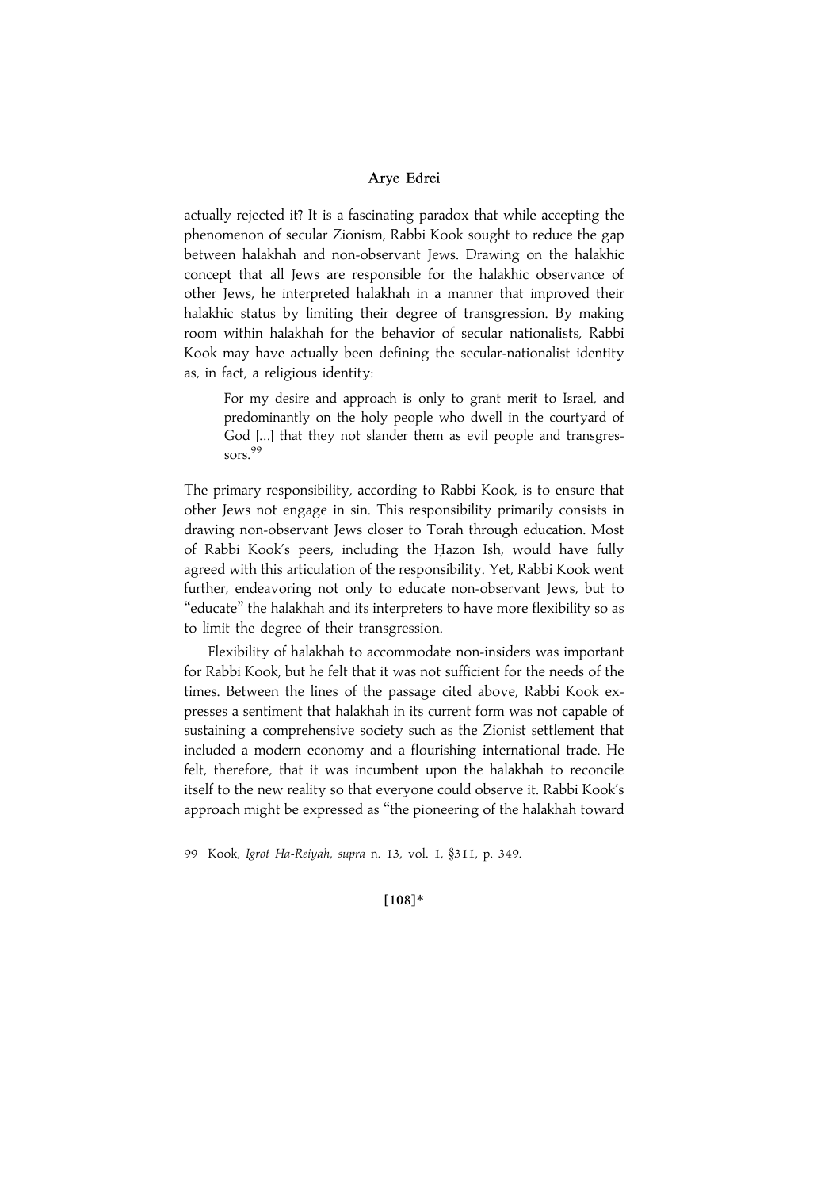actually rejected it? It is a fascinating paradox that while accepting the phenomenon of secular Zionism, Rabbi Kook sought to reduce the gap between halakhah and non-observant Jews. Drawing on the halakhic concept that all Jews are responsible for the halakhic observance of other Jews, he interpreted halakhah in a manner that improved their halakhic status by limiting their degree of transgression. By making room within halakhah for the behavior of secular nationalists, Rabbi Kook may have actually been defining the secular-nationalist identity as, in fact, a religious identity:

> For my desire and approach is only to grant merit to Israel, and predominantly on the holy people who dwell in the courtyard of God [...] that they not slander them as evil people and transgressors.[99]

The primary responsibility, according to Rabbi Kook, is to ensure that other Jews not engage in sin. This responsibility primarily consists in drawing non-observant Jews closer to Torah through education. Most of Rabbi Kook's peers, including the Ḥazon Ish, would have fully agreed with this articulation of the responsibility. Yet, Rabbi Kook went further, endeavoring not only to educate non-observant Jews, but to "educate" the halakhah and its interpreters to have more flexibility so as to limit the degree of their transgression.

Flexibility of halakhah to accommodate non-insiders was important for Rabbi Kook, but he felt that it was not sufficient for the needs of the times. Between the lines of the passage cited above, Rabbi Kook expresses a sentiment that halakhah in its current form was not capable of sustaining a comprehensive society such as the Zionist settlement that included a modern economy and a flourishing international trade. He felt, therefore, that it was incumbent upon the halakhah to reconcile itself to the new reality so that everyone could observe it. Rabbi Kook's approach might be expressed as "the pioneering of the halakhah toward

99 Kook, *Igrot Ha-Reiyah*, *supra* n. 13, vol. 1, §311, p. 349.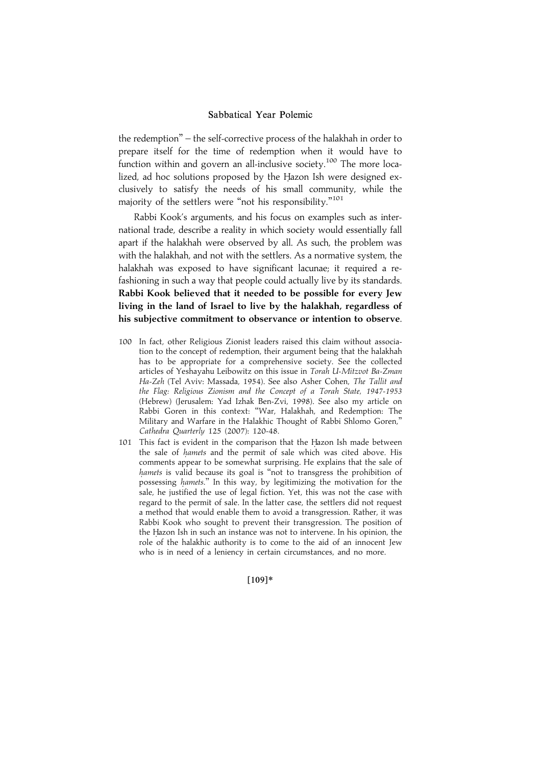the redemption" – the self-corrective process of the halakhah in order to prepare itself for the time of redemption when it would have to function within and govern an all-inclusive society.[100] The more localized, ad hoc solutions proposed by the Ḥazon Ish were designed exclusively to satisfy the needs of his small community, while the majority of the settlers were "not his responsibility."[101]

Rabbi Kook's arguments, and his focus on examples such as international trade, describe a reality in which society would essentially fall apart if the halakhah were observed by all. As such, the problem was with the halakhah, and not with the settlers. As a normative system, the halakhah was exposed to have significant lacunae; it required a refashioning in such a way that people could actually live by its standards. **Rabbi Kook believed that it needed to be possible for every Jew living in the land of Israel to live by the halakhah, regardless of his subjective commitment to observance or intention to observe**.

100 In fact, other Religious Zionist leaders raised this claim without association to the concept of redemption, their argument being that the halakhah has to be appropriate for a comprehensive society. See the collected articles of Yeshayahu Leibowitz on this issue in *Torah U-Mitzvot Ba-Zman Ha-Zeh* (Tel Aviv: Massada, 1954). See also Asher Cohen, *The Tallit and the Flag: Religious Zionism and the Concept of a Torah State, 1947-1953* (Hebrew) (Jerusalem: Yad Izhak Ben-Zvi, 1998). See also my article on Rabbi Goren in this context: "War, Halakhah, and Redemption: The Military and Warfare in the Halakhic Thought of Rabbi Shlomo Goren," *Cathedra Quarterly* 125 (2007): 120-48.

101 This fact is evident in the comparison that the Ḥazon Ish made between the sale of *ḥamets* and the permit of sale which was cited above. His comments appear to be somewhat surprising. He explains that the sale of *ḥamets* is valid because its goal is "not to transgress the prohibition of possessing *ḥamets*." In this way, by legitimizing the motivation for the sale, he justified the use of legal fiction. Yet, this was not the case with regard to the permit of sale. In the latter case, the settlers did not request a method that would enable them to avoid a transgression. Rather, it was Rabbi Kook who sought to prevent their transgression. The position of the Ḥazon Ish in such an instance was not to intervene. In his opinion, the role of the halakhic authority is to come to the aid of an innocent Jew who is in need of a leniency in certain circumstances, and no more.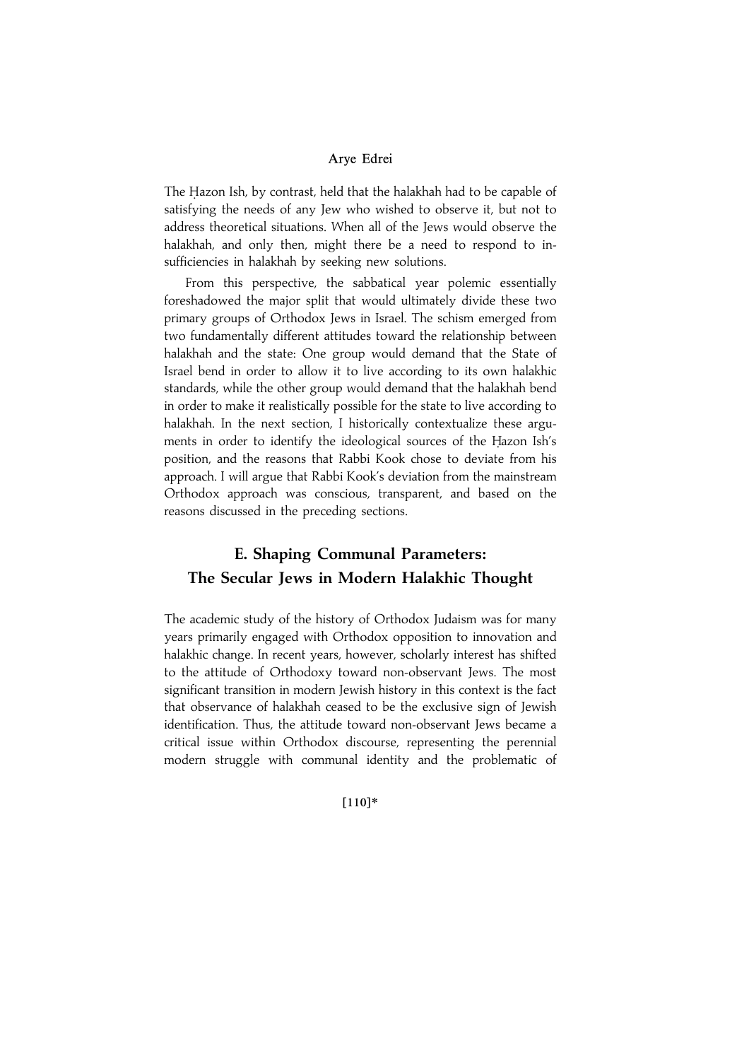The Ḥazon Ish, by contrast, held that the halakhah had to be capable of satisfying the needs of any Jew who wished to observe it, but not to address theoretical situations. When all of the Jews would observe the halakhah, and only then, might there be a need to respond to insufficiencies in halakhah by seeking new solutions.

From this perspective, the sabbatical year polemic essentially foreshadowed the major split that would ultimately divide these two primary groups of Orthodox Jews in Israel. The schism emerged from two fundamentally different attitudes toward the relationship between halakhah and the state: One group would demand that the State of Israel bend in order to allow it to live according to its own halakhic standards, while the other group would demand that the halakhah bend in order to make it realistically possible for the state to live according to halakhah. In the next section, I historically contextualize these arguments in order to identify the ideological sources of the Ḥazon Ish's position, and the reasons that Rabbi Kook chose to deviate from his approach. I will argue that Rabbi Kook's deviation from the mainstream Orthodox approach was conscious, transparent, and based on the reasons discussed in the preceding sections.

## E. Shaping Communal Parameters: The Secular Jews in Modern Halakhic Thought

The academic study of the history of Orthodox Judaism was for many years primarily engaged with Orthodox opposition to innovation and halakhic change. In recent years, however, scholarly interest has shifted to the attitude of Orthodoxy toward non-observant Jews. The most significant transition in modern Jewish history in this context is the fact that observance of halakhah ceased to be the exclusive sign of Jewish identification. Thus, the attitude toward non-observant Jews became a critical issue within Orthodox discourse, representing the perennial modern struggle with communal identity and the problematic of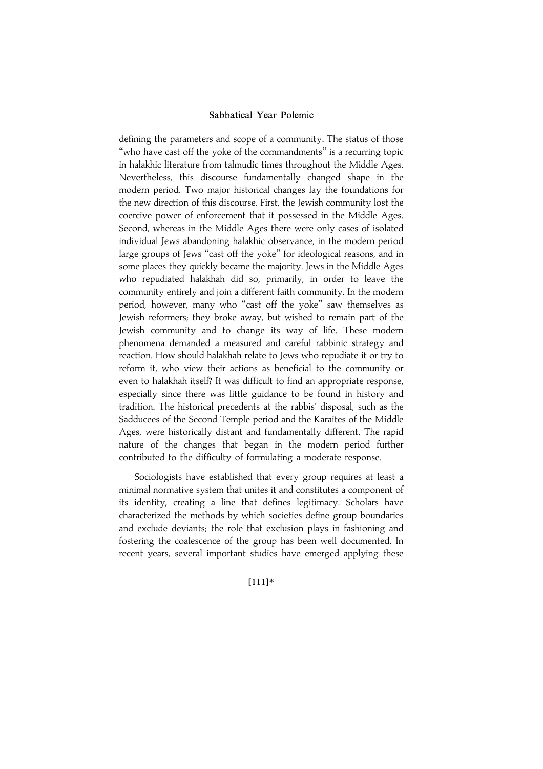defining the parameters and scope of a community. The status of those "who have cast off the yoke of the commandments" is a recurring topic in halakhic literature from talmudic times throughout the Middle Ages. Nevertheless, this discourse fundamentally changed shape in the modern period. Two major historical changes lay the foundations for the new direction of this discourse. First, the Jewish community lost the coercive power of enforcement that it possessed in the Middle Ages. Second, whereas in the Middle Ages there were only cases of isolated individual Jews abandoning halakhic observance, in the modern period large groups of Jews "cast off the yoke" for ideological reasons, and in some places they quickly became the majority. Jews in the Middle Ages who repudiated halakhah did so, primarily, in order to leave the community entirely and join a different faith community. In the modern period, however, many who "cast off the yoke" saw themselves as Jewish reformers; they broke away, but wished to remain part of the Jewish community and to change its way of life. These modern phenomena demanded a measured and careful rabbinic strategy and reaction. How should halakhah relate to Jews who repudiate it or try to reform it, who view their actions as beneficial to the community or even to halakhah itself? It was difficult to find an appropriate response, especially since there was little guidance to be found in history and tradition. The historical precedents at the rabbis' disposal, such as the Sadducees of the Second Temple period and the Karaites of the Middle Ages, were historically distant and fundamentally different. The rapid nature of the changes that began in the modern period further contributed to the difficulty of formulating a moderate response.

Sociologists have established that every group requires at least a minimal normative system that unites it and constitutes a component of its identity, creating a line that defines legitimacy. Scholars have characterized the methods by which societies define group boundaries and exclude deviants; the role that exclusion plays in fashioning and fostering the coalescence of the group has been well documented. In recent years, several important studies have emerged applying these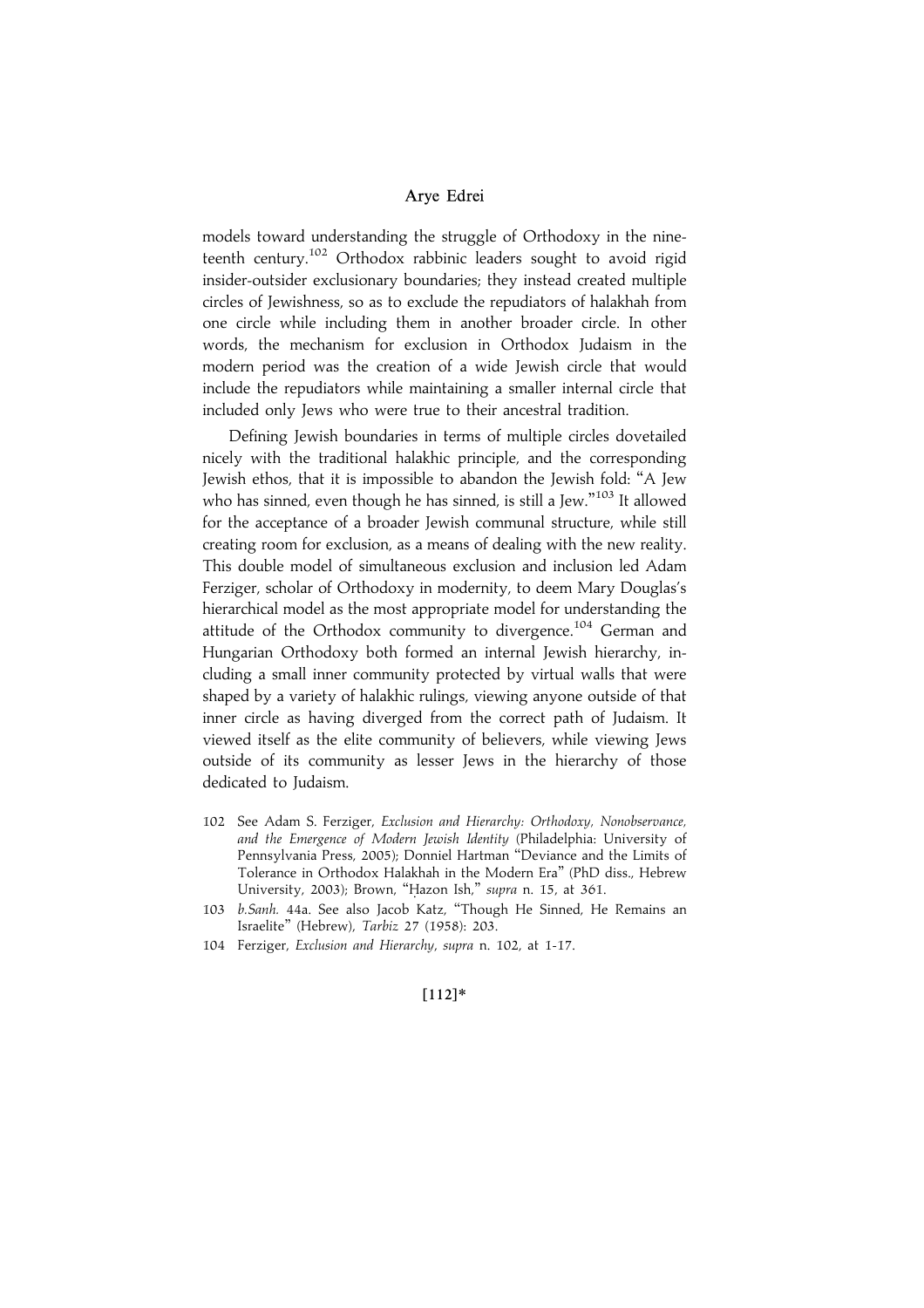models toward understanding the struggle of Orthodoxy in the nineteenth century.[102] Orthodox rabbinic leaders sought to avoid rigid insider-outsider exclusionary boundaries; they instead created multiple circles of Jewishness, so as to exclude the repudiators of halakhah from one circle while including them in another broader circle. In other words, the mechanism for exclusion in Orthodox Judaism in the modern period was the creation of a wide Jewish circle that would include the repudiators while maintaining a smaller internal circle that included only Jews who were true to their ancestral tradition.

Defining Jewish boundaries in terms of multiple circles dovetailed nicely with the traditional halakhic principle, and the corresponding Jewish ethos, that it is impossible to abandon the Jewish fold: "A Jew who has sinned, even though he has sinned, is still a Jew."[103] It allowed for the acceptance of a broader Jewish communal structure, while still creating room for exclusion, as a means of dealing with the new reality. This double model of simultaneous exclusion and inclusion led Adam Ferziger, scholar of Orthodoxy in modernity, to deem Mary Douglas's hierarchical model as the most appropriate model for understanding the attitude of the Orthodox community to divergence.[104] German and Hungarian Orthodoxy both formed an internal Jewish hierarchy, including a small inner community protected by virtual walls that were shaped by a variety of halakhic rulings, viewing anyone outside of that inner circle as having diverged from the correct path of Judaism. It viewed itself as the elite community of believers, while viewing Jews outside of its community as lesser Jews in the hierarchy of those dedicated to Judaism.

102 See Adam S. Ferziger, *Exclusion and Hierarchy: Orthodoxy, Nonobservance, and the Emergence of Modern Jewish Identity* (Philadelphia: University of Pennsylvania Press, 2005); Donniel Hartman "Deviance and the Limits of Tolerance in Orthodox Halakhah in the Modern Era" (PhD diss., Hebrew University, 2003); Brown, "Ḥazon Ish," *supra* n. 15, at 361.

103 *b.Sanh.* 44a. See also Jacob Katz, "Though He Sinned, He Remains an Israelite" (Hebrew), *Tarbiz* 27 (1958): 203.

104 Ferziger, *Exclusion and Hierarchy*, *supra* n. 102, at 1-17.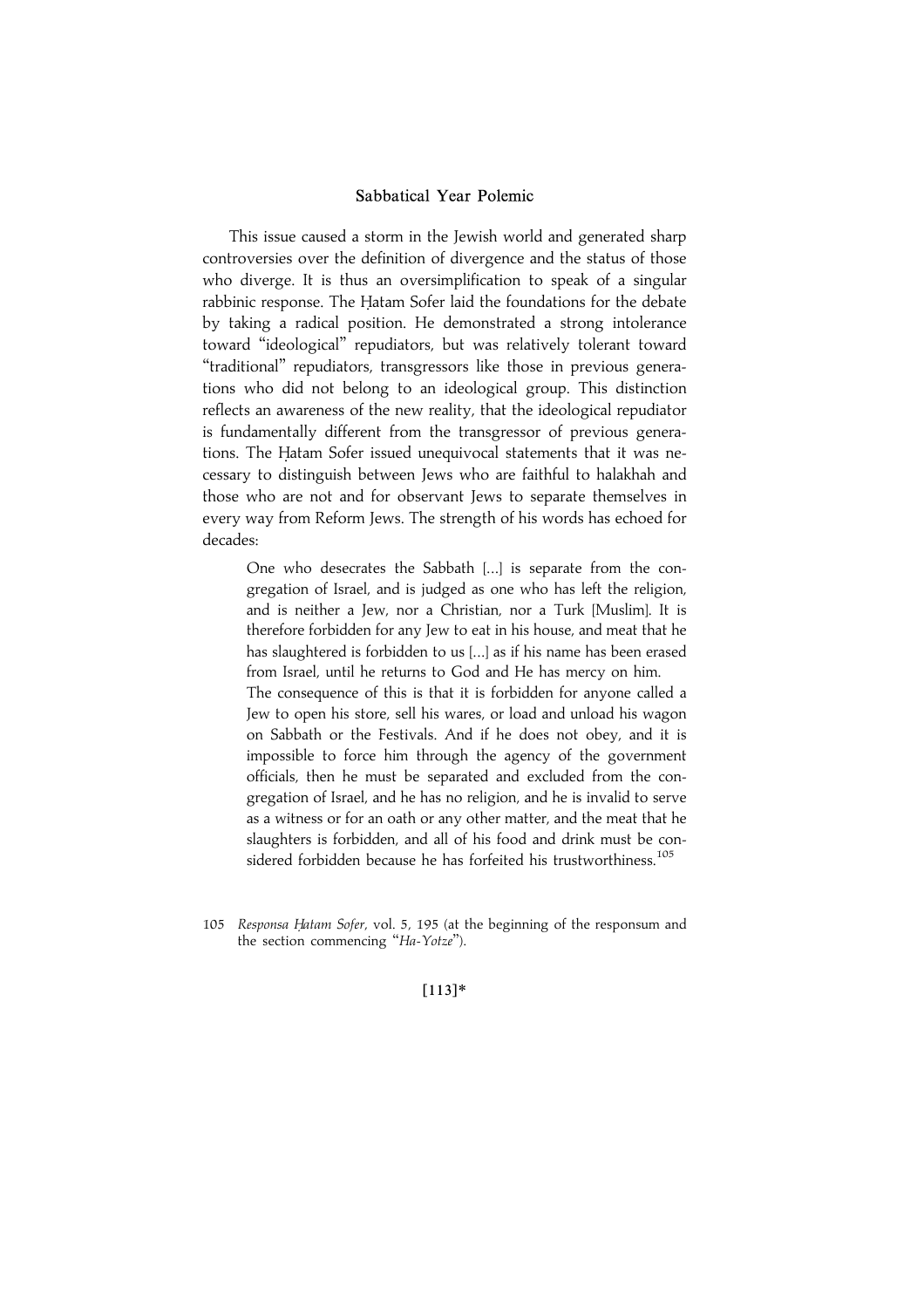This issue caused a storm in the Jewish world and generated sharp controversies over the definition of divergence and the status of those who diverge. It is thus an oversimplification to speak of a singular rabbinic response. The Ḥatam Sofer laid the foundations for the debate by taking a radical position. He demonstrated a strong intolerance toward "ideological" repudiators, but was relatively tolerant toward "traditional" repudiators, transgressors like those in previous generations who did not belong to an ideological group. This distinction reflects an awareness of the new reality, that the ideological repudiator is fundamentally different from the transgressor of previous generations. The Ḥatam Sofer issued unequivocal statements that it was necessary to distinguish between Jews who are faithful to halakhah and those who are not and for observant Jews to separate themselves in every way from Reform Jews. The strength of his words has echoed for decades:

> One who desecrates the Sabbath [...] is separate from the congregation of Israel, and is judged as one who has left the religion, and is neither a Jew, nor a Christian, nor a Turk [Muslim]. It is therefore forbidden for any Jew to eat in his house, and meat that he has slaughtered is forbidden to us [...] as if his name has been erased from Israel, until he returns to God and He has mercy on him.
>
> The consequence of this is that it is forbidden for anyone called a Jew to open his store, sell his wares, or load and unload his wagon on Sabbath or the Festivals. And if he does not obey, and it is impossible to force him through the agency of the government officials, then he must be separated and excluded from the congregation of Israel, and he has no religion, and he is invalid to serve as a witness or for an oath or any other matter, and the meat that he slaughters is forbidden, and all of his food and drink must be considered forbidden because he has forfeited his trustworthiness.[105]

105 *Responsa Ḥatam Sofer*, vol. 5, 195 (at the beginning of the responsum and the section commencing "*Ha-Yotze*").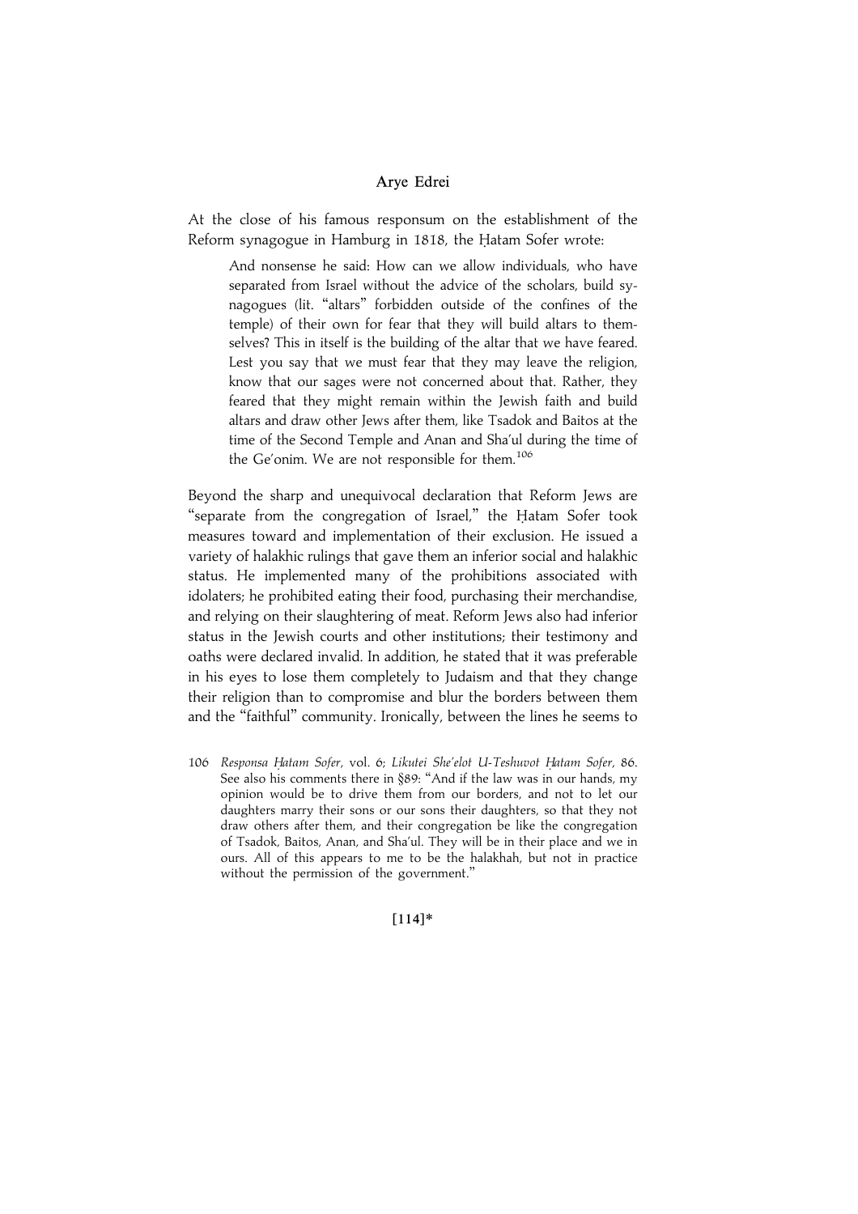At the close of his famous responsum on the establishment of the Reform synagogue in Hamburg in 1818, the Ḥatam Sofer wrote:

> And nonsense he said: How can we allow individuals, who have separated from Israel without the advice of the scholars, build synagogues (lit. "altars" forbidden outside of the confines of the temple) of their own for fear that they will build altars to themselves? This in itself is the building of the altar that we have feared. Lest you say that we must fear that they may leave the religion, know that our sages were not concerned about that. Rather, they feared that they might remain within the Jewish faith and build altars and draw other Jews after them, like Tsadok and Baitos at the time of the Second Temple and Anan and Sha'ul during the time of the Ge'onim. We are not responsible for them.[106]

Beyond the sharp and unequivocal declaration that Reform Jews are "separate from the congregation of Israel," the Ḥatam Sofer took measures toward and implementation of their exclusion. He issued a variety of halakhic rulings that gave them an inferior social and halakhic status. He implemented many of the prohibitions associated with idolaters; he prohibited eating their food, purchasing their merchandise, and relying on their slaughtering of meat. Reform Jews also had inferior status in the Jewish courts and other institutions; their testimony and oaths were declared invalid. In addition, he stated that it was preferable in his eyes to lose them completely to Judaism and that they change their religion than to compromise and blur the borders between them and the "faithful" community. Ironically, between the lines he seems to

106 *Responsa Ḥatam Sofer*, vol. 6; *Likutei She'elot U-Teshuvot Ḥatam Sofer*, 86. See also his comments there in §89: "And if the law was in our hands, my opinion would be to drive them from our borders, and not to let our daughters marry their sons or our sons their daughters, so that they not draw others after them, and their congregation be like the congregation of Tsadok, Baitos, Anan, and Sha'ul. They will be in their place and we in ours. All of this appears to me to be the halakhah, but not in practice without the permission of the government."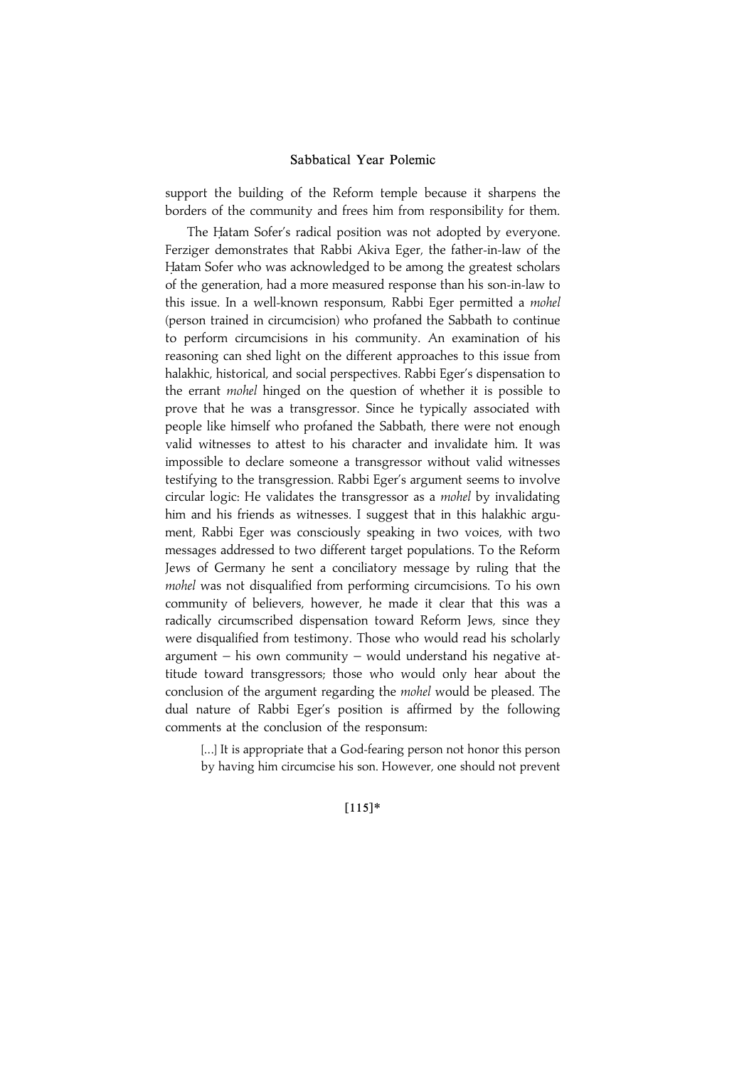support the building of the Reform temple because it sharpens the borders of the community and frees him from responsibility for them.

The Ḥatam Sofer's radical position was not adopted by everyone. Ferziger demonstrates that Rabbi Akiva Eger, the father-in-law of the Ḥatam Sofer who was acknowledged to be among the greatest scholars of the generation, had a more measured response than his son-in-law to this issue. In a well-known responsum, Rabbi Eger permitted a *mohel* (person trained in circumcision) who profaned the Sabbath to continue to perform circumcisions in his community. An examination of his reasoning can shed light on the different approaches to this issue from halakhic, historical, and social perspectives. Rabbi Eger's dispensation to the errant *mohel* hinged on the question of whether it is possible to prove that he was a transgressor. Since he typically associated with people like himself who profaned the Sabbath, there were not enough valid witnesses to attest to his character and invalidate him. It was impossible to declare someone a transgressor without valid witnesses testifying to the transgression. Rabbi Eger's argument seems to involve circular logic: He validates the transgressor as a *mohel* by invalidating him and his friends as witnesses. I suggest that in this halakhic argument, Rabbi Eger was consciously speaking in two voices, with two messages addressed to two different target populations. To the Reform Jews of Germany he sent a conciliatory message by ruling that the *mohel* was not disqualified from performing circumcisions. To his own community of believers, however, he made it clear that this was a radically circumscribed dispensation toward Reform Jews, since they were disqualified from testimony. Those who would read his scholarly argument – his own community – would understand his negative attitude toward transgressors; those who would only hear about the conclusion of the argument regarding the *mohel* would be pleased. The dual nature of Rabbi Eger's position is affirmed by the following comments at the conclusion of the responsum:

> [...] It is appropriate that a God-fearing person not honor this person by having him circumcise his son. However, one should not prevent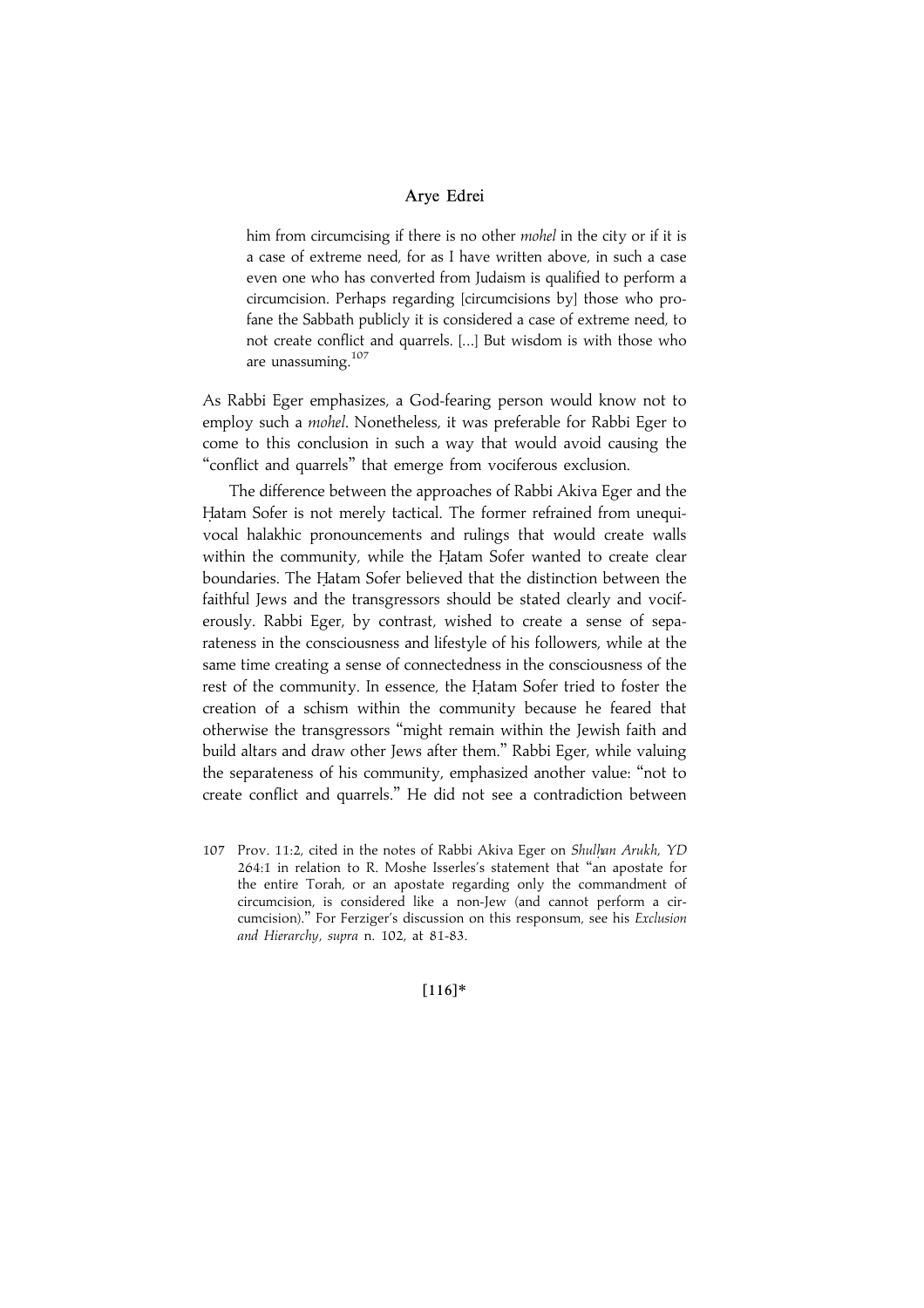> him from circumcising if there is no other *mohel* in the city or if it is a case of extreme need, for as I have written above, in such a case even one who has converted from Judaism is qualified to perform a circumcision. Perhaps regarding [circumcisions by] those who profane the Sabbath publicly it is considered a case of extreme need, to not create conflict and quarrels. [...] But wisdom is with those who are unassuming.[107]

As Rabbi Eger emphasizes, a God-fearing person would know not to employ such a *mohel*. Nonetheless, it was preferable for Rabbi Eger to come to this conclusion in such a way that would avoid causing the "conflict and quarrels" that emerge from vociferous exclusion.

The difference between the approaches of Rabbi Akiva Eger and the Ḥatam Sofer is not merely tactical. The former refrained from unequivocal halakhic pronouncements and rulings that would create walls within the community, while the Ḥatam Sofer wanted to create clear boundaries. The Ḥatam Sofer believed that the distinction between the faithful Jews and the transgressors should be stated clearly and vociferously. Rabbi Eger, by contrast, wished to create a sense of separateness in the consciousness and lifestyle of his followers, while at the same time creating a sense of connectedness in the consciousness of the rest of the community. In essence, the Ḥatam Sofer tried to foster the creation of a schism within the community because he feared that otherwise the transgressors "might remain within the Jewish faith and build altars and draw other Jews after them." Rabbi Eger, while valuing the separateness of his community, emphasized another value: "not to create conflict and quarrels." He did not see a contradiction between

107 Prov. 11:2, cited in the notes of Rabbi Akiva Eger on *Shulḥan Arukh*, *YD* 264:1 in relation to R. Moshe Isserles's statement that "an apostate for the entire Torah, or an apostate regarding only the commandment of circumcision, is considered like a non-Jew (and cannot perform a circumcision)." For Ferziger's discussion on this responsum, see his *Exclusion and Hierarchy*, *supra* n. 102, at 81-83.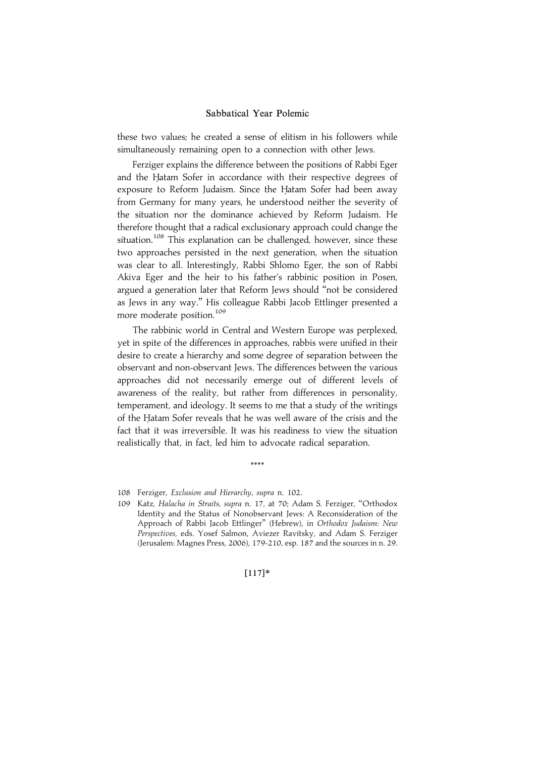these two values; he created a sense of elitism in his followers while simultaneously remaining open to a connection with other Jews.

Ferziger explains the difference between the positions of Rabbi Eger and the Ḥatam Sofer in accordance with their respective degrees of exposure to Reform Judaism. Since the Ḥatam Sofer had been away from Germany for many years, he understood neither the severity of the situation nor the dominance achieved by Reform Judaism. He therefore thought that a radical exclusionary approach could change the situation.[108] This explanation can be challenged, however, since these two approaches persisted in the next generation, when the situation was clear to all. Interestingly, Rabbi Shlomo Eger, the son of Rabbi Akiva Eger and the heir to his father's rabbinic position in Posen, argued a generation later that Reform Jews should "not be considered as Jews in any way." His colleague Rabbi Jacob Ettlinger presented a more moderate position.[109]

The rabbinic world in Central and Western Europe was perplexed, yet in spite of the differences in approaches, rabbis were unified in their desire to create a hierarchy and some degree of separation between the observant and non-observant Jews. The differences between the various approaches did not necessarily emerge out of different levels of awareness of the reality, but rather from differences in personality, temperament, and ideology. It seems to me that a study of the writings of the Ḥatam Sofer reveals that he was well aware of the crisis and the fact that it was irreversible. It was his readiness to view the situation realistically that, in fact, led him to advocate radical separation.

\*\*\*\*

108 Ferziger, *Exclusion and Hierarchy*, *supra* n. 102.

109 Katz, *Halacha in Straits*, *supra* n. 17, at 70; Adam S. Ferziger, "Orthodox Identity and the Status of Nonobservant Jews: A Reconsideration of the Approach of Rabbi Jacob Ettlinger" (Hebrew), in *Orthodox Judaism: New Perspectives*, eds. Yosef Salmon, Aviezer Ravitsky, and Adam S. Ferziger (Jerusalem: Magnes Press, 2006), 179-210, esp. 187 and the sources in n. 29.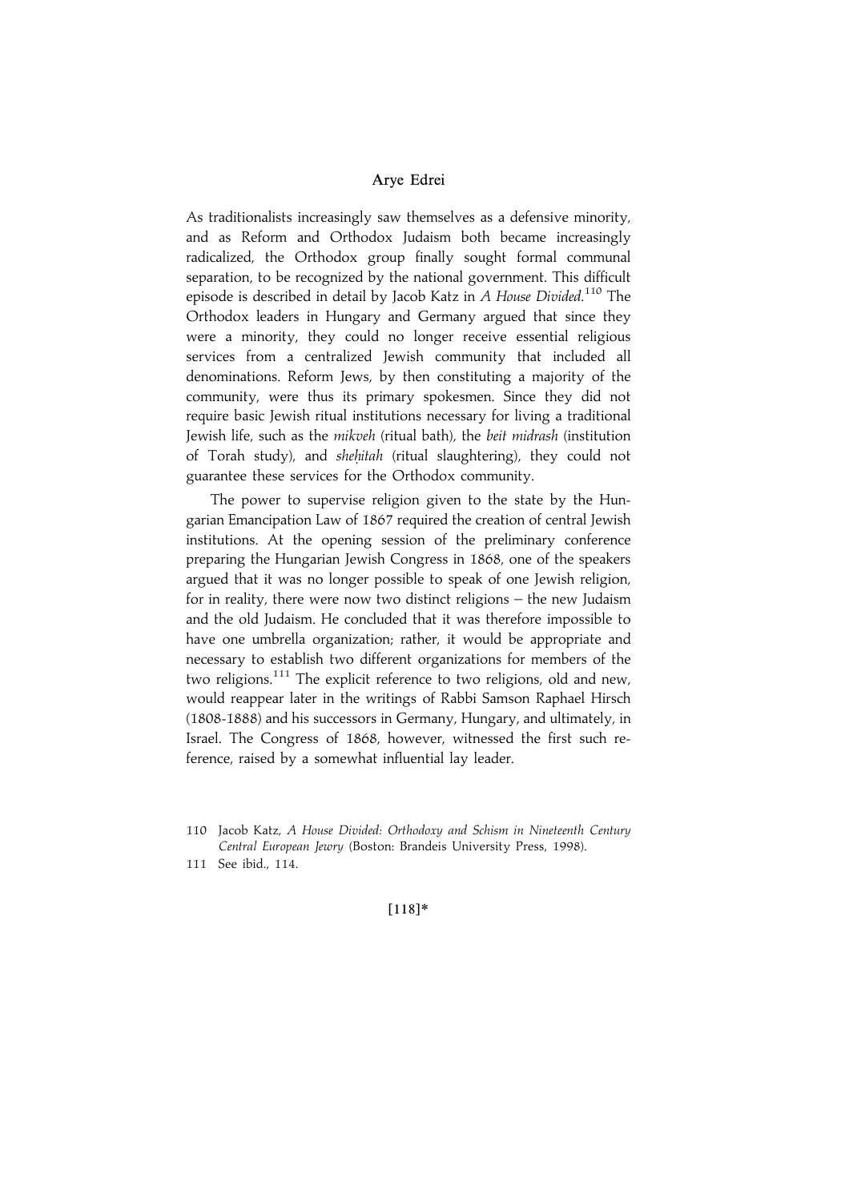As traditionalists increasingly saw themselves as a defensive minority, and as Reform and Orthodox Judaism both became increasingly radicalized, the Orthodox group finally sought formal communal separation, to be recognized by the national government. This difficult episode is described in detail by Jacob Katz in *A House Divided*.[110] The Orthodox leaders in Hungary and Germany argued that since they were a minority, they could no longer receive essential religious services from a centralized Jewish community that included all denominations. Reform Jews, by then constituting a majority of the community, were thus its primary spokesmen. Since they did not require basic Jewish ritual institutions necessary for living a traditional Jewish life, such as the *mikveh* (ritual bath), the *beit midrash* (institution of Torah study), and *sheḥitah* (ritual slaughtering), they could not guarantee these services for the Orthodox community.

The power to supervise religion given to the state by the Hungarian Emancipation Law of 1867 required the creation of central Jewish institutions. At the opening session of the preliminary conference preparing the Hungarian Jewish Congress in 1868, one of the speakers argued that it was no longer possible to speak of one Jewish religion, for in reality, there were now two distinct religions – the new Judaism and the old Judaism. He concluded that it was therefore impossible to have one umbrella organization; rather, it would be appropriate and necessary to establish two different organizations for members of the two religions.[111] The explicit reference to two religions, old and new, would reappear later in the writings of Rabbi Samson Raphael Hirsch (1808-1888) and his successors in Germany, Hungary, and ultimately, in Israel. The Congress of 1868, however, witnessed the first such reference, raised by a somewhat influential lay leader.

110 Jacob Katz, *A House Divided: Orthodoxy and Schism in Nineteenth Century Central European Jewry* (Boston: Brandeis University Press, 1998).

111 See ibid., 114.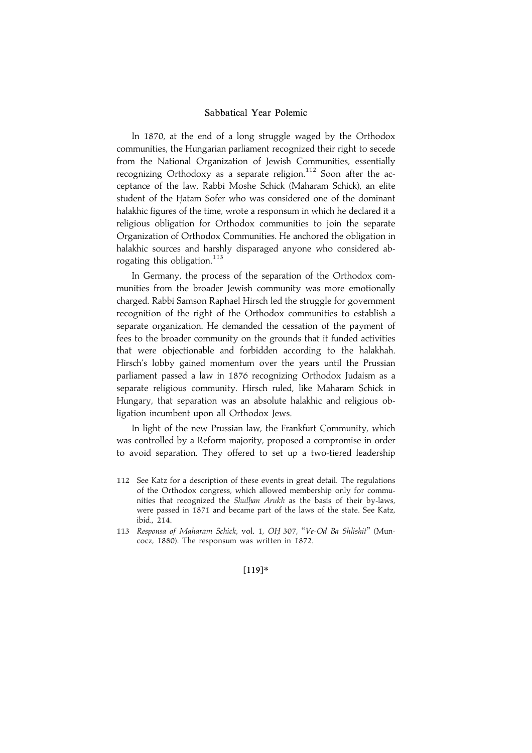In 1870, at the end of a long struggle waged by the Orthodox communities, the Hungarian parliament recognized their right to secede from the National Organization of Jewish Communities, essentially recognizing Orthodoxy as a separate religion.[112] Soon after the acceptance of the law, Rabbi Moshe Schick (Maharam Schick), an elite student of the Ḥatam Sofer who was considered one of the dominant halakhic figures of the time, wrote a responsum in which he declared it a religious obligation for Orthodox communities to join the separate Organization of Orthodox Communities. He anchored the obligation in halakhic sources and harshly disparaged anyone who considered abrogating this obligation.[113]

In Germany, the process of the separation of the Orthodox communities from the broader Jewish community was more emotionally charged. Rabbi Samson Raphael Hirsch led the struggle for government recognition of the right of the Orthodox communities to establish a separate organization. He demanded the cessation of the payment of fees to the broader community on the grounds that it funded activities that were objectionable and forbidden according to the halakhah. Hirsch's lobby gained momentum over the years until the Prussian parliament passed a law in 1876 recognizing Orthodox Judaism as a separate religious community. Hirsch ruled, like Maharam Schick in Hungary, that separation was an absolute halakhic and religious obligation incumbent upon all Orthodox Jews.

In light of the new Prussian law, the Frankfurt Community, which was controlled by a Reform majority, proposed a compromise in order to avoid separation. They offered to set up a two-tiered leadership

---

112 See Katz for a description of these events in great detail. The regulations of the Orthodox congress, which allowed membership only for communities that recognized the *Shulḥan Arukh* as the basis of their by-laws, were passed in 1871 and became part of the laws of the state. See Katz, ibid., 214.

113 *Responsa of Maharam Schick*, vol. 1, *OḤ* 307, "*Ve-Od Ba Shlishit*" (Muncocz, 1880). The responsum was written in 1872.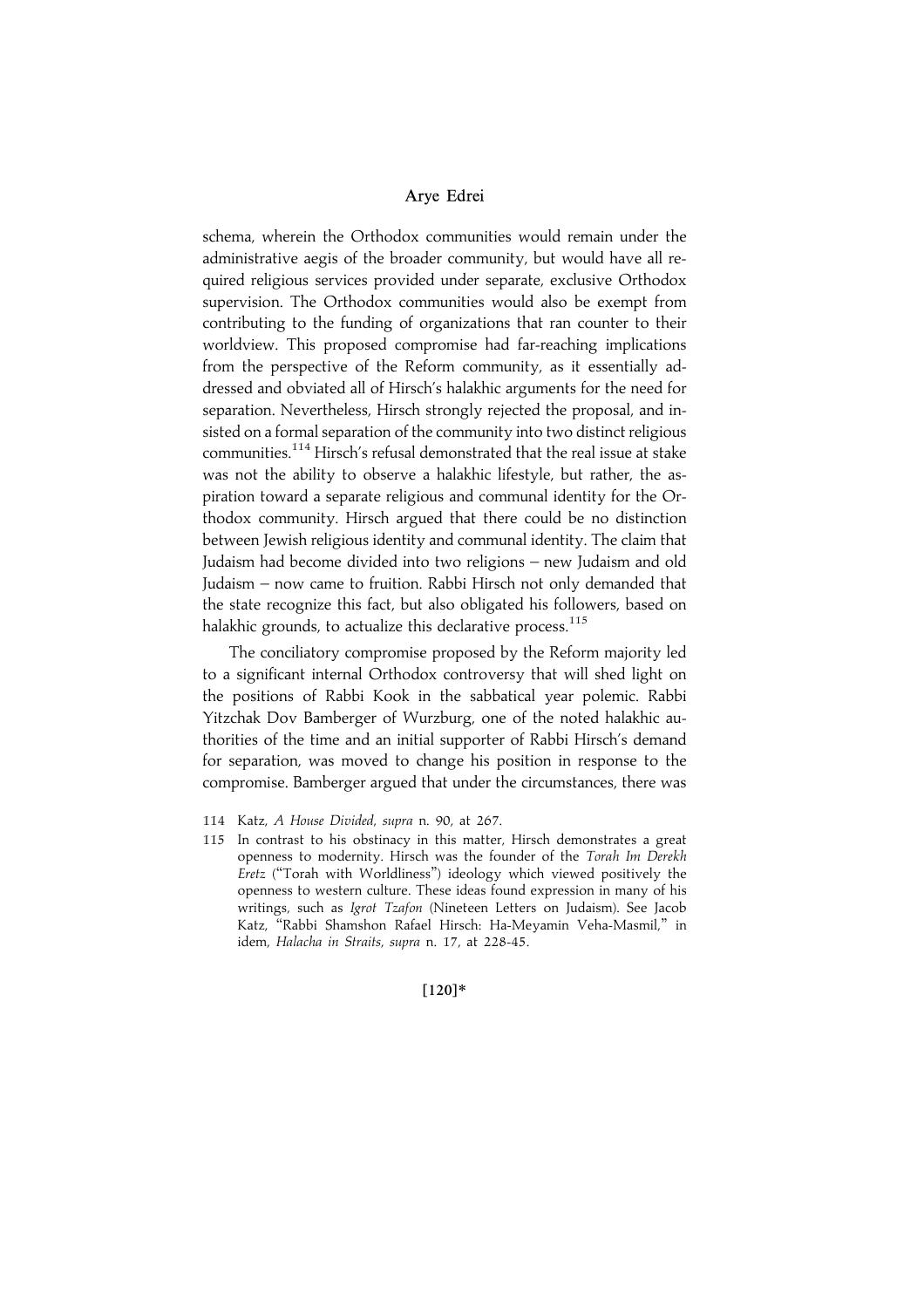schema, wherein the Orthodox communities would remain under the administrative aegis of the broader community, but would have all required religious services provided under separate, exclusive Orthodox supervision. The Orthodox communities would also be exempt from contributing to the funding of organizations that ran counter to their worldview. This proposed compromise had far-reaching implications from the perspective of the Reform community, as it essentially addressed and obviated all of Hirsch's halakhic arguments for the need for separation. Nevertheless, Hirsch strongly rejected the proposal, and insisted on a formal separation of the community into two distinct religious communities.[114] Hirsch's refusal demonstrated that the real issue at stake was not the ability to observe a halakhic lifestyle, but rather, the aspiration toward a separate religious and communal identity for the Orthodox community. Hirsch argued that there could be no distinction between Jewish religious identity and communal identity. The claim that Judaism had become divided into two religions – new Judaism and old Judaism – now came to fruition. Rabbi Hirsch not only demanded that the state recognize this fact, but also obligated his followers, based on halakhic grounds, to actualize this declarative process.[115]

The conciliatory compromise proposed by the Reform majority led to a significant internal Orthodox controversy that will shed light on the positions of Rabbi Kook in the sabbatical year polemic. Rabbi Yitzchak Dov Bamberger of Wurzburg, one of the noted halakhic authorities of the time and an initial supporter of Rabbi Hirsch's demand for separation, was moved to change his position in response to the compromise. Bamberger argued that under the circumstances, there was

114 Katz, *A House Divided*, *supra* n. 90, at 267.

115 In contrast to his obstinacy in this matter, Hirsch demonstrates a great openness to modernity. Hirsch was the founder of the *Torah Im Derekh Eretz* ("Torah with Worldliness") ideology which viewed positively the openness to western culture. These ideas found expression in many of his writings, such as *Igrot Tzafon* (Nineteen Letters on Judaism). See Jacob Katz, "Rabbi Shamshon Rafael Hirsch: Ha-Meyamin Veha-Masmil," in idem, *Halacha in Straits*, *supra* n. 17, at 228-45.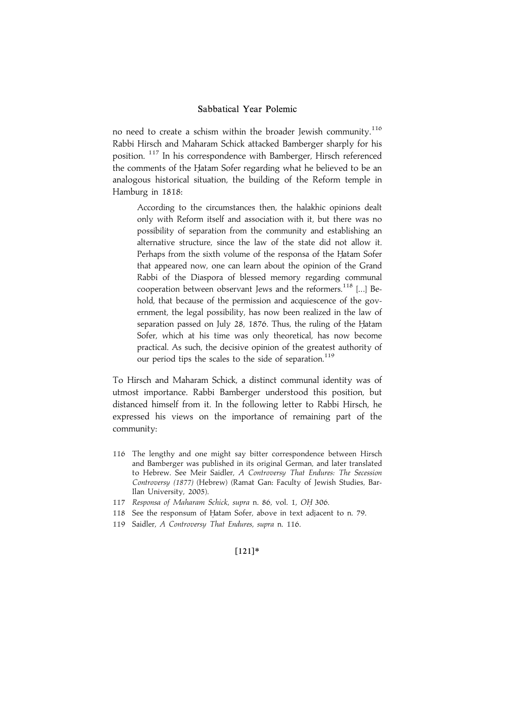no need to create a schism within the broader Jewish community.[116] Rabbi Hirsch and Maharam Schick attacked Bamberger sharply for his position. [117] In his correspondence with Bamberger, Hirsch referenced the comments of the Ḥatam Sofer regarding what he believed to be an analogous historical situation, the building of the Reform temple in Hamburg in 1818:

> According to the circumstances then, the halakhic opinions dealt only with Reform itself and association with it, but there was no possibility of separation from the community and establishing an alternative structure, since the law of the state did not allow it. Perhaps from the sixth volume of the responsa of the Ḥatam Sofer that appeared now, one can learn about the opinion of the Grand Rabbi of the Diaspora of blessed memory regarding communal cooperation between observant Jews and the reformers.[118] [...] Behold, that because of the permission and acquiescence of the government, the legal possibility, has now been realized in the law of separation passed on July 28, 1876. Thus, the ruling of the Ḥatam Sofer, which at his time was only theoretical, has now become practical. As such, the decisive opinion of the greatest authority of our period tips the scales to the side of separation.[119]

To Hirsch and Maharam Schick, a distinct communal identity was of utmost importance. Rabbi Bamberger understood this position, but distanced himself from it. In the following letter to Rabbi Hirsch, he expressed his views on the importance of remaining part of the community:

116 The lengthy and one might say bitter correspondence between Hirsch and Bamberger was published in its original German, and later translated to Hebrew. See Meir Saidler, *A Controversy That Endures: The Secession Controversy (1877)* (Hebrew) (Ramat Gan: Faculty of Jewish Studies, Bar-Ilan University, 2005).

117 *Responsa of Maharam Schick*, *supra* n. 86, vol. 1, *OḤ* 306.

118 See the responsum of Ḥatam Sofer, above in text adjacent to n. 79.

119 Saidler, *A Controversy That Endures*, *supra* n. 116.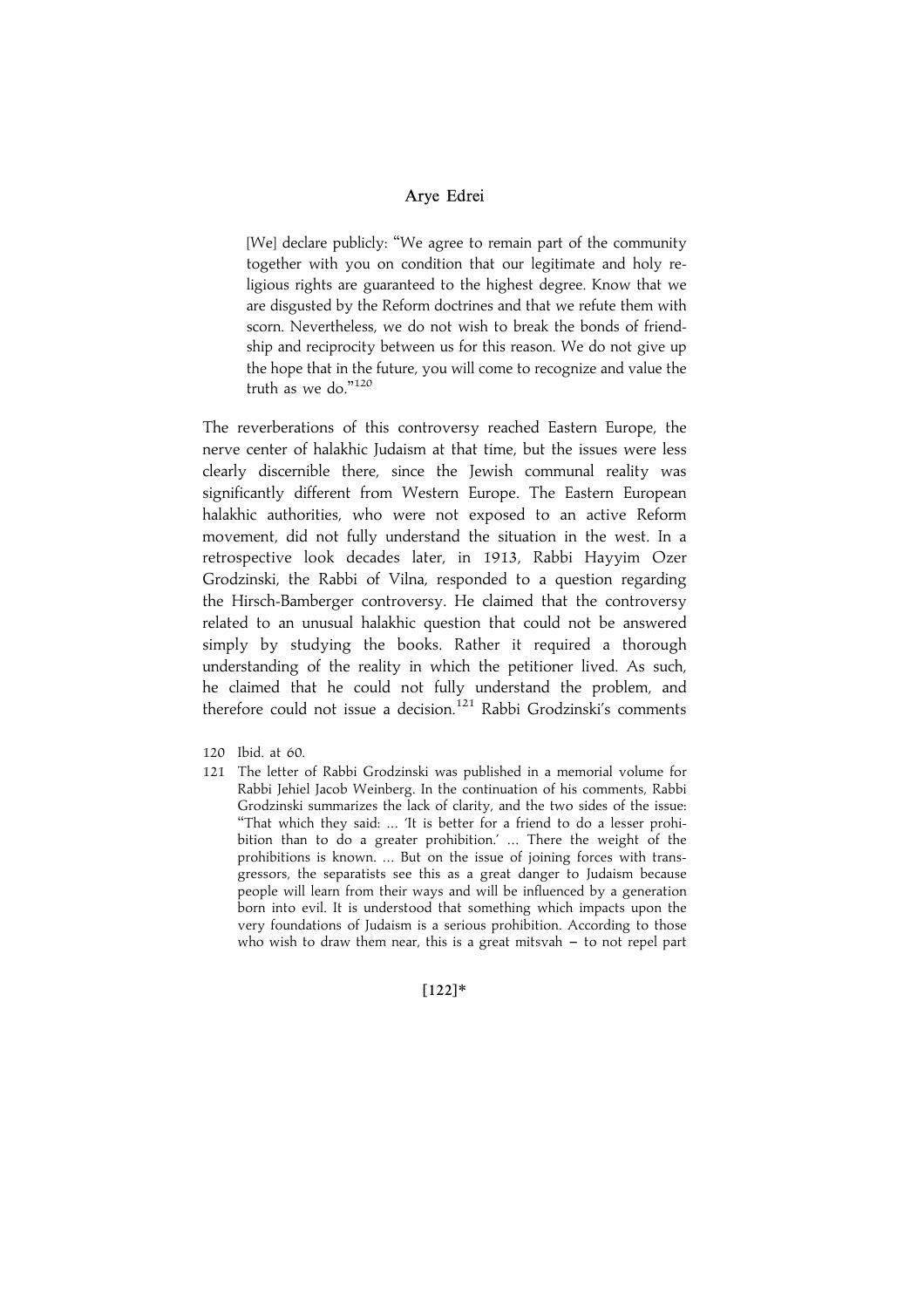[We] declare publicly: "We agree to remain part of the community together with you on condition that our legitimate and holy religious rights are guaranteed to the highest degree. Know that we are disgusted by the Reform doctrines and that we refute them with scorn. Nevertheless, we do not wish to break the bonds of friendship and reciprocity between us for this reason. We do not give up the hope that in the future, you will come to recognize and value the truth as we do."[120]

The reverberations of this controversy reached Eastern Europe, the nerve center of halakhic Judaism at that time, but the issues were less clearly discernible there, since the Jewish communal reality was significantly different from Western Europe. The Eastern European halakhic authorities, who were not exposed to an active Reform movement, did not fully understand the situation in the west. In a retrospective look decades later, in 1913, Rabbi Hayyim Ozer Grodzinski, the Rabbi of Vilna, responded to a question regarding the Hirsch-Bamberger controversy. He claimed that the controversy related to an unusual halakhic question that could not be answered simply by studying the books. Rather it required a thorough understanding of the reality in which the petitioner lived. As such, he claimed that he could not fully understand the problem, and therefore could not issue a decision.[121] Rabbi Grodzinski's comments

120 Ibid. at 60.

121 The letter of Rabbi Grodzinski was published in a memorial volume for Rabbi Jehiel Jacob Weinberg. In the continuation of his comments, Rabbi Grodzinski summarizes the lack of clarity, and the two sides of the issue: "That which they said: … 'It is better for a friend to do a lesser prohibition than to do a greater prohibition.' … There the weight of the prohibitions is known. … But on the issue of joining forces with transgressors, the separatists see this as a great danger to Judaism because people will learn from their ways and will be influenced by a generation born into evil. It is understood that something which impacts upon the very foundations of Judaism is a serious prohibition. According to those who wish to draw them near, this is a great mitsvah – to not repel part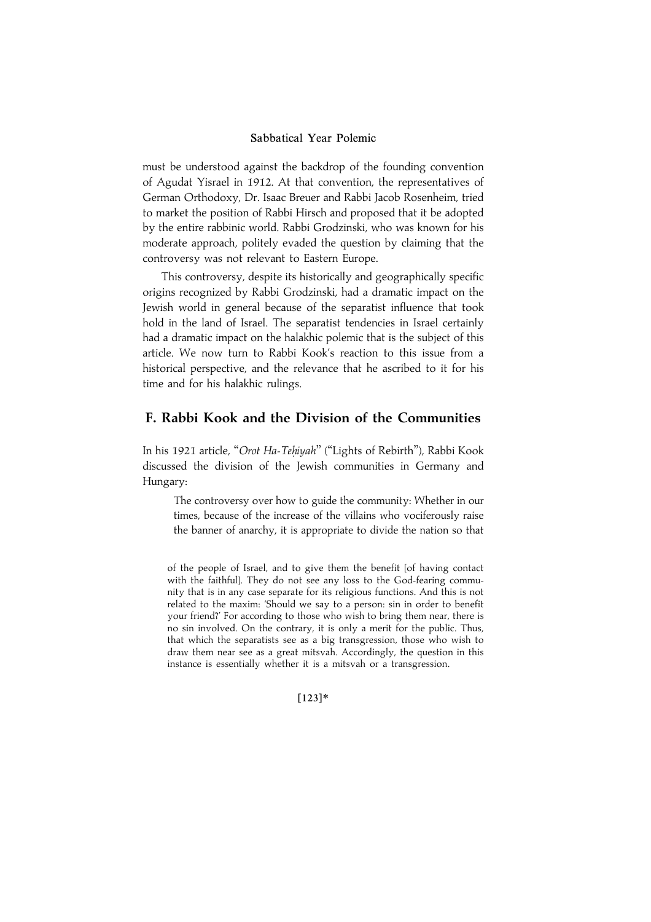must be understood against the backdrop of the founding convention of Agudat Yisrael in 1912. At that convention, the representatives of German Orthodoxy, Dr. Isaac Breuer and Rabbi Jacob Rosenheim, tried to market the position of Rabbi Hirsch and proposed that it be adopted by the entire rabbinic world. Rabbi Grodzinski, who was known for his moderate approach, politely evaded the question by claiming that the controversy was not relevant to Eastern Europe.

This controversy, despite its historically and geographically specific origins recognized by Rabbi Grodzinski, had a dramatic impact on the Jewish world in general because of the separatist influence that took hold in the land of Israel. The separatist tendencies in Israel certainly had a dramatic impact on the halakhic polemic that is the subject of this article. We now turn to Rabbi Kook's reaction to this issue from a historical perspective, and the relevance that he ascribed to it for his time and for his halakhic rulings.

## F. Rabbi Kook and the Division of the Communities

In his 1921 article, "*Orot Ha-Teḥiyah*" ("Lights of Rebirth"), Rabbi Kook discussed the division of the Jewish communities in Germany and Hungary:

> The controversy over how to guide the community: Whether in our times, because of the increase of the villains who vociferously raise the banner of anarchy, it is appropriate to divide the nation so that

of the people of Israel, and to give them the benefit [of having contact with the faithful]. They do not see any loss to the God-fearing community that is in any case separate for its religious functions. And this is not related to the maxim: 'Should we say to a person: sin in order to benefit your friend?' For according to those who wish to bring them near, there is no sin involved. On the contrary, it is only a merit for the public. Thus, that which the separatists see as a big transgression, those who wish to draw them near see as a great mitsvah. Accordingly, the question in this instance is essentially whether it is a mitsvah or a transgression.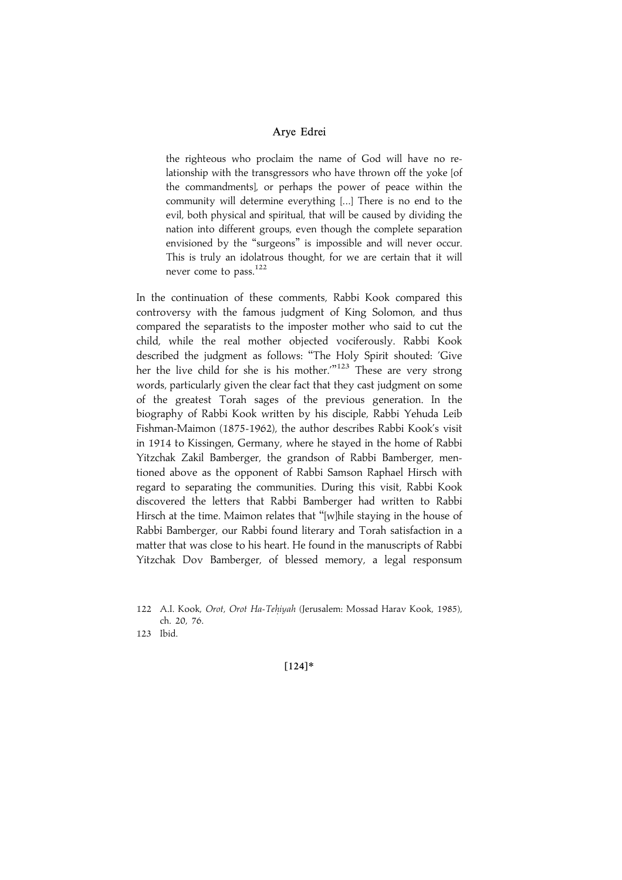> the righteous who proclaim the name of God will have no relationship with the transgressors who have thrown off the yoke [of the commandments], or perhaps the power of peace within the community will determine everything [...] There is no end to the evil, both physical and spiritual, that will be caused by dividing the nation into different groups, even though the complete separation envisioned by the "surgeons" is impossible and will never occur. This is truly an idolatrous thought, for we are certain that it will never come to pass.[122]

In the continuation of these comments, Rabbi Kook compared this controversy with the famous judgment of King Solomon, and thus compared the separatists to the imposter mother who said to cut the child, while the real mother objected vociferously. Rabbi Kook described the judgment as follows: "The Holy Spirit shouted: 'Give her the live child for she is his mother.'"[123] These are very strong words, particularly given the clear fact that they cast judgment on some of the greatest Torah sages of the previous generation. In the biography of Rabbi Kook written by his disciple, Rabbi Yehuda Leib Fishman-Maimon (1875-1962), the author describes Rabbi Kook's visit in 1914 to Kissingen, Germany, where he stayed in the home of Rabbi Yitzchak Zakil Bamberger, the grandson of Rabbi Bamberger, mentioned above as the opponent of Rabbi Samson Raphael Hirsch with regard to separating the communities. During this visit, Rabbi Kook discovered the letters that Rabbi Bamberger had written to Rabbi Hirsch at the time. Maimon relates that "[w]hile staying in the house of Rabbi Bamberger, our Rabbi found literary and Torah satisfaction in a matter that was close to his heart. He found in the manuscripts of Rabbi Yitzchak Dov Bamberger, of blessed memory, a legal responsum

122 A.I. Kook, *Orot, Orot Ha-Teḥiyah* (Jerusalem: Mossad Harav Kook, 1985), ch. 20, 76.

123 Ibid.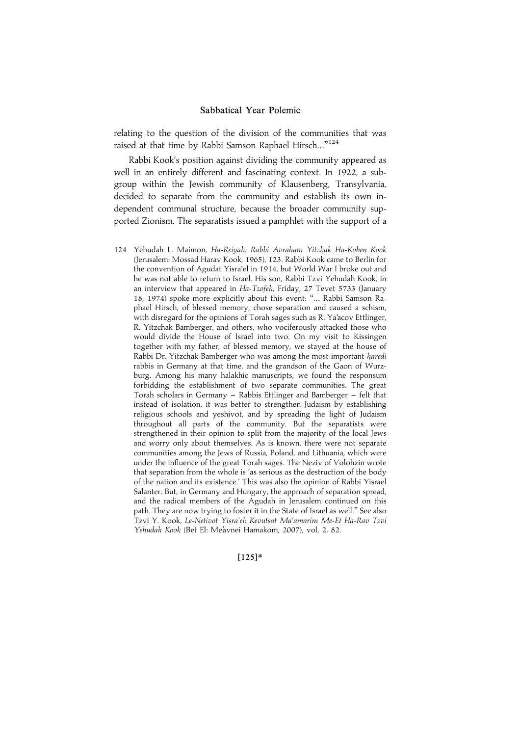relating to the question of the division of the communities that was raised at that time by Rabbi Samson Raphael Hirsch..."[124]

Rabbi Kook's position against dividing the community appeared as well in an entirely different and fascinating context. In 1922, a subgroup within the Jewish community of Klausenberg, Transylvania, decided to separate from the community and establish its own independent communal structure, because the broader community supported Zionism. The separatists issued a pamphlet with the support of a

124 Yehudah L. Maimon, *Ha-Reiyah: Rabbi Avraham Yitzḥak Ha-Kohen Kook* (Jerusalem: Mossad Harav Kook, 1965), 123. Rabbi Kook came to Berlin for the convention of Agudat Yisra'el in 1914, but World War I broke out and he was not able to return to Israel. His son, Rabbi Tzvi Yehudah Kook, in an interview that appeared in *Ha-Tzofeh*, Friday, 27 Tevet 5733 (January 18, 1974) spoke more explicitly about this event: "... Rabbi Samson Raphael Hirsch, of blessed memory, chose separation and caused a schism, with disregard for the opinions of Torah sages such as R. Ya'acov Ettlinger, R. Yitzchak Bamberger, and others, who vociferously attacked those who would divide the House of Israel into two. On my visit to Kissingen together with my father, of blessed memory, we stayed at the house of Rabbi Dr. Yitzchak Bamberger who was among the most important *ḥaredi* rabbis in Germany at that time, and the grandson of the Gaon of Wurzburg. Among his many halakhic manuscripts, we found the responsum forbidding the establishment of two separate communities. The great Torah scholars in Germany – Rabbis Ettlinger and Bamberger – felt that instead of isolation, it was better to strengthen Judaism by establishing religious schools and yeshivot, and by spreading the light of Judaism throughout all parts of the community. But the separatists were strengthened in their opinion to split from the majority of the local Jews and worry only about themselves. As is known, there were not separate communities among the Jews of Russia, Poland, and Lithuania, which were under the influence of the great Torah sages. The Neziv of Volohzin wrote that separation from the whole is 'as serious as the destruction of the body of the nation and its existence.' This was also the opinion of Rabbi Yisrael Salanter. But, in Germany and Hungary, the approach of separation spread, and the radical members of the Agudah in Jerusalem continued on this path. They are now trying to foster it in the State of Israel as well." See also Tzvi Y. Kook, *Le-Netivot Yisra'el: Kevutsat Ma'amarim Me-Et Ha-Rav Tzvi Yehudah Kook* (Bet El: Me'avnei Hamakom, 2007), vol. 2, 82.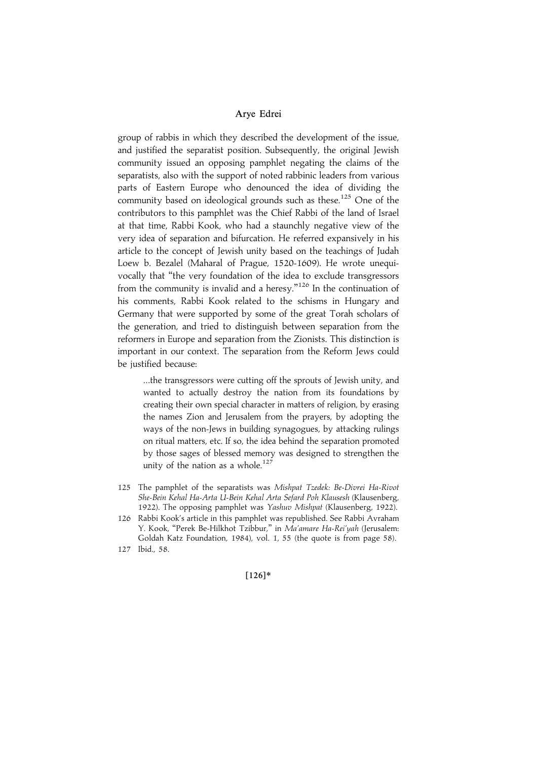group of rabbis in which they described the development of the issue, and justified the separatist position. Subsequently, the original Jewish community issued an opposing pamphlet negating the claims of the separatists, also with the support of noted rabbinic leaders from various parts of Eastern Europe who denounced the idea of dividing the community based on ideological grounds such as these.[125] One of the contributors to this pamphlet was the Chief Rabbi of the land of Israel at that time, Rabbi Kook, who had a staunchly negative view of the very idea of separation and bifurcation. He referred expansively in his article to the concept of Jewish unity based on the teachings of Judah Loew b. Bezalel (Maharal of Prague, 1520-1609). He wrote unequivocally that "the very foundation of the idea to exclude transgressors from the community is invalid and a heresy."[126] In the continuation of his comments, Rabbi Kook related to the schisms in Hungary and Germany that were supported by some of the great Torah scholars of the generation, and tried to distinguish between separation from the reformers in Europe and separation from the Zionists. This distinction is important in our context. The separation from the Reform Jews could be justified because:

> ...the transgressors were cutting off the sprouts of Jewish unity, and wanted to actually destroy the nation from its foundations by creating their own special character in matters of religion, by erasing the names Zion and Jerusalem from the prayers, by adopting the ways of the non-Jews in building synagogues, by attacking rulings on ritual matters, etc. If so, the idea behind the separation promoted by those sages of blessed memory was designed to strengthen the unity of the nation as a whole.[127]

125 The pamphlet of the separatists was *Mishpat Tzedek: Be-Divrei Ha-Rivot She-Bein Kehal Ha-Arta U-Bein Kehal Arta Sefard Poh Klausesh* (Klausenberg, 1922). The opposing pamphlet was *Yashuv Mishpat* (Klausenberg, 1922).

126 Rabbi Kook's article in this pamphlet was republished. See Rabbi Avraham Y. Kook, "Perek Be-Hilkhot Tzibbur," in *Ma'amare Ha-Rei'yah* (Jerusalem: Goldah Katz Foundation, 1984), vol. 1, 55 (the quote is from page 58).

127 Ibid., 58.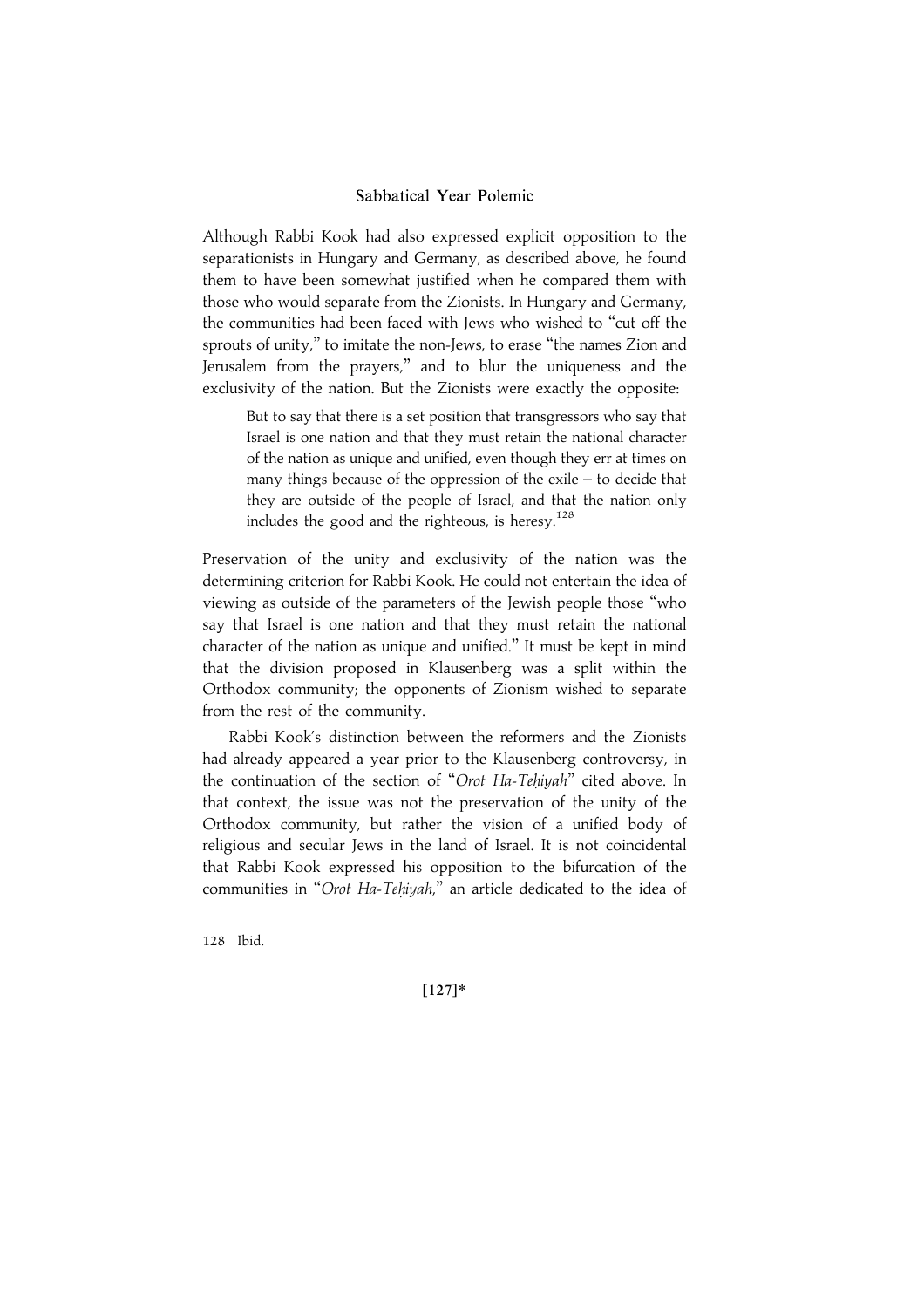Although Rabbi Kook had also expressed explicit opposition to the separationists in Hungary and Germany, as described above, he found them to have been somewhat justified when he compared them with those who would separate from the Zionists. In Hungary and Germany, the communities had been faced with Jews who wished to "cut off the sprouts of unity," to imitate the non-Jews, to erase "the names Zion and Jerusalem from the prayers," and to blur the uniqueness and the exclusivity of the nation. But the Zionists were exactly the opposite:

> But to say that there is a set position that transgressors who say that Israel is one nation and that they must retain the national character of the nation as unique and unified, even though they err at times on many things because of the oppression of the exile – to decide that they are outside of the people of Israel, and that the nation only includes the good and the righteous, is heresy.[128]

Preservation of the unity and exclusivity of the nation was the determining criterion for Rabbi Kook. He could not entertain the idea of viewing as outside of the parameters of the Jewish people those "who say that Israel is one nation and that they must retain the national character of the nation as unique and unified." It must be kept in mind that the division proposed in Klausenberg was a split within the Orthodox community; the opponents of Zionism wished to separate from the rest of the community.

Rabbi Kook's distinction between the reformers and the Zionists had already appeared a year prior to the Klausenberg controversy, in the continuation of the section of "*Orot Ha-Teḥiyah*" cited above. In that context, the issue was not the preservation of the unity of the Orthodox community, but rather the vision of a unified body of religious and secular Jews in the land of Israel. It is not coincidental that Rabbi Kook expressed his opposition to the bifurcation of the communities in "*Orot Ha-Teḥiyah*," an article dedicated to the idea of

128 Ibid.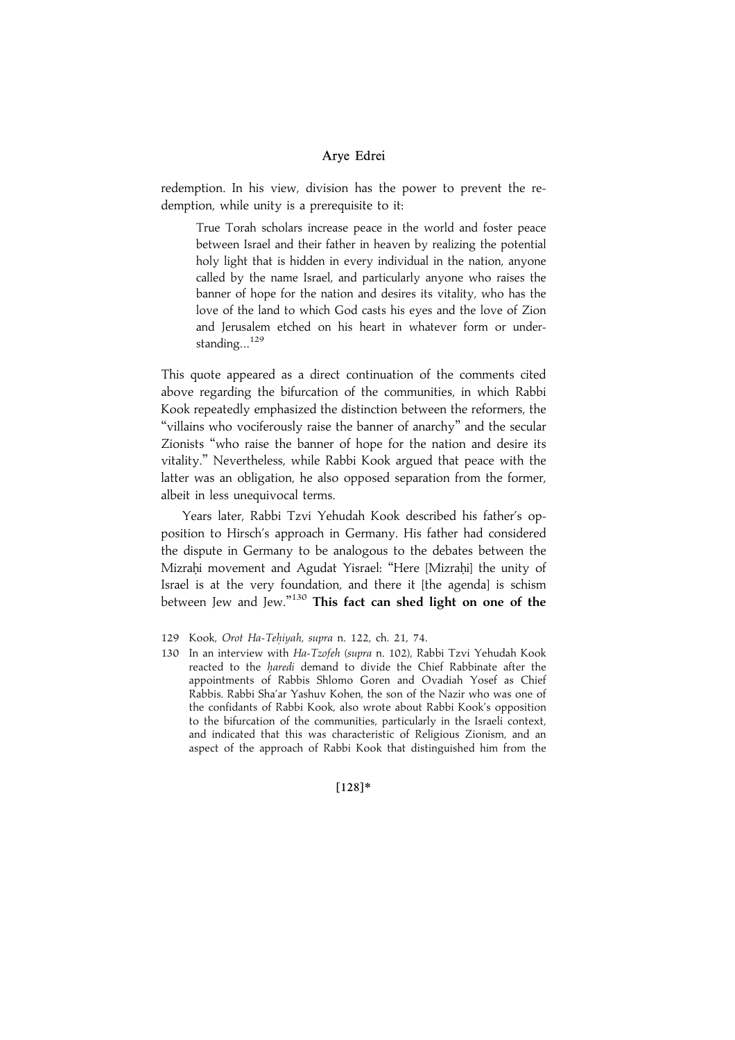redemption. In his view, division has the power to prevent the redemption, while unity is a prerequisite to it:

> True Torah scholars increase peace in the world and foster peace between Israel and their father in heaven by realizing the potential holy light that is hidden in every individual in the nation, anyone called by the name Israel, and particularly anyone who raises the banner of hope for the nation and desires its vitality, who has the love of the land to which God casts his eyes and the love of Zion and Jerusalem etched on his heart in whatever form or understanding...[129]

This quote appeared as a direct continuation of the comments cited above regarding the bifurcation of the communities, in which Rabbi Kook repeatedly emphasized the distinction between the reformers, the "villains who vociferously raise the banner of anarchy" and the secular Zionists "who raise the banner of hope for the nation and desire its vitality." Nevertheless, while Rabbi Kook argued that peace with the latter was an obligation, he also opposed separation from the former, albeit in less unequivocal terms.

Years later, Rabbi Tzvi Yehudah Kook described his father's opposition to Hirsch's approach in Germany. His father had considered the dispute in Germany to be analogous to the debates between the Mizraḥi movement and Agudat Yisrael: "Here [Mizraḥi] the unity of Israel is at the very foundation, and there it [the agenda] is schism between Jew and Jew."[130] **This fact can shed light on one of the**

129 Kook, *Orot Ha-Teḥiyah*, *supra* n. 122, ch. 21, 74.

130 In an interview with *Ha-Tzofeh* (*supra* n. 102), Rabbi Tzvi Yehudah Kook reacted to the *ḥaredi* demand to divide the Chief Rabbinate after the appointments of Rabbis Shlomo Goren and Ovadiah Yosef as Chief Rabbis. Rabbi Sha'ar Yashuv Kohen, the son of the Nazir who was one of the confidants of Rabbi Kook, also wrote about Rabbi Kook's opposition to the bifurcation of the communities, particularly in the Israeli context, and indicated that this was characteristic of Religious Zionism, and an aspect of the approach of Rabbi Kook that distinguished him from the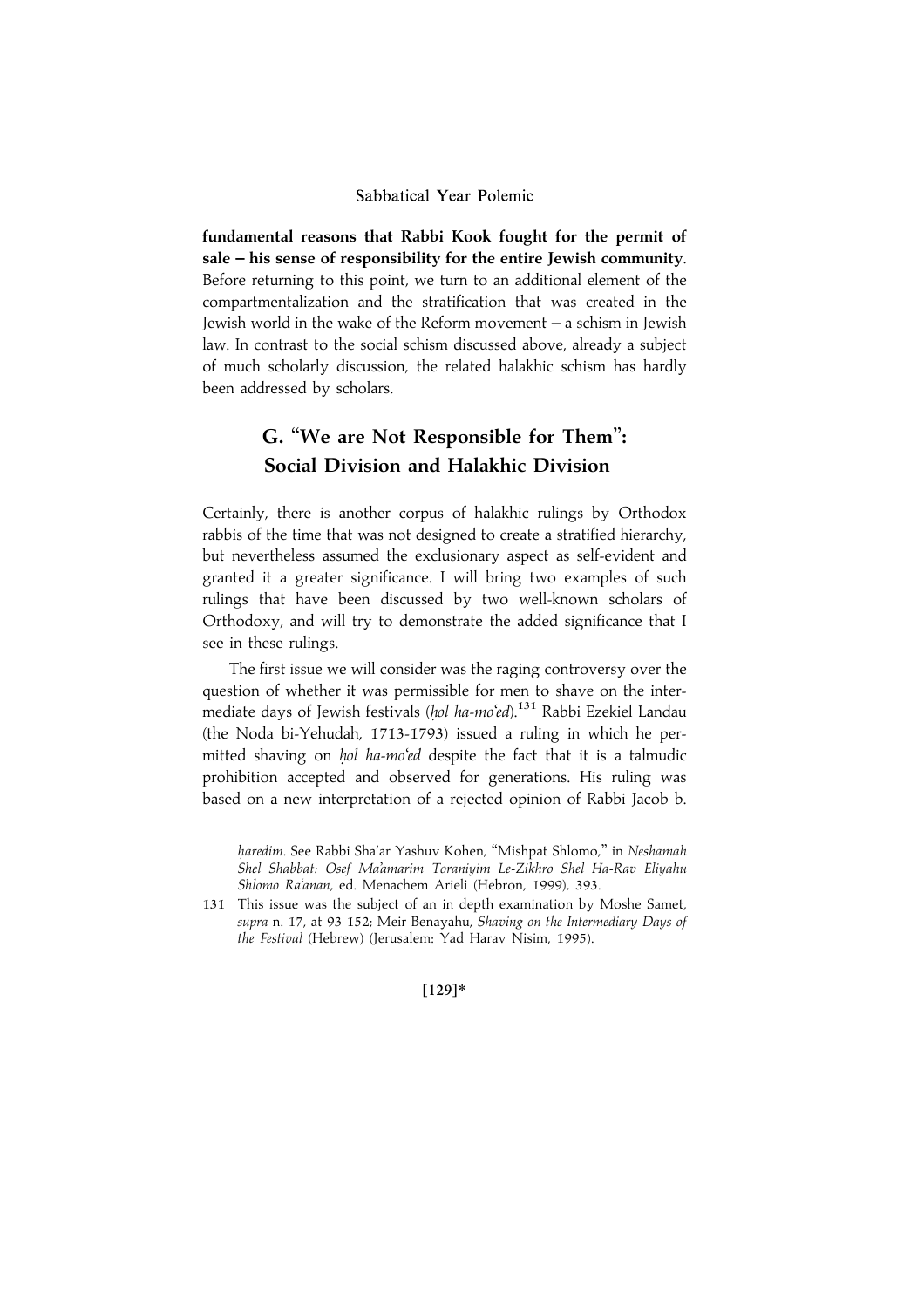**fundamental reasons that Rabbi Kook fought for the permit of sale – his sense of responsibility for the entire Jewish community**. Before returning to this point, we turn to an additional element of the compartmentalization and the stratification that was created in the Jewish world in the wake of the Reform movement – a schism in Jewish law. In contrast to the social schism discussed above, already a subject of much scholarly discussion, the related halakhic schism has hardly been addressed by scholars.

## G. "We are Not Responsible for Them": Social Division and Halakhic Division

Certainly, there is another corpus of halakhic rulings by Orthodox rabbis of the time that was not designed to create a stratified hierarchy, but nevertheless assumed the exclusionary aspect as self-evident and granted it a greater significance. I will bring two examples of such rulings that have been discussed by two well-known scholars of Orthodoxy, and will try to demonstrate the added significance that I see in these rulings.

The first issue we will consider was the raging controversy over the question of whether it was permissible for men to shave on the intermediate days of Jewish festivals (*ḥol ha-mo'ed*).[131] Rabbi Ezekiel Landau (the Noda bi-Yehudah, 1713-1793) issued a ruling in which he permitted shaving on *ḥol ha-mo'ed* despite the fact that it is a talmudic prohibition accepted and observed for generations. His ruling was based on a new interpretation of a rejected opinion of Rabbi Jacob b.

*ḥaredim*. See Rabbi Sha'ar Yashuv Kohen, "Mishpat Shlomo," in *Neshamah Shel Shabbat: Osef Ma'amarim Toraniyim Le-Zikhro Shel Ha-Rav Eliyahu Shlomo Ra'anan*, ed. Menachem Arieli (Hebron, 1999), 393.

131 This issue was the subject of an in depth examination by Moshe Samet, *supra* n. 17, at 93-152; Meir Benayahu, *Shaving on the Intermediary Days of the Festival* (Hebrew) (Jerusalem: Yad Harav Nisim, 1995).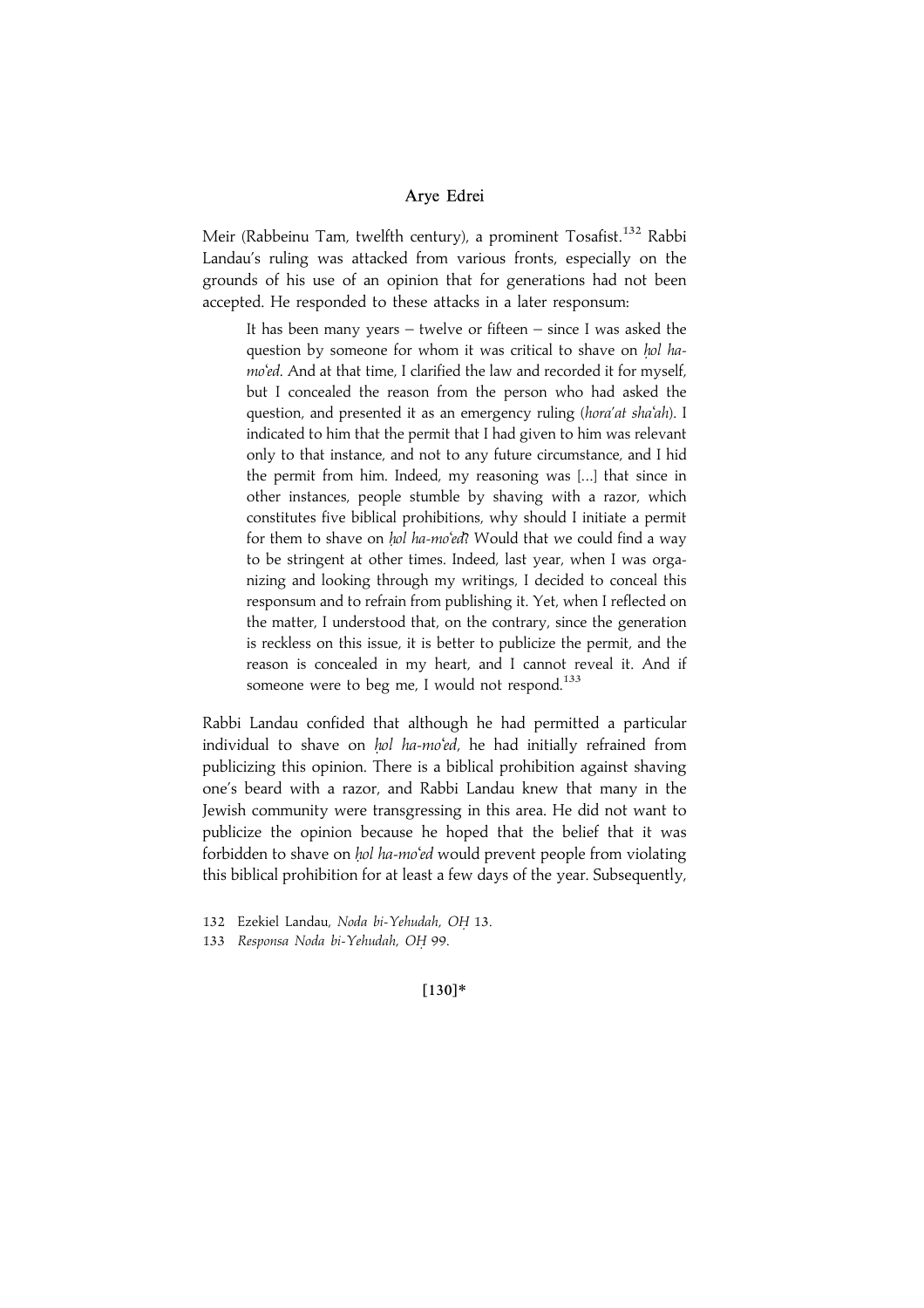Meir (Rabbeinu Tam, twelfth century), a prominent Tosafist.[132] Rabbi Landau's ruling was attacked from various fronts, especially on the grounds of his use of an opinion that for generations had not been accepted. He responded to these attacks in a later responsum:

> It has been many years – twelve or fifteen – since I was asked the question by someone for whom it was critical to shave on *ḥol ha-mo'ed*. And at that time, I clarified the law and recorded it for myself, but I concealed the reason from the person who had asked the question, and presented it as an emergency ruling (*hora'at sha'ah*). I indicated to him that the permit that I had given to him was relevant only to that instance, and not to any future circumstance, and I hid the permit from him. Indeed, my reasoning was [...] that since in other instances, people stumble by shaving with a razor, which constitutes five biblical prohibitions, why should I initiate a permit for them to shave on *ḥol ha-mo'ed*? Would that we could find a way to be stringent at other times. Indeed, last year, when I was organizing and looking through my writings, I decided to conceal this responsum and to refrain from publishing it. Yet, when I reflected on the matter, I understood that, on the contrary, since the generation is reckless on this issue, it is better to publicize the permit, and the reason is concealed in my heart, and I cannot reveal it. And if someone were to beg me, I would not respond.[133]

Rabbi Landau confided that although he had permitted a particular individual to shave on *ḥol ha-mo'ed*, he had initially refrained from publicizing this opinion. There is a biblical prohibition against shaving one's beard with a razor, and Rabbi Landau knew that many in the Jewish community were transgressing in this area. He did not want to publicize the opinion because he hoped that the belief that it was forbidden to shave on *ḥol ha-mo'ed* would prevent people from violating this biblical prohibition for at least a few days of the year. Subsequently,

132 Ezekiel Landau, *Noda bi-Yehudah, OḤ* 13.

133 *Responsa Noda bi-Yehudah, OḤ* 99.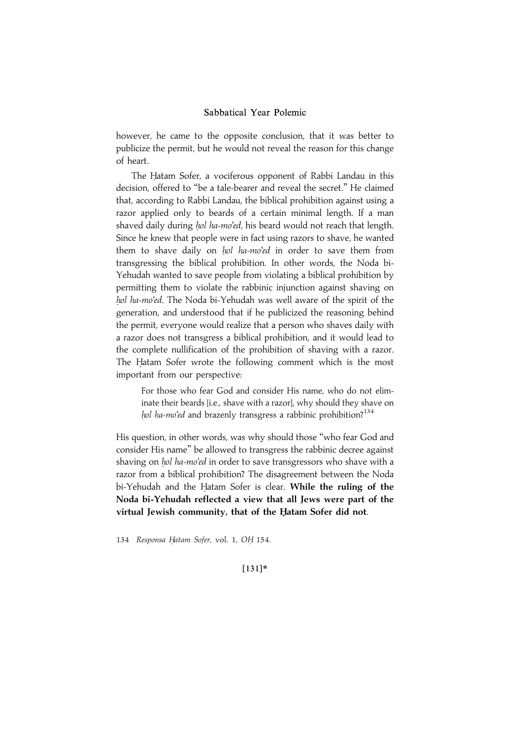however, he came to the opposite conclusion, that it was better to publicize the permit, but he would not reveal the reason for this change of heart.

The Ḥatam Sofer, a vociferous opponent of Rabbi Landau in this decision, offered to "be a tale-bearer and reveal the secret." He claimed that, according to Rabbi Landau, the biblical prohibition against using a razor applied only to beards of a certain minimal length. If a man shaved daily during *ḥol ha-mo'ed*, his beard would not reach that length. Since he knew that people were in fact using razors to shave, he wanted them to shave daily on *ḥol ha-mo'ed* in order to save them from transgressing the biblical prohibition. In other words, the Noda bi-Yehudah wanted to save people from violating a biblical prohibition by permitting them to violate the rabbinic injunction against shaving on *ḥol ha-mo'ed*. The Noda bi-Yehudah was well aware of the spirit of the generation, and understood that if he publicized the reasoning behind the permit, everyone would realize that a person who shaves daily with a razor does not transgress a biblical prohibition, and it would lead to the complete nullification of the prohibition of shaving with a razor. The Ḥatam Sofer wrote the following comment which is the most important from our perspective:

> For those who fear God and consider His name, who do not eliminate their beards [i.e., shave with a razor], why should they shave on *ḥol ha-mo'ed* and brazenly transgress a rabbinic prohibition?[134]

His question, in other words, was why should those "who fear God and consider His name" be allowed to transgress the rabbinic decree against shaving on *ḥol ha-mo'ed* in order to save transgressors who shave with a razor from a biblical prohibition? The disagreement between the Noda bi-Yehudah and the Ḥatam Sofer is clear. **While the ruling of the Noda bi-Yehudah reflected a view that all Jews were part of the virtual Jewish community, that of the Ḥatam Sofer did not**.

134 *Responsa Ḥatam Sofer*, vol. 1, *OḤ* 154.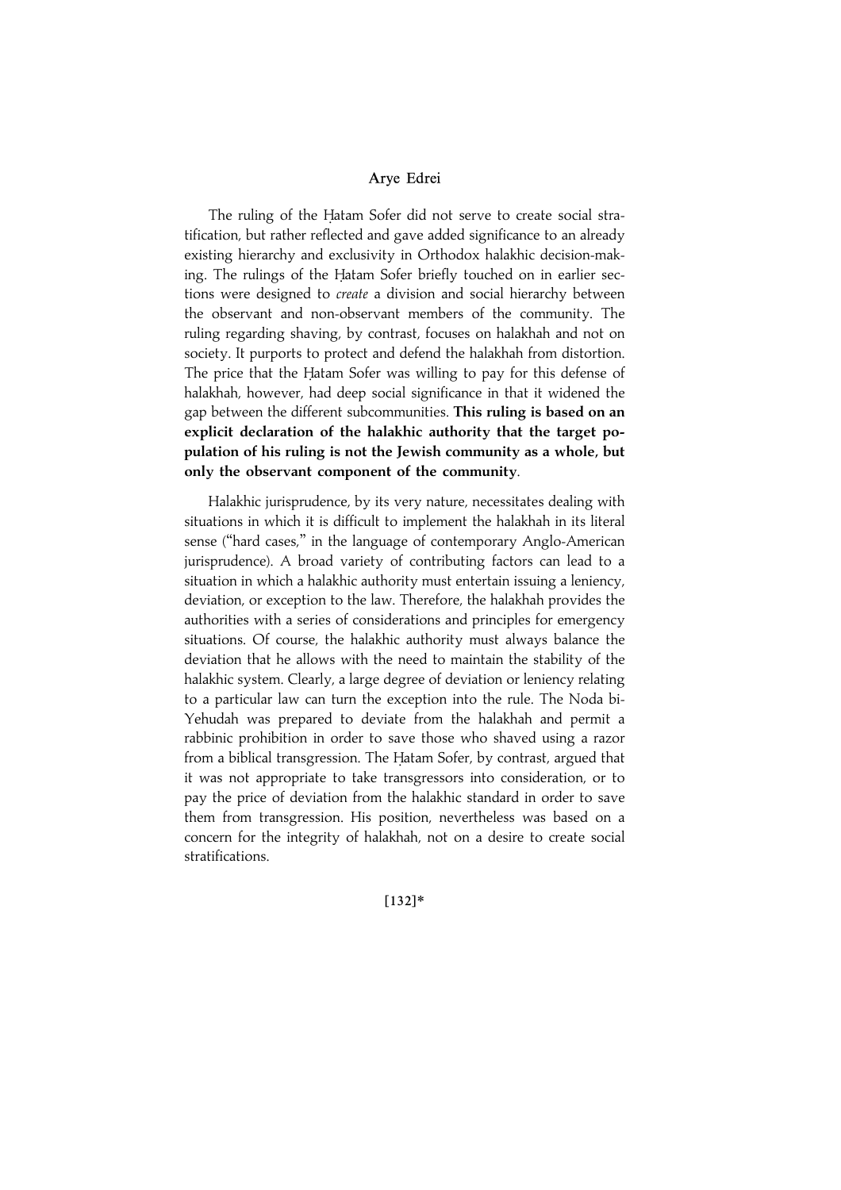The ruling of the Ḥatam Sofer did not serve to create social stratification, but rather reflected and gave added significance to an already existing hierarchy and exclusivity in Orthodox halakhic decision-making. The rulings of the Ḥatam Sofer briefly touched on in earlier sections were designed to *create* a division and social hierarchy between the observant and non-observant members of the community. The ruling regarding shaving, by contrast, focuses on halakhah and not on society. It purports to protect and defend the halakhah from distortion. The price that the Ḥatam Sofer was willing to pay for this defense of halakhah, however, had deep social significance in that it widened the gap between the different subcommunities. **This ruling is based on an explicit declaration of the halakhic authority that the target population of his ruling is not the Jewish community as a whole, but only the observant component of the community**.

Halakhic jurisprudence, by its very nature, necessitates dealing with situations in which it is difficult to implement the halakhah in its literal sense ("hard cases," in the language of contemporary Anglo-American jurisprudence). A broad variety of contributing factors can lead to a situation in which a halakhic authority must entertain issuing a leniency, deviation, or exception to the law. Therefore, the halakhah provides the authorities with a series of considerations and principles for emergency situations. Of course, the halakhic authority must always balance the deviation that he allows with the need to maintain the stability of the halakhic system. Clearly, a large degree of deviation or leniency relating to a particular law can turn the exception into the rule. The Noda bi-Yehudah was prepared to deviate from the halakhah and permit a rabbinic prohibition in order to save those who shaved using a razor from a biblical transgression. The Ḥatam Sofer, by contrast, argued that it was not appropriate to take transgressors into consideration, or to pay the price of deviation from the halakhic standard in order to save them from transgression. His position, nevertheless was based on a concern for the integrity of halakhah, not on a desire to create social stratifications.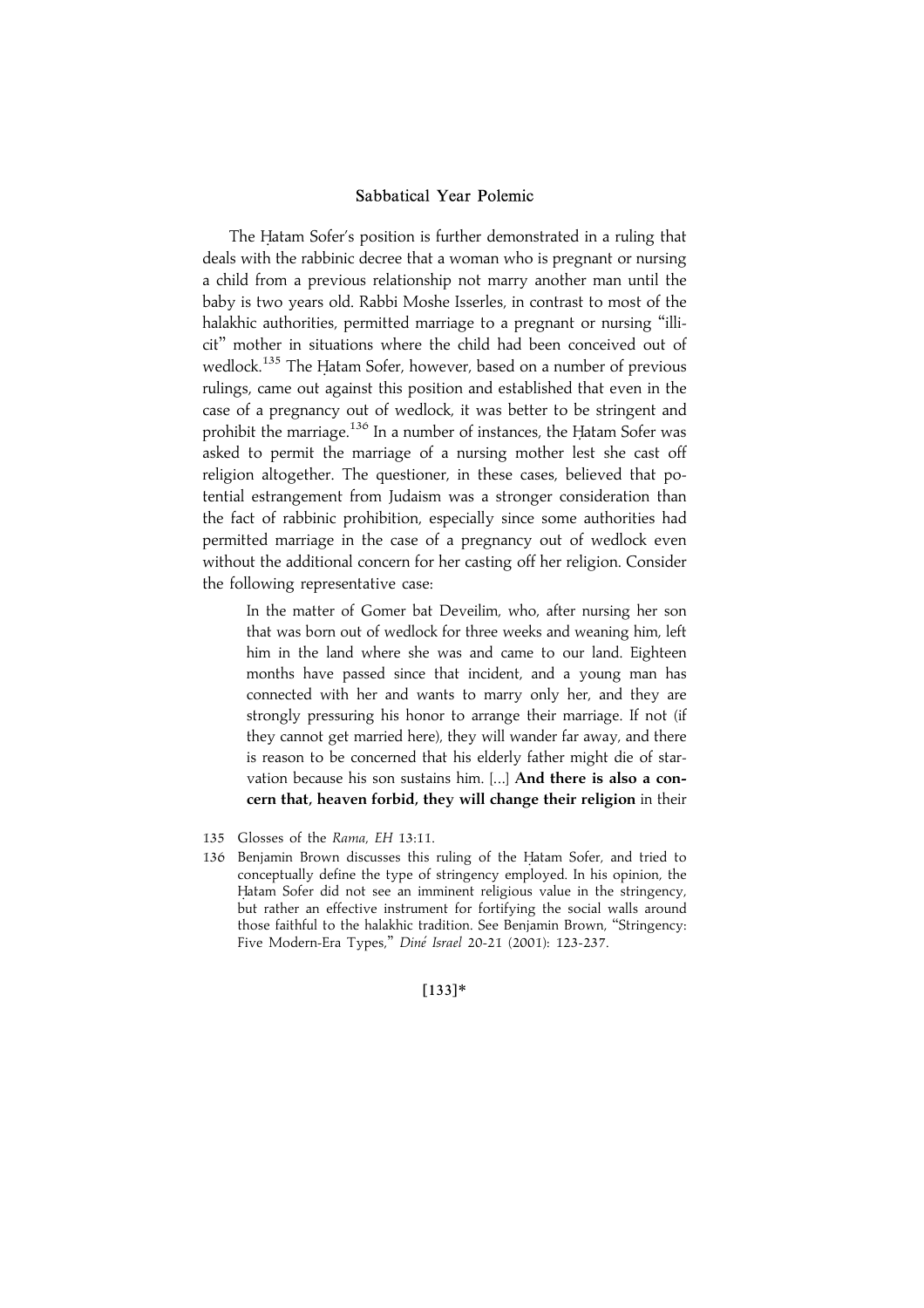The Ḥatam Sofer's position is further demonstrated in a ruling that deals with the rabbinic decree that a woman who is pregnant or nursing a child from a previous relationship not marry another man until the baby is two years old. Rabbi Moshe Isserles, in contrast to most of the halakhic authorities, permitted marriage to a pregnant or nursing "illicit" mother in situations where the child had been conceived out of wedlock.[135] The Ḥatam Sofer, however, based on a number of previous rulings, came out against this position and established that even in the case of a pregnancy out of wedlock, it was better to be stringent and prohibit the marriage.[136] In a number of instances, the Ḥatam Sofer was asked to permit the marriage of a nursing mother lest she cast off religion altogether. The questioner, in these cases, believed that potential estrangement from Judaism was a stronger consideration than the fact of rabbinic prohibition, especially since some authorities had permitted marriage in the case of a pregnancy out of wedlock even without the additional concern for her casting off her religion. Consider the following representative case:

> In the matter of Gomer bat Deveilim, who, after nursing her son that was born out of wedlock for three weeks and weaning him, left him in the land where she was and came to our land. Eighteen months have passed since that incident, and a young man has connected with her and wants to marry only her, and they are strongly pressuring his honor to arrange their marriage. If not (if they cannot get married here), they will wander far away, and there is reason to be concerned that his elderly father might die of starvation because his son sustains him. [...] **And there is also a concern that, heaven forbid, they will change their religion** in their

135 Glosses of the *Rama*, *EH* 13:11.

136 Benjamin Brown discusses this ruling of the Ḥatam Sofer, and tried to conceptually define the type of stringency employed. In his opinion, the Ḥatam Sofer did not see an imminent religious value in the stringency, but rather an effective instrument for fortifying the social walls around those faithful to the halakhic tradition. See Benjamin Brown, "Stringency: Five Modern-Era Types," *Diné Israel* 20-21 (2001): 123-237.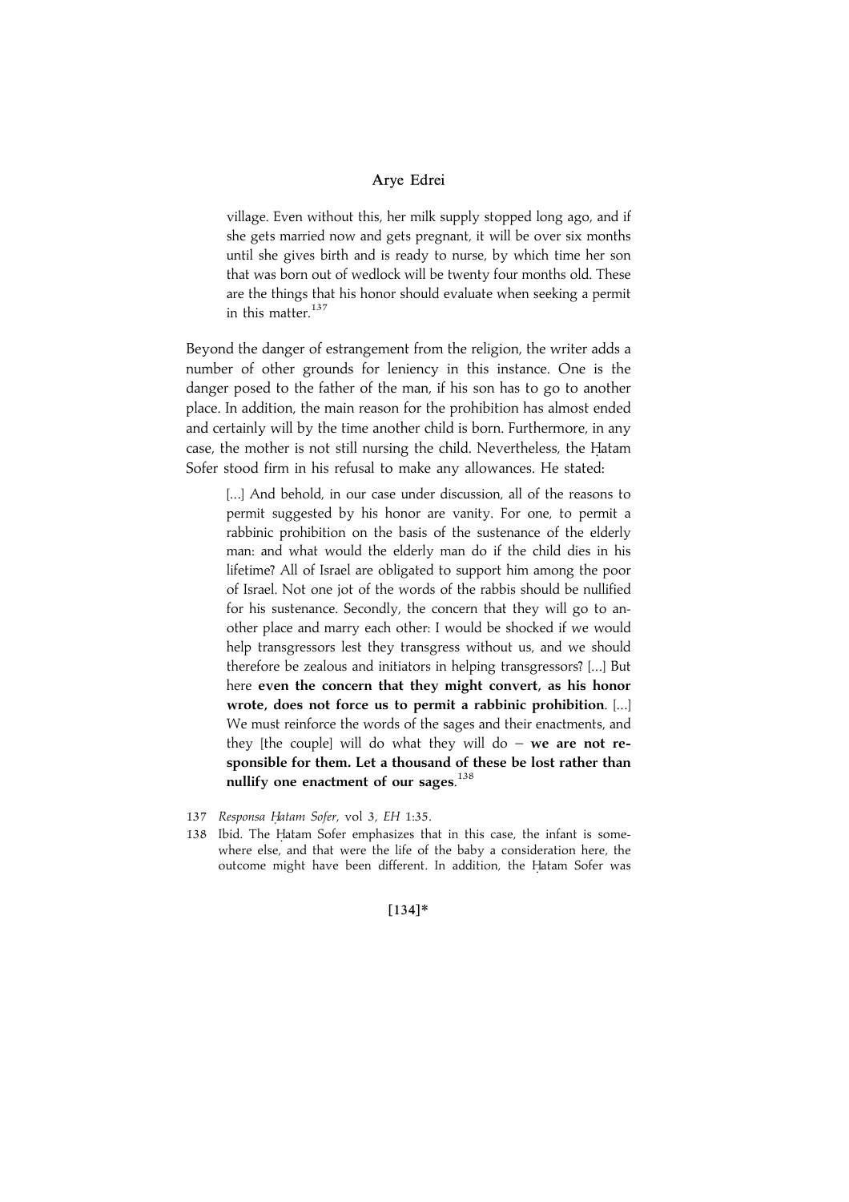> village. Even without this, her milk supply stopped long ago, and if she gets married now and gets pregnant, it will be over six months until she gives birth and is ready to nurse, by which time her son that was born out of wedlock will be twenty four months old. These are the things that his honor should evaluate when seeking a permit in this matter.[137]

Beyond the danger of estrangement from the religion, the writer adds a number of other grounds for leniency in this instance. One is the danger posed to the father of the man, if his son has to go to another place. In addition, the main reason for the prohibition has almost ended and certainly will by the time another child is born. Furthermore, in any case, the mother is not still nursing the child. Nevertheless, the Ḥatam Sofer stood firm in his refusal to make any allowances. He stated:

> [...] And behold, in our case under discussion, all of the reasons to permit suggested by his honor are vanity. For one, to permit a rabbinic prohibition on the basis of the sustenance of the elderly man: and what would the elderly man do if the child dies in his lifetime? All of Israel are obligated to support him among the poor of Israel. Not one jot of the words of the rabbis should be nullified for his sustenance. Secondly, the concern that they will go to another place and marry each other: I would be shocked if we would help transgressors lest they transgress without us, and we should therefore be zealous and initiators in helping transgressors? [...] But here **even the concern that they might convert, as his honor wrote, does not force us to permit a rabbinic prohibition**. [...] We must reinforce the words of the sages and their enactments, and they [the couple] will do what they will do – **we are not responsible for them. Let a thousand of these be lost rather than nullify one enactment of our sages**.[138]

137 *Responsa Ḥatam Sofer*, vol 3, *EH* 1:35.

138 Ibid. The Ḥatam Sofer emphasizes that in this case, the infant is somewhere else, and that were the life of the baby a consideration here, the outcome might have been different. In addition, the Ḥatam Sofer was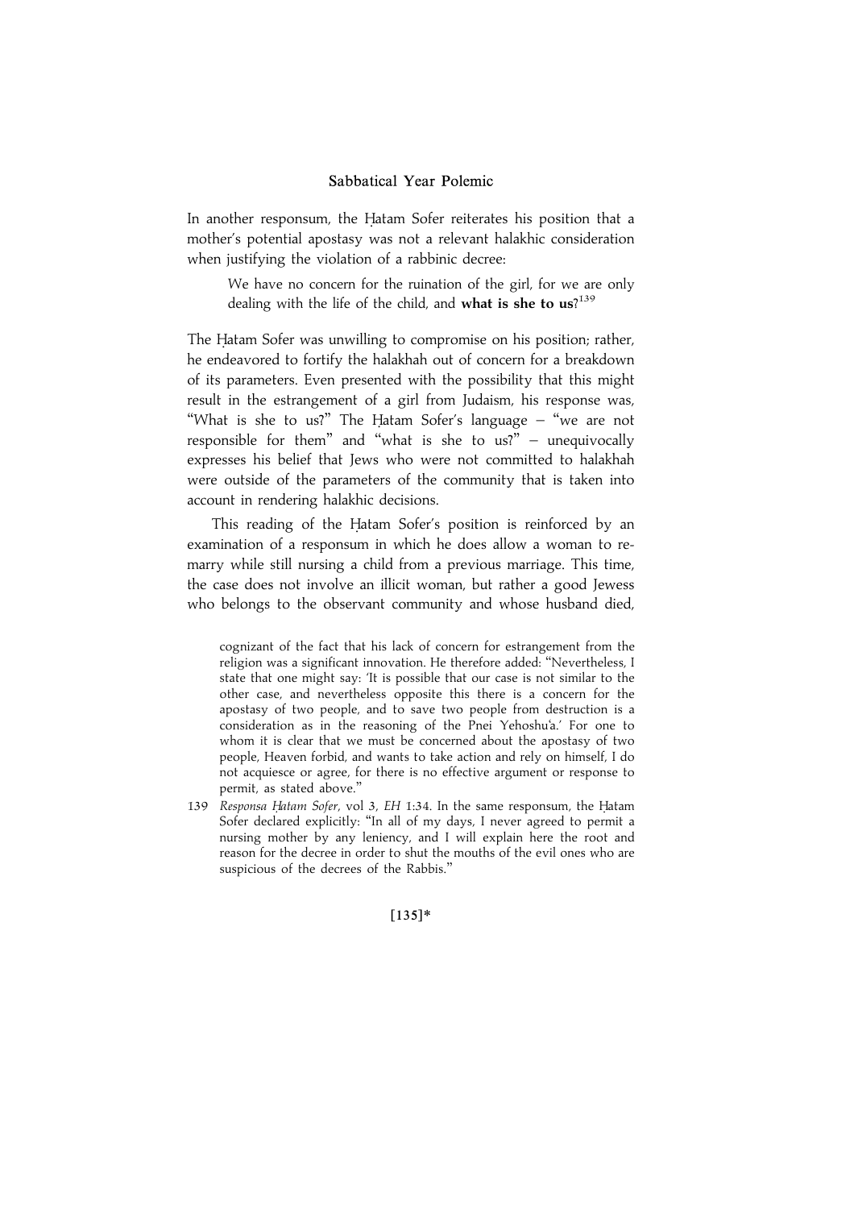In another responsum, the Ḥatam Sofer reiterates his position that a mother's potential apostasy was not a relevant halakhic consideration when justifying the violation of a rabbinic decree:

> We have no concern for the ruination of the girl, for we are only dealing with the life of the child, and **what is she to us**?[139]

The Ḥatam Sofer was unwilling to compromise on his position; rather, he endeavored to fortify the halakhah out of concern for a breakdown of its parameters. Even presented with the possibility that this might result in the estrangement of a girl from Judaism, his response was, "What is she to us?" The Ḥatam Sofer's language – "we are not responsible for them" and "what is she to us?" – unequivocally expresses his belief that Jews who were not committed to halakhah were outside of the parameters of the community that is taken into account in rendering halakhic decisions.

This reading of the Ḥatam Sofer's position is reinforced by an examination of a responsum in which he does allow a woman to remarry while still nursing a child from a previous marriage. This time, the case does not involve an illicit woman, but rather a good Jewess who belongs to the observant community and whose husband died,

---

cognizant of the fact that his lack of concern for estrangement from the religion was a significant innovation. He therefore added: "Nevertheless, I state that one might say: 'It is possible that our case is not similar to the other case, and nevertheless opposite this there is a concern for the apostasy of two people, and to save two people from destruction is a consideration as in the reasoning of the Pnei Yehoshu'a.' For one to whom it is clear that we must be concerned about the apostasy of two people, Heaven forbid, and wants to take action and rely on himself, I do not acquiesce or agree, for there is no effective argument or response to permit, as stated above."

139 *Responsa Ḥatam Sofer*, vol 3, *EH* 1:34. In the same responsum, the Ḥatam Sofer declared explicitly: "In all of my days, I never agreed to permit a nursing mother by any leniency, and I will explain here the root and reason for the decree in order to shut the mouths of the evil ones who are suspicious of the decrees of the Rabbis."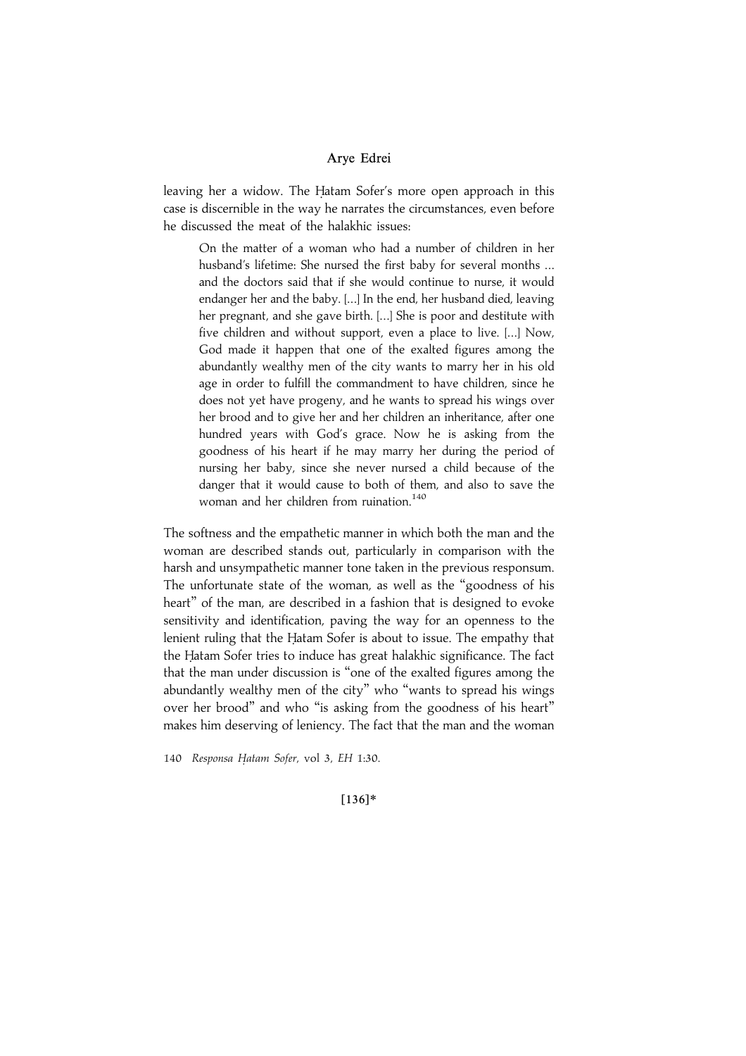leaving her a widow. The Ḥatam Sofer's more open approach in this case is discernible in the way he narrates the circumstances, even before he discussed the meat of the halakhic issues:

> On the matter of a woman who had a number of children in her husband's lifetime: She nursed the first baby for several months ... and the doctors said that if she would continue to nurse, it would endanger her and the baby. [...] In the end, her husband died, leaving her pregnant, and she gave birth. [...] She is poor and destitute with five children and without support, even a place to live. [...] Now, God made it happen that one of the exalted figures among the abundantly wealthy men of the city wants to marry her in his old age in order to fulfill the commandment to have children, since he does not yet have progeny, and he wants to spread his wings over her brood and to give her and her children an inheritance, after one hundred years with God's grace. Now he is asking from the goodness of his heart if he may marry her during the period of nursing her baby, since she never nursed a child because of the danger that it would cause to both of them, and also to save the woman and her children from ruination.[140]

The softness and the empathetic manner in which both the man and the woman are described stands out, particularly in comparison with the harsh and unsympathetic manner tone taken in the previous responsum. The unfortunate state of the woman, as well as the "goodness of his heart" of the man, are described in a fashion that is designed to evoke sensitivity and identification, paving the way for an openness to the lenient ruling that the Ḥatam Sofer is about to issue. The empathy that the Ḥatam Sofer tries to induce has great halakhic significance. The fact that the man under discussion is "one of the exalted figures among the abundantly wealthy men of the city" who "wants to spread his wings over her brood" and who "is asking from the goodness of his heart" makes him deserving of leniency. The fact that the man and the woman

140 *Responsa Ḥatam Sofer*, vol 3, *EH* 1:30.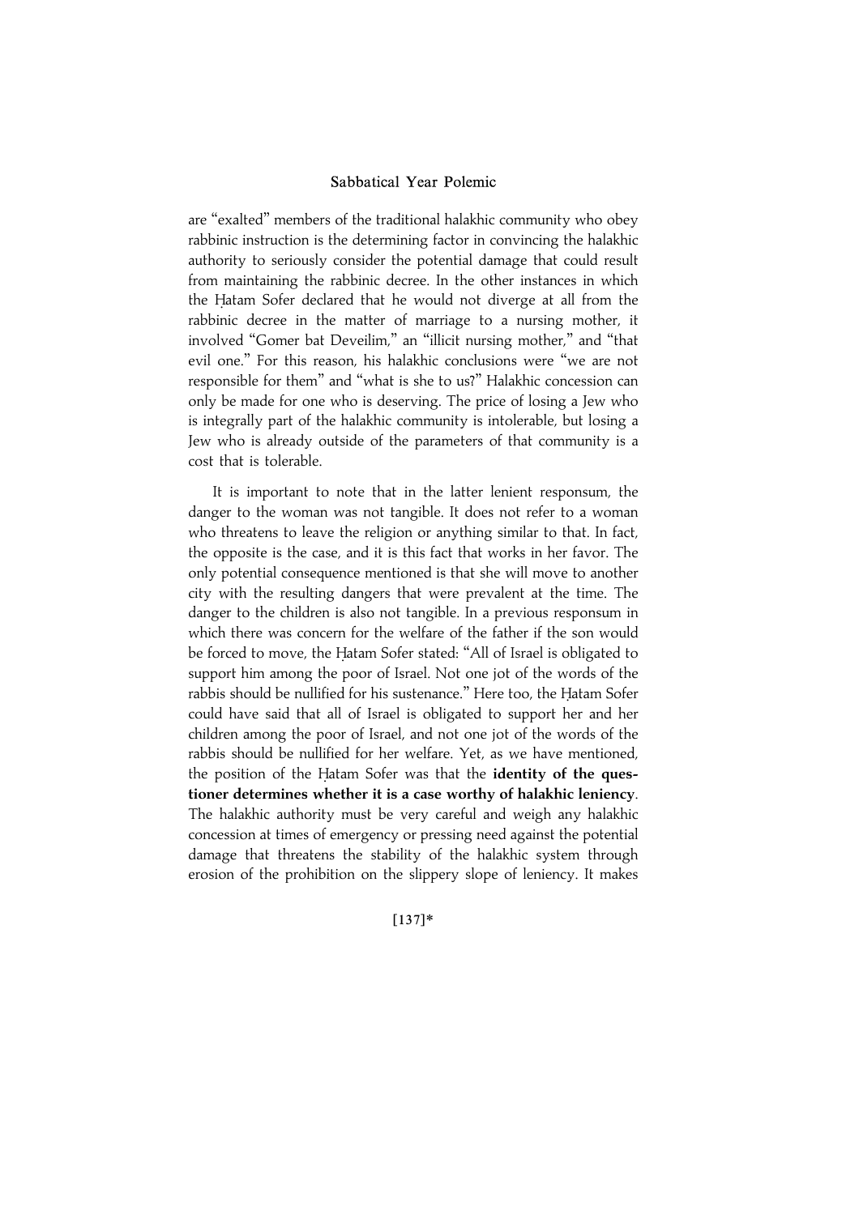are "exalted" members of the traditional halakhic community who obey rabbinic instruction is the determining factor in convincing the halakhic authority to seriously consider the potential damage that could result from maintaining the rabbinic decree. In the other instances in which the Ḥatam Sofer declared that he would not diverge at all from the rabbinic decree in the matter of marriage to a nursing mother, it involved "Gomer bat Deveilim," an "illicit nursing mother," and "that evil one." For this reason, his halakhic conclusions were "we are not responsible for them" and "what is she to us?" Halakhic concession can only be made for one who is deserving. The price of losing a Jew who is integrally part of the halakhic community is intolerable, but losing a Jew who is already outside of the parameters of that community is a cost that is tolerable.

It is important to note that in the latter lenient responsum, the danger to the woman was not tangible. It does not refer to a woman who threatens to leave the religion or anything similar to that. In fact, the opposite is the case, and it is this fact that works in her favor. The only potential consequence mentioned is that she will move to another city with the resulting dangers that were prevalent at the time. The danger to the children is also not tangible. In a previous responsum in which there was concern for the welfare of the father if the son would be forced to move, the Ḥatam Sofer stated: "All of Israel is obligated to support him among the poor of Israel. Not one jot of the words of the rabbis should be nullified for his sustenance." Here too, the Ḥatam Sofer could have said that all of Israel is obligated to support her and her children among the poor of Israel, and not one jot of the words of the rabbis should be nullified for her welfare. Yet, as we have mentioned, the position of the Ḥatam Sofer was that the **identity of the questioner determines whether it is a case worthy of halakhic leniency**. The halakhic authority must be very careful and weigh any halakhic concession at times of emergency or pressing need against the potential damage that threatens the stability of the halakhic system through erosion of the prohibition on the slippery slope of leniency. It makes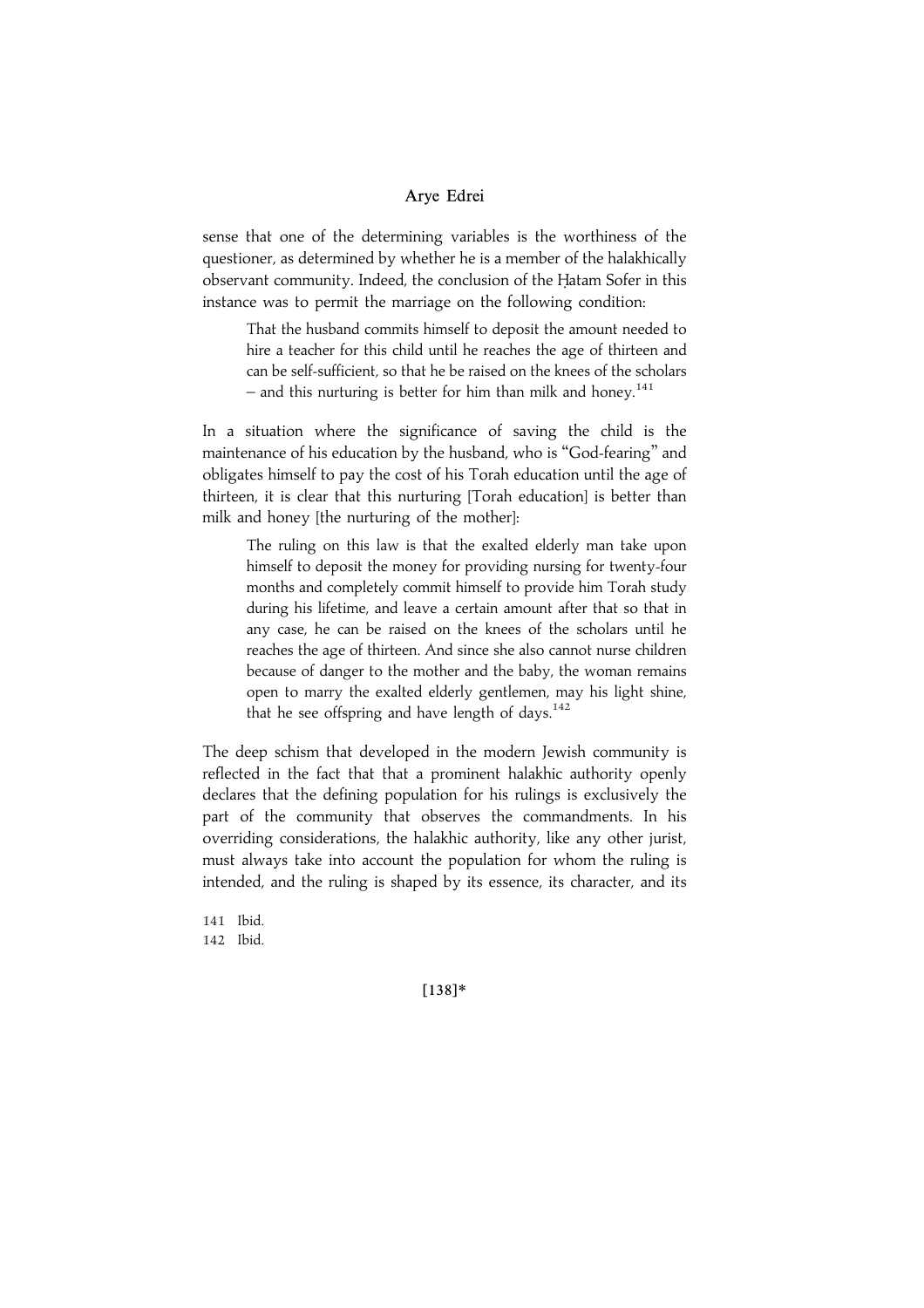sense that one of the determining variables is the worthiness of the questioner, as determined by whether he is a member of the halakhically observant community. Indeed, the conclusion of the Ḥatam Sofer in this instance was to permit the marriage on the following condition:

> That the husband commits himself to deposit the amount needed to hire a teacher for this child until he reaches the age of thirteen and can be self-sufficient, so that he be raised on the knees of the scholars – and this nurturing is better for him than milk and honey.[141]

In a situation where the significance of saving the child is the maintenance of his education by the husband, who is "God-fearing" and obligates himself to pay the cost of his Torah education until the age of thirteen, it is clear that this nurturing [Torah education] is better than milk and honey [the nurturing of the mother]:

> The ruling on this law is that the exalted elderly man take upon himself to deposit the money for providing nursing for twenty-four months and completely commit himself to provide him Torah study during his lifetime, and leave a certain amount after that so that in any case, he can be raised on the knees of the scholars until he reaches the age of thirteen. And since she also cannot nurse children because of danger to the mother and the baby, the woman remains open to marry the exalted elderly gentlemen, may his light shine, that he see offspring and have length of days.[142]

The deep schism that developed in the modern Jewish community is reflected in the fact that that a prominent halakhic authority openly declares that the defining population for his rulings is exclusively the part of the community that observes the commandments. In his overriding considerations, the halakhic authority, like any other jurist, must always take into account the population for whom the ruling is intended, and the ruling is shaped by its essence, its character, and its

141 Ibid.
142 Ibid.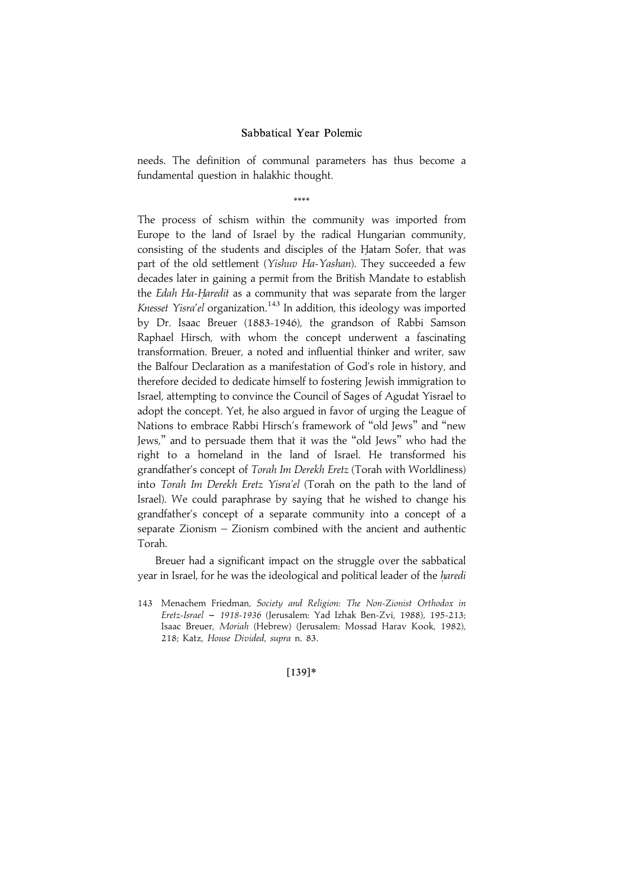needs. The definition of communal parameters has thus become a fundamental question in halakhic thought.

\*\*\*\*

The process of schism within the community was imported from Europe to the land of Israel by the radical Hungarian community, consisting of the students and disciples of the Ḥatam Sofer, that was part of the old settlement (*Yishuv Ha-Yashan*). They succeeded a few decades later in gaining a permit from the British Mandate to establish the *Edah Ha-Ḥaredit* as a community that was separate from the larger *Knesset Yisra'el* organization.[143] In addition, this ideology was imported by Dr. Isaac Breuer (1883-1946), the grandson of Rabbi Samson Raphael Hirsch, with whom the concept underwent a fascinating transformation. Breuer, a noted and influential thinker and writer, saw the Balfour Declaration as a manifestation of God's role in history, and therefore decided to dedicate himself to fostering Jewish immigration to Israel, attempting to convince the Council of Sages of Agudat Yisrael to adopt the concept. Yet, he also argued in favor of urging the League of Nations to embrace Rabbi Hirsch's framework of "old Jews" and "new Jews," and to persuade them that it was the "old Jews" who had the right to a homeland in the land of Israel. He transformed his grandfather's concept of *Torah Im Derekh Eretz* (Torah with Worldliness) into *Torah Im Derekh Eretz Yisra'el* (Torah on the path to the land of Israel). We could paraphrase by saying that he wished to change his grandfather's concept of a separate community into a concept of a separate Zionism – Zionism combined with the ancient and authentic Torah.

Breuer had a significant impact on the struggle over the sabbatical year in Israel, for he was the ideological and political leader of the *ḥaredi*

143 Menachem Friedman, *Society and Religion: The Non-Zionist Orthodox in Eretz-Israel – 1918-1936* (Jerusalem: Yad Izhak Ben-Zvi, 1988), 195-213; Isaac Breuer, *Moriah* (Hebrew) (Jerusalem: Mossad Harav Kook, 1982), 218; Katz, *House Divided*, *supra* n. 83.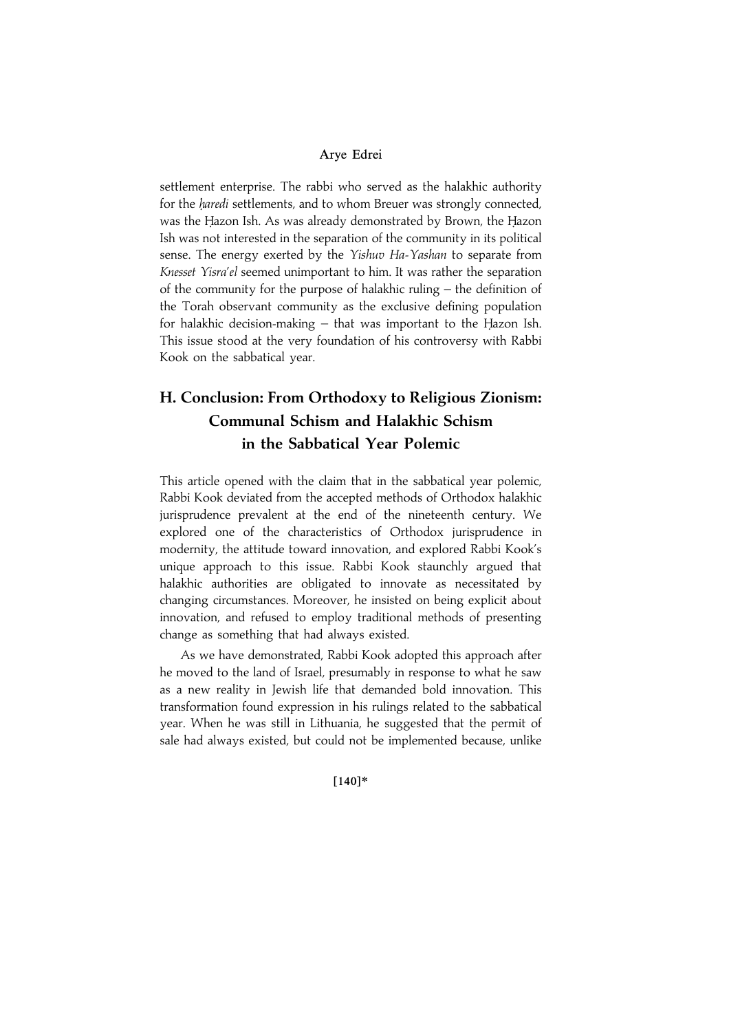settlement enterprise. The rabbi who served as the halakhic authority for the *ḥaredi* settlements, and to whom Breuer was strongly connected, was the Ḥazon Ish. As was already demonstrated by Brown, the Ḥazon Ish was not interested in the separation of the community in its political sense. The energy exerted by the *Yishuv Ha-Yashan* to separate from *Knesset Yisra'el* seemed unimportant to him. It was rather the separation of the community for the purpose of halakhic ruling – the definition of the Torah observant community as the exclusive defining population for halakhic decision-making – that was important to the Ḥazon Ish. This issue stood at the very foundation of his controversy with Rabbi Kook on the sabbatical year.

## H. Conclusion: From Orthodoxy to Religious Zionism: Communal Schism and Halakhic Schism in the Sabbatical Year Polemic

This article opened with the claim that in the sabbatical year polemic, Rabbi Kook deviated from the accepted methods of Orthodox halakhic jurisprudence prevalent at the end of the nineteenth century. We explored one of the characteristics of Orthodox jurisprudence in modernity, the attitude toward innovation, and explored Rabbi Kook's unique approach to this issue. Rabbi Kook staunchly argued that halakhic authorities are obligated to innovate as necessitated by changing circumstances. Moreover, he insisted on being explicit about innovation, and refused to employ traditional methods of presenting change as something that had always existed.

As we have demonstrated, Rabbi Kook adopted this approach after he moved to the land of Israel, presumably in response to what he saw as a new reality in Jewish life that demanded bold innovation. This transformation found expression in his rulings related to the sabbatical year. When he was still in Lithuania, he suggested that the permit of sale had always existed, but could not be implemented because, unlike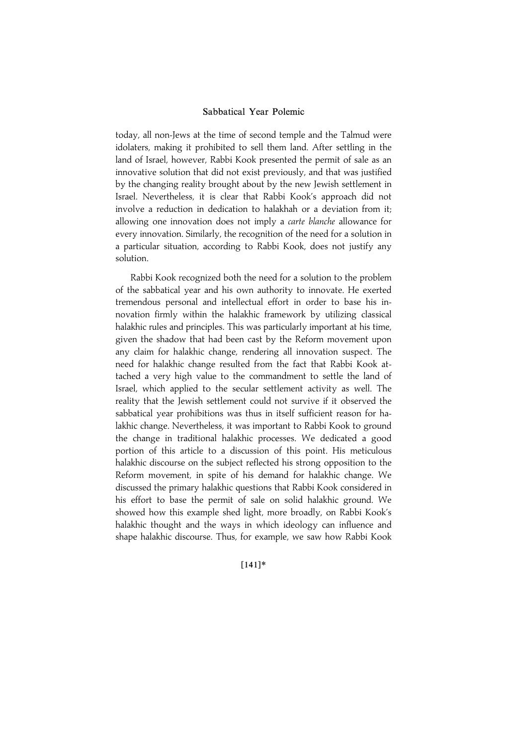today, all non-Jews at the time of second temple and the Talmud were idolaters, making it prohibited to sell them land. After settling in the land of Israel, however, Rabbi Kook presented the permit of sale as an innovative solution that did not exist previously, and that was justified by the changing reality brought about by the new Jewish settlement in Israel. Nevertheless, it is clear that Rabbi Kook's approach did not involve a reduction in dedication to halakhah or a deviation from it; allowing one innovation does not imply a *carte blanche* allowance for every innovation. Similarly, the recognition of the need for a solution in a particular situation, according to Rabbi Kook, does not justify any solution.

Rabbi Kook recognized both the need for a solution to the problem of the sabbatical year and his own authority to innovate. He exerted tremendous personal and intellectual effort in order to base his innovation firmly within the halakhic framework by utilizing classical halakhic rules and principles. This was particularly important at his time, given the shadow that had been cast by the Reform movement upon any claim for halakhic change, rendering all innovation suspect. The need for halakhic change resulted from the fact that Rabbi Kook attached a very high value to the commandment to settle the land of Israel, which applied to the secular settlement activity as well. The reality that the Jewish settlement could not survive if it observed the sabbatical year prohibitions was thus in itself sufficient reason for halakhic change. Nevertheless, it was important to Rabbi Kook to ground the change in traditional halakhic processes. We dedicated a good portion of this article to a discussion of this point. His meticulous halakhic discourse on the subject reflected his strong opposition to the Reform movement, in spite of his demand for halakhic change. We discussed the primary halakhic questions that Rabbi Kook considered in his effort to base the permit of sale on solid halakhic ground. We showed how this example shed light, more broadly, on Rabbi Kook's halakhic thought and the ways in which ideology can influence and shape halakhic discourse. Thus, for example, we saw how Rabbi Kook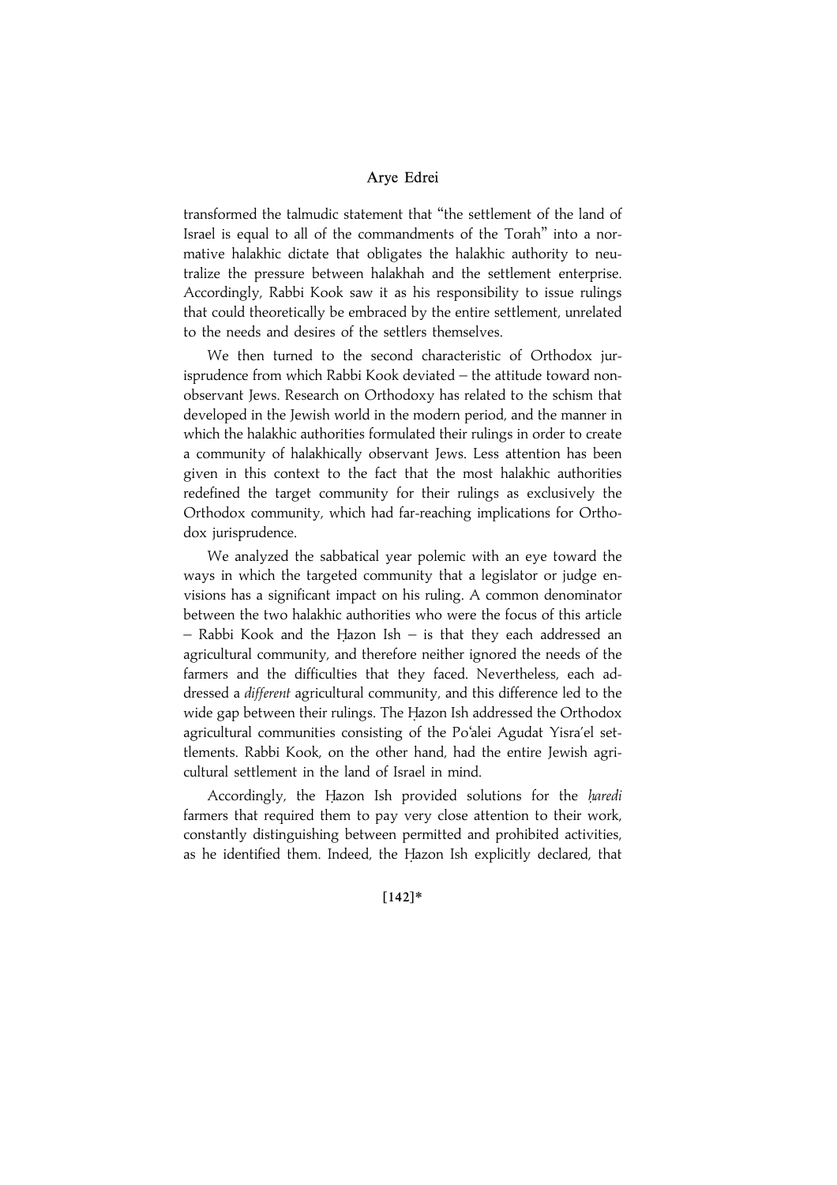transformed the talmudic statement that "the settlement of the land of Israel is equal to all of the commandments of the Torah" into a normative halakhic dictate that obligates the halakhic authority to neutralize the pressure between halakhah and the settlement enterprise. Accordingly, Rabbi Kook saw it as his responsibility to issue rulings that could theoretically be embraced by the entire settlement, unrelated to the needs and desires of the settlers themselves.

We then turned to the second characteristic of Orthodox jurisprudence from which Rabbi Kook deviated – the attitude toward nonobservant Jews. Research on Orthodoxy has related to the schism that developed in the Jewish world in the modern period, and the manner in which the halakhic authorities formulated their rulings in order to create a community of halakhically observant Jews. Less attention has been given in this context to the fact that the most halakhic authorities redefined the target community for their rulings as exclusively the Orthodox community, which had far-reaching implications for Orthodox jurisprudence.

We analyzed the sabbatical year polemic with an eye toward the ways in which the targeted community that a legislator or judge envisions has a significant impact on his ruling. A common denominator between the two halakhic authorities who were the focus of this article – Rabbi Kook and the Ḥazon Ish – is that they each addressed an agricultural community, and therefore neither ignored the needs of the farmers and the difficulties that they faced. Nevertheless, each addressed a *different* agricultural community, and this difference led to the wide gap between their rulings. The Ḥazon Ish addressed the Orthodox agricultural communities consisting of the Po'alei Agudat Yisra'el settlements. Rabbi Kook, on the other hand, had the entire Jewish agricultural settlement in the land of Israel in mind.

Accordingly, the Ḥazon Ish provided solutions for the *ḥaredi* farmers that required them to pay very close attention to their work, constantly distinguishing between permitted and prohibited activities, as he identified them. Indeed, the Ḥazon Ish explicitly declared, that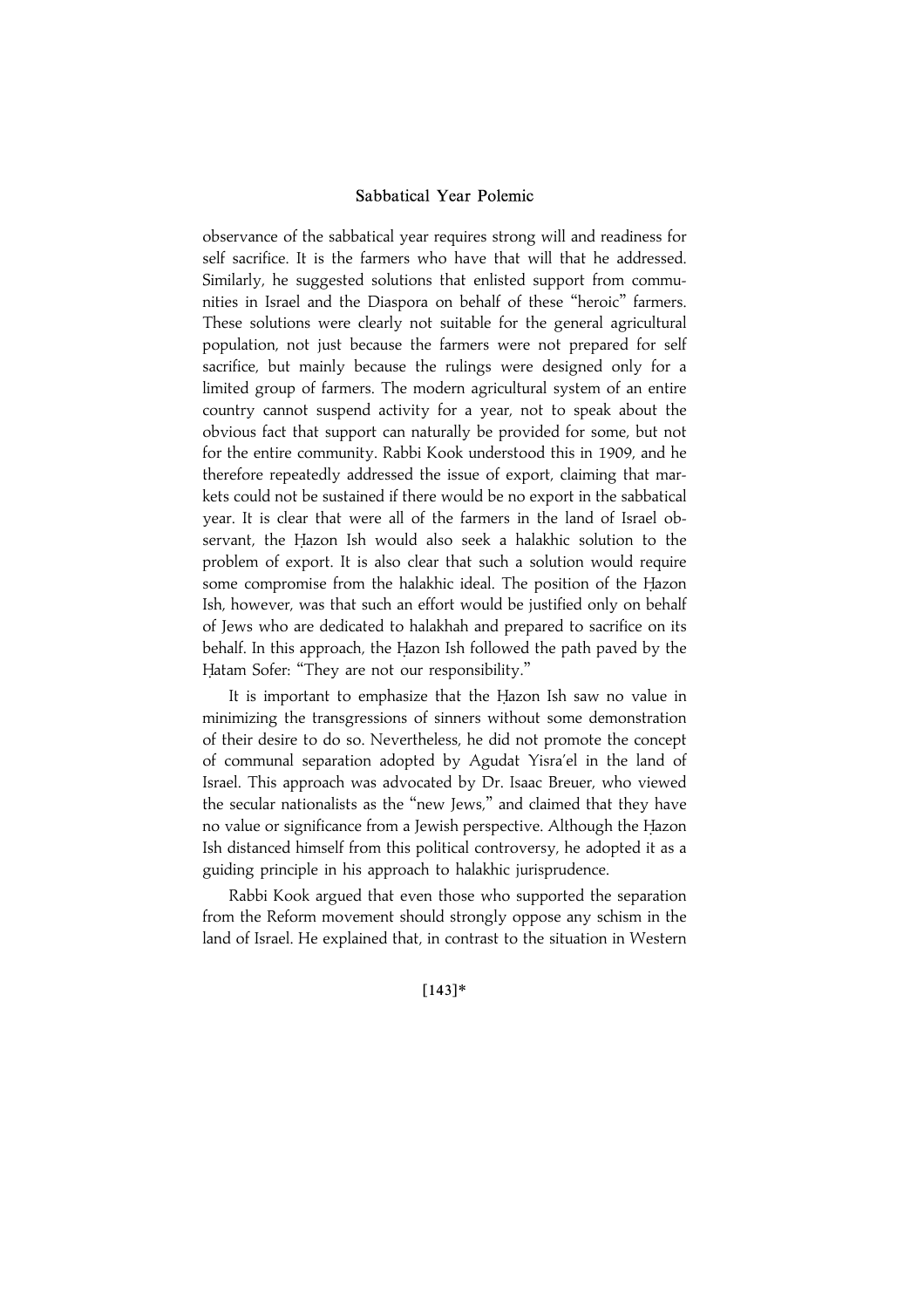observance of the sabbatical year requires strong will and readiness for self sacrifice. It is the farmers who have that will that he addressed. Similarly, he suggested solutions that enlisted support from communities in Israel and the Diaspora on behalf of these "heroic" farmers. These solutions were clearly not suitable for the general agricultural population, not just because the farmers were not prepared for self sacrifice, but mainly because the rulings were designed only for a limited group of farmers. The modern agricultural system of an entire country cannot suspend activity for a year, not to speak about the obvious fact that support can naturally be provided for some, but not for the entire community. Rabbi Kook understood this in 1909, and he therefore repeatedly addressed the issue of export, claiming that markets could not be sustained if there would be no export in the sabbatical year. It is clear that were all of the farmers in the land of Israel observant, the Ḥazon Ish would also seek a halakhic solution to the problem of export. It is also clear that such a solution would require some compromise from the halakhic ideal. The position of the Ḥazon Ish, however, was that such an effort would be justified only on behalf of Jews who are dedicated to halakhah and prepared to sacrifice on its behalf. In this approach, the Ḥazon Ish followed the path paved by the Ḥatam Sofer: "They are not our responsibility."

It is important to emphasize that the Ḥazon Ish saw no value in minimizing the transgressions of sinners without some demonstration of their desire to do so. Nevertheless, he did not promote the concept of communal separation adopted by Agudat Yisra'el in the land of Israel. This approach was advocated by Dr. Isaac Breuer, who viewed the secular nationalists as the "new Jews," and claimed that they have no value or significance from a Jewish perspective. Although the Ḥazon Ish distanced himself from this political controversy, he adopted it as a guiding principle in his approach to halakhic jurisprudence.

Rabbi Kook argued that even those who supported the separation from the Reform movement should strongly oppose any schism in the land of Israel. He explained that, in contrast to the situation in Western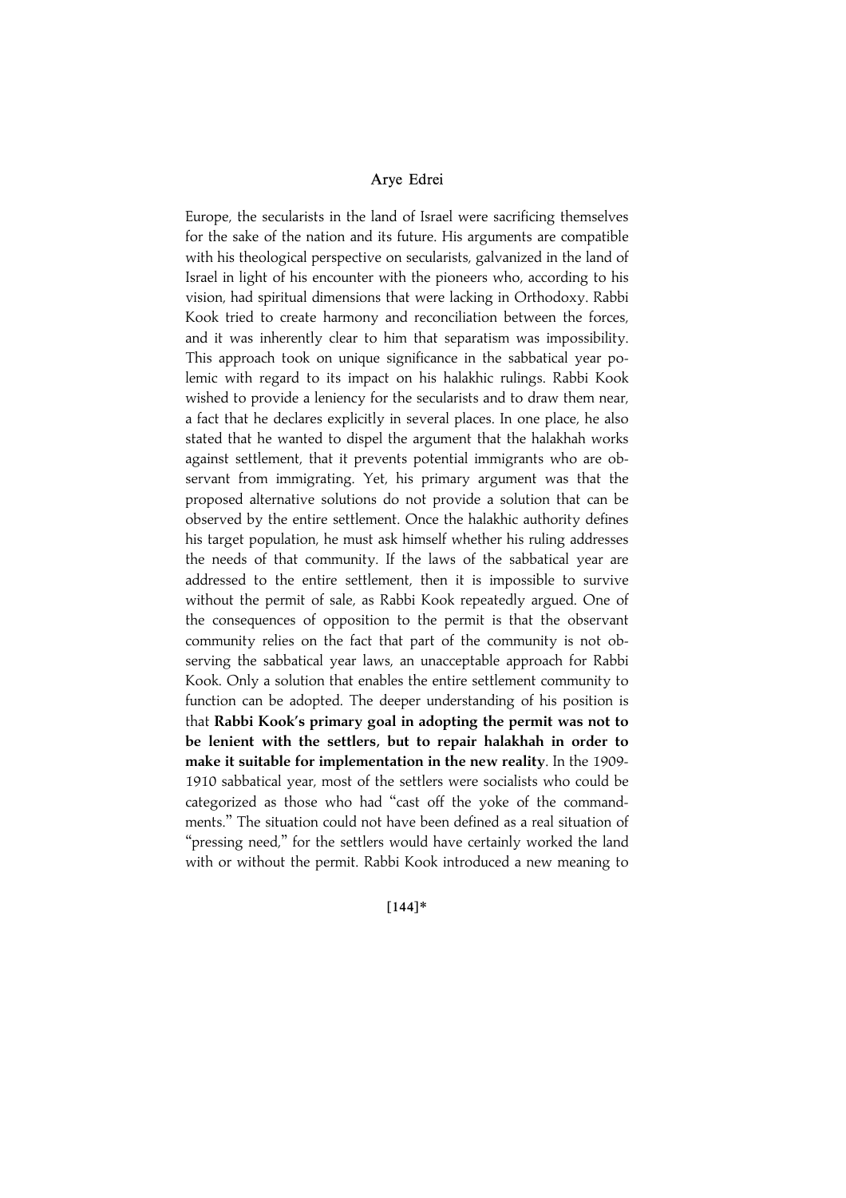Europe, the secularists in the land of Israel were sacrificing themselves for the sake of the nation and its future. His arguments are compatible with his theological perspective on secularists, galvanized in the land of Israel in light of his encounter with the pioneers who, according to his vision, had spiritual dimensions that were lacking in Orthodoxy. Rabbi Kook tried to create harmony and reconciliation between the forces, and it was inherently clear to him that separatism was impossibility. This approach took on unique significance in the sabbatical year polemic with regard to its impact on his halakhic rulings. Rabbi Kook wished to provide a leniency for the secularists and to draw them near, a fact that he declares explicitly in several places. In one place, he also stated that he wanted to dispel the argument that the halakhah works against settlement, that it prevents potential immigrants who are observant from immigrating. Yet, his primary argument was that the proposed alternative solutions do not provide a solution that can be observed by the entire settlement. Once the halakhic authority defines his target population, he must ask himself whether his ruling addresses the needs of that community. If the laws of the sabbatical year are addressed to the entire settlement, then it is impossible to survive without the permit of sale, as Rabbi Kook repeatedly argued. One of the consequences of opposition to the permit is that the observant community relies on the fact that part of the community is not observing the sabbatical year laws, an unacceptable approach for Rabbi Kook. Only a solution that enables the entire settlement community to function can be adopted. The deeper understanding of his position is that **Rabbi Kook's primary goal in adopting the permit was not to be lenient with the settlers, but to repair halakhah in order to make it suitable for implementation in the new reality**. In the 1909-1910 sabbatical year, most of the settlers were socialists who could be categorized as those who had "cast off the yoke of the commandments." The situation could not have been defined as a real situation of "pressing need," for the settlers would have certainly worked the land with or without the permit. Rabbi Kook introduced a new meaning to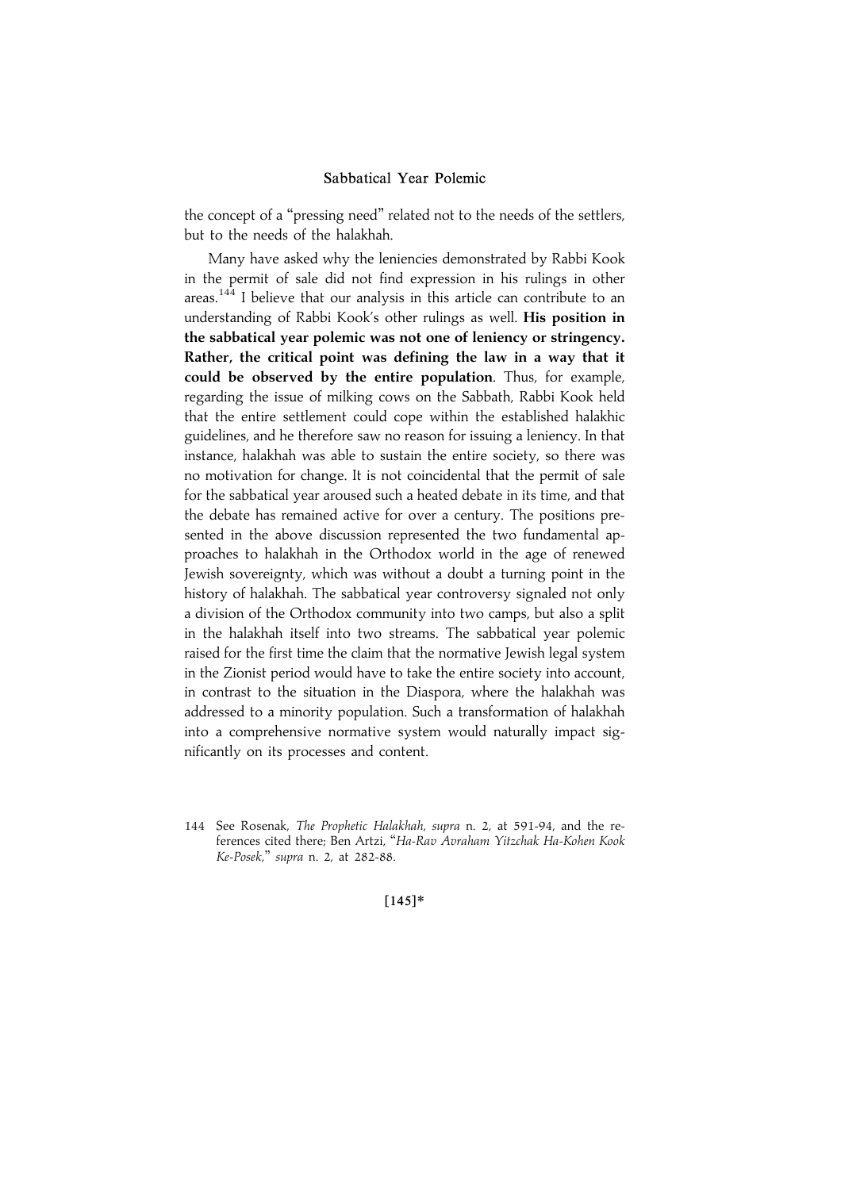the concept of a "pressing need" related not to the needs of the settlers, but to the needs of the halakhah.

Many have asked why the leniencies demonstrated by Rabbi Kook in the permit of sale did not find expression in his rulings in other areas.[144] I believe that our analysis in this article can contribute to an understanding of Rabbi Kook's other rulings as well. **His position in the sabbatical year polemic was not one of leniency or stringency. Rather, the critical point was defining the law in a way that it could be observed by the entire population**. Thus, for example, regarding the issue of milking cows on the Sabbath, Rabbi Kook held that the entire settlement could cope within the established halakhic guidelines, and he therefore saw no reason for issuing a leniency. In that instance, halakhah was able to sustain the entire society, so there was no motivation for change. It is not coincidental that the permit of sale for the sabbatical year aroused such a heated debate in its time, and that the debate has remained active for over a century. The positions presented in the above discussion represented the two fundamental approaches to halakhah in the Orthodox world in the age of renewed Jewish sovereignty, which was without a doubt a turning point in the history of halakhah. The sabbatical year controversy signaled not only a division of the Orthodox community into two camps, but also a split in the halakhah itself into two streams. The sabbatical year polemic raised for the first time the claim that the normative Jewish legal system in the Zionist period would have to take the entire society into account, in contrast to the situation in the Diaspora, where the halakhah was addressed to a minority population. Such a transformation of halakhah into a comprehensive normative system would naturally impact significantly on its processes and content.

144 See Rosenak, *The Prophetic Halakhah*, *supra* n. 2, at 591-94, and the references cited there; Ben Artzi, "*Ha-Rav Avraham Yitzchak Ha-Kohen Kook Ke-Posek*," *supra* n. 2, at 282-88.